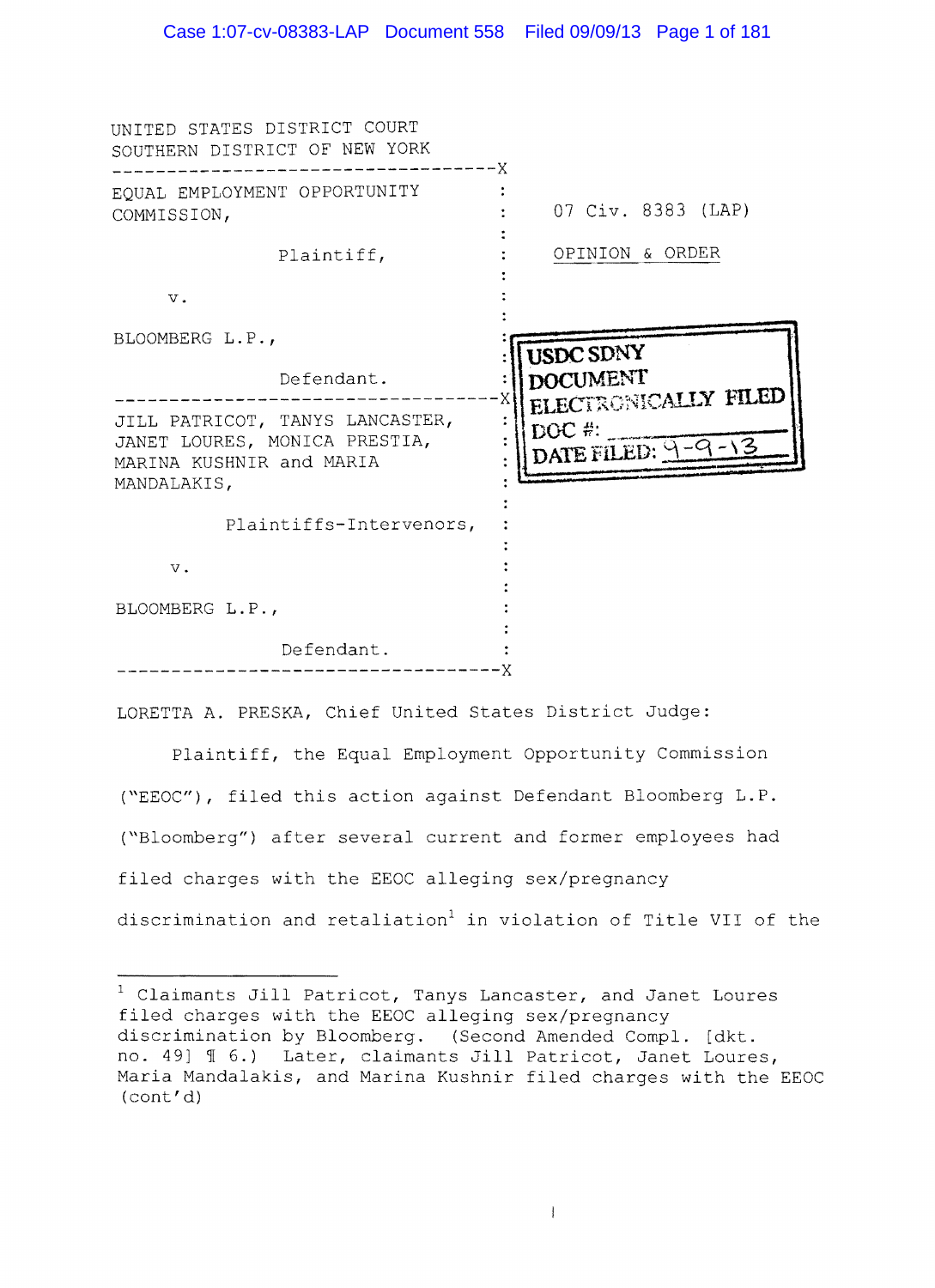UNITED STATES DISTRICT COURT
SOUTHERN DISTRICT OF NEW YORK

-----------------------------------X

EQUAL EMPLOYMENT OPPORTUNITY COMMISSION,

Plaintiff,

v.

BLOOMBERG L.P.,

Defendant.

-----------------------------------X

JILL PATRICOT, TANYS LANCASTER, JANET LOURES, MONICA PRESTIA, MARINA KUSHNIR and MARIA MANDALAKIS,

Plaintiffs-Intervenors,

v.

BLOOMBERG L.P.,

Defendant.

-----------------------------------X

07 Civ. 8383 (LAP)

OPINION & ORDER

USDC SDNY
DOCUMENT
ELECTRONICALLY FILED
DOC #:
DATE FILED: 9-9-13

LORETTA A. PRESKA, Chief United States District Judge:

Plaintiff, the Equal Employment Opportunity Commission ("EEOC"), filed this action against Defendant Bloomberg L.P. ("Bloomberg") after several current and former employees had filed charges with the EEOC alleging sex/pregnancy discrimination and retaliation[1] in violation of Title VII of the

---

[1] Claimants Jill Patricot, Tanys Lancaster, and Janet Loures filed charges with the EEOC alleging sex/pregnancy discrimination by Bloomberg. (Second Amended Compl. [dkt. no. 49] ¶ 6.) Later, claimants Jill Patricot, Janet Loures, Maria Mandalakis, and Marina Kushnir filed charges with the EEOC (cont'd)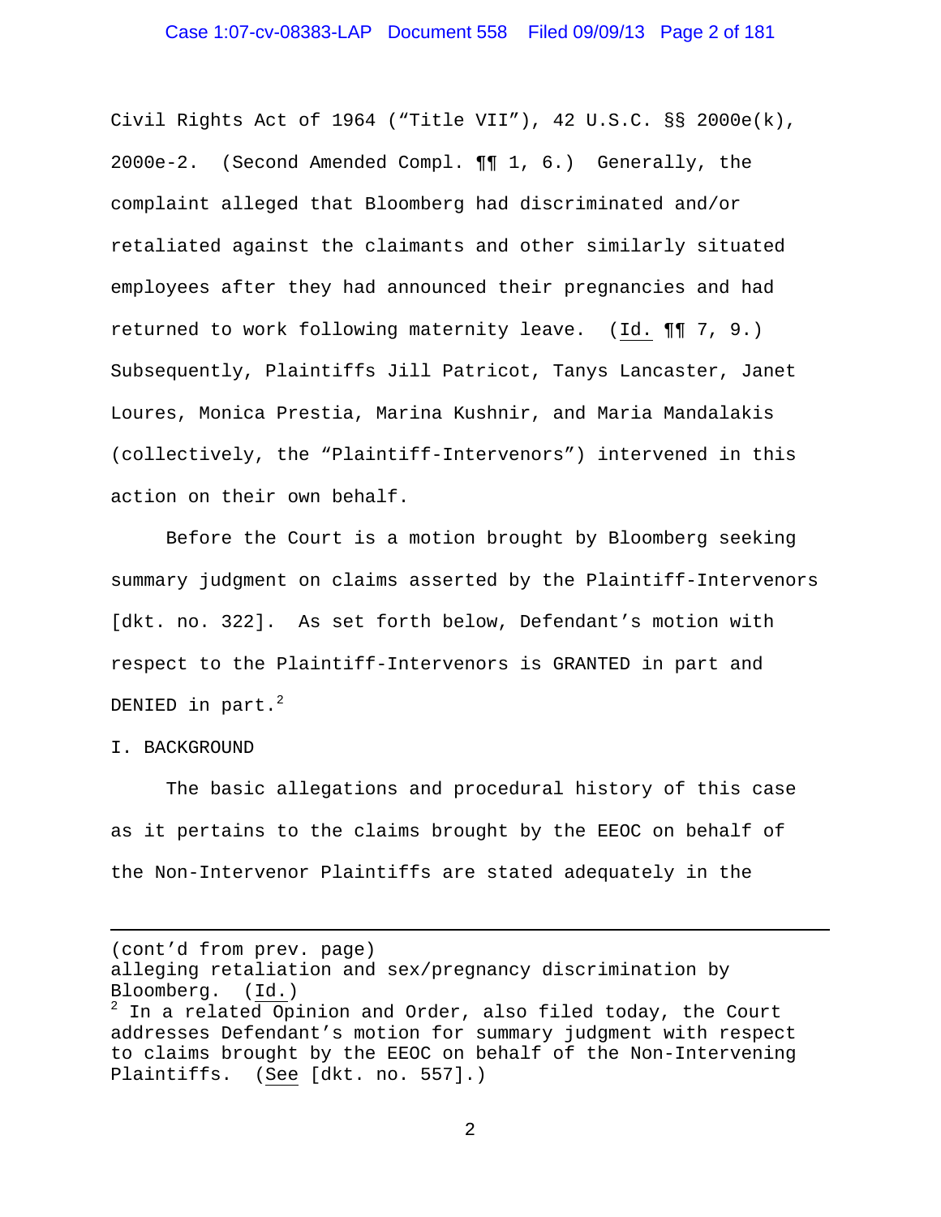Civil Rights Act of 1964 ("Title VII"), 42 U.S.C. §§ 2000e(k), 2000e-2. (Second Amended Compl. ¶¶ 1, 6.) Generally, the complaint alleged that Bloomberg had discriminated and/or retaliated against the claimants and other similarly situated employees after they had announced their pregnancies and had returned to work following maternity leave. (Id. ¶¶ 7, 9.) Subsequently, Plaintiffs Jill Patricot, Tanys Lancaster, Janet Loures, Monica Prestia, Marina Kushnir, and Maria Mandalakis (collectively, the "Plaintiff-Intervenors") intervened in this action on their own behalf.

Before the Court is a motion brought by Bloomberg seeking summary judgment on claims asserted by the Plaintiff-Intervenors [dkt. no. 322]. As set forth below, Defendant's motion with respect to the Plaintiff-Intervenors is GRANTED in part and DENIED in part.[2]

## I. BACKGROUND

The basic allegations and procedural history of this case as it pertains to the claims brought by the EEOC on behalf of the Non-Intervenor Plaintiffs are stated adequately in the

---

(cont'd from prev. page)
alleging retaliation and sex/pregnancy discrimination by Bloomberg. (Id.)

[2] In a related Opinion and Order, also filed today, the Court addresses Defendant's motion for summary judgment with respect to claims brought by the EEOC on behalf of the Non-Intervening Plaintiffs. (See [dkt. no. 557].)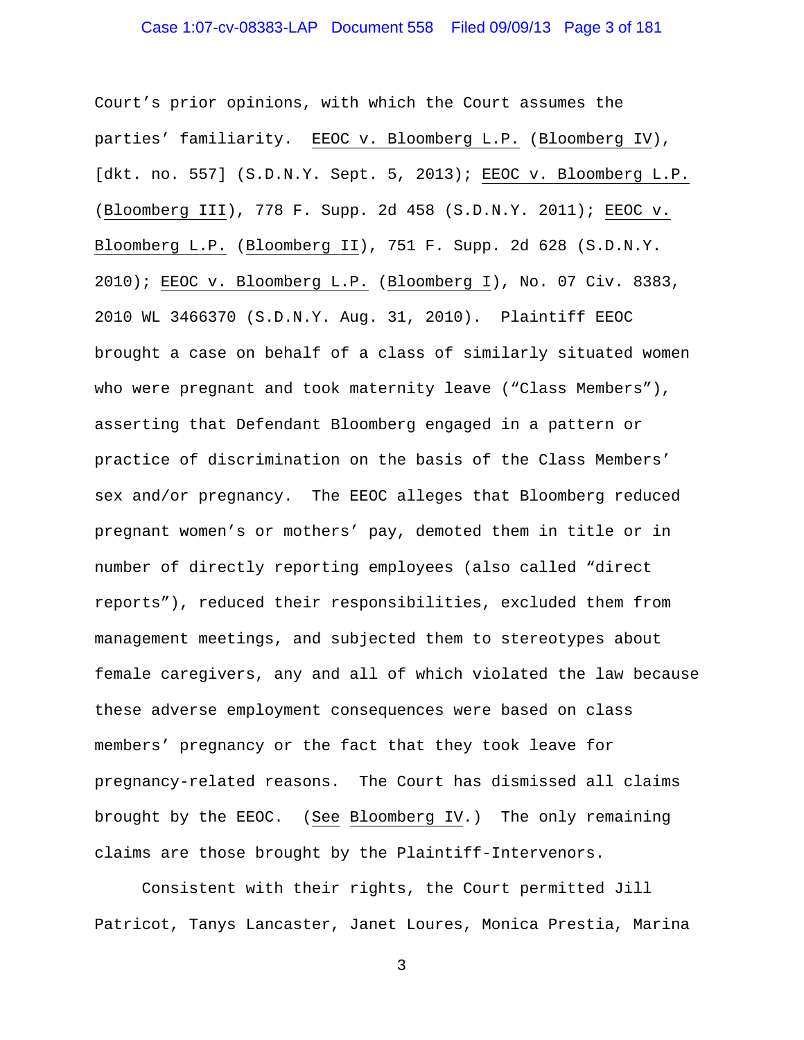Court's prior opinions, with which the Court assumes the parties' familiarity. EEOC v. Bloomberg L.P. (Bloomberg IV), [dkt. no. 557] (S.D.N.Y. Sept. 5, 2013); EEOC v. Bloomberg L.P. (Bloomberg III), 778 F. Supp. 2d 458 (S.D.N.Y. 2011); EEOC v. Bloomberg L.P. (Bloomberg II), 751 F. Supp. 2d 628 (S.D.N.Y. 2010); EEOC v. Bloomberg L.P. (Bloomberg I), No. 07 Civ. 8383, 2010 WL 3466370 (S.D.N.Y. Aug. 31, 2010). Plaintiff EEOC brought a case on behalf of a class of similarly situated women who were pregnant and took maternity leave ("Class Members"), asserting that Defendant Bloomberg engaged in a pattern or practice of discrimination on the basis of the Class Members' sex and/or pregnancy. The EEOC alleges that Bloomberg reduced pregnant women's or mothers' pay, demoted them in title or in number of directly reporting employees (also called "direct reports"), reduced their responsibilities, excluded them from management meetings, and subjected them to stereotypes about female caregivers, any and all of which violated the law because these adverse employment consequences were based on class members' pregnancy or the fact that they took leave for pregnancy-related reasons. The Court has dismissed all claims brought by the EEOC. (See Bloomberg IV.) The only remaining claims are those brought by the Plaintiff-Intervenors.

Consistent with their rights, the Court permitted Jill Patricot, Tanys Lancaster, Janet Loures, Monica Prestia, Marina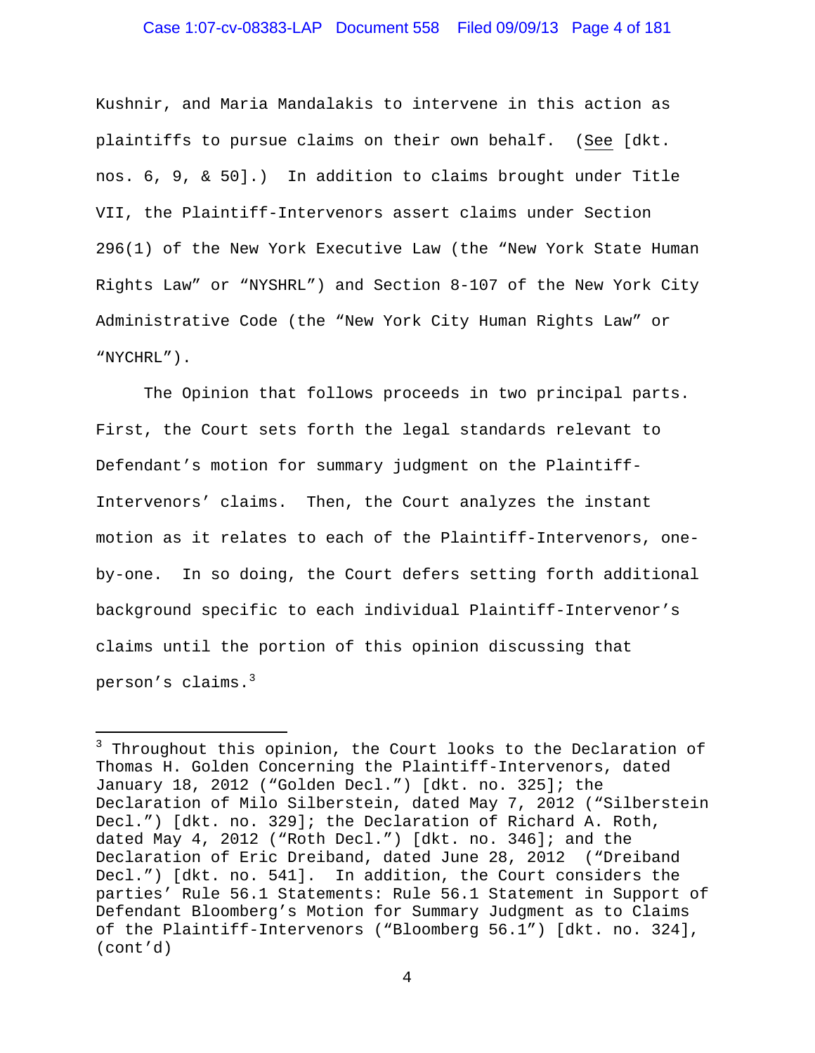Kushnir, and Maria Mandalakis to intervene in this action as plaintiffs to pursue claims on their own behalf. (See [dkt. nos. 6, 9, & 50].) In addition to claims brought under Title VII, the Plaintiff-Intervenors assert claims under Section 296(1) of the New York Executive Law (the "New York State Human Rights Law" or "NYSHRL") and Section 8-107 of the New York City Administrative Code (the "New York City Human Rights Law" or "NYCHRL").

The Opinion that follows proceeds in two principal parts. First, the Court sets forth the legal standards relevant to Defendant's motion for summary judgment on the Plaintiff-Intervenors' claims. Then, the Court analyzes the instant motion as it relates to each of the Plaintiff-Intervenors, one-by-one. In so doing, the Court defers setting forth additional background specific to each individual Plaintiff-Intervenor's claims until the portion of this opinion discussing that person's claims.[3]

---

[3] Throughout this opinion, the Court looks to the Declaration of Thomas H. Golden Concerning the Plaintiff-Intervenors, dated January 18, 2012 ("Golden Decl.") [dkt. no. 325]; the Declaration of Milo Silberstein, dated May 7, 2012 ("Silberstein Decl.") [dkt. no. 329]; the Declaration of Richard A. Roth, dated May 4, 2012 ("Roth Decl.") [dkt. no. 346]; and the Declaration of Eric Dreiband, dated June 28, 2012 ("Dreiband Decl.") [dkt. no. 541]. In addition, the Court considers the parties' Rule 56.1 Statements: Rule 56.1 Statement in Support of Defendant Bloomberg's Motion for Summary Judgment as to Claims of the Plaintiff-Intervenors ("Bloomberg 56.1") [dkt. no. 324], (cont'd)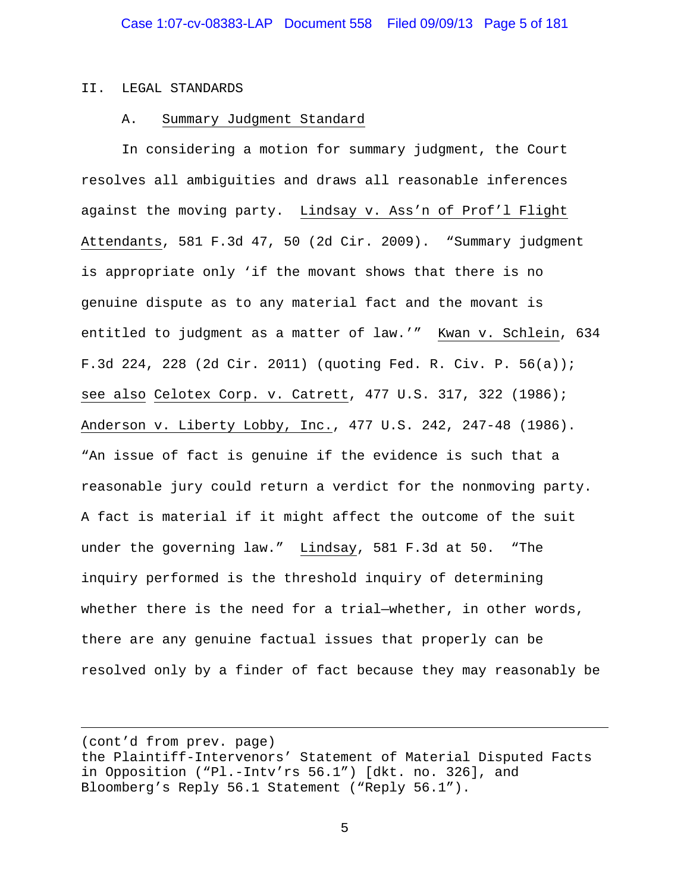## II. LEGAL STANDARDS

### A. Summary Judgment Standard

In considering a motion for summary judgment, the Court resolves all ambiguities and draws all reasonable inferences against the moving party. Lindsay v. Ass'n of Prof'l Flight Attendants, 581 F.3d 47, 50 (2d Cir. 2009). "Summary judgment is appropriate only 'if the movant shows that there is no genuine dispute as to any material fact and the movant is entitled to judgment as a matter of law.'" Kwan v. Schlein, 634 F.3d 224, 228 (2d Cir. 2011) (quoting Fed. R. Civ. P. 56(a)); see also Celotex Corp. v. Catrett, 477 U.S. 317, 322 (1986); Anderson v. Liberty Lobby, Inc., 477 U.S. 242, 247-48 (1986). "An issue of fact is genuine if the evidence is such that a reasonable jury could return a verdict for the nonmoving party. A fact is material if it might affect the outcome of the suit under the governing law." Lindsay, 581 F.3d at 50. "The inquiry performed is the threshold inquiry of determining whether there is the need for a trial—whether, in other words, there are any genuine factual issues that properly can be resolved only by a finder of fact because they may reasonably be

---

(cont'd from prev. page)
the Plaintiff-Intervenors' Statement of Material Disputed Facts in Opposition ("Pl.-Intv'rs 56.1") [dkt. no. 326], and Bloomberg's Reply 56.1 Statement ("Reply 56.1").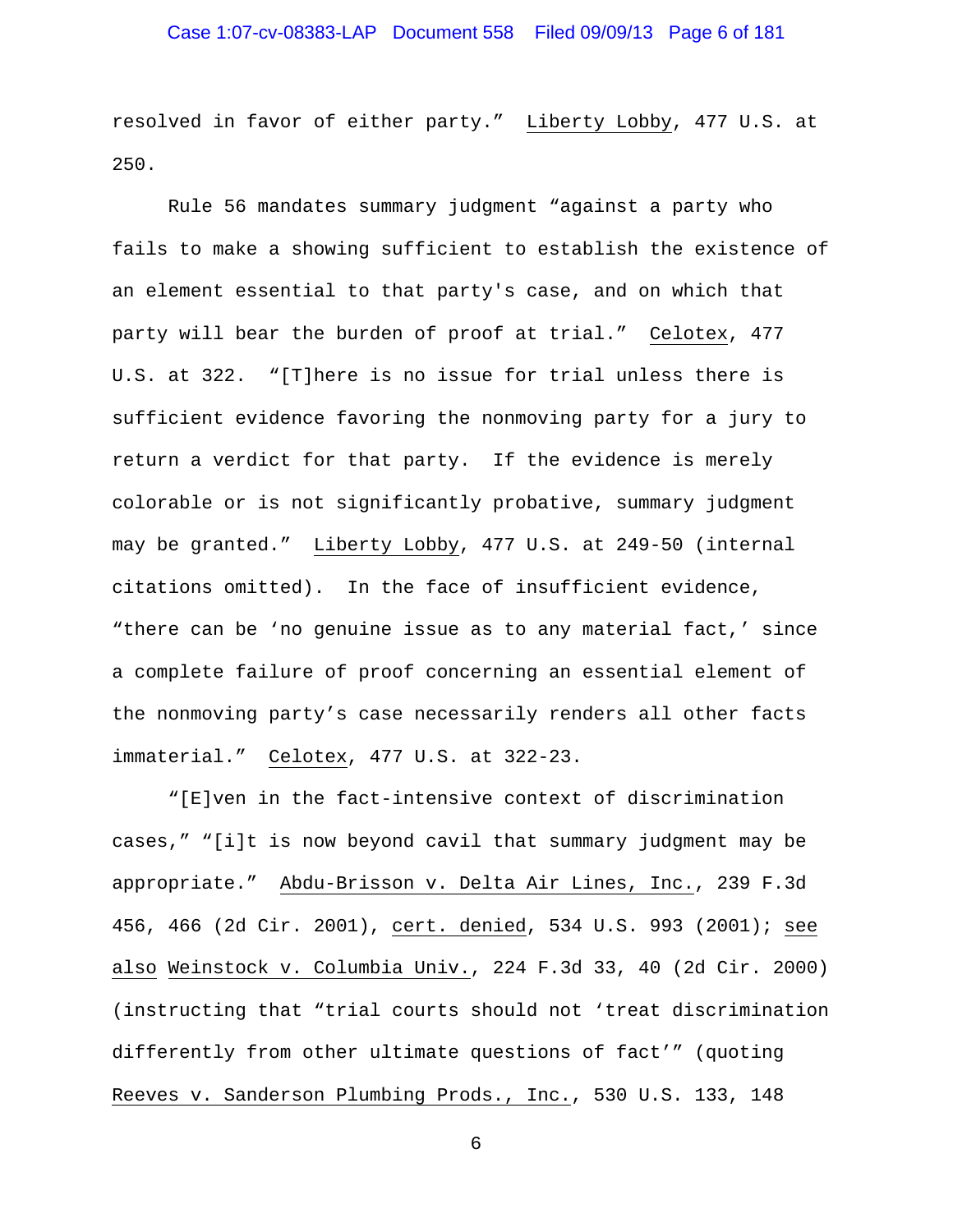resolved in favor of either party." Liberty Lobby, 477 U.S. at 250.

Rule 56 mandates summary judgment "against a party who fails to make a showing sufficient to establish the existence of an element essential to that party's case, and on which that party will bear the burden of proof at trial." Celotex, 477 U.S. at 322. "[T]here is no issue for trial unless there is sufficient evidence favoring the nonmoving party for a jury to return a verdict for that party. If the evidence is merely colorable or is not significantly probative, summary judgment may be granted." Liberty Lobby, 477 U.S. at 249-50 (internal citations omitted). In the face of insufficient evidence, "there can be 'no genuine issue as to any material fact,' since a complete failure of proof concerning an essential element of the nonmoving party's case necessarily renders all other facts immaterial." Celotex, 477 U.S. at 322-23.

"[E]ven in the fact-intensive context of discrimination cases," "[i]t is now beyond cavil that summary judgment may be appropriate." Abdu-Brisson v. Delta Air Lines, Inc., 239 F.3d 456, 466 (2d Cir. 2001), cert. denied, 534 U.S. 993 (2001); see also Weinstock v. Columbia Univ., 224 F.3d 33, 40 (2d Cir. 2000) (instructing that "trial courts should not 'treat discrimination differently from other ultimate questions of fact'" (quoting Reeves v. Sanderson Plumbing Prods., Inc., 530 U.S. 133, 148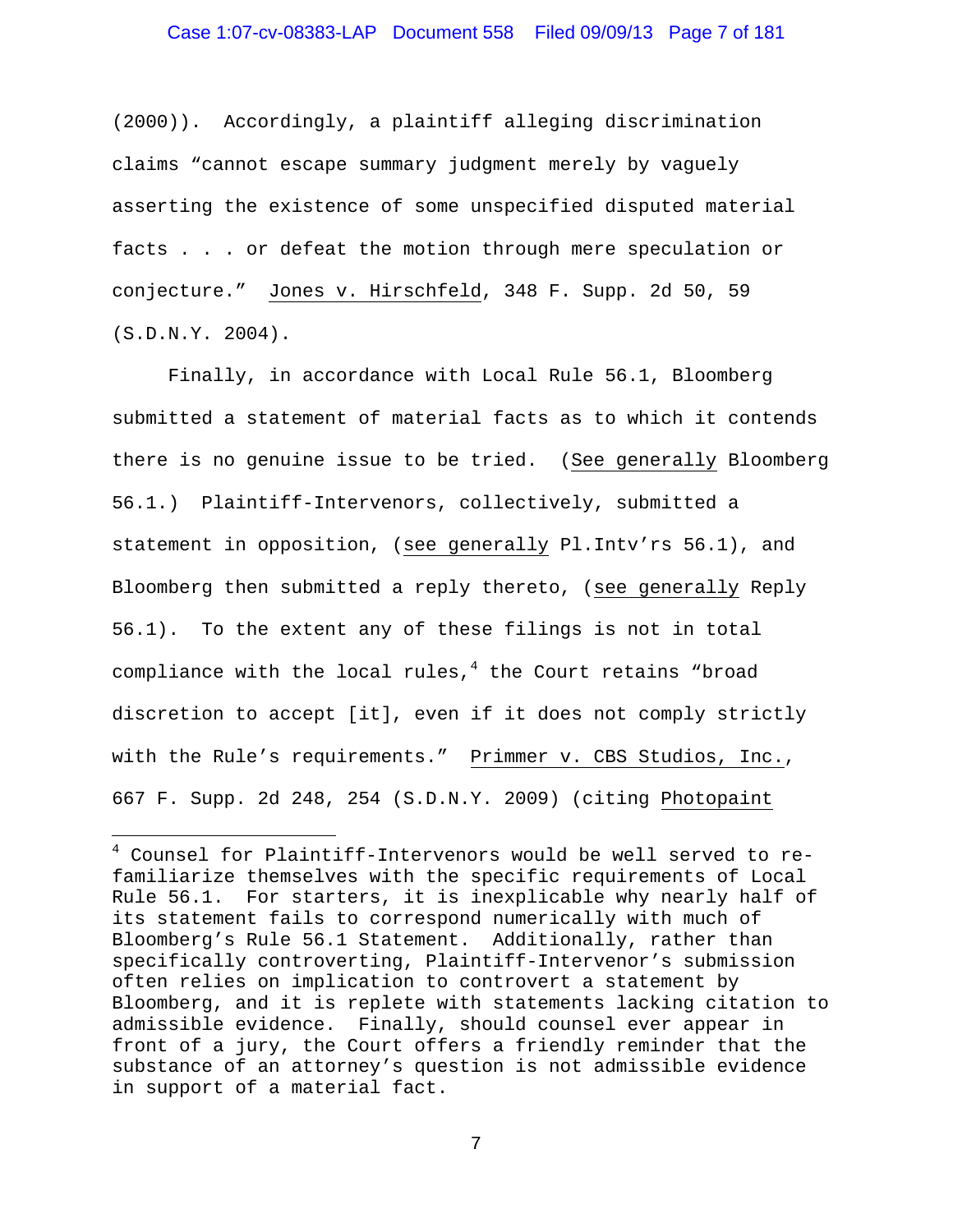(2000)). Accordingly, a plaintiff alleging discrimination claims "cannot escape summary judgment merely by vaguely asserting the existence of some unspecified disputed material facts . . . or defeat the motion through mere speculation or conjecture." Jones v. Hirschfeld, 348 F. Supp. 2d 50, 59 (S.D.N.Y. 2004).

Finally, in accordance with Local Rule 56.1, Bloomberg submitted a statement of material facts as to which it contends there is no genuine issue to be tried. (See generally Bloomberg 56.1.) Plaintiff-Intervenors, collectively, submitted a statement in opposition, (see generally Pl.Intv'rs 56.1), and Bloomberg then submitted a reply thereto, (see generally Reply 56.1). To the extent any of these filings is not in total compliance with the local rules,[4] the Court retains "broad discretion to accept [it], even if it does not comply strictly with the Rule's requirements." Primmer v. CBS Studios, Inc., 667 F. Supp. 2d 248, 254 (S.D.N.Y. 2009) (citing Photopaint

---

[4] Counsel for Plaintiff-Intervenors would be well served to re-familiarize themselves with the specific requirements of Local Rule 56.1. For starters, it is inexplicable why nearly half of its statement fails to correspond numerically with much of Bloomberg's Rule 56.1 Statement. Additionally, rather than specifically controverting, Plaintiff-Intervenor's submission often relies on implication to controvert a statement by Bloomberg, and it is replete with statements lacking citation to admissible evidence. Finally, should counsel ever appear in front of a jury, the Court offers a friendly reminder that the substance of an attorney's question is not admissible evidence in support of a material fact.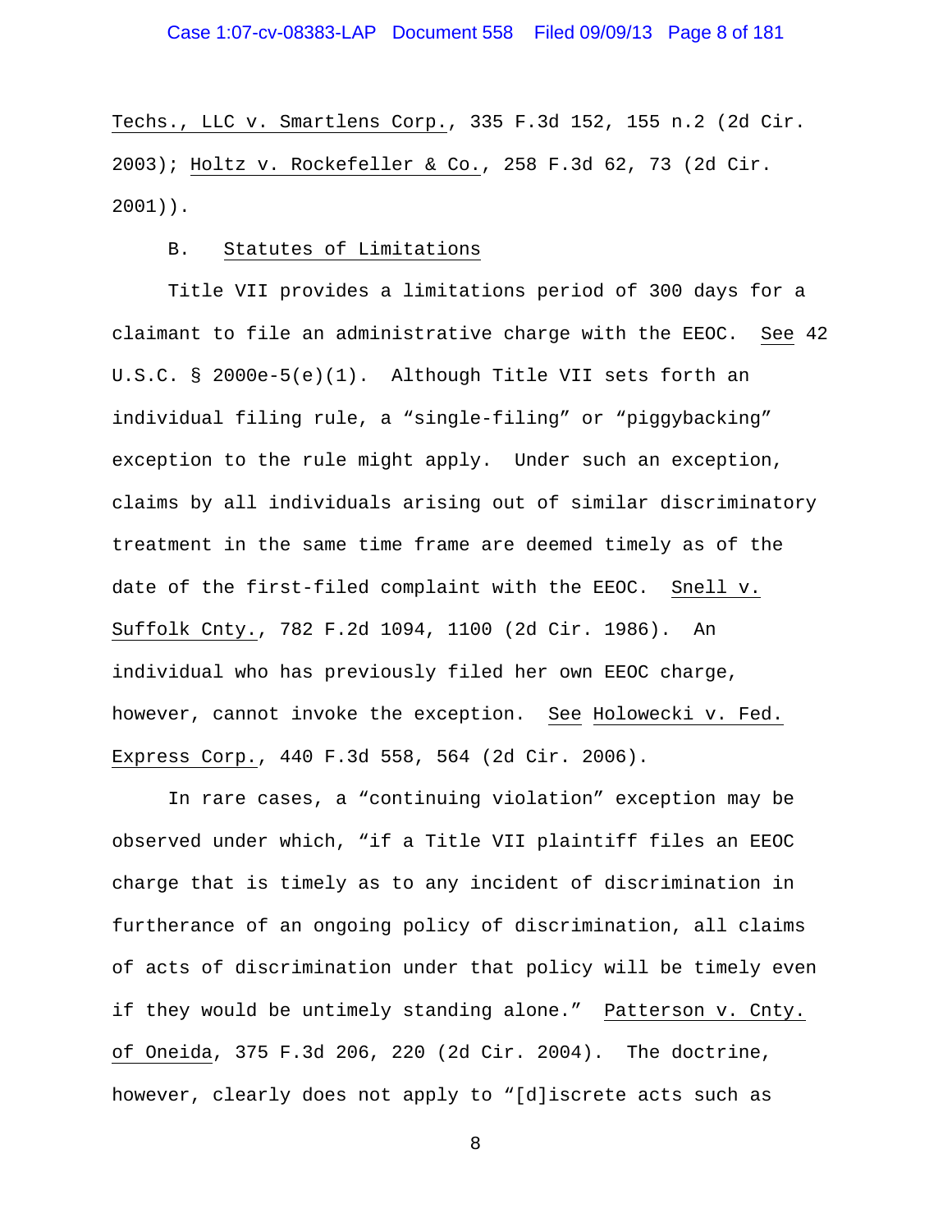Techs., LLC v. Smartlens Corp., 335 F.3d 152, 155 n.2 (2d Cir. 2003); Holtz v. Rockefeller & Co., 258 F.3d 62, 73 (2d Cir. 2001)).

B. Statutes of Limitations

Title VII provides a limitations period of 300 days for a claimant to file an administrative charge with the EEOC. See 42 U.S.C. § 2000e-5(e)(1). Although Title VII sets forth an individual filing rule, a "single-filing" or "piggybacking" exception to the rule might apply. Under such an exception, claims by all individuals arising out of similar discriminatory treatment in the same time frame are deemed timely as of the date of the first-filed complaint with the EEOC. Snell v. Suffolk Cnty., 782 F.2d 1094, 1100 (2d Cir. 1986). An individual who has previously filed her own EEOC charge, however, cannot invoke the exception. See Holowecki v. Fed. Express Corp., 440 F.3d 558, 564 (2d Cir. 2006).

In rare cases, a "continuing violation" exception may be observed under which, "if a Title VII plaintiff files an EEOC charge that is timely as to any incident of discrimination in furtherance of an ongoing policy of discrimination, all claims of acts of discrimination under that policy will be timely even if they would be untimely standing alone." Patterson v. Cnty. of Oneida, 375 F.3d 206, 220 (2d Cir. 2004). The doctrine, however, clearly does not apply to "[d]iscrete acts such as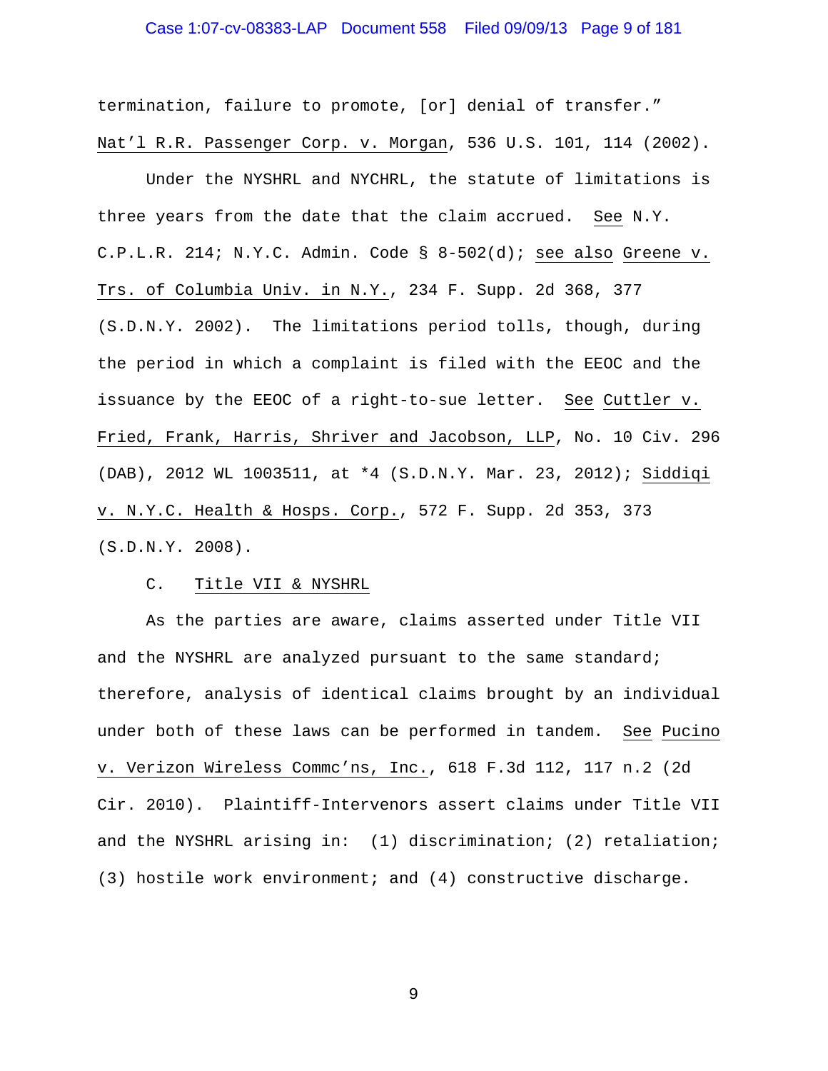termination, failure to promote, [or] denial of transfer." Nat'l R.R. Passenger Corp. v. Morgan, 536 U.S. 101, 114 (2002).

Under the NYSHRL and NYCHRL, the statute of limitations is three years from the date that the claim accrued. See N.Y. C.P.L.R. 214; N.Y.C. Admin. Code § 8-502(d); see also Greene v. Trs. of Columbia Univ. in N.Y., 234 F. Supp. 2d 368, 377 (S.D.N.Y. 2002). The limitations period tolls, though, during the period in which a complaint is filed with the EEOC and the issuance by the EEOC of a right-to-sue letter. See Cuttler v. Fried, Frank, Harris, Shriver and Jacobson, LLP, No. 10 Civ. 296 (DAB), 2012 WL 1003511, at *4 (S.D.N.Y. Mar. 23, 2012); Siddiqi v. N.Y.C. Health & Hosps. Corp., 572 F. Supp. 2d 353, 373 (S.D.N.Y. 2008).

### C. Title VII & NYSHRL

As the parties are aware, claims asserted under Title VII and the NYSHRL are analyzed pursuant to the same standard; therefore, analysis of identical claims brought by an individual under both of these laws can be performed in tandem. See Pucino v. Verizon Wireless Commc'ns, Inc., 618 F.3d 112, 117 n.2 (2d Cir. 2010). Plaintiff-Intervenors assert claims under Title VII and the NYSHRL arising in: (1) discrimination; (2) retaliation; (3) hostile work environment; and (4) constructive discharge.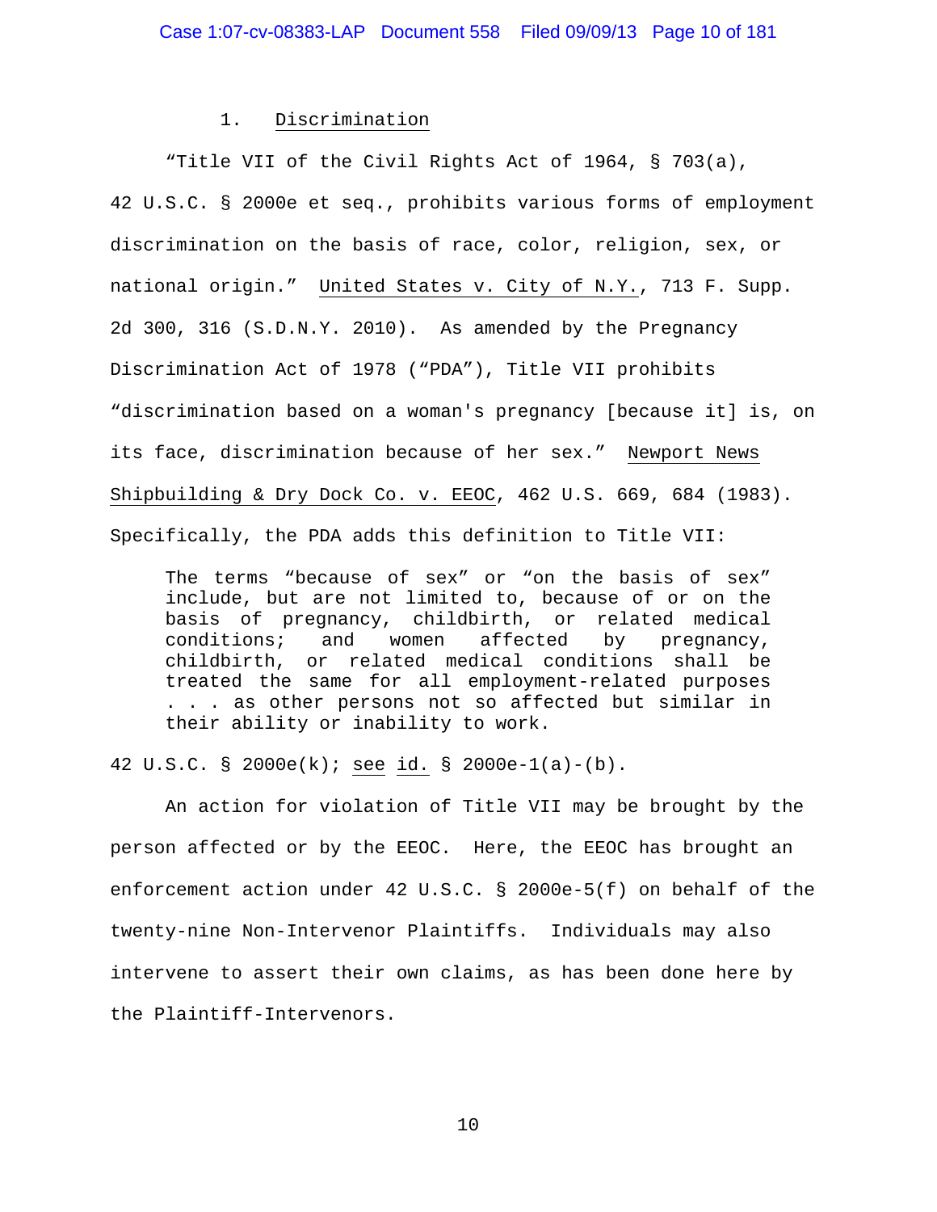### 1. Discrimination

"Title VII of the Civil Rights Act of 1964, § 703(a), 42 U.S.C. § 2000e et seq., prohibits various forms of employment discrimination on the basis of race, color, religion, sex, or national origin." United States v. City of N.Y., 713 F. Supp. 2d 300, 316 (S.D.N.Y. 2010). As amended by the Pregnancy Discrimination Act of 1978 ("PDA"), Title VII prohibits "discrimination based on a woman's pregnancy [because it] is, on its face, discrimination because of her sex." Newport News Shipbuilding & Dry Dock Co. v. EEOC, 462 U.S. 669, 684 (1983). Specifically, the PDA adds this definition to Title VII:

> The terms "because of sex" or "on the basis of sex" include, but are not limited to, because of or on the basis of pregnancy, childbirth, or related medical conditions; and women affected by pregnancy, childbirth, or related medical conditions shall be treated the same for all employment-related purposes . . . as other persons not so affected but similar in their ability or inability to work.

42 U.S.C. § 2000e(k); see id. § 2000e-1(a)-(b).

An action for violation of Title VII may be brought by the person affected or by the EEOC. Here, the EEOC has brought an enforcement action under 42 U.S.C. § 2000e-5(f) on behalf of the twenty-nine Non-Intervenor Plaintiffs. Individuals may also intervene to assert their own claims, as has been done here by the Plaintiff-Intervenors.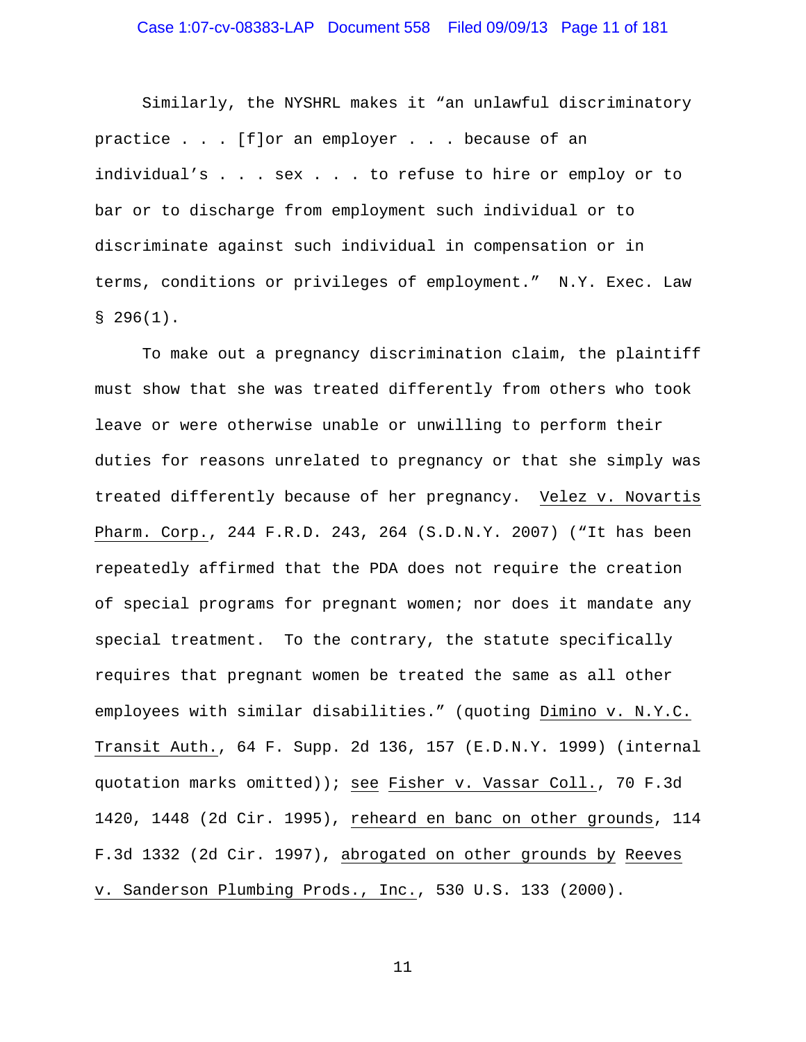Similarly, the NYSHRL makes it "an unlawful discriminatory practice . . . [f]or an employer . . . because of an individual's . . . sex . . . to refuse to hire or employ or to bar or to discharge from employment such individual or to discriminate against such individual in compensation or in terms, conditions or privileges of employment." N.Y. Exec. Law § 296(1).

To make out a pregnancy discrimination claim, the plaintiff must show that she was treated differently from others who took leave or were otherwise unable or unwilling to perform their duties for reasons unrelated to pregnancy or that she simply was treated differently because of her pregnancy. Velez v. Novartis Pharm. Corp., 244 F.R.D. 243, 264 (S.D.N.Y. 2007) ("It has been repeatedly affirmed that the PDA does not require the creation of special programs for pregnant women; nor does it mandate any special treatment. To the contrary, the statute specifically requires that pregnant women be treated the same as all other employees with similar disabilities." (quoting Dimino v. N.Y.C. Transit Auth., 64 F. Supp. 2d 136, 157 (E.D.N.Y. 1999) (internal quotation marks omitted)); see Fisher v. Vassar Coll., 70 F.3d 1420, 1448 (2d Cir. 1995), reheard en banc on other grounds, 114 F.3d 1332 (2d Cir. 1997), abrogated on other grounds by Reeves v. Sanderson Plumbing Prods., Inc., 530 U.S. 133 (2000).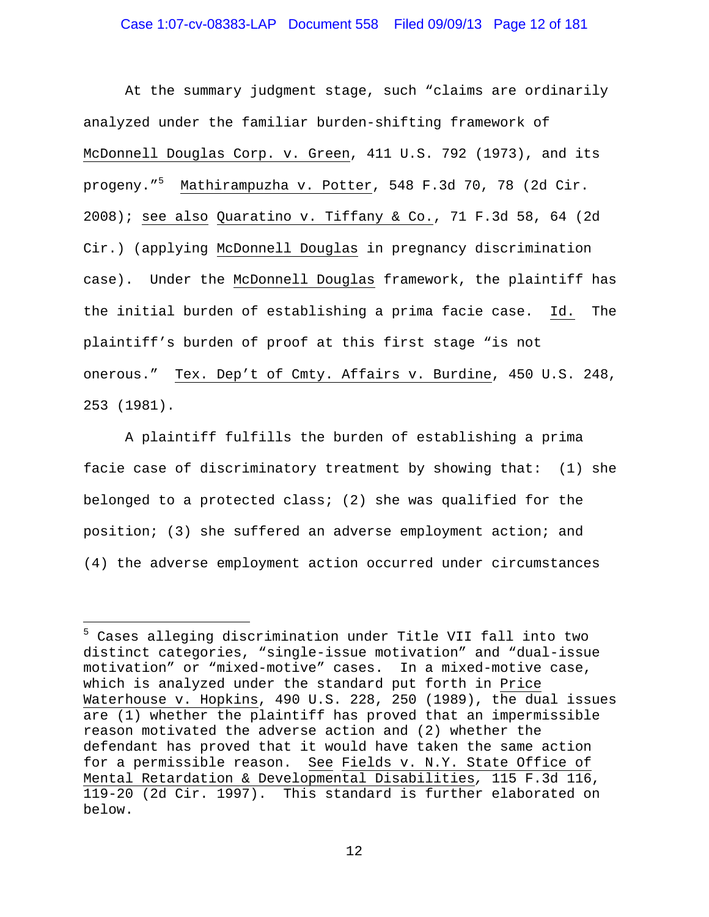At the summary judgment stage, such "claims are ordinarily analyzed under the familiar burden-shifting framework of McDonnell Douglas Corp. v. Green, 411 U.S. 792 (1973), and its progeny."[5] Mathirampuzha v. Potter, 548 F.3d 70, 78 (2d Cir. 2008); see also Quaratino v. Tiffany & Co., 71 F.3d 58, 64 (2d Cir.) (applying McDonnell Douglas in pregnancy discrimination case). Under the McDonnell Douglas framework, the plaintiff has the initial burden of establishing a prima facie case. Id. The plaintiff's burden of proof at this first stage "is not onerous." Tex. Dep't of Cmty. Affairs v. Burdine, 450 U.S. 248, 253 (1981).

A plaintiff fulfills the burden of establishing a prima facie case of discriminatory treatment by showing that: (1) she belonged to a protected class; (2) she was qualified for the position; (3) she suffered an adverse employment action; and (4) the adverse employment action occurred under circumstances

---

[5] Cases alleging discrimination under Title VII fall into two distinct categories, "single-issue motivation" and "dual-issue motivation" or "mixed-motive" cases. In a mixed-motive case, which is analyzed under the standard put forth in Price Waterhouse v. Hopkins, 490 U.S. 228, 250 (1989), the dual issues are (1) whether the plaintiff has proved that an impermissible reason motivated the adverse action and (2) whether the defendant has proved that it would have taken the same action for a permissible reason. See Fields v. N.Y. State Office of Mental Retardation & Developmental Disabilities, 115 F.3d 116, 119-20 (2d Cir. 1997). This standard is further elaborated on below.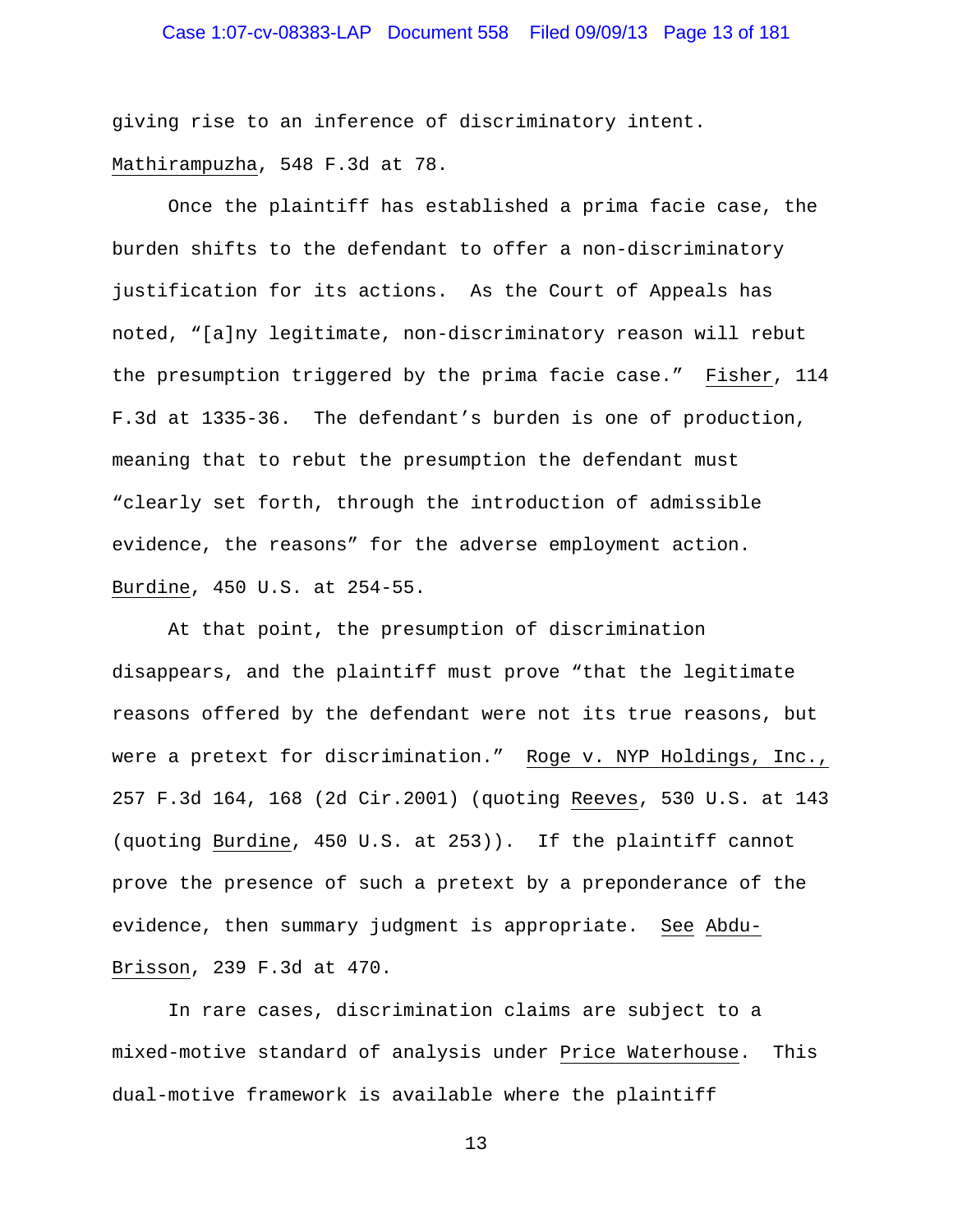giving rise to an inference of discriminatory intent. Mathirampuzha, 548 F.3d at 78.

Once the plaintiff has established a prima facie case, the burden shifts to the defendant to offer a non-discriminatory justification for its actions. As the Court of Appeals has noted, "[a]ny legitimate, non-discriminatory reason will rebut the presumption triggered by the prima facie case." Fisher, 114 F.3d at 1335-36. The defendant's burden is one of production, meaning that to rebut the presumption the defendant must "clearly set forth, through the introduction of admissible evidence, the reasons" for the adverse employment action. Burdine, 450 U.S. at 254-55.

At that point, the presumption of discrimination disappears, and the plaintiff must prove "that the legitimate reasons offered by the defendant were not its true reasons, but were a pretext for discrimination." Roge v. NYP Holdings, Inc., 257 F.3d 164, 168 (2d Cir.2001) (quoting Reeves, 530 U.S. at 143 (quoting Burdine, 450 U.S. at 253)). If the plaintiff cannot prove the presence of such a pretext by a preponderance of the evidence, then summary judgment is appropriate. See Abdu-Brisson, 239 F.3d at 470.

In rare cases, discrimination claims are subject to a mixed-motive standard of analysis under Price Waterhouse. This dual-motive framework is available where the plaintiff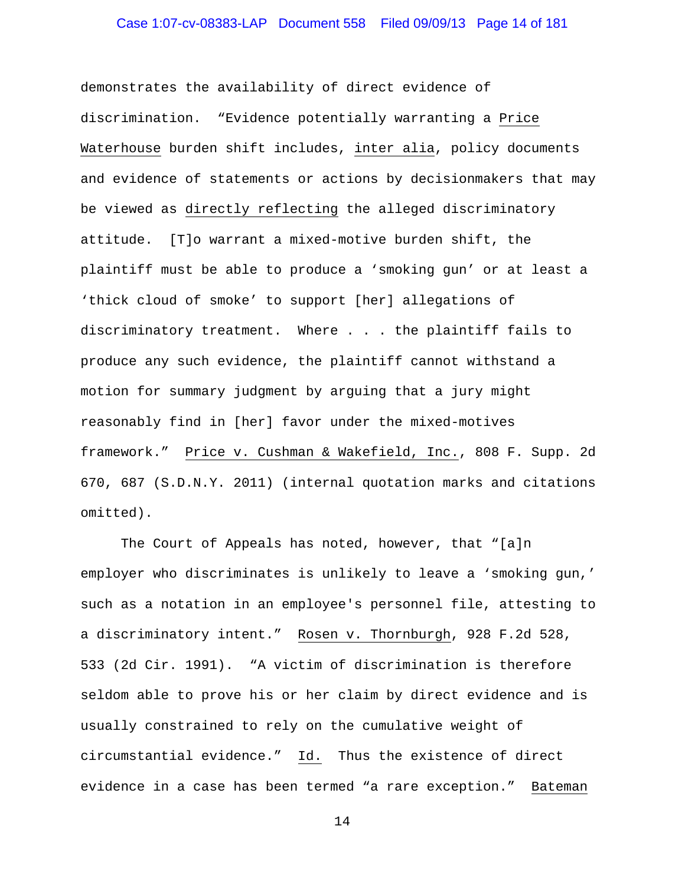demonstrates the availability of direct evidence of discrimination. "Evidence potentially warranting a Price Waterhouse burden shift includes, inter alia, policy documents and evidence of statements or actions by decisionmakers that may be viewed as directly reflecting the alleged discriminatory attitude. [T]o warrant a mixed-motive burden shift, the plaintiff must be able to produce a 'smoking gun' or at least a 'thick cloud of smoke' to support [her] allegations of discriminatory treatment. Where . . . the plaintiff fails to produce any such evidence, the plaintiff cannot withstand a motion for summary judgment by arguing that a jury might reasonably find in [her] favor under the mixed-motives framework." Price v. Cushman & Wakefield, Inc., 808 F. Supp. 2d 670, 687 (S.D.N.Y. 2011) (internal quotation marks and citations omitted).

The Court of Appeals has noted, however, that "[a]n employer who discriminates is unlikely to leave a 'smoking gun,' such as a notation in an employee's personnel file, attesting to a discriminatory intent." Rosen v. Thornburgh, 928 F.2d 528, 533 (2d Cir. 1991). "A victim of discrimination is therefore seldom able to prove his or her claim by direct evidence and is usually constrained to rely on the cumulative weight of circumstantial evidence." Id. Thus the existence of direct evidence in a case has been termed "a rare exception." Bateman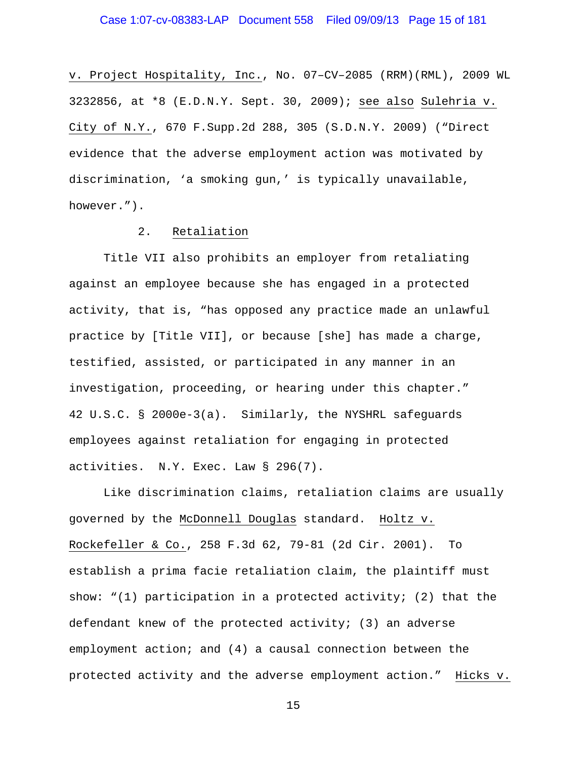v. Project Hospitality, Inc., No. 07–CV–2085 (RRM)(RML), 2009 WL 3232856, at *8 (E.D.N.Y. Sept. 30, 2009); see also Sulehria v. City of N.Y., 670 F.Supp.2d 288, 305 (S.D.N.Y. 2009) ("Direct evidence that the adverse employment action was motivated by discrimination, 'a smoking gun,' is typically unavailable, however.").

### 2. Retaliation

Title VII also prohibits an employer from retaliating against an employee because she has engaged in a protected activity, that is, "has opposed any practice made an unlawful practice by [Title VII], or because [she] has made a charge, testified, assisted, or participated in any manner in an investigation, proceeding, or hearing under this chapter." 42 U.S.C. § 2000e-3(a). Similarly, the NYSHRL safeguards employees against retaliation for engaging in protected activities. N.Y. Exec. Law § 296(7).

Like discrimination claims, retaliation claims are usually governed by the McDonnell Douglas standard. Holtz v. Rockefeller & Co., 258 F.3d 62, 79-81 (2d Cir. 2001). To establish a prima facie retaliation claim, the plaintiff must show: "(1) participation in a protected activity; (2) that the defendant knew of the protected activity; (3) an adverse employment action; and (4) a causal connection between the protected activity and the adverse employment action." Hicks v.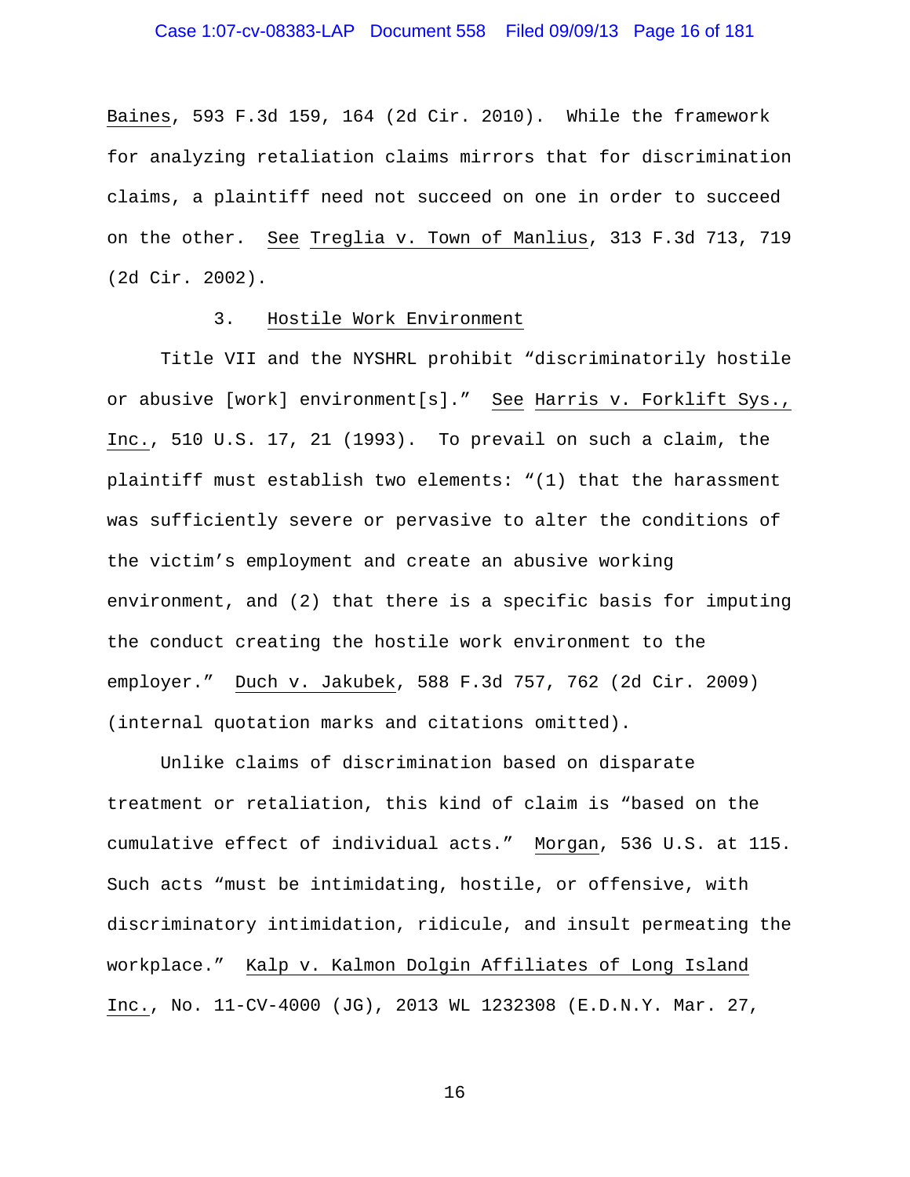Baines, 593 F.3d 159, 164 (2d Cir. 2010). While the framework for analyzing retaliation claims mirrors that for discrimination claims, a plaintiff need not succeed on one in order to succeed on the other. See Treglia v. Town of Manlius, 313 F.3d 713, 719 (2d Cir. 2002).

### 3. Hostile Work Environment

Title VII and the NYSHRL prohibit "discriminatorily hostile or abusive [work] environment[s]." See Harris v. Forklift Sys., Inc., 510 U.S. 17, 21 (1993). To prevail on such a claim, the plaintiff must establish two elements: "(1) that the harassment was sufficiently severe or pervasive to alter the conditions of the victim's employment and create an abusive working environment, and (2) that there is a specific basis for imputing the conduct creating the hostile work environment to the employer." Duch v. Jakubek, 588 F.3d 757, 762 (2d Cir. 2009) (internal quotation marks and citations omitted).

Unlike claims of discrimination based on disparate treatment or retaliation, this kind of claim is "based on the cumulative effect of individual acts." Morgan, 536 U.S. at 115. Such acts "must be intimidating, hostile, or offensive, with discriminatory intimidation, ridicule, and insult permeating the workplace." Kalp v. Kalmon Dolgin Affiliates of Long Island Inc., No. 11-CV-4000 (JG), 2013 WL 1232308 (E.D.N.Y. Mar. 27,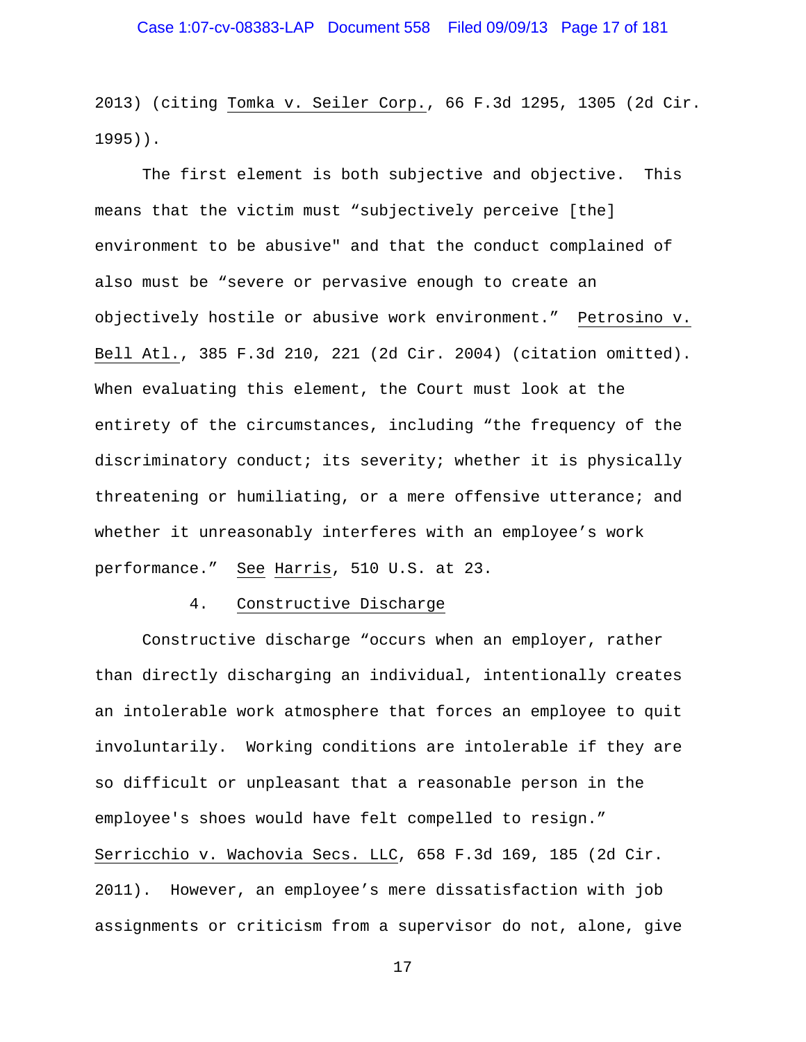2013) (citing Tomka v. Seiler Corp., 66 F.3d 1295, 1305 (2d Cir. 1995)).

The first element is both subjective and objective. This means that the victim must "subjectively perceive [the] environment to be abusive" and that the conduct complained of also must be "severe or pervasive enough to create an objectively hostile or abusive work environment." Petrosino v. Bell Atl., 385 F.3d 210, 221 (2d Cir. 2004) (citation omitted). When evaluating this element, the Court must look at the entirety of the circumstances, including "the frequency of the discriminatory conduct; its severity; whether it is physically threatening or humiliating, or a mere offensive utterance; and whether it unreasonably interferes with an employee's work performance." See Harris, 510 U.S. at 23.

4. Constructive Discharge

Constructive discharge "occurs when an employer, rather than directly discharging an individual, intentionally creates an intolerable work atmosphere that forces an employee to quit involuntarily. Working conditions are intolerable if they are so difficult or unpleasant that a reasonable person in the employee's shoes would have felt compelled to resign." Serricchio v. Wachovia Secs. LLC, 658 F.3d 169, 185 (2d Cir. 2011). However, an employee's mere dissatisfaction with job assignments or criticism from a supervisor do not, alone, give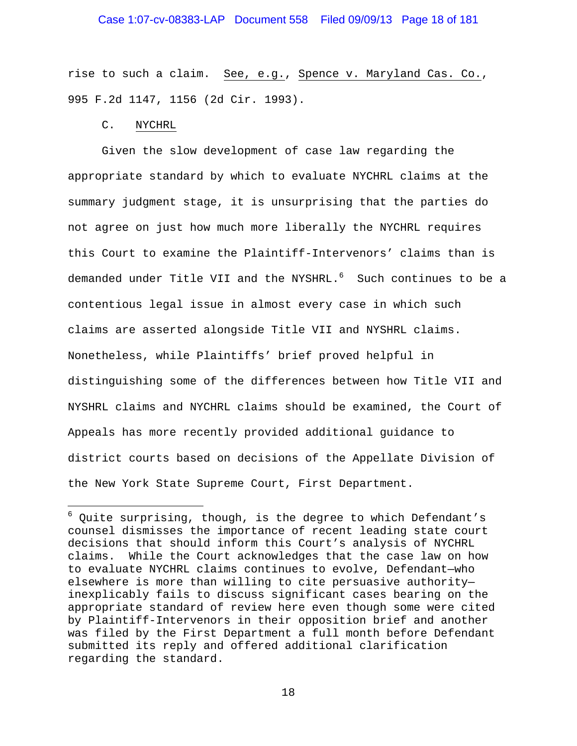rise to such a claim. See, e.g., Spence v. Maryland Cas. Co., 995 F.2d 1147, 1156 (2d Cir. 1993).

### C. NYCHRL

Given the slow development of case law regarding the appropriate standard by which to evaluate NYCHRL claims at the summary judgment stage, it is unsurprising that the parties do not agree on just how much more liberally the NYCHRL requires this Court to examine the Plaintiff-Intervenors' claims than is demanded under Title VII and the NYSHRL.[6] Such continues to be a contentious legal issue in almost every case in which such claims are asserted alongside Title VII and NYSHRL claims. Nonetheless, while Plaintiffs' brief proved helpful in distinguishing some of the differences between how Title VII and NYSHRL claims and NYCHRL claims should be examined, the Court of Appeals has more recently provided additional guidance to district courts based on decisions of the Appellate Division of the New York State Supreme Court, First Department.

---

[6] Quite surprising, though, is the degree to which Defendant's counsel dismisses the importance of recent leading state court decisions that should inform this Court's analysis of NYCHRL claims. While the Court acknowledges that the case law on how to evaluate NYCHRL claims continues to evolve, Defendant—who elsewhere is more than willing to cite persuasive authority—inexplicably fails to discuss significant cases bearing on the appropriate standard of review here even though some were cited by Plaintiff-Intervenors in their opposition brief and another was filed by the First Department a full month before Defendant submitted its reply and offered additional clarification regarding the standard.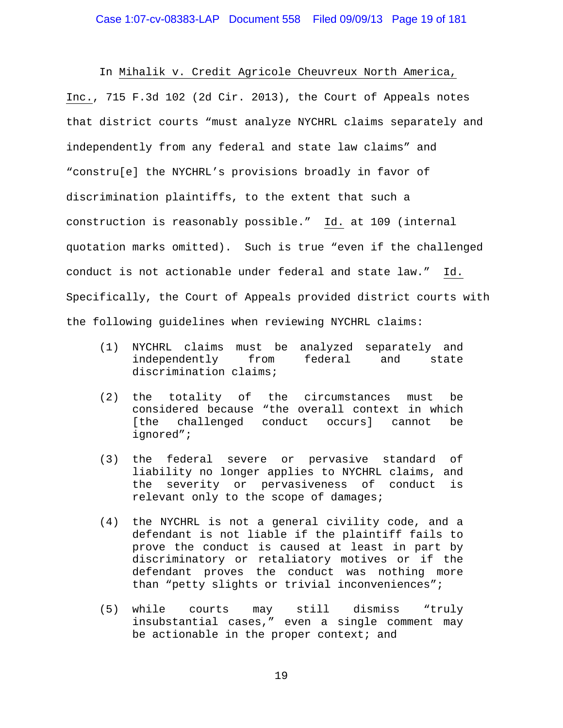In Mihalik v. Credit Agricole Cheuvreux North America, Inc., 715 F.3d 102 (2d Cir. 2013), the Court of Appeals notes that district courts "must analyze NYCHRL claims separately and independently from any federal and state law claims" and "constru[e] the NYCHRL's provisions broadly in favor of discrimination plaintiffs, to the extent that such a construction is reasonably possible." Id. at 109 (internal quotation marks omitted). Such is true "even if the challenged conduct is not actionable under federal and state law." Id. Specifically, the Court of Appeals provided district courts with the following guidelines when reviewing NYCHRL claims:

(1) NYCHRL claims must be analyzed separately and independently from federal and state discrimination claims;

(2) the totality of the circumstances must be considered because "the overall context in which [the challenged conduct occurs] cannot be ignored";

(3) the federal severe or pervasive standard of liability no longer applies to NYCHRL claims, and the severity or pervasiveness of conduct is relevant only to the scope of damages;

(4) the NYCHRL is not a general civility code, and a defendant is not liable if the plaintiff fails to prove the conduct is caused at least in part by discriminatory or retaliatory motives or if the defendant proves the conduct was nothing more than "petty slights or trivial inconveniences";

(5) while courts may still dismiss "truly insubstantial cases," even a single comment may be actionable in the proper context; and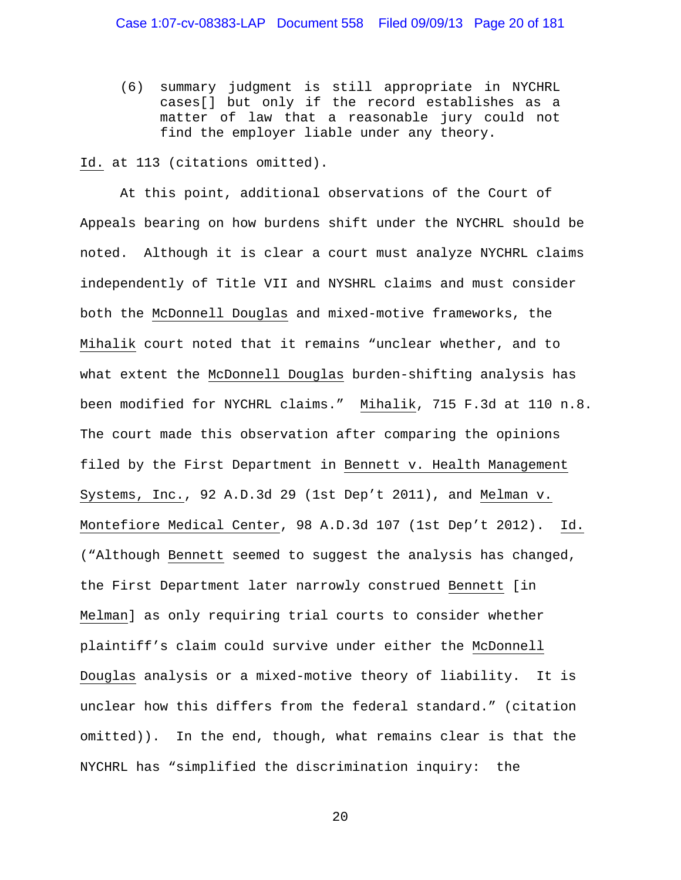(6) summary judgment is still appropriate in NYCHRL cases[] but only if the record establishes as a matter of law that a reasonable jury could not find the employer liable under any theory.

Id. at 113 (citations omitted).

At this point, additional observations of the Court of Appeals bearing on how burdens shift under the NYCHRL should be noted. Although it is clear a court must analyze NYCHRL claims independently of Title VII and NYSHRL claims and must consider both the McDonnell Douglas and mixed-motive frameworks, the Mihalik court noted that it remains "unclear whether, and to what extent the McDonnell Douglas burden-shifting analysis has been modified for NYCHRL claims." Mihalik, 715 F.3d at 110 n.8. The court made this observation after comparing the opinions filed by the First Department in Bennett v. Health Management Systems, Inc., 92 A.D.3d 29 (1st Dep't 2011), and Melman v. Montefiore Medical Center, 98 A.D.3d 107 (1st Dep't 2012). Id. ("Although Bennett seemed to suggest the analysis has changed, the First Department later narrowly construed Bennett [in Melman] as only requiring trial courts to consider whether plaintiff's claim could survive under either the McDonnell Douglas analysis or a mixed-motive theory of liability. It is unclear how this differs from the federal standard." (citation omitted)). In the end, though, what remains clear is that the NYCHRL has "simplified the discrimination inquiry: the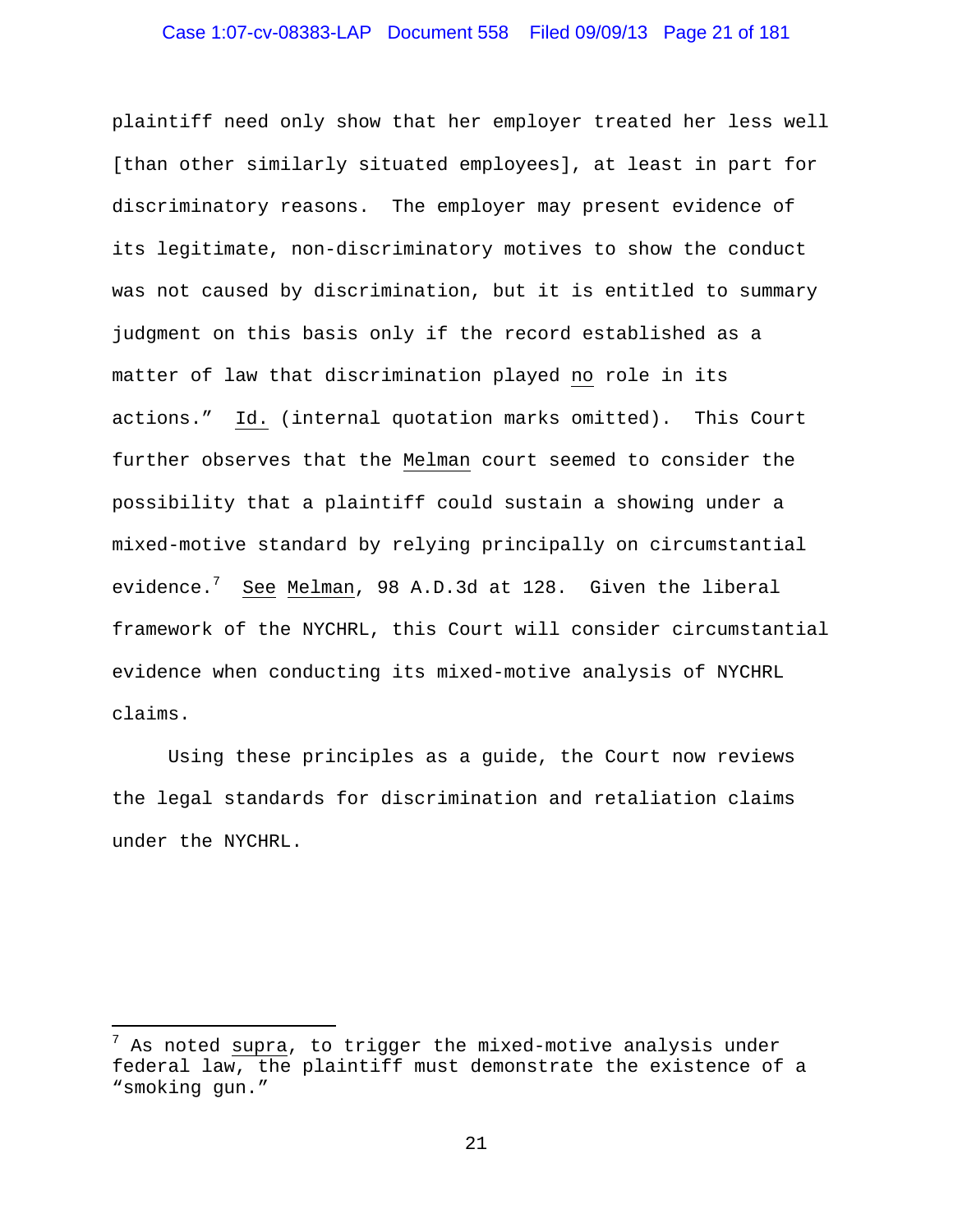plaintiff need only show that her employer treated her less well [than other similarly situated employees], at least in part for discriminatory reasons. The employer may present evidence of its legitimate, non-discriminatory motives to show the conduct was not caused by discrimination, but it is entitled to summary judgment on this basis only if the record established as a matter of law that discrimination played _no_ role in its actions." _Id._ (internal quotation marks omitted). This Court further observes that the _Melman_ court seemed to consider the possibility that a plaintiff could sustain a showing under a mixed-motive standard by relying principally on circumstantial evidence.[7] _See_ _Melman_, 98 A.D.3d at 128. Given the liberal framework of the NYCHRL, this Court will consider circumstantial evidence when conducting its mixed-motive analysis of NYCHRL claims.

Using these principles as a guide, the Court now reviews the legal standards for discrimination and retaliation claims under the NYCHRL.

---

[7] As noted _supra_, to trigger the mixed-motive analysis under federal law, the plaintiff must demonstrate the existence of a "smoking gun."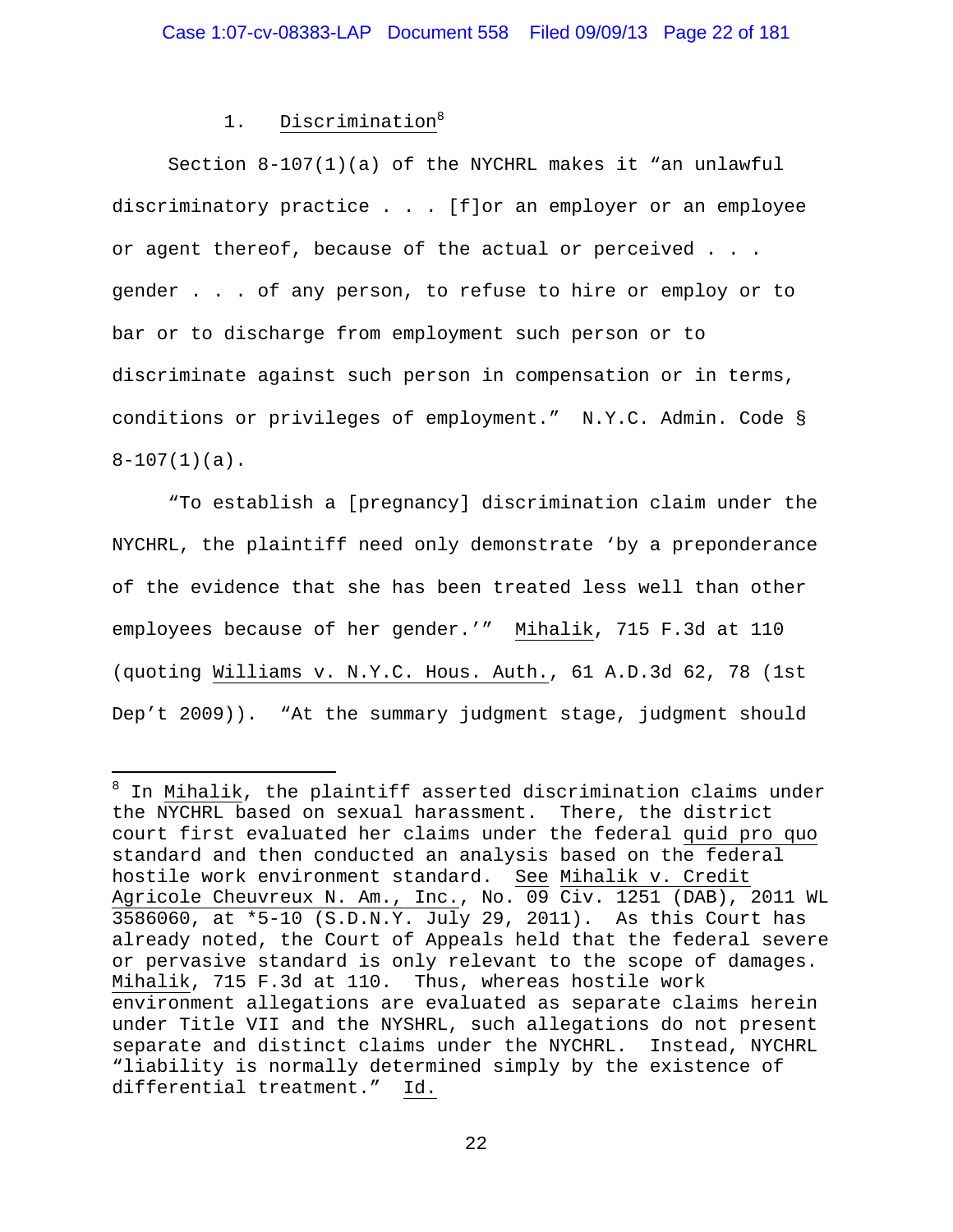### 1. Discrimination[8]

Section 8-107(1)(a) of the NYCHRL makes it "an unlawful discriminatory practice . . . [f]or an employer or an employee or agent thereof, because of the actual or perceived . . . gender . . . of any person, to refuse to hire or employ or to bar or to discharge from employment such person or to discriminate against such person in compensation or in terms, conditions or privileges of employment." N.Y.C. Admin. Code § 8-107(1)(a).

"To establish a [pregnancy] discrimination claim under the NYCHRL, the plaintiff need only demonstrate 'by a preponderance of the evidence that she has been treated less well than other employees because of her gender.'" Mihalik, 715 F.3d at 110 (quoting Williams v. N.Y.C. Hous. Auth., 61 A.D.3d 62, 78 (1st Dep't 2009)). "At the summary judgment stage, judgment should

---

[8] In Mihalik, the plaintiff asserted discrimination claims under the NYCHRL based on sexual harassment. There, the district court first evaluated her claims under the federal quid pro quo standard and then conducted an analysis based on the federal hostile work environment standard. See Mihalik v. Credit Agricole Cheuvreux N. Am., Inc., No. 09 Civ. 1251 (DAB), 2011 WL 3586060, at *5-10 (S.D.N.Y. July 29, 2011). As this Court has already noted, the Court of Appeals held that the federal severe or pervasive standard is only relevant to the scope of damages. Mihalik, 715 F.3d at 110. Thus, whereas hostile work environment allegations are evaluated as separate claims herein under Title VII and the NYSHRL, such allegations do not present separate and distinct claims under the NYCHRL. Instead, NYCHRL "liability is normally determined simply by the existence of differential treatment." Id.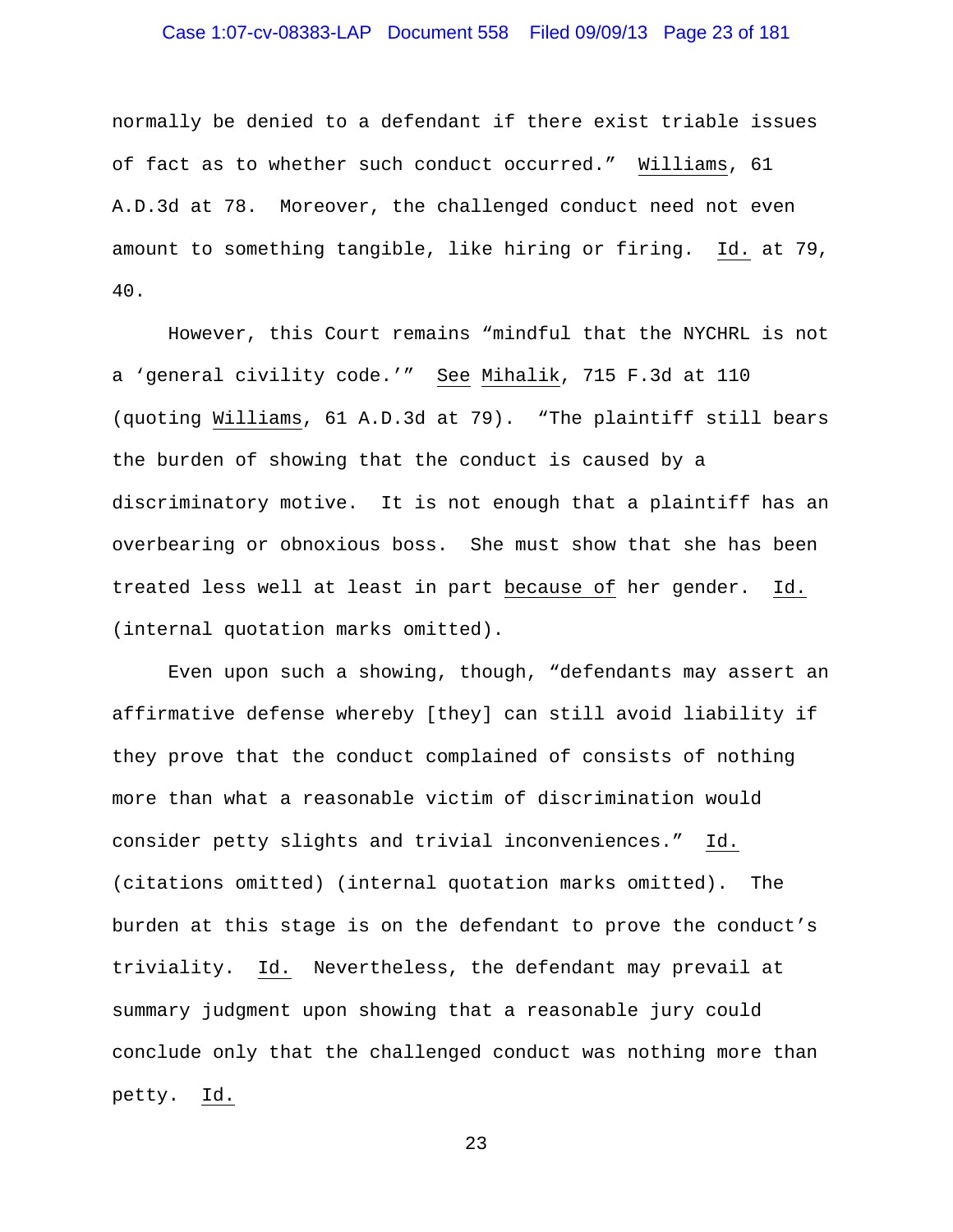normally be denied to a defendant if there exist triable issues of fact as to whether such conduct occurred." Williams, 61 A.D.3d at 78. Moreover, the challenged conduct need not even amount to something tangible, like hiring or firing. Id. at 79, 40.

However, this Court remains "mindful that the NYCHRL is not a 'general civility code.'" See Mihalik, 715 F.3d at 110 (quoting Williams, 61 A.D.3d at 79). "The plaintiff still bears the burden of showing that the conduct is caused by a discriminatory motive. It is not enough that a plaintiff has an overbearing or obnoxious boss. She must show that she has been treated less well at least in part because of her gender. Id. (internal quotation marks omitted).

Even upon such a showing, though, "defendants may assert an affirmative defense whereby [they] can still avoid liability if they prove that the conduct complained of consists of nothing more than what a reasonable victim of discrimination would consider petty slights and trivial inconveniences." Id. (citations omitted) (internal quotation marks omitted). The burden at this stage is on the defendant to prove the conduct's triviality. Id. Nevertheless, the defendant may prevail at summary judgment upon showing that a reasonable jury could conclude only that the challenged conduct was nothing more than petty. Id.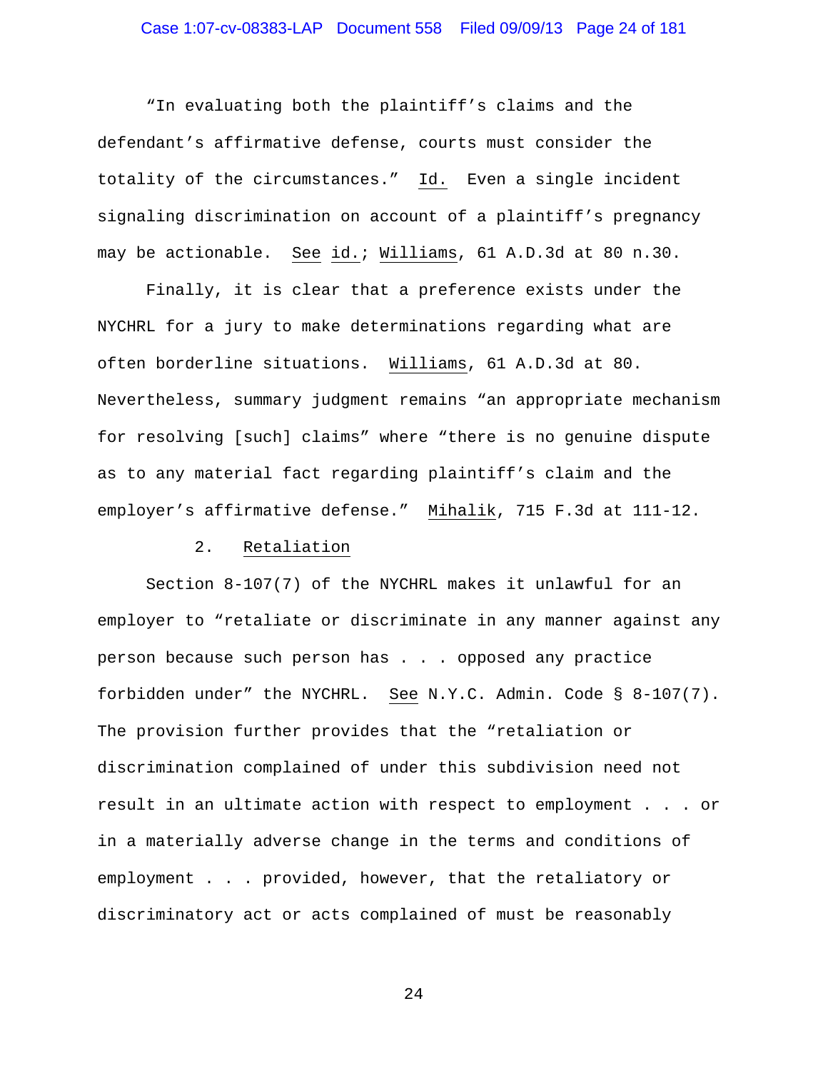"In evaluating both the plaintiff's claims and the defendant's affirmative defense, courts must consider the totality of the circumstances." Id. Even a single incident signaling discrimination on account of a plaintiff's pregnancy may be actionable. See id.; Williams, 61 A.D.3d at 80 n.30.

Finally, it is clear that a preference exists under the NYCHRL for a jury to make determinations regarding what are often borderline situations. Williams, 61 A.D.3d at 80. Nevertheless, summary judgment remains "an appropriate mechanism for resolving [such] claims" where "there is no genuine dispute as to any material fact regarding plaintiff's claim and the employer's affirmative defense." Mihalik, 715 F.3d at 111-12.

### 2. Retaliation

Section 8-107(7) of the NYCHRL makes it unlawful for an employer to "retaliate or discriminate in any manner against any person because such person has . . . opposed any practice forbidden under" the NYCHRL. See N.Y.C. Admin. Code § 8-107(7). The provision further provides that the "retaliation or discrimination complained of under this subdivision need not result in an ultimate action with respect to employment . . . or in a materially adverse change in the terms and conditions of employment . . . provided, however, that the retaliatory or discriminatory act or acts complained of must be reasonably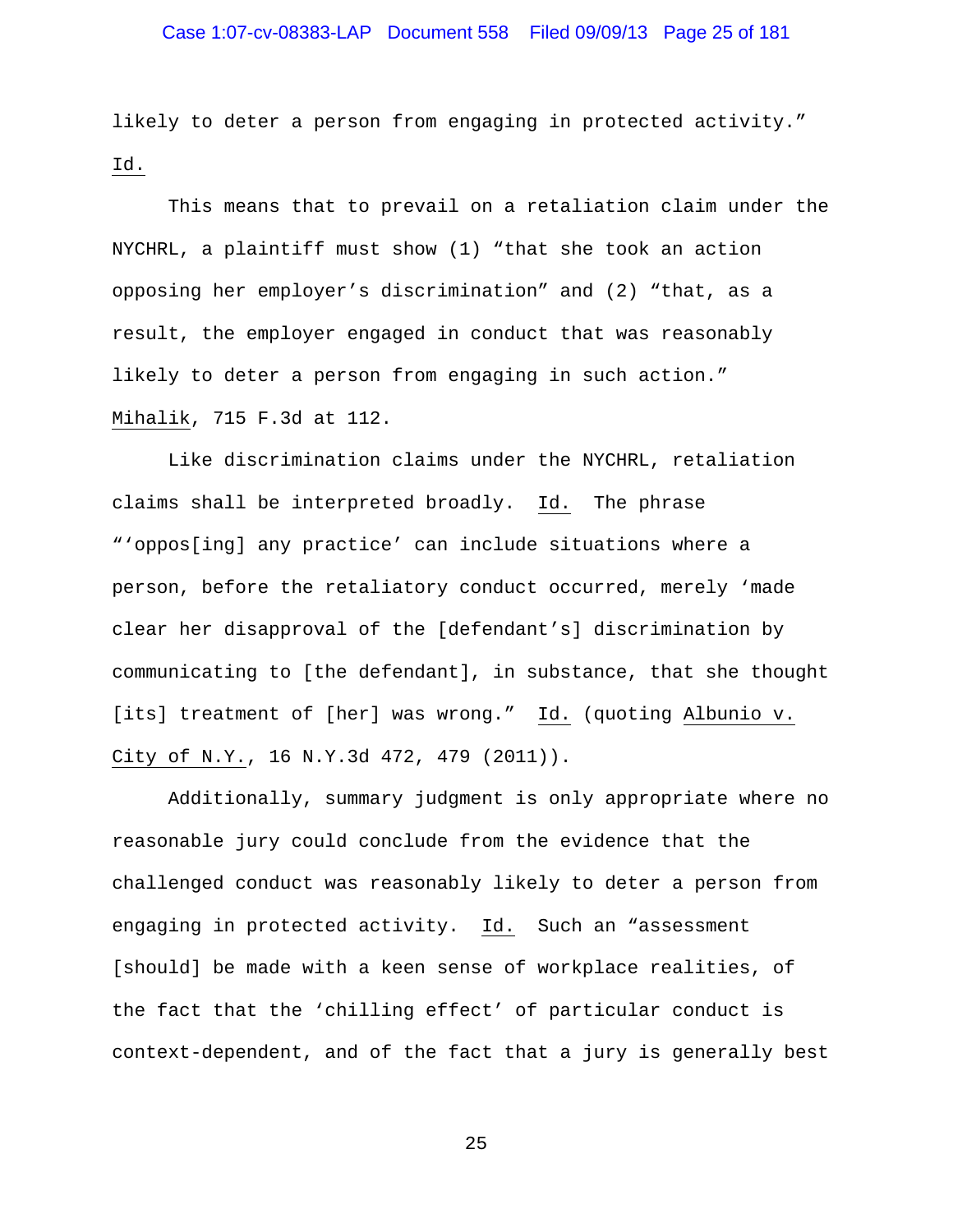likely to deter a person from engaging in protected activity." Id.

This means that to prevail on a retaliation claim under the NYCHRL, a plaintiff must show (1) "that she took an action opposing her employer's discrimination" and (2) "that, as a result, the employer engaged in conduct that was reasonably likely to deter a person from engaging in such action." Mihalik, 715 F.3d at 112.

Like discrimination claims under the NYCHRL, retaliation claims shall be interpreted broadly. Id. The phrase "'oppos[ing] any practice' can include situations where a person, before the retaliatory conduct occurred, merely 'made clear her disapproval of the [defendant's] discrimination by communicating to [the defendant], in substance, that she thought [its] treatment of [her] was wrong." Id. (quoting Albunio v. City of N.Y., 16 N.Y.3d 472, 479 (2011)).

Additionally, summary judgment is only appropriate where no reasonable jury could conclude from the evidence that the challenged conduct was reasonably likely to deter a person from engaging in protected activity. Id. Such an "assessment [should] be made with a keen sense of workplace realities, of the fact that the 'chilling effect' of particular conduct is context-dependent, and of the fact that a jury is generally best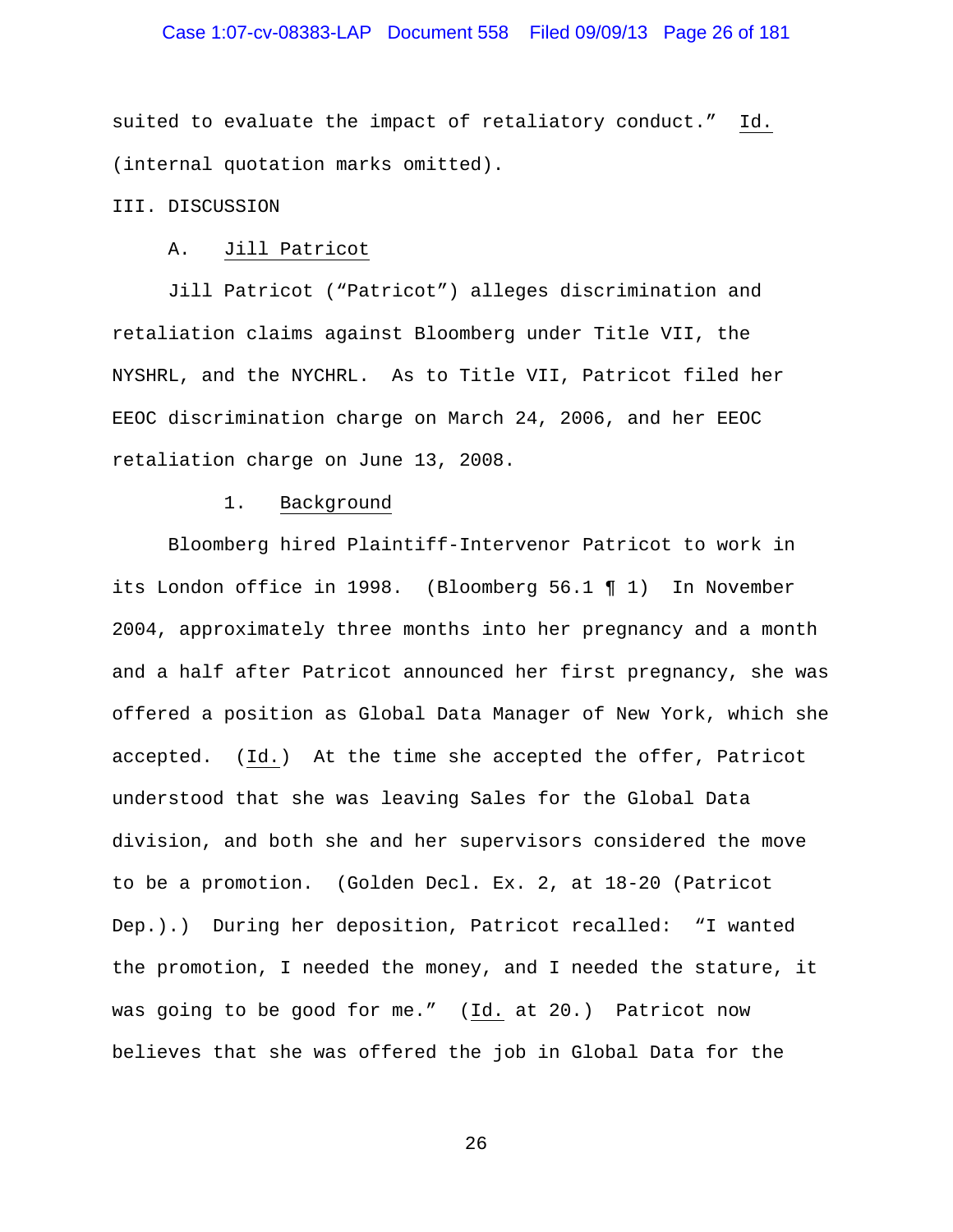suited to evaluate the impact of retaliatory conduct." Id. (internal quotation marks omitted).

III. DISCUSSION

## A. Jill Patricot

Jill Patricot ("Patricot") alleges discrimination and retaliation claims against Bloomberg under Title VII, the NYSHRL, and the NYCHRL. As to Title VII, Patricot filed her EEOC discrimination charge on March 24, 2006, and her EEOC retaliation charge on June 13, 2008.

### 1. Background

Bloomberg hired Plaintiff-Intervenor Patricot to work in its London office in 1998. (Bloomberg 56.1 ¶ 1) In November 2004, approximately three months into her pregnancy and a month and a half after Patricot announced her first pregnancy, she was offered a position as Global Data Manager of New York, which she accepted. (Id.) At the time she accepted the offer, Patricot understood that she was leaving Sales for the Global Data division, and both she and her supervisors considered the move to be a promotion. (Golden Decl. Ex. 2, at 18-20 (Patricot Dep.).) During her deposition, Patricot recalled: "I wanted the promotion, I needed the money, and I needed the stature, it was going to be good for me." (Id. at 20.) Patricot now believes that she was offered the job in Global Data for the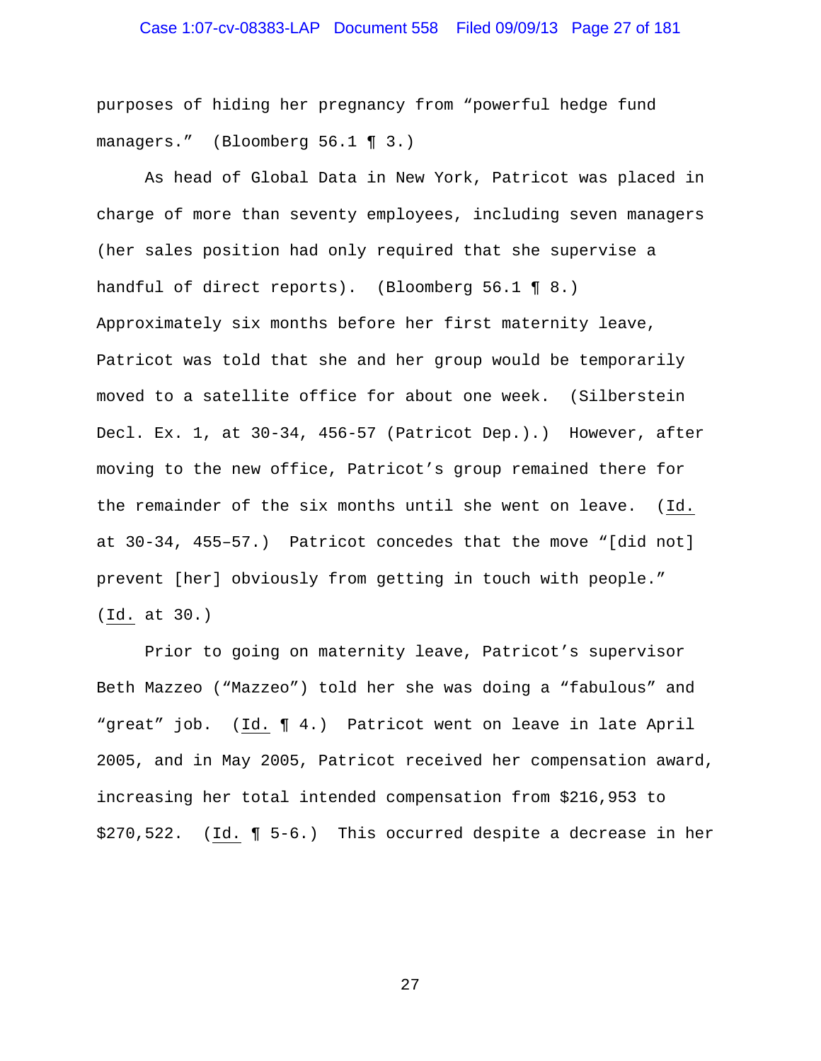purposes of hiding her pregnancy from "powerful hedge fund managers." (Bloomberg 56.1 ¶ 3.)

As head of Global Data in New York, Patricot was placed in charge of more than seventy employees, including seven managers (her sales position had only required that she supervise a handful of direct reports). (Bloomberg 56.1 ¶ 8.) Approximately six months before her first maternity leave, Patricot was told that she and her group would be temporarily moved to a satellite office for about one week. (Silberstein Decl. Ex. 1, at 30-34, 456-57 (Patricot Dep.).) However, after moving to the new office, Patricot's group remained there for the remainder of the six months until she went on leave. (Id. at 30-34, 455–57.) Patricot concedes that the move "[did not] prevent [her] obviously from getting in touch with people." (Id. at 30.)

Prior to going on maternity leave, Patricot's supervisor Beth Mazzeo ("Mazzeo") told her she was doing a "fabulous" and "great" job. (Id. ¶ 4.) Patricot went on leave in late April 2005, and in May 2005, Patricot received her compensation award, increasing her total intended compensation from $216,953 to $270,522. (Id. ¶ 5-6.) This occurred despite a decrease in her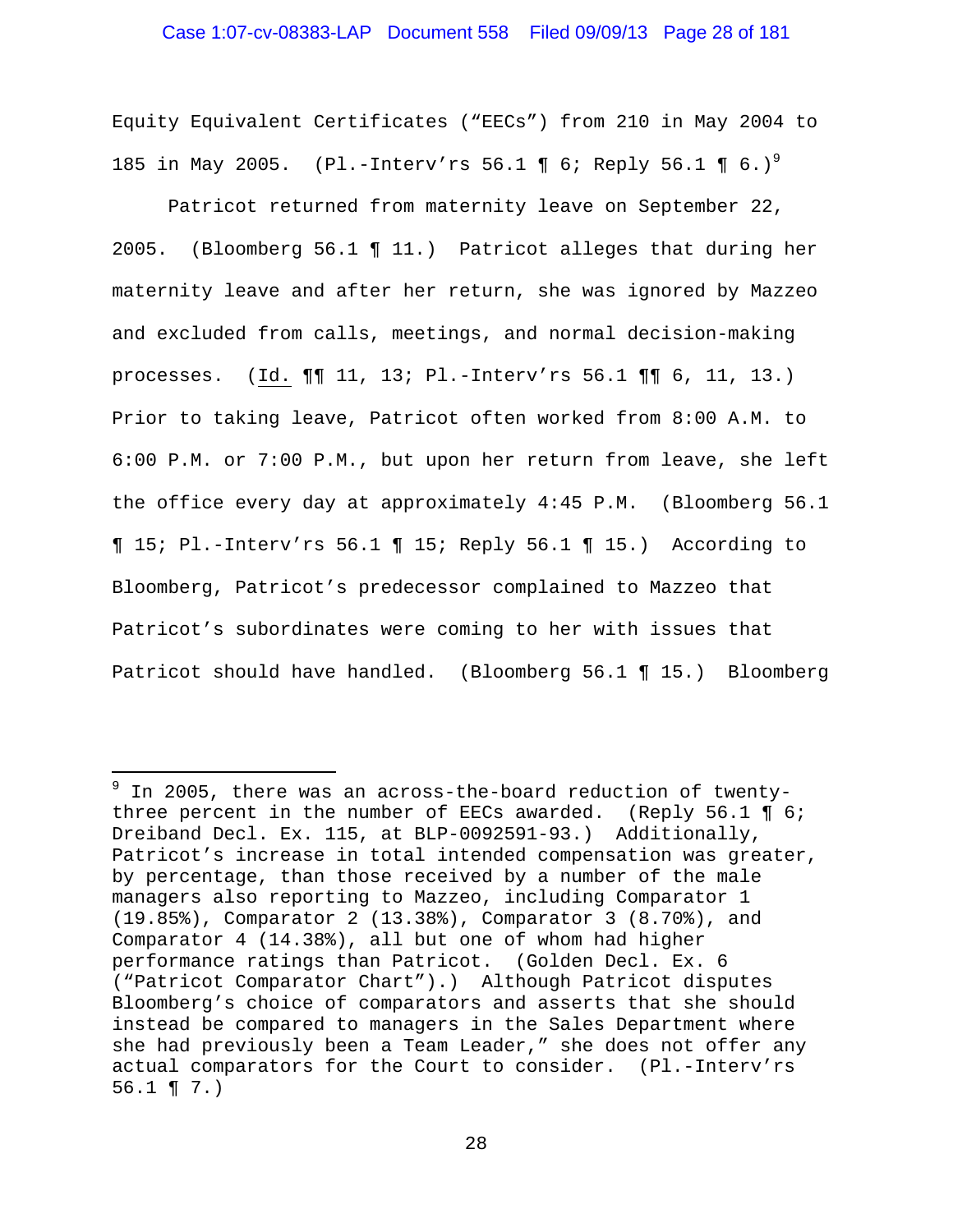Equity Equivalent Certificates ("EECs") from 210 in May 2004 to 185 in May 2005. (Pl.-Interv'rs 56.1 ¶ 6; Reply 56.1 ¶ 6.)[9]

Patricot returned from maternity leave on September 22, 2005. (Bloomberg 56.1 ¶ 11.) Patricot alleges that during her maternity leave and after her return, she was ignored by Mazzeo and excluded from calls, meetings, and normal decision-making processes. (Id. ¶¶ 11, 13; Pl.-Interv'rs 56.1 ¶¶ 6, 11, 13.) Prior to taking leave, Patricot often worked from 8:00 A.M. to 6:00 P.M. or 7:00 P.M., but upon her return from leave, she left the office every day at approximately 4:45 P.M. (Bloomberg 56.1 ¶ 15; Pl.-Interv'rs 56.1 ¶ 15; Reply 56.1 ¶ 15.) According to Bloomberg, Patricot's predecessor complained to Mazzeo that Patricot's subordinates were coming to her with issues that Patricot should have handled. (Bloomberg 56.1 ¶ 15.) Bloomberg

---

[9] In 2005, there was an across-the-board reduction of twenty-three percent in the number of EECs awarded. (Reply 56.1 ¶ 6; Dreiband Decl. Ex. 115, at BLP-0092591-93.) Additionally, Patricot's increase in total intended compensation was greater, by percentage, than those received by a number of the male managers also reporting to Mazzeo, including Comparator 1 (19.85%), Comparator 2 (13.38%), Comparator 3 (8.70%), and Comparator 4 (14.38%), all but one of whom had higher performance ratings than Patricot. (Golden Decl. Ex. 6 ("Patricot Comparator Chart").) Although Patricot disputes Bloomberg's choice of comparators and asserts that she should instead be compared to managers in the Sales Department where she had previously been a Team Leader," she does not offer any actual comparators for the Court to consider. (Pl.-Interv'rs 56.1 ¶ 7.)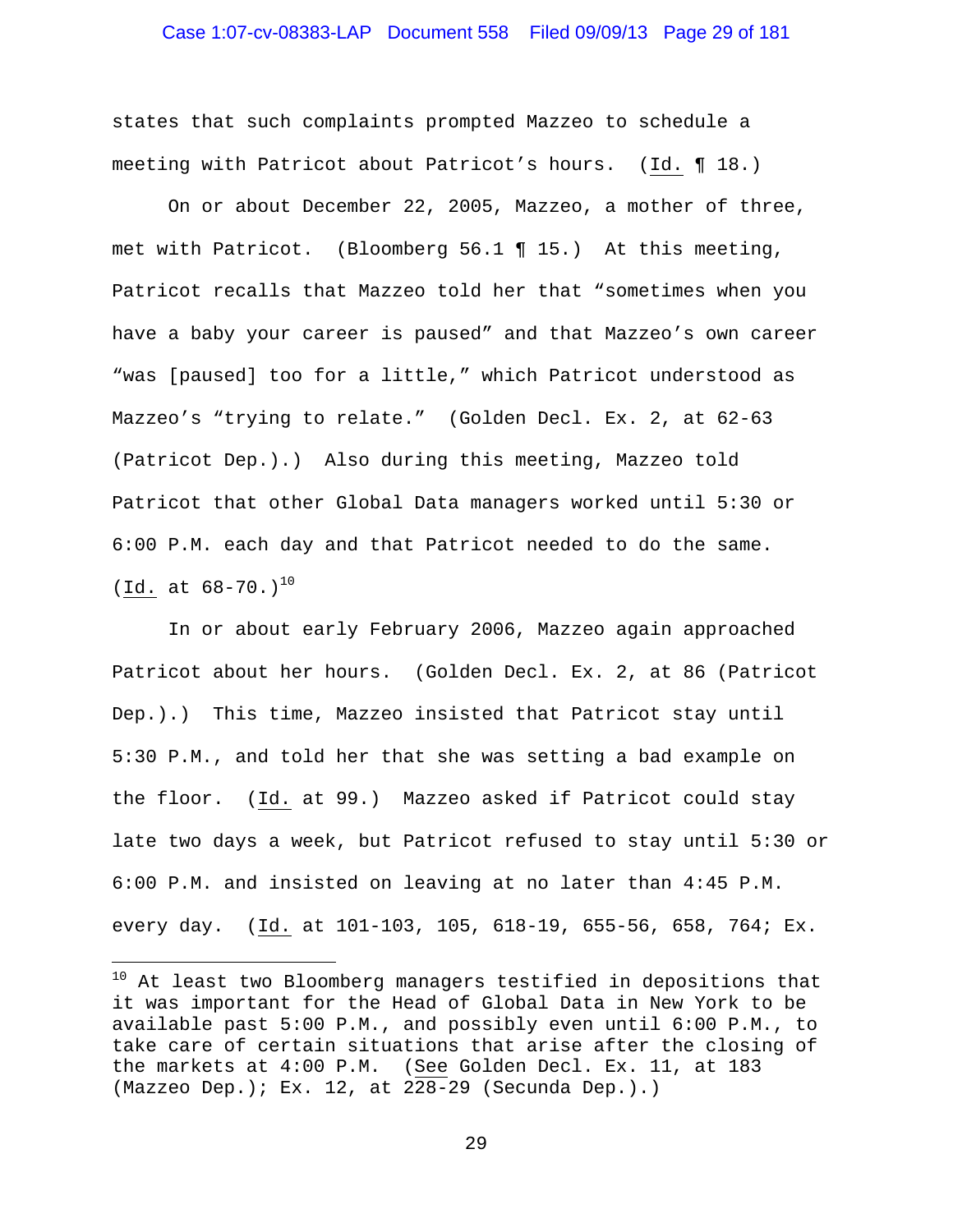states that such complaints prompted Mazzeo to schedule a meeting with Patricot about Patricot's hours. (Id. ¶ 18.)

On or about December 22, 2005, Mazzeo, a mother of three, met with Patricot. (Bloomberg 56.1 ¶ 15.) At this meeting, Patricot recalls that Mazzeo told her that "sometimes when you have a baby your career is paused" and that Mazzeo's own career "was [paused] too for a little," which Patricot understood as Mazzeo's "trying to relate." (Golden Decl. Ex. 2, at 62-63 (Patricot Dep.).) Also during this meeting, Mazzeo told Patricot that other Global Data managers worked until 5:30 or 6:00 P.M. each day and that Patricot needed to do the same. (Id. at 68-70.)[10]

In or about early February 2006, Mazzeo again approached Patricot about her hours. (Golden Decl. Ex. 2, at 86 (Patricot Dep.).) This time, Mazzeo insisted that Patricot stay until 5:30 P.M., and told her that she was setting a bad example on the floor. (Id. at 99.) Mazzeo asked if Patricot could stay late two days a week, but Patricot refused to stay until 5:30 or 6:00 P.M. and insisted on leaving at no later than 4:45 P.M. every day. (Id. at 101-103, 105, 618-19, 655-56, 658, 764; Ex.

---

[10] At least two Bloomberg managers testified in depositions that it was important for the Head of Global Data in New York to be available past 5:00 P.M., and possibly even until 6:00 P.M., to take care of certain situations that arise after the closing of the markets at 4:00 P.M. (See Golden Decl. Ex. 11, at 183 (Mazzeo Dep.); Ex. 12, at 228-29 (Secunda Dep.).)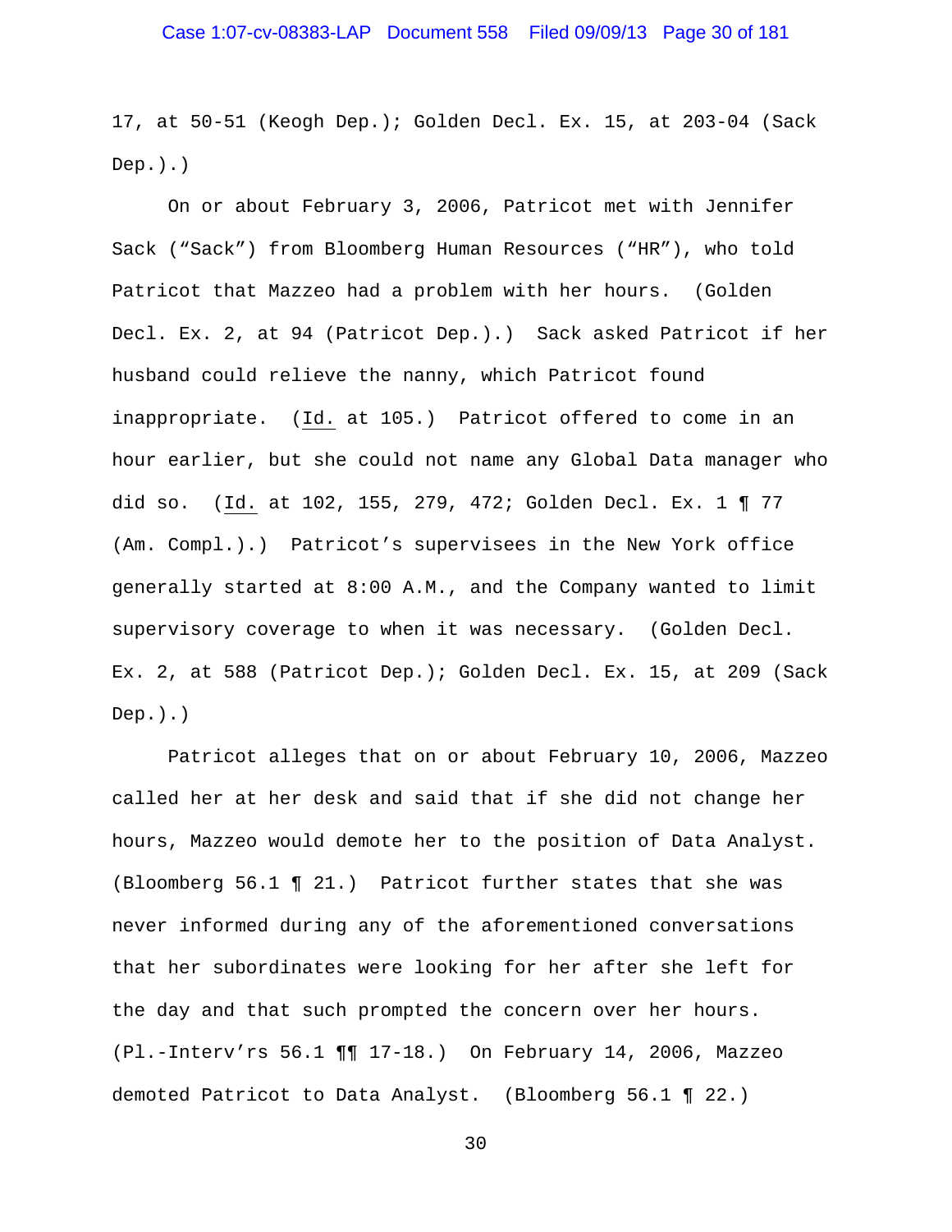17, at 50-51 (Keogh Dep.); Golden Decl. Ex. 15, at 203-04 (Sack Dep.).)

On or about February 3, 2006, Patricot met with Jennifer Sack ("Sack") from Bloomberg Human Resources ("HR"), who told Patricot that Mazzeo had a problem with her hours. (Golden Decl. Ex. 2, at 94 (Patricot Dep.).) Sack asked Patricot if her husband could relieve the nanny, which Patricot found inappropriate. (Id. at 105.) Patricot offered to come in an hour earlier, but she could not name any Global Data manager who did so. (Id. at 102, 155, 279, 472; Golden Decl. Ex. 1 ¶ 77 (Am. Compl.).) Patricot's supervisees in the New York office generally started at 8:00 A.M., and the Company wanted to limit supervisory coverage to when it was necessary. (Golden Decl. Ex. 2, at 588 (Patricot Dep.); Golden Decl. Ex. 15, at 209 (Sack Dep.).)

Patricot alleges that on or about February 10, 2006, Mazzeo called her at her desk and said that if she did not change her hours, Mazzeo would demote her to the position of Data Analyst. (Bloomberg 56.1 ¶ 21.) Patricot further states that she was never informed during any of the aforementioned conversations that her subordinates were looking for her after she left for the day and that such prompted the concern over her hours. (Pl.-Interv'rs 56.1 ¶¶ 17-18.) On February 14, 2006, Mazzeo demoted Patricot to Data Analyst. (Bloomberg 56.1 ¶ 22.)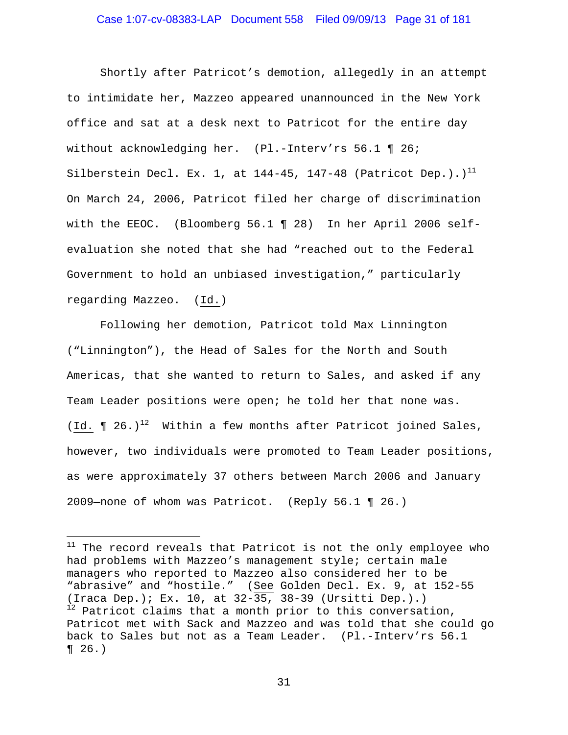Shortly after Patricot's demotion, allegedly in an attempt to intimidate her, Mazzeo appeared unannounced in the New York office and sat at a desk next to Patricot for the entire day without acknowledging her. (Pl.-Interv'rs 56.1 ¶ 26; Silberstein Decl. Ex. 1, at 144-45, 147-48 (Patricot Dep.).)[11] On March 24, 2006, Patricot filed her charge of discrimination with the EEOC. (Bloomberg 56.1 ¶ 28) In her April 2006 self-evaluation she noted that she had "reached out to the Federal Government to hold an unbiased investigation," particularly regarding Mazzeo. (Id.)

Following her demotion, Patricot told Max Linnington ("Linnington"), the Head of Sales for the North and South Americas, that she wanted to return to Sales, and asked if any Team Leader positions were open; he told her that none was. (Id. ¶ 26.)[12] Within a few months after Patricot joined Sales, however, two individuals were promoted to Team Leader positions, as were approximately 37 others between March 2006 and January 2009—none of whom was Patricot. (Reply 56.1 ¶ 26.)

---

[11] The record reveals that Patricot is not the only employee who had problems with Mazzeo's management style; certain male managers who reported to Mazzeo also considered her to be "abrasive" and "hostile." (See Golden Decl. Ex. 9, at 152-55 (Iraca Dep.); Ex. 10, at 32-35, 38-39 (Ursitti Dep.).)

[12] Patricot claims that a month prior to this conversation, Patricot met with Sack and Mazzeo and was told that she could go back to Sales but not as a Team Leader. (Pl.-Interv'rs 56.1 ¶ 26.)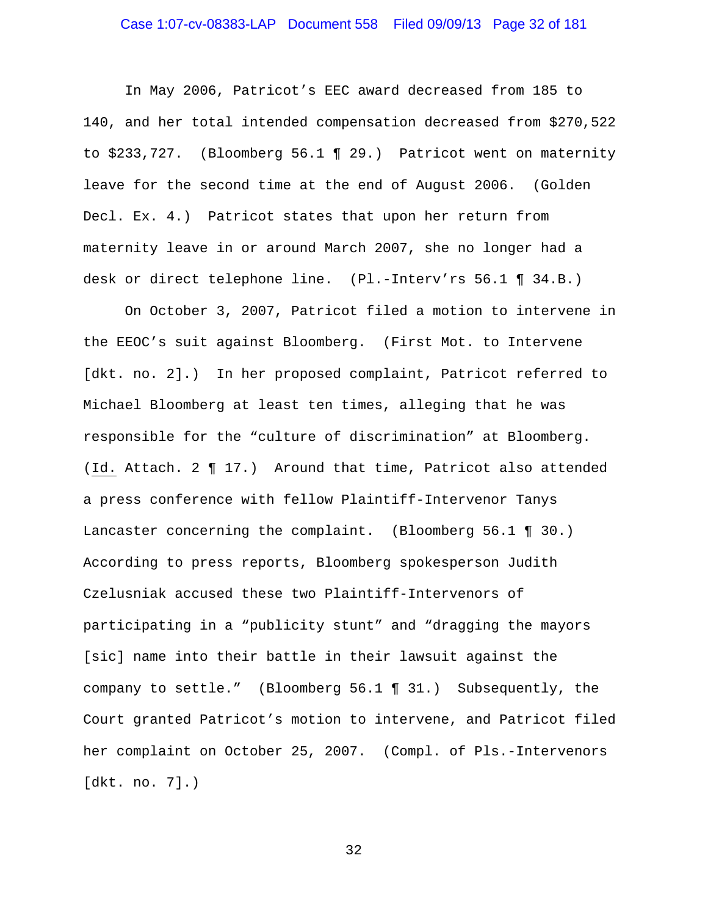In May 2006, Patricot's EEC award decreased from 185 to 140, and her total intended compensation decreased from $270,522 to $233,727. (Bloomberg 56.1 ¶ 29.) Patricot went on maternity leave for the second time at the end of August 2006. (Golden Decl. Ex. 4.) Patricot states that upon her return from maternity leave in or around March 2007, she no longer had a desk or direct telephone line. (Pl.-Interv'rs 56.1 ¶ 34.B.)

On October 3, 2007, Patricot filed a motion to intervene in the EEOC's suit against Bloomberg. (First Mot. to Intervene [dkt. no. 2].) In her proposed complaint, Patricot referred to Michael Bloomberg at least ten times, alleging that he was responsible for the "culture of discrimination" at Bloomberg. (Id. Attach. 2 ¶ 17.) Around that time, Patricot also attended a press conference with fellow Plaintiff-Intervenor Tanys Lancaster concerning the complaint. (Bloomberg 56.1 ¶ 30.) According to press reports, Bloomberg spokesperson Judith Czelusniak accused these two Plaintiff-Intervenors of participating in a "publicity stunt" and "dragging the mayors [sic] name into their battle in their lawsuit against the company to settle." (Bloomberg 56.1 ¶ 31.) Subsequently, the Court granted Patricot's motion to intervene, and Patricot filed her complaint on October 25, 2007. (Compl. of Pls.-Intervenors [dkt. no. 7].)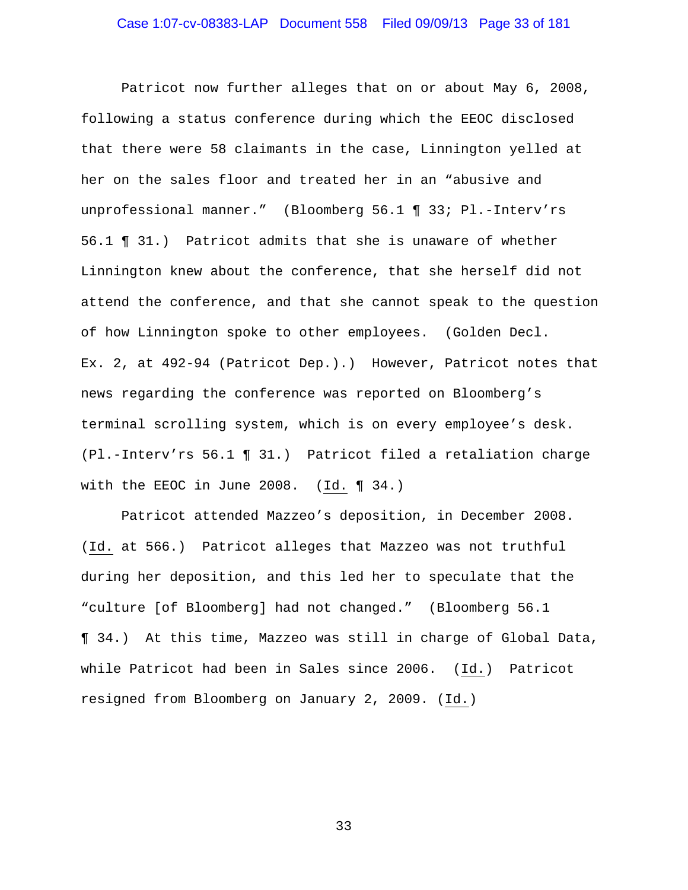Patricot now further alleges that on or about May 6, 2008, following a status conference during which the EEOC disclosed that there were 58 claimants in the case, Linnington yelled at her on the sales floor and treated her in an "abusive and unprofessional manner." (Bloomberg 56.1 ¶ 33; Pl.-Interv'rs 56.1 ¶ 31.) Patricot admits that she is unaware of whether Linnington knew about the conference, that she herself did not attend the conference, and that she cannot speak to the question of how Linnington spoke to other employees. (Golden Decl. Ex. 2, at 492-94 (Patricot Dep.).) However, Patricot notes that news regarding the conference was reported on Bloomberg's terminal scrolling system, which is on every employee's desk. (Pl.-Interv'rs 56.1 ¶ 31.) Patricot filed a retaliation charge with the EEOC in June 2008. (Id. ¶ 34.)

Patricot attended Mazzeo's deposition, in December 2008. (Id. at 566.) Patricot alleges that Mazzeo was not truthful during her deposition, and this led her to speculate that the "culture [of Bloomberg] had not changed." (Bloomberg 56.1 ¶ 34.) At this time, Mazzeo was still in charge of Global Data, while Patricot had been in Sales since 2006. (Id.) Patricot resigned from Bloomberg on January 2, 2009. (Id.)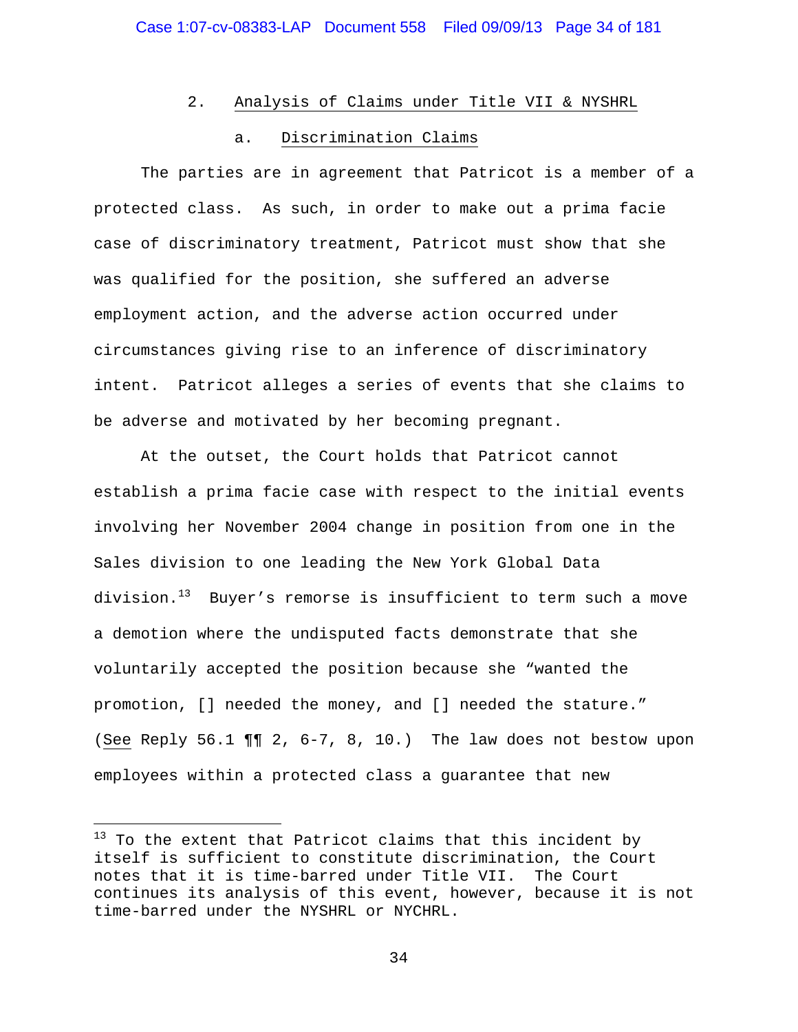### 2. Analysis of Claims under Title VII & NYSHRL

#### a. Discrimination Claims

The parties are in agreement that Patricot is a member of a protected class. As such, in order to make out a prima facie case of discriminatory treatment, Patricot must show that she was qualified for the position, she suffered an adverse employment action, and the adverse action occurred under circumstances giving rise to an inference of discriminatory intent. Patricot alleges a series of events that she claims to be adverse and motivated by her becoming pregnant.

At the outset, the Court holds that Patricot cannot establish a prima facie case with respect to the initial events involving her November 2004 change in position from one in the Sales division to one leading the New York Global Data division.[13] Buyer's remorse is insufficient to term such a move a demotion where the undisputed facts demonstrate that she voluntarily accepted the position because she "wanted the promotion, [] needed the money, and [] needed the stature." (See Reply 56.1 ¶¶ 2, 6-7, 8, 10.) The law does not bestow upon employees within a protected class a guarantee that new

---

[13] To the extent that Patricot claims that this incident by itself is sufficient to constitute discrimination, the Court notes that it is time-barred under Title VII. The Court continues its analysis of this event, however, because it is not time-barred under the NYSHRL or NYCHRL.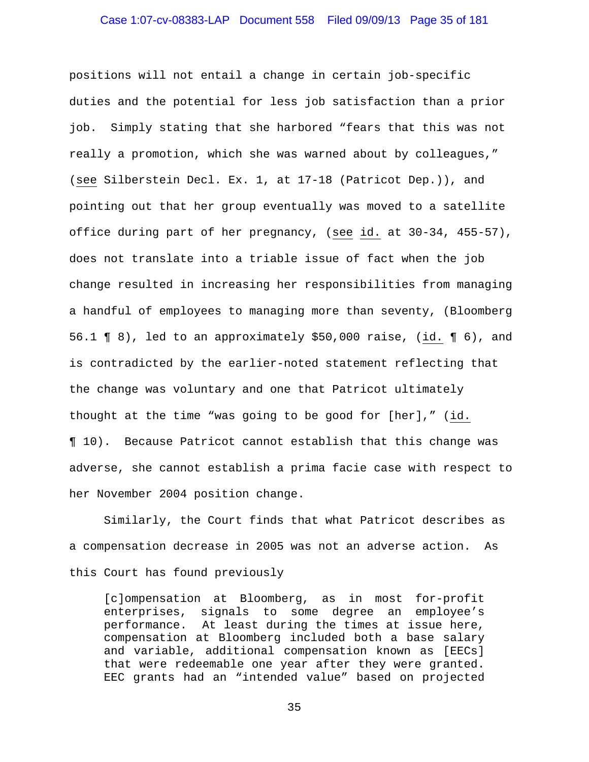positions will not entail a change in certain job-specific duties and the potential for less job satisfaction than a prior job. Simply stating that she harbored "fears that this was not really a promotion, which she was warned about by colleagues," (see Silberstein Decl. Ex. 1, at 17-18 (Patricot Dep.)), and pointing out that her group eventually was moved to a satellite office during part of her pregnancy, (see id. at 30-34, 455-57), does not translate into a triable issue of fact when the job change resulted in increasing her responsibilities from managing a handful of employees to managing more than seventy, (Bloomberg 56.1 ¶ 8), led to an approximately $50,000 raise, (id. ¶ 6), and is contradicted by the earlier-noted statement reflecting that the change was voluntary and one that Patricot ultimately thought at the time "was going to be good for [her]," (id. ¶ 10). Because Patricot cannot establish that this change was adverse, she cannot establish a prima facie case with respect to her November 2004 position change.

Similarly, the Court finds that what Patricot describes as a compensation decrease in 2005 was not an adverse action. As this Court has found previously

> [c]ompensation at Bloomberg, as in most for-profit enterprises, signals to some degree an employee's performance. At least during the times at issue here, compensation at Bloomberg included both a base salary and variable, additional compensation known as [EECs] that were redeemable one year after they were granted. EEC grants had an "intended value" based on projected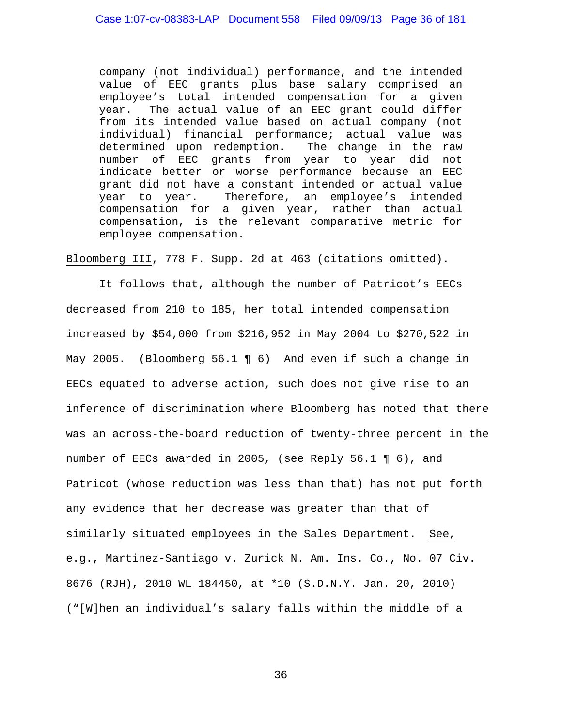> company (not individual) performance, and the intended value of EEC grants plus base salary comprised an employee's total intended compensation for a given year. The actual value of an EEC grant could differ from its intended value based on actual company (not individual) financial performance; actual value was determined upon redemption. The change in the raw number of EEC grants from year to year did not indicate better or worse performance because an EEC grant did not have a constant intended or actual value year to year. Therefore, an employee's intended compensation for a given year, rather than actual compensation, is the relevant comparative metric for employee compensation.

Bloomberg III, 778 F. Supp. 2d at 463 (citations omitted).

It follows that, although the number of Patricot's EECs decreased from 210 to 185, her total intended compensation increased by $54,000 from $216,952 in May 2004 to $270,522 in May 2005. (Bloomberg 56.1 ¶ 6) And even if such a change in EECs equated to adverse action, such does not give rise to an inference of discrimination where Bloomberg has noted that there was an across-the-board reduction of twenty-three percent in the number of EECs awarded in 2005, (see Reply 56.1 ¶ 6), and Patricot (whose reduction was less than that) has not put forth any evidence that her decrease was greater than that of similarly situated employees in the Sales Department. See, e.g., Martinez-Santiago v. Zurick N. Am. Ins. Co., No. 07 Civ. 8676 (RJH), 2010 WL 184450, at *10 (S.D.N.Y. Jan. 20, 2010) ("[W]hen an individual's salary falls within the middle of a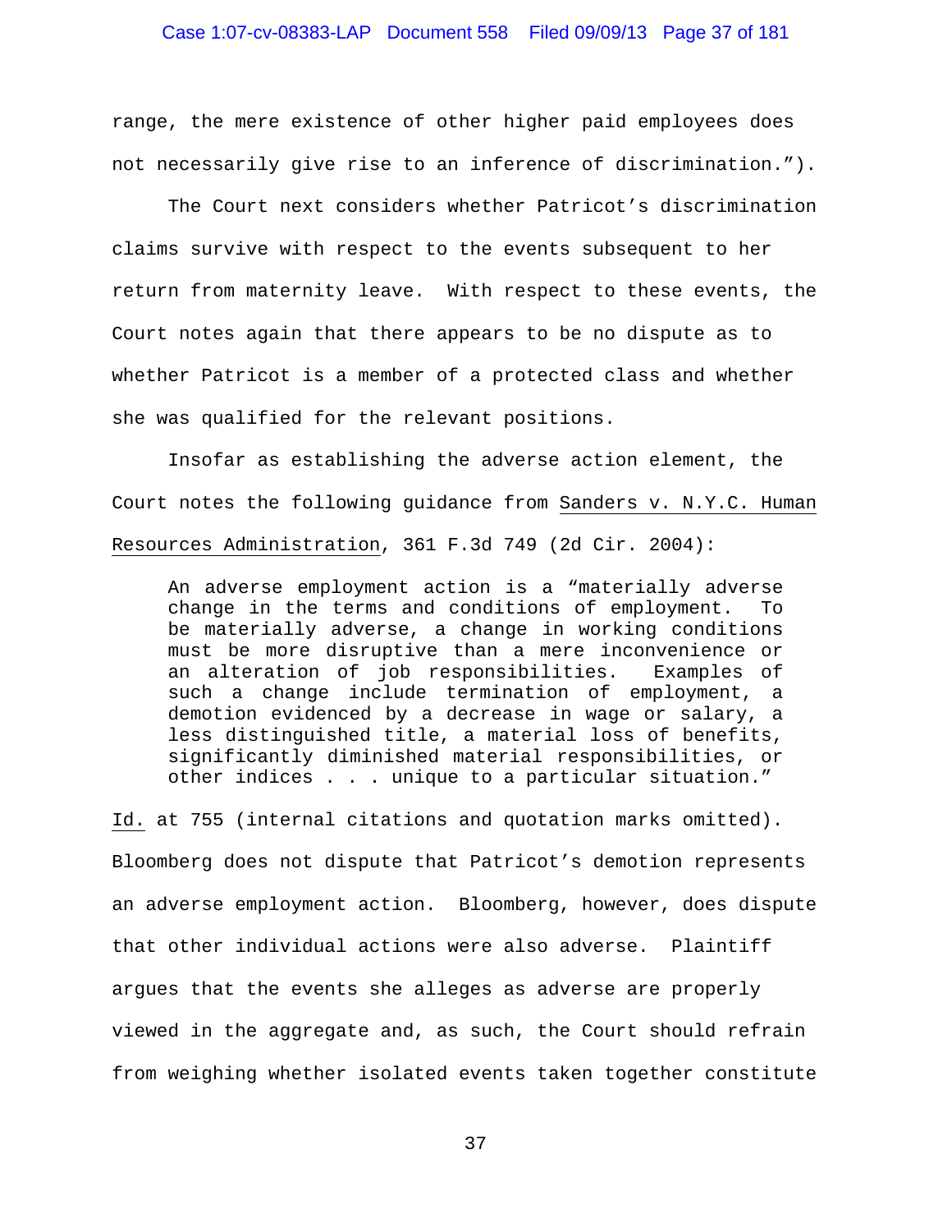range, the mere existence of other higher paid employees does not necessarily give rise to an inference of discrimination.").

The Court next considers whether Patricot's discrimination claims survive with respect to the events subsequent to her return from maternity leave. With respect to these events, the Court notes again that there appears to be no dispute as to whether Patricot is a member of a protected class and whether she was qualified for the relevant positions.

Insofar as establishing the adverse action element, the Court notes the following guidance from Sanders v. N.Y.C. Human Resources Administration, 361 F.3d 749 (2d Cir. 2004):

> An adverse employment action is a "materially adverse change in the terms and conditions of employment. To be materially adverse, a change in working conditions must be more disruptive than a mere inconvenience or an alteration of job responsibilities. Examples of such a change include termination of employment, a demotion evidenced by a decrease in wage or salary, a less distinguished title, a material loss of benefits, significantly diminished material responsibilities, or other indices . . . unique to a particular situation."

Id. at 755 (internal citations and quotation marks omitted). Bloomberg does not dispute that Patricot's demotion represents an adverse employment action. Bloomberg, however, does dispute that other individual actions were also adverse. Plaintiff argues that the events she alleges as adverse are properly viewed in the aggregate and, as such, the Court should refrain from weighing whether isolated events taken together constitute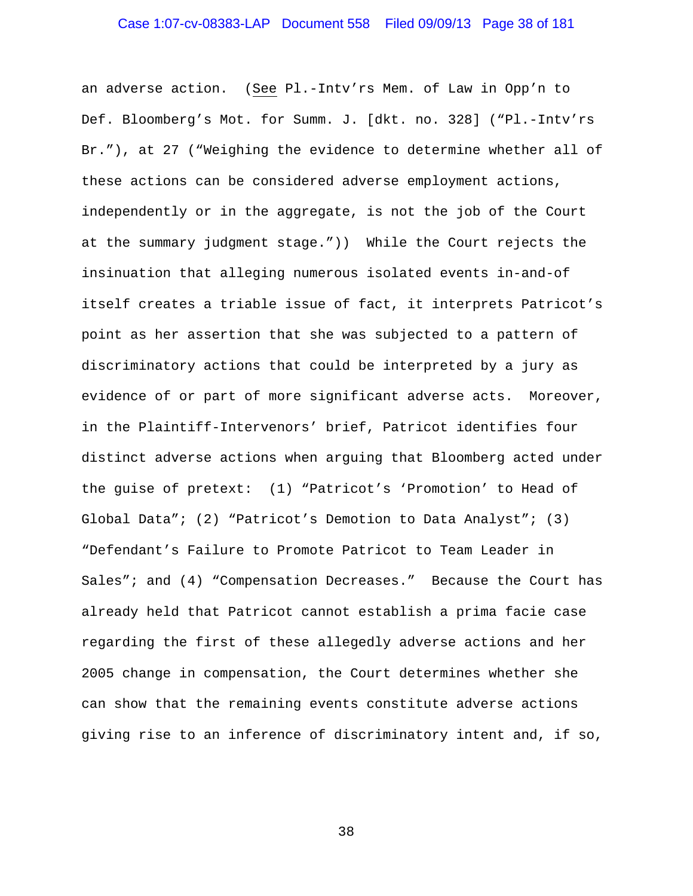an adverse action. (*See* Pl.-Intv'rs Mem. of Law in Opp'n to Def. Bloomberg's Mot. for Summ. J. [dkt. no. 328] ("Pl.-Intv'rs Br."), at 27 ("Weighing the evidence to determine whether all of these actions can be considered adverse employment actions, independently or in the aggregate, is not the job of the Court at the summary judgment stage.")) While the Court rejects the insinuation that alleging numerous isolated events in-and-of itself creates a triable issue of fact, it interprets Patricot's point as her assertion that she was subjected to a pattern of discriminatory actions that could be interpreted by a jury as evidence of or part of more significant adverse acts. Moreover, in the Plaintiff-Intervenors' brief, Patricot identifies four distinct adverse actions when arguing that Bloomberg acted under the guise of pretext: (1) "Patricot's 'Promotion' to Head of Global Data"; (2) "Patricot's Demotion to Data Analyst"; (3) "Defendant's Failure to Promote Patricot to Team Leader in Sales"; and (4) "Compensation Decreases." Because the Court has already held that Patricot cannot establish a prima facie case regarding the first of these allegedly adverse actions and her 2005 change in compensation, the Court determines whether she can show that the remaining events constitute adverse actions giving rise to an inference of discriminatory intent and, if so,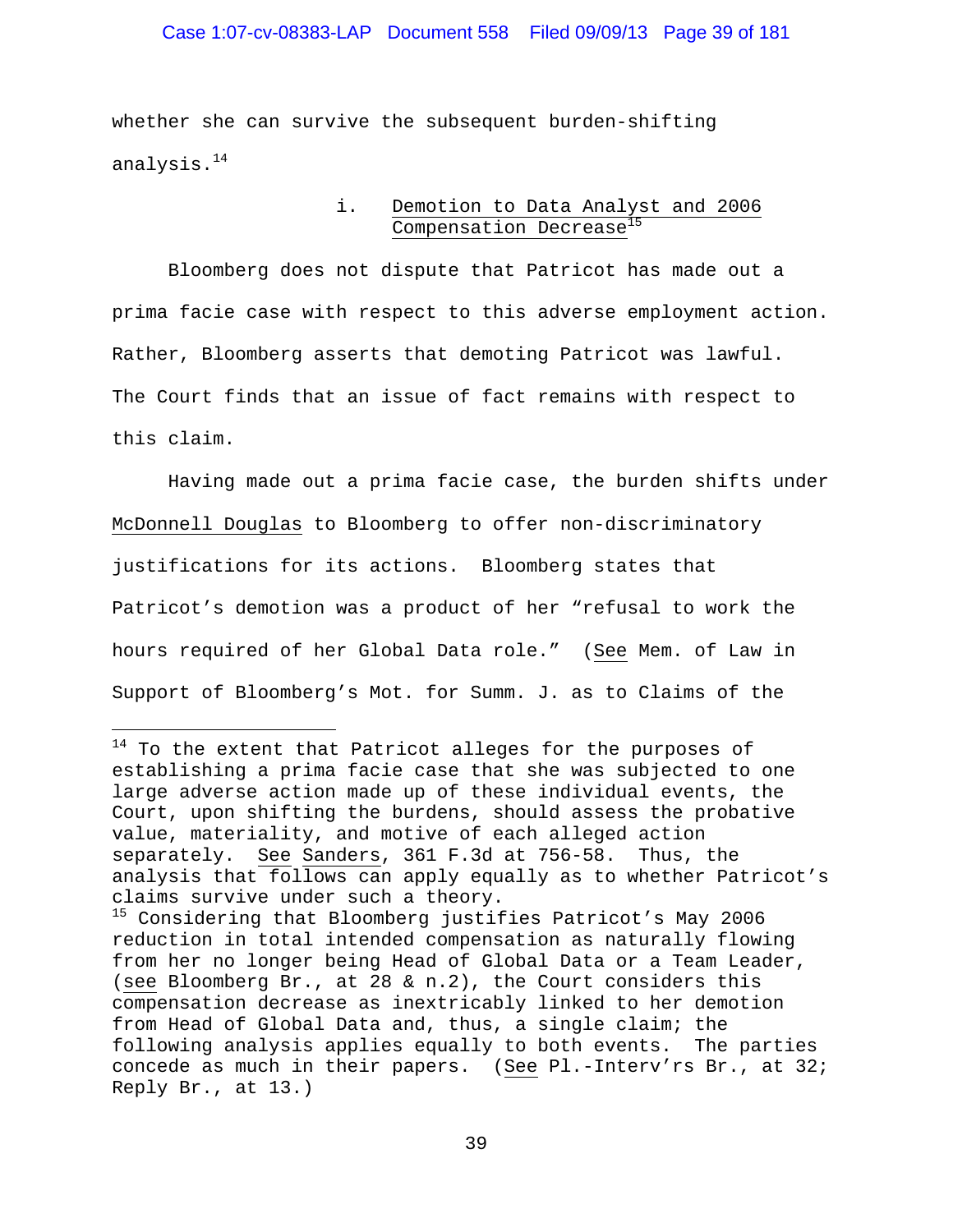whether she can survive the subsequent burden-shifting analysis.[14]

#### i. Demotion to Data Analyst and 2006 Compensation Decrease[15]

Bloomberg does not dispute that Patricot has made out a prima facie case with respect to this adverse employment action. Rather, Bloomberg asserts that demoting Patricot was lawful. The Court finds that an issue of fact remains with respect to this claim.

Having made out a prima facie case, the burden shifts under McDonnell Douglas to Bloomberg to offer non-discriminatory justifications for its actions. Bloomberg states that Patricot's demotion was a product of her "refusal to work the hours required of her Global Data role." (See Mem. of Law in Support of Bloomberg's Mot. for Summ. J. as to Claims of the

---

[14] To the extent that Patricot alleges for the purposes of establishing a prima facie case that she was subjected to one large adverse action made up of these individual events, the Court, upon shifting the burdens, should assess the probative value, materiality, and motive of each alleged action separately. See Sanders, 361 F.3d at 756-58. Thus, the analysis that follows can apply equally as to whether Patricot's claims survive under such a theory.

[15] Considering that Bloomberg justifies Patricot's May 2006 reduction in total intended compensation as naturally flowing from her no longer being Head of Global Data or a Team Leader, (see Bloomberg Br., at 28 & n.2), the Court considers this compensation decrease as inextricably linked to her demotion from Head of Global Data and, thus, a single claim; the following analysis applies equally to both events. The parties concede as much in their papers. (See Pl.-Interv'rs Br., at 32; Reply Br., at 13.)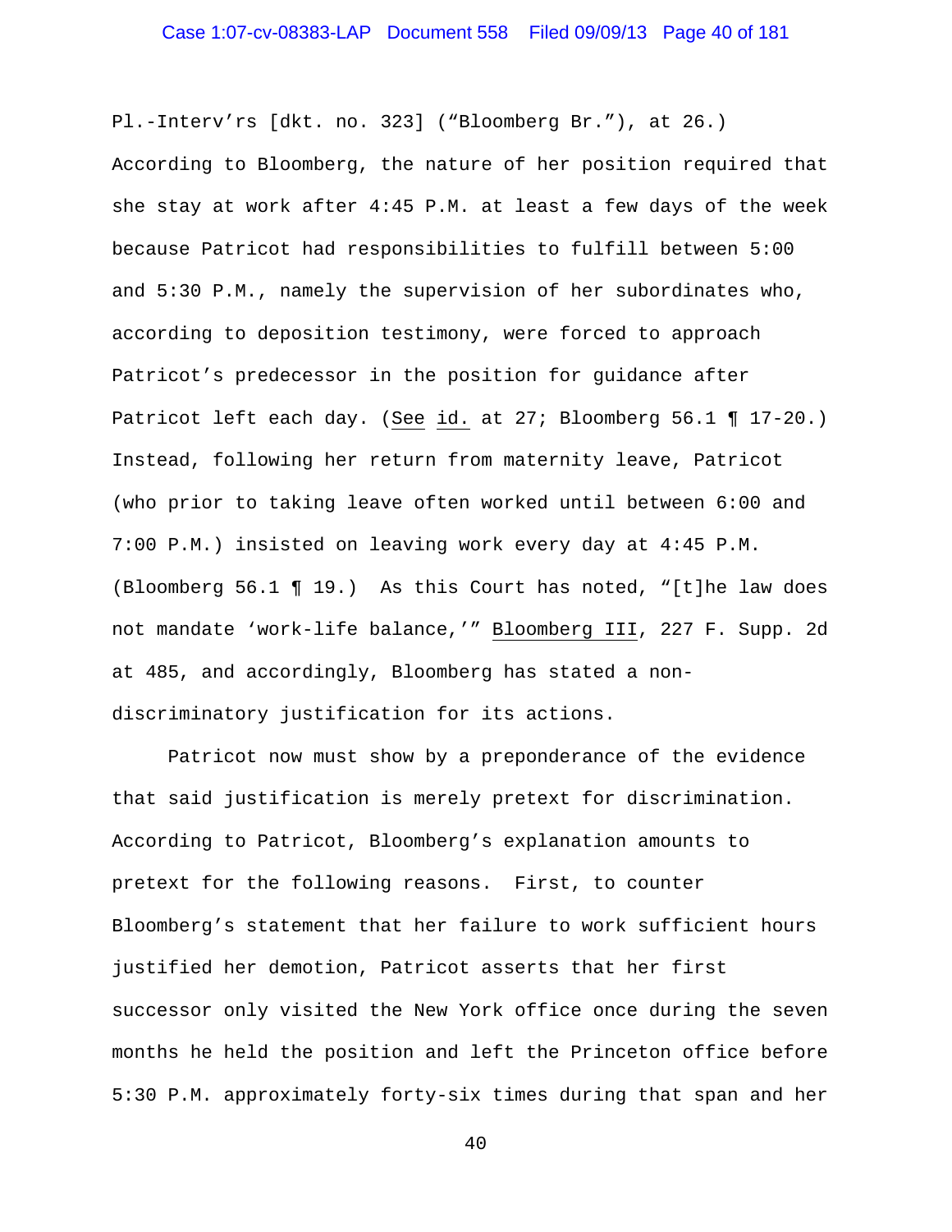Pl.-Interv'rs [dkt. no. 323] ("Bloomberg Br."), at 26.) According to Bloomberg, the nature of her position required that she stay at work after 4:45 P.M. at least a few days of the week because Patricot had responsibilities to fulfill between 5:00 and 5:30 P.M., namely the supervision of her subordinates who, according to deposition testimony, were forced to approach Patricot's predecessor in the position for guidance after Patricot left each day. (See id. at 27; Bloomberg 56.1 ¶ 17-20.) Instead, following her return from maternity leave, Patricot (who prior to taking leave often worked until between 6:00 and 7:00 P.M.) insisted on leaving work every day at 4:45 P.M. (Bloomberg 56.1 ¶ 19.) As this Court has noted, "[t]he law does not mandate 'work-life balance,'" Bloomberg III, 227 F. Supp. 2d at 485, and accordingly, Bloomberg has stated a non-discriminatory justification for its actions.

Patricot now must show by a preponderance of the evidence that said justification is merely pretext for discrimination. According to Patricot, Bloomberg's explanation amounts to pretext for the following reasons. First, to counter Bloomberg's statement that her failure to work sufficient hours justified her demotion, Patricot asserts that her first successor only visited the New York office once during the seven months he held the position and left the Princeton office before 5:30 P.M. approximately forty-six times during that span and her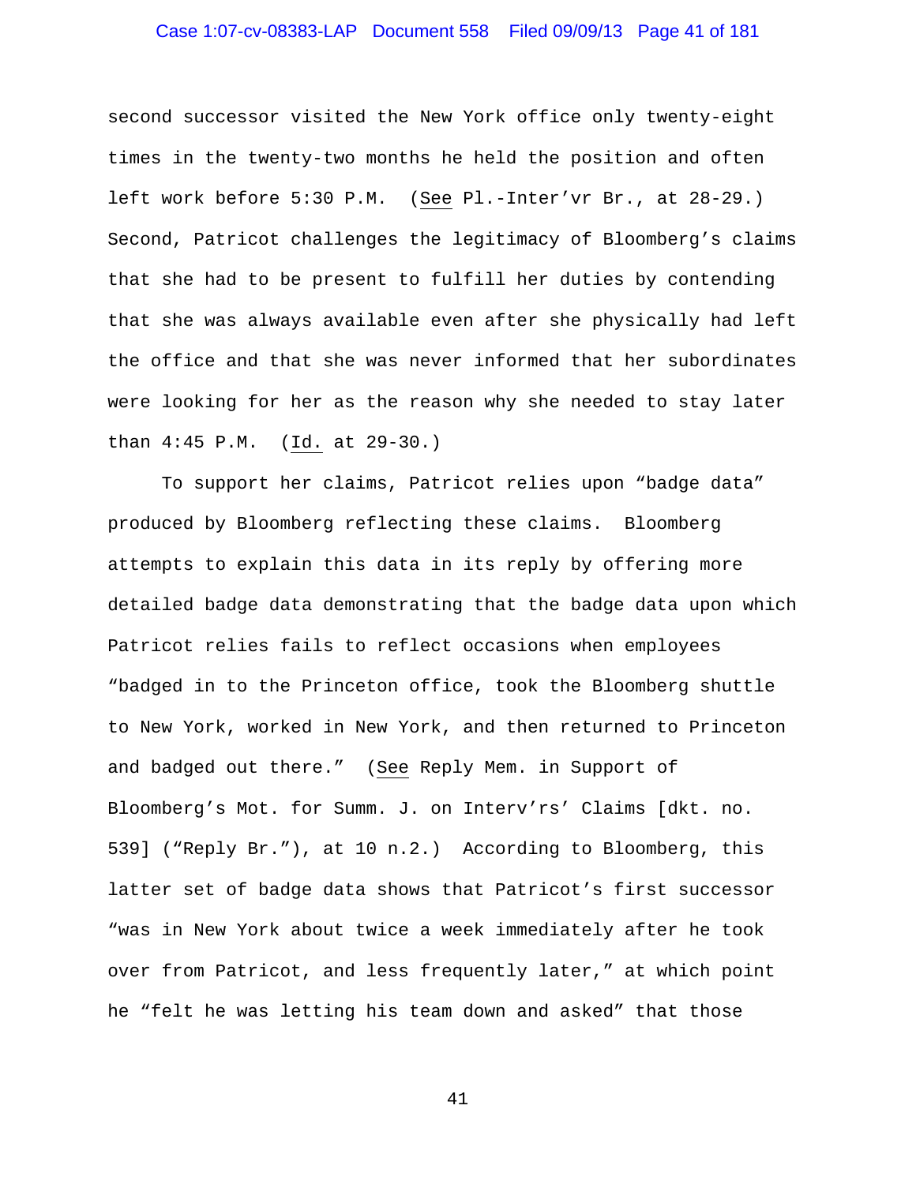second successor visited the New York office only twenty-eight times in the twenty-two months he held the position and often left work before 5:30 P.M. (See Pl.-Inter'vr Br., at 28-29.) Second, Patricot challenges the legitimacy of Bloomberg's claims that she had to be present to fulfill her duties by contending that she was always available even after she physically had left the office and that she was never informed that her subordinates were looking for her as the reason why she needed to stay later than 4:45 P.M. (Id. at 29-30.)

To support her claims, Patricot relies upon "badge data" produced by Bloomberg reflecting these claims. Bloomberg attempts to explain this data in its reply by offering more detailed badge data demonstrating that the badge data upon which Patricot relies fails to reflect occasions when employees "badged in to the Princeton office, took the Bloomberg shuttle to New York, worked in New York, and then returned to Princeton and badged out there." (See Reply Mem. in Support of Bloomberg's Mot. for Summ. J. on Interv'rs' Claims [dkt. no. 539] ("Reply Br."), at 10 n.2.) According to Bloomberg, this latter set of badge data shows that Patricot's first successor "was in New York about twice a week immediately after he took over from Patricot, and less frequently later," at which point he "felt he was letting his team down and asked" that those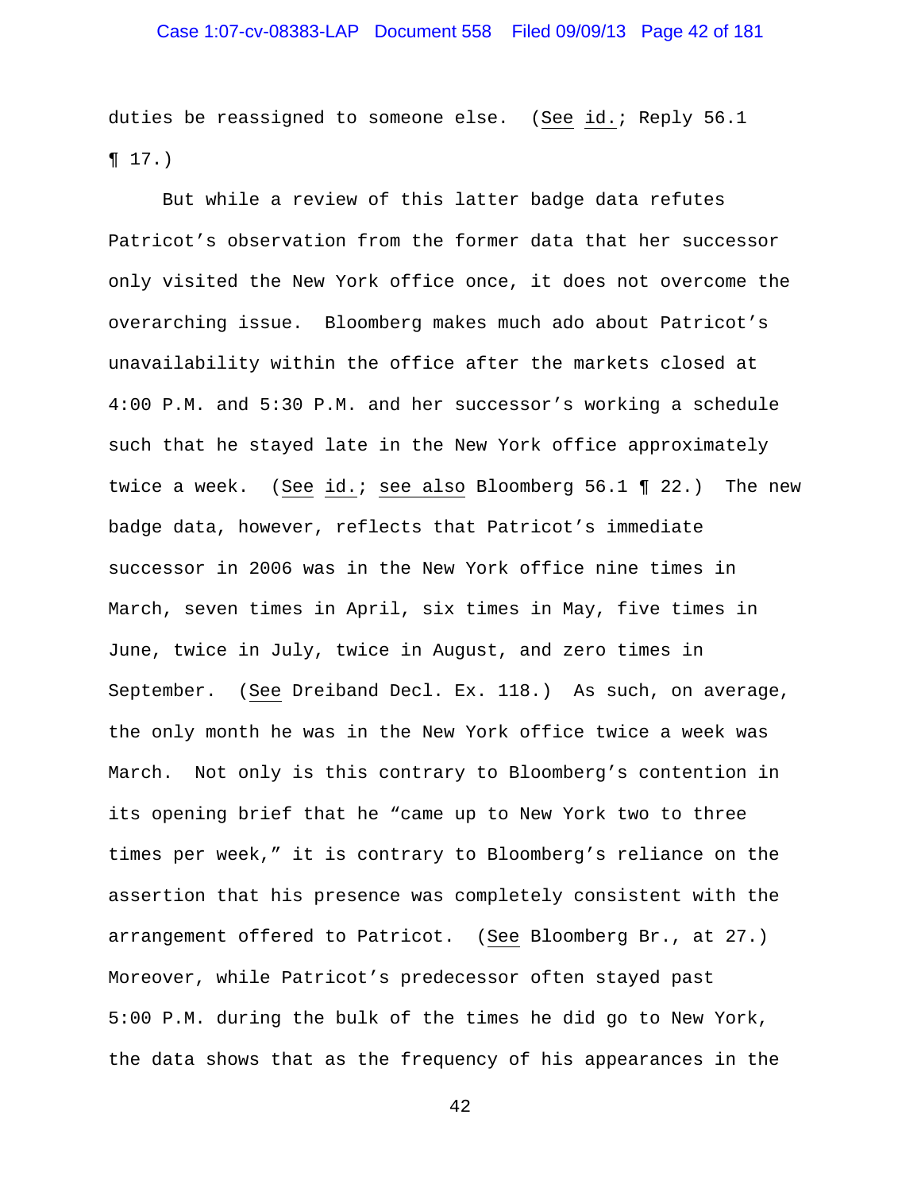duties be reassigned to someone else. (See id.; Reply 56.1 ¶ 17.)

But while a review of this latter badge data refutes Patricot's observation from the former data that her successor only visited the New York office once, it does not overcome the overarching issue. Bloomberg makes much ado about Patricot's unavailability within the office after the markets closed at 4:00 P.M. and 5:30 P.M. and her successor's working a schedule such that he stayed late in the New York office approximately twice a week. (See id.; see also Bloomberg 56.1 ¶ 22.) The new badge data, however, reflects that Patricot's immediate successor in 2006 was in the New York office nine times in March, seven times in April, six times in May, five times in June, twice in July, twice in August, and zero times in September. (See Dreiband Decl. Ex. 118.) As such, on average, the only month he was in the New York office twice a week was March. Not only is this contrary to Bloomberg's contention in its opening brief that he "came up to New York two to three times per week," it is contrary to Bloomberg's reliance on the assertion that his presence was completely consistent with the arrangement offered to Patricot. (See Bloomberg Br., at 27.) Moreover, while Patricot's predecessor often stayed past 5:00 P.M. during the bulk of the times he did go to New York, the data shows that as the frequency of his appearances in the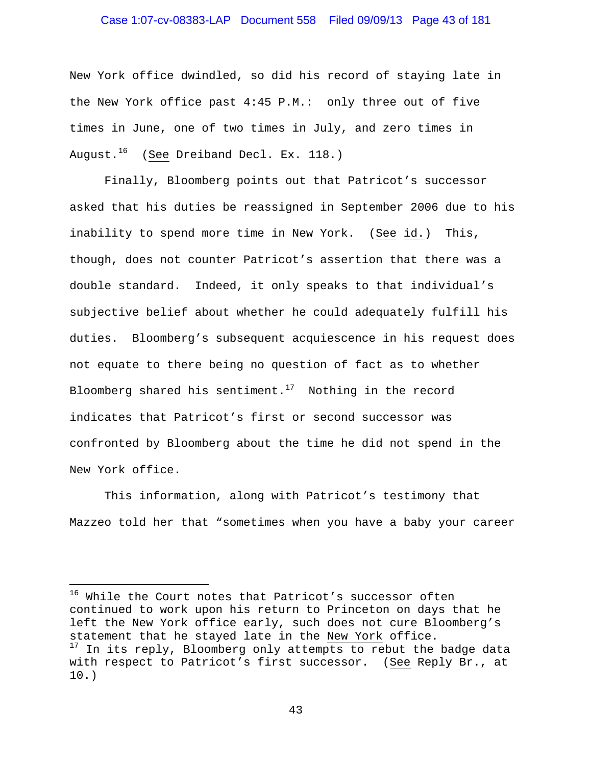New York office dwindled, so did his record of staying late in the New York office past 4:45 P.M.: only three out of five times in June, one of two times in July, and zero times in August.[16] (See Dreiband Decl. Ex. 118.)

Finally, Bloomberg points out that Patricot's successor asked that his duties be reassigned in September 2006 due to his inability to spend more time in New York. (See id.) This, though, does not counter Patricot's assertion that there was a double standard. Indeed, it only speaks to that individual's subjective belief about whether he could adequately fulfill his duties. Bloomberg's subsequent acquiescence in his request does not equate to there being no question of fact as to whether Bloomberg shared his sentiment.[17] Nothing in the record indicates that Patricot's first or second successor was confronted by Bloomberg about the time he did not spend in the New York office.

This information, along with Patricot's testimony that Mazzeo told her that "sometimes when you have a baby your career

---

[16] While the Court notes that Patricot's successor often continued to work upon his return to Princeton on days that he left the New York office early, such does not cure Bloomberg's statement that he stayed late in the New York office.

[17] In its reply, Bloomberg only attempts to rebut the badge data with respect to Patricot's first successor. (See Reply Br., at 10.)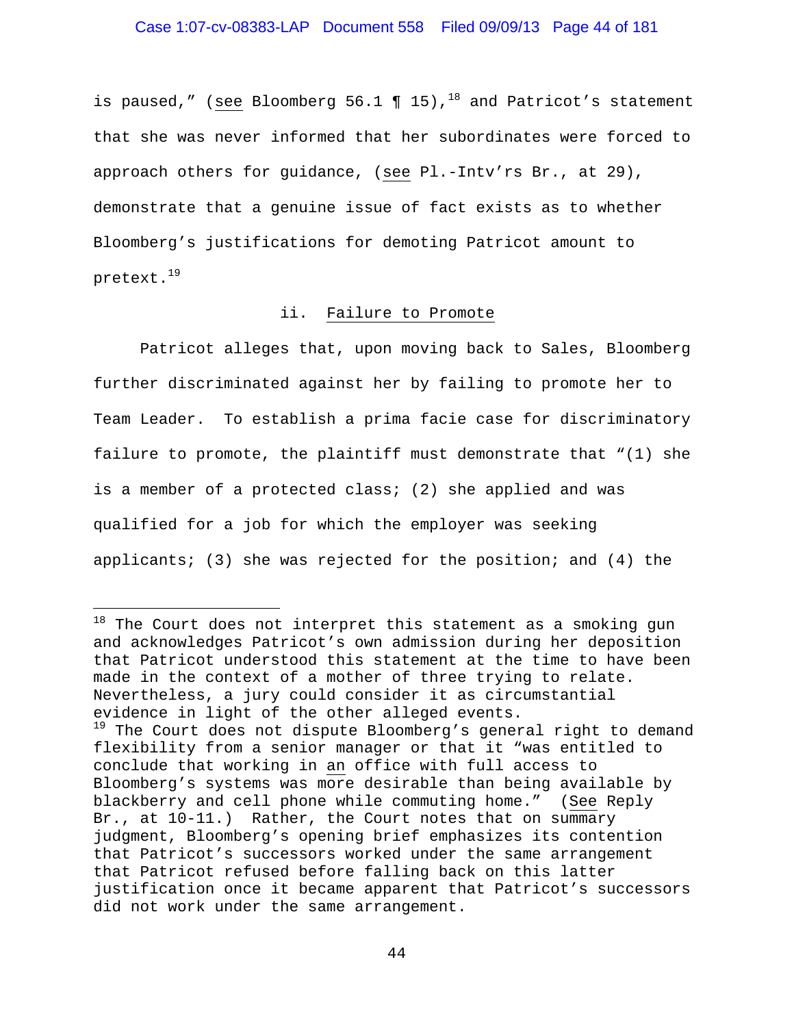is paused," (see Bloomberg 56.1 ¶ 15),[18] and Patricot's statement that she was never informed that her subordinates were forced to approach others for guidance, (see Pl.-Intv'rs Br., at 29), demonstrate that a genuine issue of fact exists as to whether Bloomberg's justifications for demoting Patricot amount to pretext.[19]

### ii. Failure to Promote

Patricot alleges that, upon moving back to Sales, Bloomberg further discriminated against her by failing to promote her to Team Leader. To establish a prima facie case for discriminatory failure to promote, the plaintiff must demonstrate that "(1) she is a member of a protected class; (2) she applied and was qualified for a job for which the employer was seeking applicants; (3) she was rejected for the position; and (4) the

---

[18] The Court does not interpret this statement as a smoking gun and acknowledges Patricot's own admission during her deposition that Patricot understood this statement at the time to have been made in the context of a mother of three trying to relate. Nevertheless, a jury could consider it as circumstantial evidence in light of the other alleged events.

[19] The Court does not dispute Bloomberg's general right to demand flexibility from a senior manager or that it "was entitled to conclude that working in an office with full access to Bloomberg's systems was more desirable than being available by blackberry and cell phone while commuting home." (See Reply Br., at 10-11.) Rather, the Court notes that on summary judgment, Bloomberg's opening brief emphasizes its contention that Patricot's successors worked under the same arrangement that Patricot refused before falling back on this latter justification once it became apparent that Patricot's successors did not work under the same arrangement.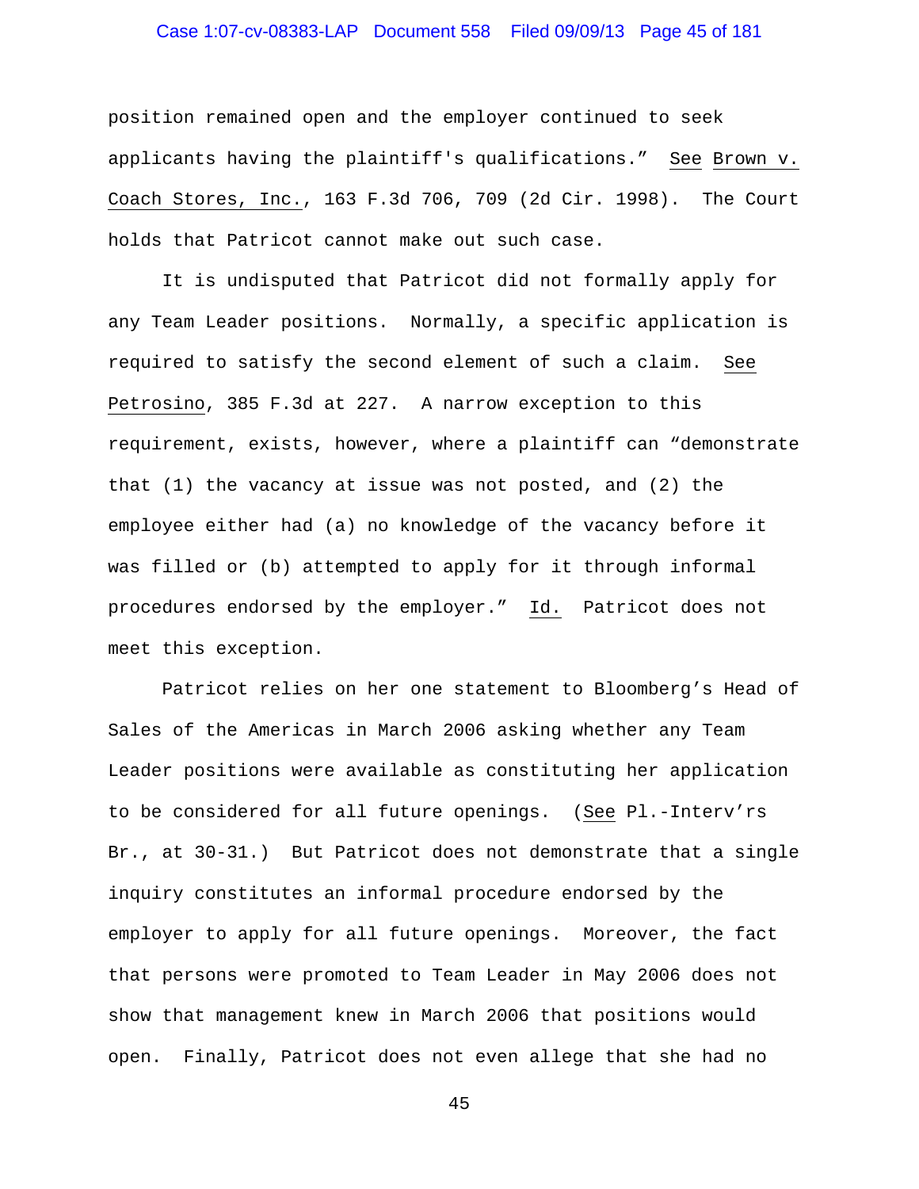position remained open and the employer continued to seek applicants having the plaintiff's qualifications." See Brown v. Coach Stores, Inc., 163 F.3d 706, 709 (2d Cir. 1998). The Court holds that Patricot cannot make out such case.

It is undisputed that Patricot did not formally apply for any Team Leader positions. Normally, a specific application is required to satisfy the second element of such a claim. See Petrosino, 385 F.3d at 227. A narrow exception to this requirement, exists, however, where a plaintiff can "demonstrate that (1) the vacancy at issue was not posted, and (2) the employee either had (a) no knowledge of the vacancy before it was filled or (b) attempted to apply for it through informal procedures endorsed by the employer." Id. Patricot does not meet this exception.

Patricot relies on her one statement to Bloomberg's Head of Sales of the Americas in March 2006 asking whether any Team Leader positions were available as constituting her application to be considered for all future openings. (See Pl.-Interv'rs Br., at 30-31.) But Patricot does not demonstrate that a single inquiry constitutes an informal procedure endorsed by the employer to apply for all future openings. Moreover, the fact that persons were promoted to Team Leader in May 2006 does not show that management knew in March 2006 that positions would open. Finally, Patricot does not even allege that she had no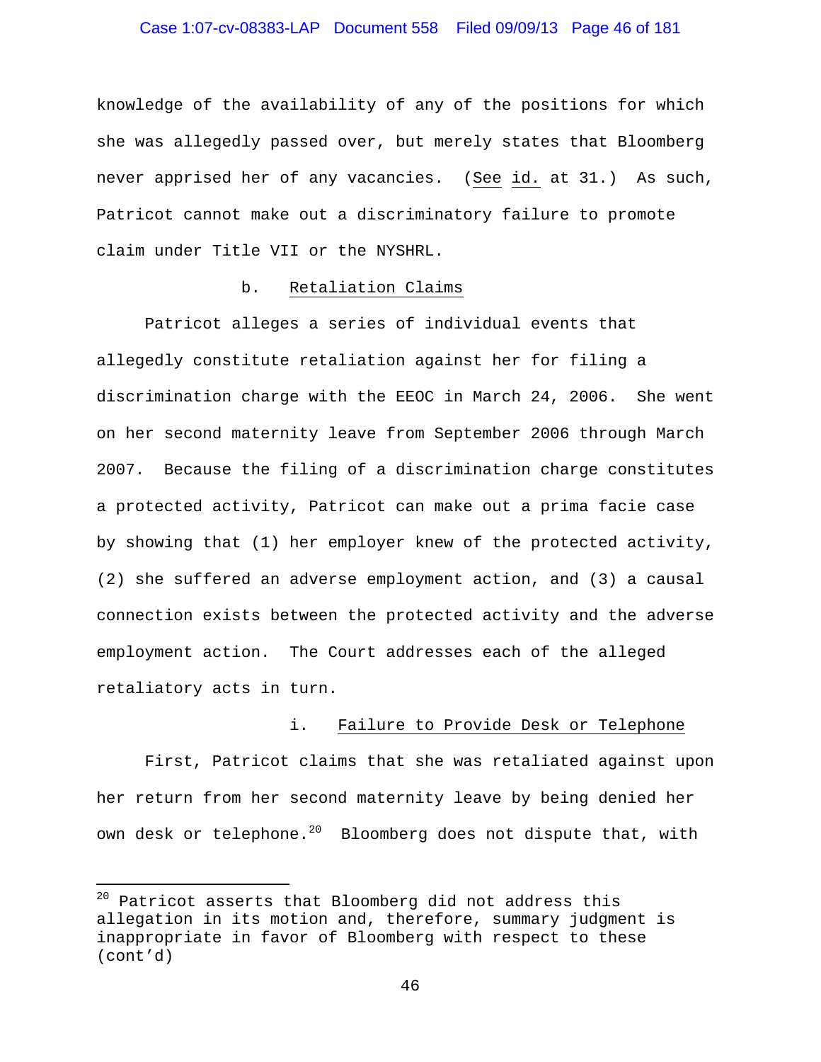knowledge of the availability of any of the positions for which she was allegedly passed over, but merely states that Bloomberg never apprised her of any vacancies. (See id. at 31.) As such, Patricot cannot make out a discriminatory failure to promote claim under Title VII or the NYSHRL.

b. Retaliation Claims

Patricot alleges a series of individual events that allegedly constitute retaliation against her for filing a discrimination charge with the EEOC in March 24, 2006. She went on her second maternity leave from September 2006 through March 2007. Because the filing of a discrimination charge constitutes a protected activity, Patricot can make out a prima facie case by showing that (1) her employer knew of the protected activity, (2) she suffered an adverse employment action, and (3) a causal connection exists between the protected activity and the adverse employment action. The Court addresses each of the alleged retaliatory acts in turn.

i. Failure to Provide Desk or Telephone

First, Patricot claims that she was retaliated against upon her return from her second maternity leave by being denied her own desk or telephone.[20] Bloomberg does not dispute that, with

---

[20] Patricot asserts that Bloomberg did not address this allegation in its motion and, therefore, summary judgment is inappropriate in favor of Bloomberg with respect to these (cont'd)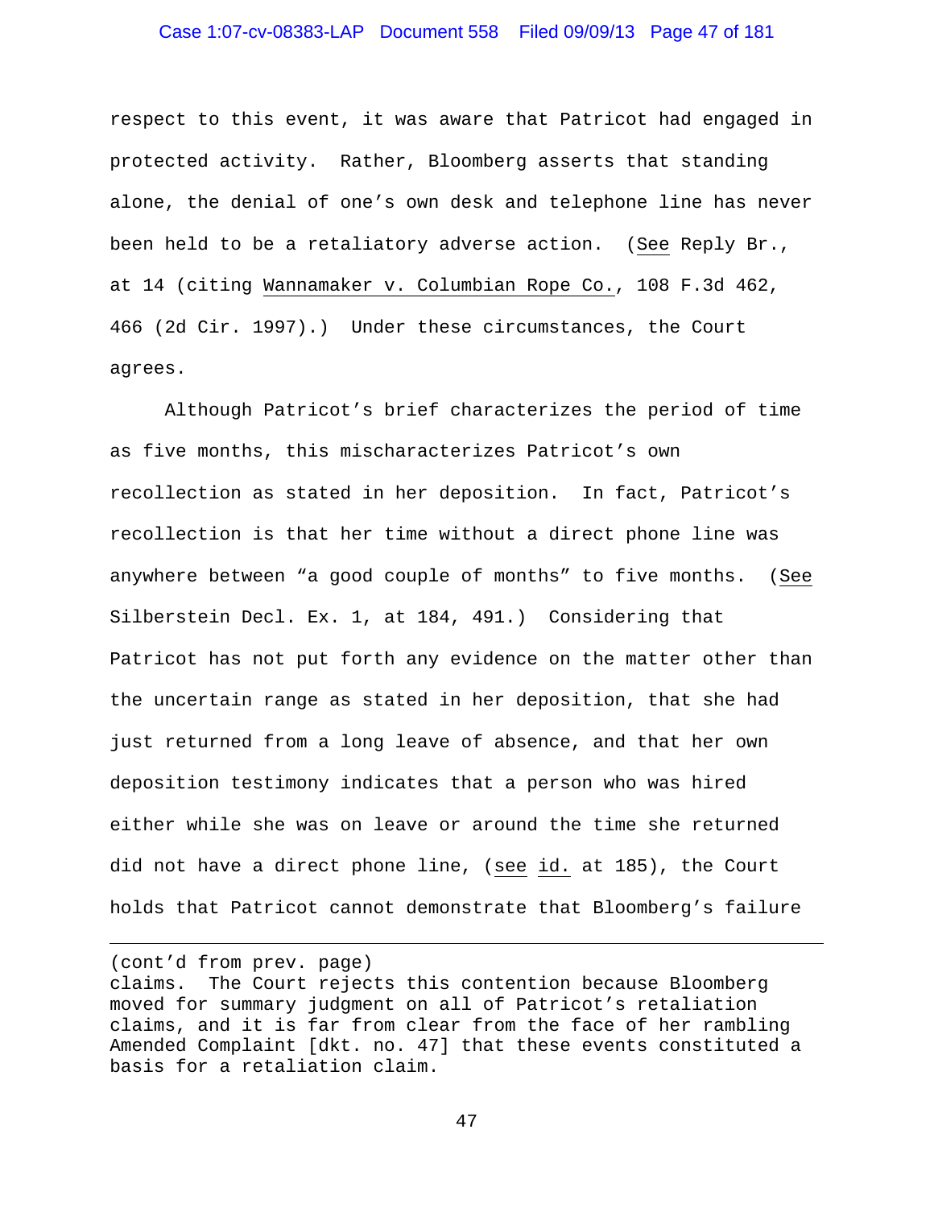respect to this event, it was aware that Patricot had engaged in protected activity. Rather, Bloomberg asserts that standing alone, the denial of one's own desk and telephone line has never been held to be a retaliatory adverse action. (See Reply Br., at 14 (citing Wannamaker v. Columbian Rope Co., 108 F.3d 462, 466 (2d Cir. 1997).) Under these circumstances, the Court agrees.

Although Patricot's brief characterizes the period of time as five months, this mischaracterizes Patricot's own recollection as stated in her deposition. In fact, Patricot's recollection is that her time without a direct phone line was anywhere between "a good couple of months" to five months. (See Silberstein Decl. Ex. 1, at 184, 491.) Considering that Patricot has not put forth any evidence on the matter other than the uncertain range as stated in her deposition, that she had just returned from a long leave of absence, and that her own deposition testimony indicates that a person who was hired either while she was on leave or around the time she returned did not have a direct phone line, (see id. at 185), the Court holds that Patricot cannot demonstrate that Bloomberg's failure

---

(cont'd from prev. page)
claims. The Court rejects this contention because Bloomberg moved for summary judgment on all of Patricot's retaliation claims, and it is far from clear from the face of her rambling Amended Complaint [dkt. no. 47] that these events constituted a basis for a retaliation claim.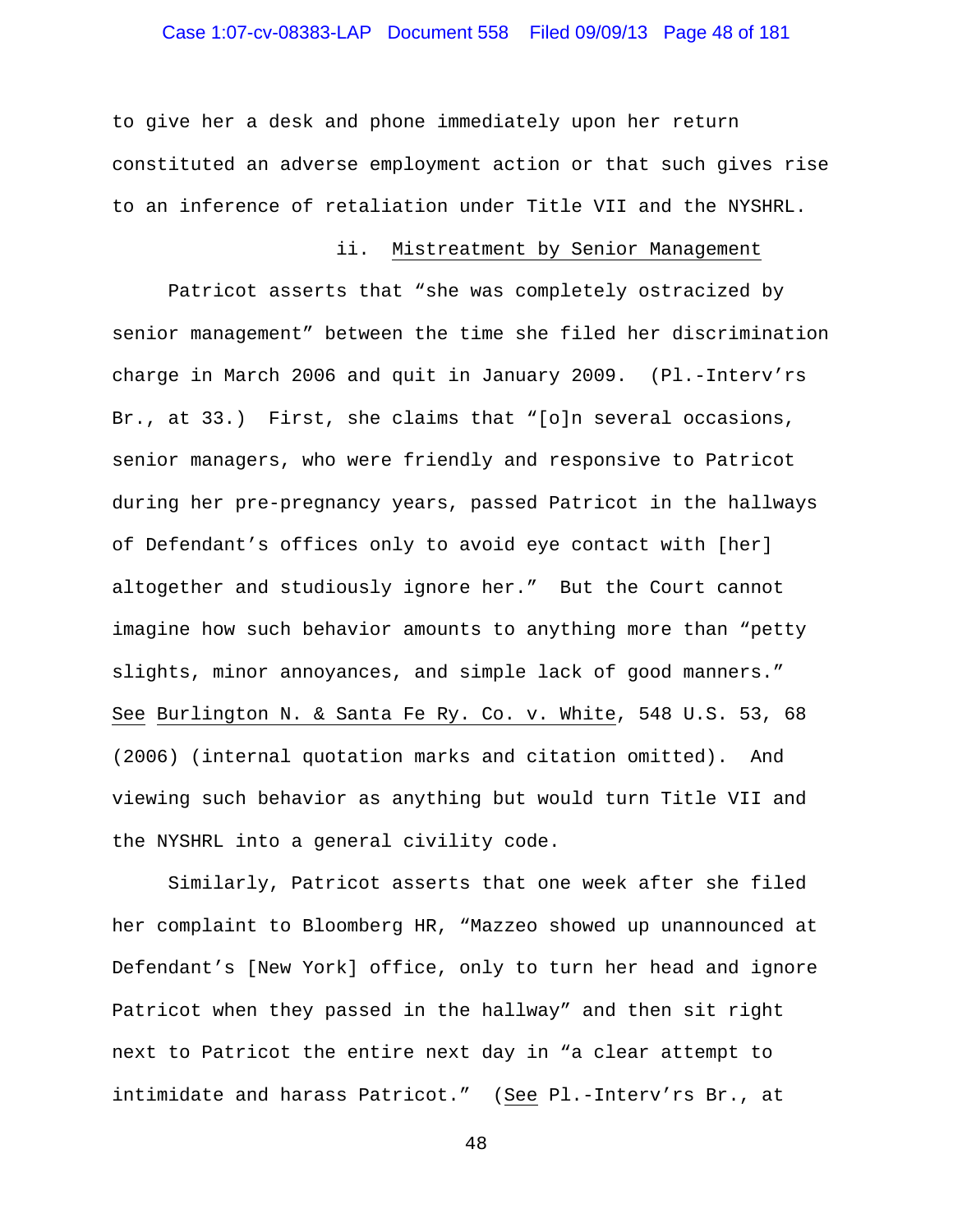to give her a desk and phone immediately upon her return constituted an adverse employment action or that such gives rise to an inference of retaliation under Title VII and the NYSHRL.

ii. Mistreatment by Senior Management

Patricot asserts that "she was completely ostracized by senior management" between the time she filed her discrimination charge in March 2006 and quit in January 2009. (Pl.-Interv'rs Br., at 33.) First, she claims that "[o]n several occasions, senior managers, who were friendly and responsive to Patricot during her pre-pregnancy years, passed Patricot in the hallways of Defendant's offices only to avoid eye contact with [her] altogether and studiously ignore her." But the Court cannot imagine how such behavior amounts to anything more than "petty slights, minor annoyances, and simple lack of good manners." See Burlington N. & Santa Fe Ry. Co. v. White, 548 U.S. 53, 68 (2006) (internal quotation marks and citation omitted). And viewing such behavior as anything but would turn Title VII and the NYSHRL into a general civility code.

Similarly, Patricot asserts that one week after she filed her complaint to Bloomberg HR, "Mazzeo showed up unannounced at Defendant's [New York] office, only to turn her head and ignore Patricot when they passed in the hallway" and then sit right next to Patricot the entire next day in "a clear attempt to intimidate and harass Patricot." (See Pl.-Interv'rs Br., at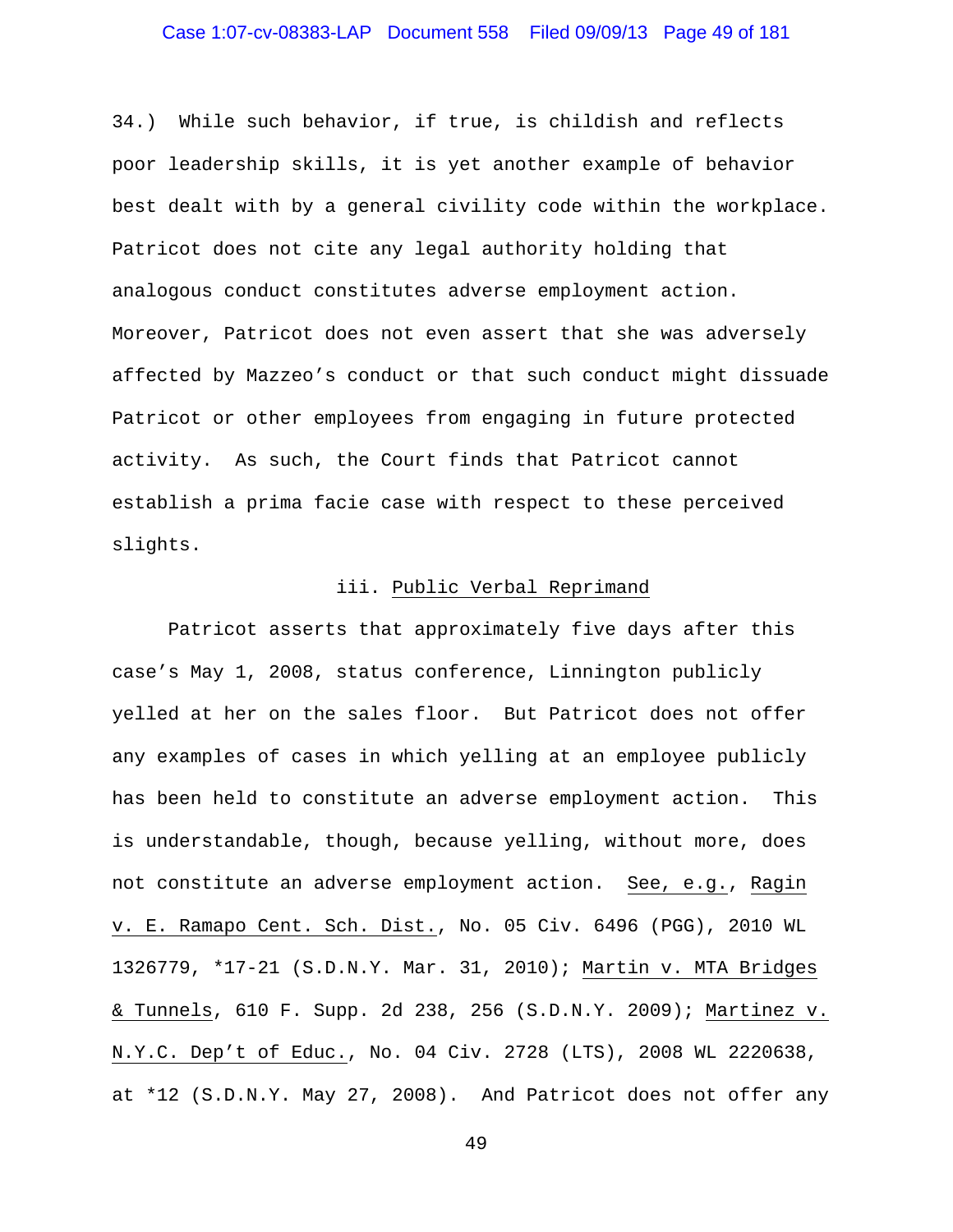34.) While such behavior, if true, is childish and reflects poor leadership skills, it is yet another example of behavior best dealt with by a general civility code within the workplace. Patricot does not cite any legal authority holding that analogous conduct constitutes adverse employment action. Moreover, Patricot does not even assert that she was adversely affected by Mazzeo's conduct or that such conduct might dissuade Patricot or other employees from engaging in future protected activity. As such, the Court finds that Patricot cannot establish a prima facie case with respect to these perceived slights.

### iii. Public Verbal Reprimand

Patricot asserts that approximately five days after this case's May 1, 2008, status conference, Linnington publicly yelled at her on the sales floor. But Patricot does not offer any examples of cases in which yelling at an employee publicly has been held to constitute an adverse employment action. This is understandable, though, because yelling, without more, does not constitute an adverse employment action. See, e.g., Ragin v. E. Ramapo Cent. Sch. Dist., No. 05 Civ. 6496 (PGG), 2010 WL 1326779, *17-21 (S.D.N.Y. Mar. 31, 2010); Martin v. MTA Bridges & Tunnels, 610 F. Supp. 2d 238, 256 (S.D.N.Y. 2009); Martinez v. N.Y.C. Dep't of Educ., No. 04 Civ. 2728 (LTS), 2008 WL 2220638, at *12 (S.D.N.Y. May 27, 2008). And Patricot does not offer any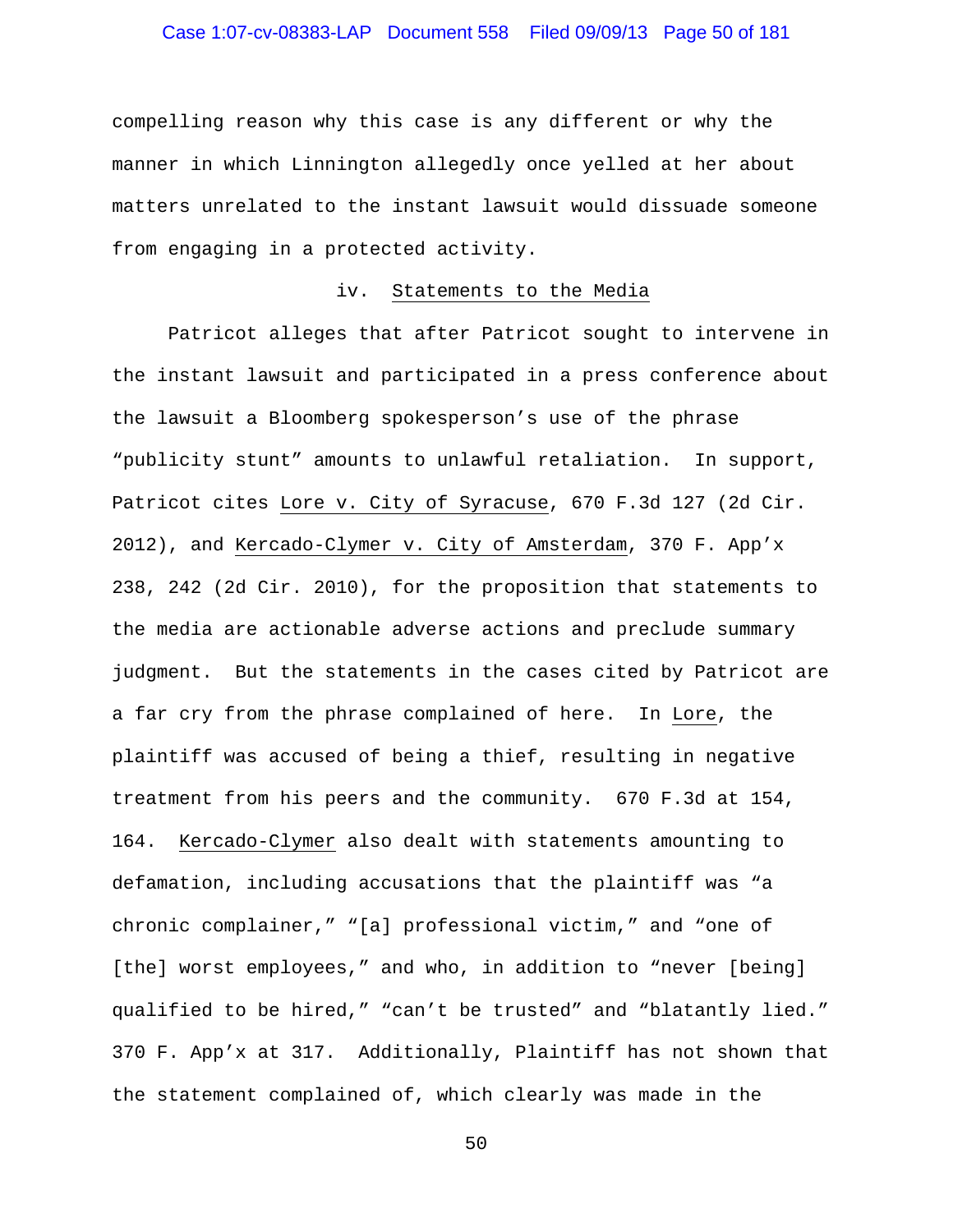compelling reason why this case is any different or why the manner in which Linnington allegedly once yelled at her about matters unrelated to the instant lawsuit would dissuade someone from engaging in a protected activity.

#### iv. Statements to the Media

Patricot alleges that after Patricot sought to intervene in the instant lawsuit and participated in a press conference about the lawsuit a Bloomberg spokesperson's use of the phrase "publicity stunt" amounts to unlawful retaliation. In support, Patricot cites Lore v. City of Syracuse, 670 F.3d 127 (2d Cir. 2012), and Kercado-Clymer v. City of Amsterdam, 370 F. App'x 238, 242 (2d Cir. 2010), for the proposition that statements to the media are actionable adverse actions and preclude summary judgment. But the statements in the cases cited by Patricot are a far cry from the phrase complained of here. In Lore, the plaintiff was accused of being a thief, resulting in negative treatment from his peers and the community. 670 F.3d at 154, 164. Kercado-Clymer also dealt with statements amounting to defamation, including accusations that the plaintiff was "a chronic complainer," "[a] professional victim," and "one of [the] worst employees," and who, in addition to "never [being] qualified to be hired," "can't be trusted" and "blatantly lied." 370 F. App'x at 317. Additionally, Plaintiff has not shown that the statement complained of, which clearly was made in the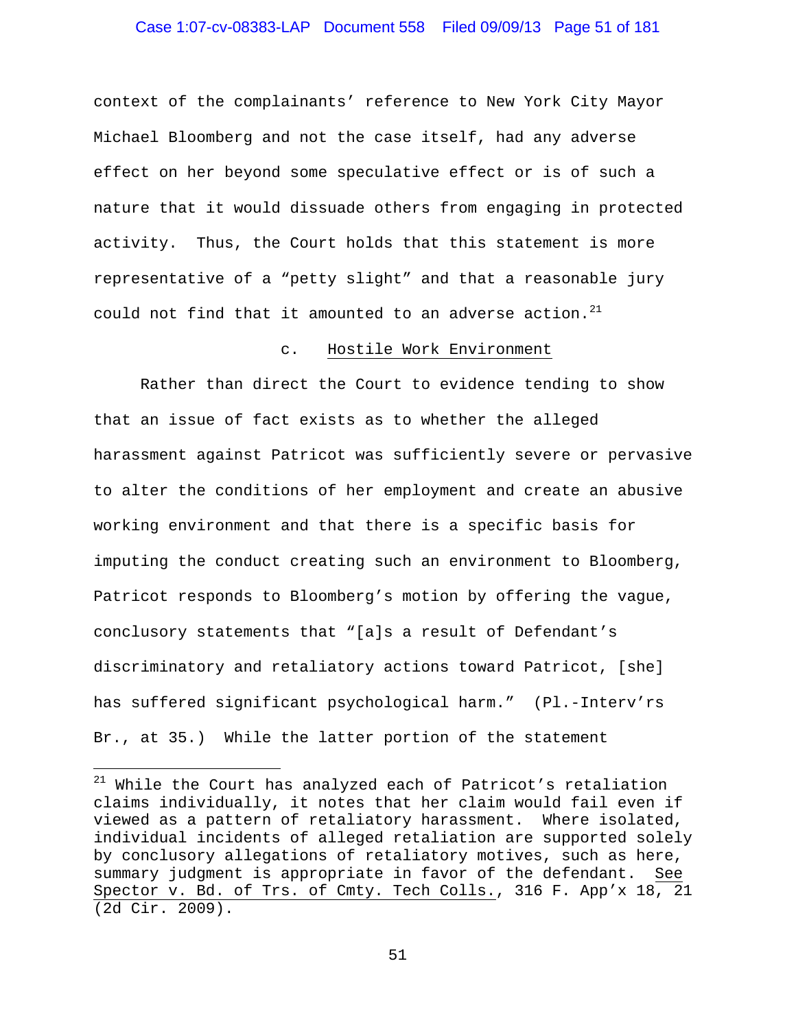context of the complainants' reference to New York City Mayor Michael Bloomberg and not the case itself, had any adverse effect on her beyond some speculative effect or is of such a nature that it would dissuade others from engaging in protected activity. Thus, the Court holds that this statement is more representative of a "petty slight" and that a reasonable jury could not find that it amounted to an adverse action.[21]

c. Hostile Work Environment

Rather than direct the Court to evidence tending to show that an issue of fact exists as to whether the alleged harassment against Patricot was sufficiently severe or pervasive to alter the conditions of her employment and create an abusive working environment and that there is a specific basis for imputing the conduct creating such an environment to Bloomberg, Patricot responds to Bloomberg's motion by offering the vague, conclusory statements that "[a]s a result of Defendant's discriminatory and retaliatory actions toward Patricot, [she] has suffered significant psychological harm." (Pl.-Interv'rs Br., at 35.) While the latter portion of the statement

---

[21] While the Court has analyzed each of Patricot's retaliation claims individually, it notes that her claim would fail even if viewed as a pattern of retaliatory harassment. Where isolated, individual incidents of alleged retaliation are supported solely by conclusory allegations of retaliatory motives, such as here, summary judgment is appropriate in favor of the defendant. See Spector v. Bd. of Trs. of Cmty. Tech Colls., 316 F. App'x 18, 21 (2d Cir. 2009).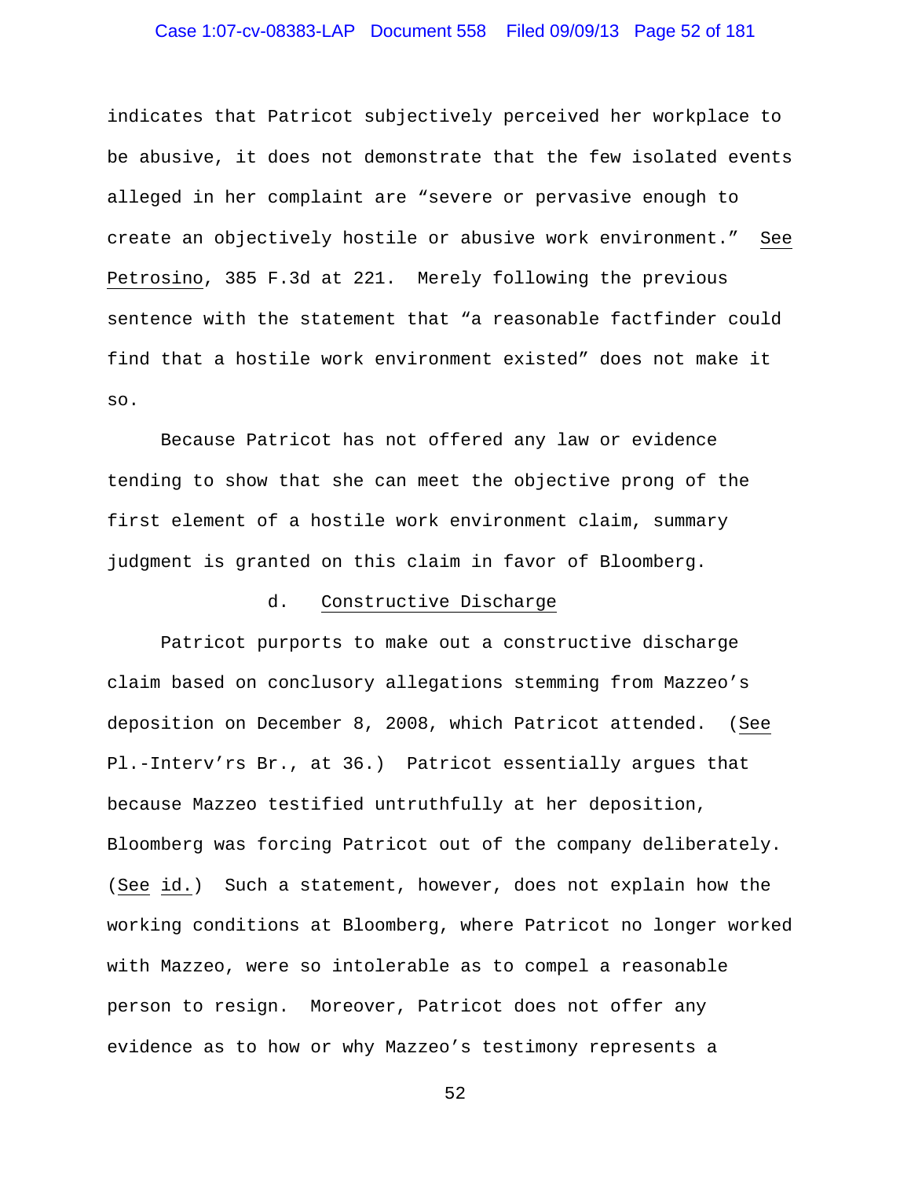indicates that Patricot subjectively perceived her workplace to be abusive, it does not demonstrate that the few isolated events alleged in her complaint are "severe or pervasive enough to create an objectively hostile or abusive work environment." See Petrosino, 385 F.3d at 221. Merely following the previous sentence with the statement that "a reasonable factfinder could find that a hostile work environment existed" does not make it so.

Because Patricot has not offered any law or evidence tending to show that she can meet the objective prong of the first element of a hostile work environment claim, summary judgment is granted on this claim in favor of Bloomberg.

d. Constructive Discharge

Patricot purports to make out a constructive discharge claim based on conclusory allegations stemming from Mazzeo's deposition on December 8, 2008, which Patricot attended. (See Pl.-Interv'rs Br., at 36.) Patricot essentially argues that because Mazzeo testified untruthfully at her deposition, Bloomberg was forcing Patricot out of the company deliberately. (See id.) Such a statement, however, does not explain how the working conditions at Bloomberg, where Patricot no longer worked with Mazzeo, were so intolerable as to compel a reasonable person to resign. Moreover, Patricot does not offer any evidence as to how or why Mazzeo's testimony represents a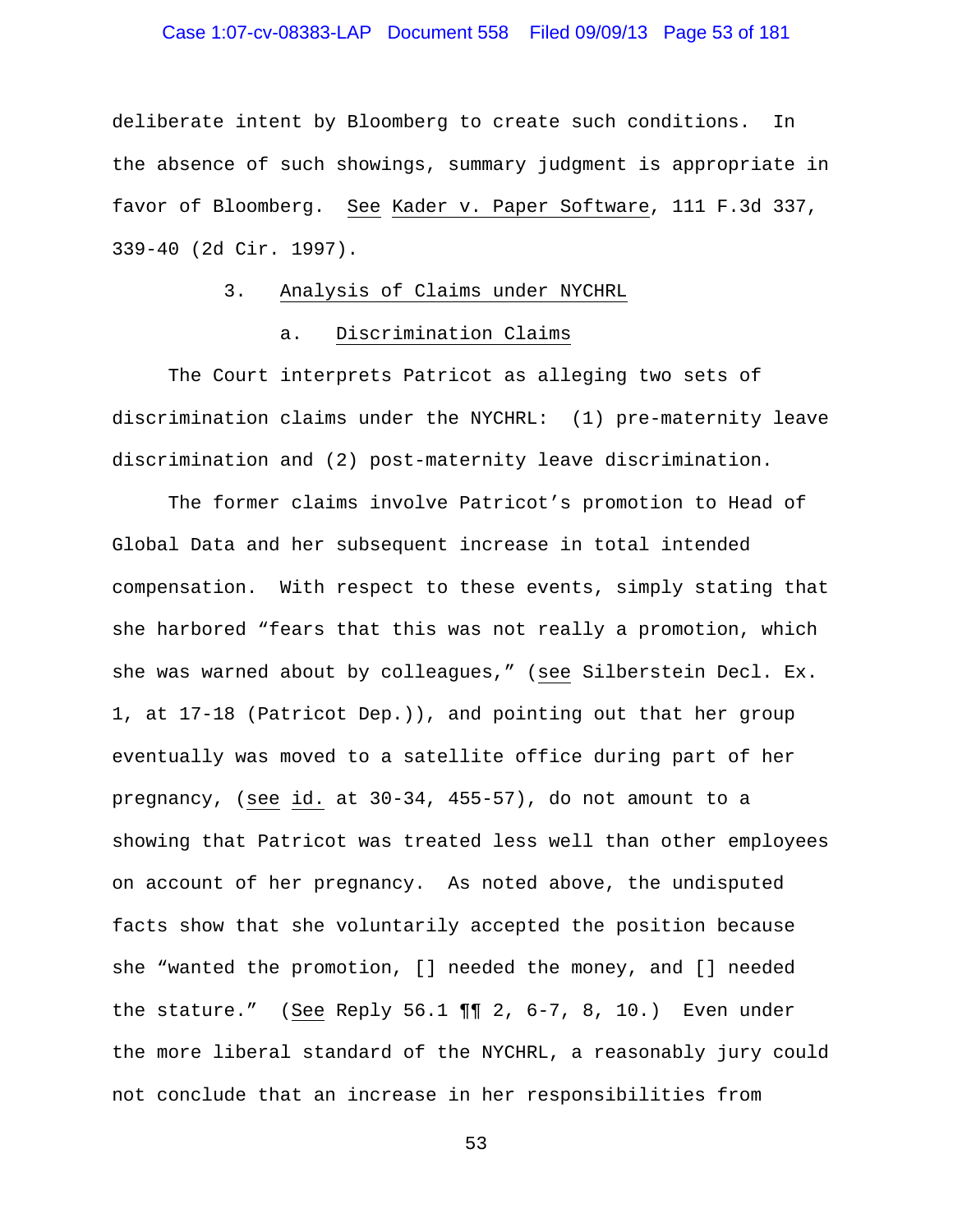deliberate intent by Bloomberg to create such conditions. In the absence of such showings, summary judgment is appropriate in favor of Bloomberg. See Kader v. Paper Software, 111 F.3d 337, 339-40 (2d Cir. 1997).

### 3. Analysis of Claims under NYCHRL

#### a. Discrimination Claims

The Court interprets Patricot as alleging two sets of discrimination claims under the NYCHRL: (1) pre-maternity leave discrimination and (2) post-maternity leave discrimination.

The former claims involve Patricot's promotion to Head of Global Data and her subsequent increase in total intended compensation. With respect to these events, simply stating that she harbored "fears that this was not really a promotion, which she was warned about by colleagues," (see Silberstein Decl. Ex. 1, at 17-18 (Patricot Dep.)), and pointing out that her group eventually was moved to a satellite office during part of her pregnancy, (see id. at 30-34, 455-57), do not amount to a showing that Patricot was treated less well than other employees on account of her pregnancy. As noted above, the undisputed facts show that she voluntarily accepted the position because she "wanted the promotion, [] needed the money, and [] needed the stature." (See Reply 56.1 ¶¶ 2, 6-7, 8, 10.) Even under the more liberal standard of the NYCHRL, a reasonably jury could not conclude that an increase in her responsibilities from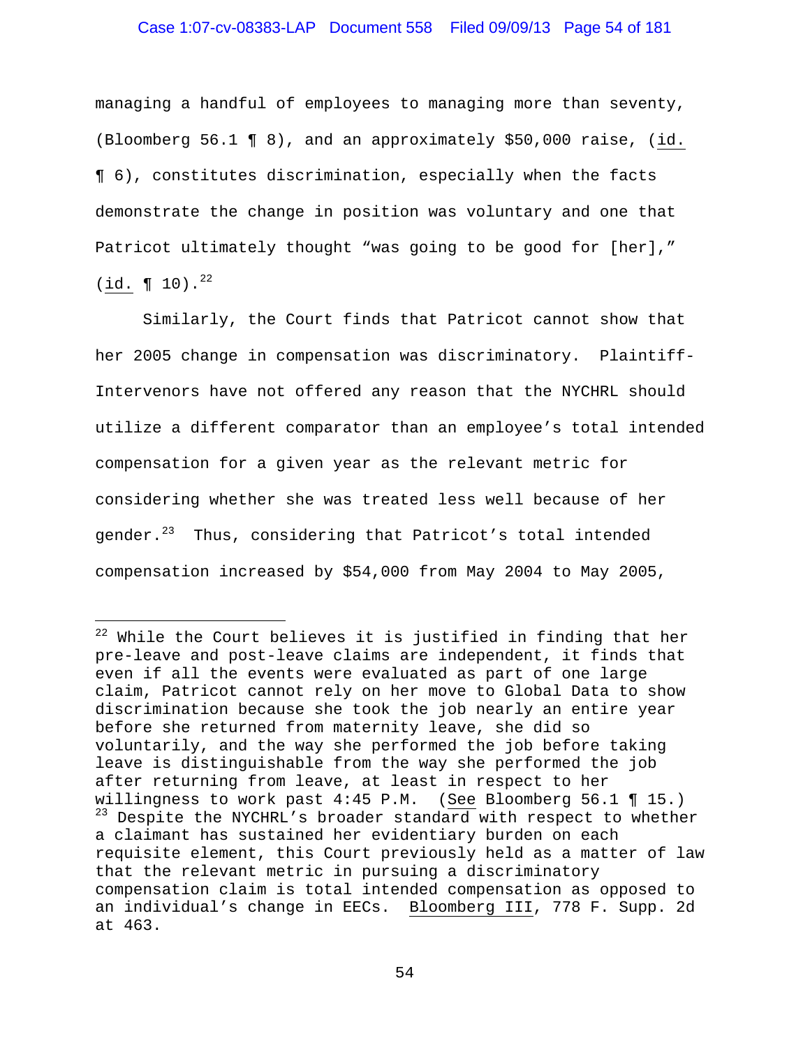managing a handful of employees to managing more than seventy, (Bloomberg 56.1 ¶ 8), and an approximately $50,000 raise, (id. ¶ 6), constitutes discrimination, especially when the facts demonstrate the change in position was voluntary and one that Patricot ultimately thought "was going to be good for [her]," (id. ¶ 10).[22]

Similarly, the Court finds that Patricot cannot show that her 2005 change in compensation was discriminatory. Plaintiff-Intervenors have not offered any reason that the NYCHRL should utilize a different comparator than an employee's total intended compensation for a given year as the relevant metric for considering whether she was treated less well because of her gender.[23] Thus, considering that Patricot's total intended compensation increased by $54,000 from May 2004 to May 2005,

---

[22] While the Court believes it is justified in finding that her pre-leave and post-leave claims are independent, it finds that even if all the events were evaluated as part of one large claim, Patricot cannot rely on her move to Global Data to show discrimination because she took the job nearly an entire year before she returned from maternity leave, she did so voluntarily, and the way she performed the job before taking leave is distinguishable from the way she performed the job after returning from leave, at least in respect to her willingness to work past 4:45 P.M. (See Bloomberg 56.1 ¶ 15.)

[23] Despite the NYCHRL's broader standard with respect to whether a claimant has sustained her evidentiary burden on each requisite element, this Court previously held as a matter of law that the relevant metric in pursuing a discriminatory compensation claim is total intended compensation as opposed to an individual's change in EECs. Bloomberg III, 778 F. Supp. 2d at 463.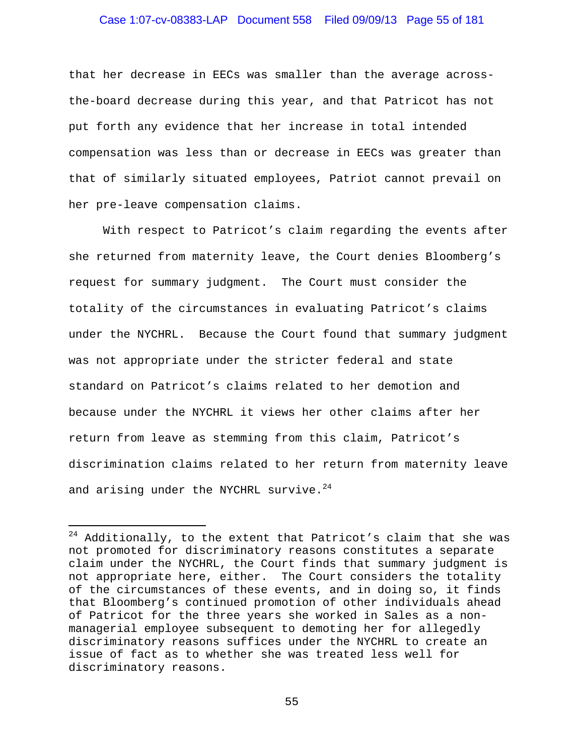that her decrease in EECs was smaller than the average across-the-board decrease during this year, and that Patricot has not put forth any evidence that her increase in total intended compensation was less than or decrease in EECs was greater than that of similarly situated employees, Patriot cannot prevail on her pre-leave compensation claims.

With respect to Patricot's claim regarding the events after she returned from maternity leave, the Court denies Bloomberg's request for summary judgment. The Court must consider the totality of the circumstances in evaluating Patricot's claims under the NYCHRL. Because the Court found that summary judgment was not appropriate under the stricter federal and state standard on Patricot's claims related to her demotion and because under the NYCHRL it views her other claims after her return from leave as stemming from this claim, Patricot's discrimination claims related to her return from maternity leave and arising under the NYCHRL survive.[24]

---

[24] Additionally, to the extent that Patricot's claim that she was not promoted for discriminatory reasons constitutes a separate claim under the NYCHRL, the Court finds that summary judgment is not appropriate here, either. The Court considers the totality of the circumstances of these events, and in doing so, it finds that Bloomberg's continued promotion of other individuals ahead of Patricot for the three years she worked in Sales as a non-managerial employee subsequent to demoting her for allegedly discriminatory reasons suffices under the NYCHRL to create an issue of fact as to whether she was treated less well for discriminatory reasons.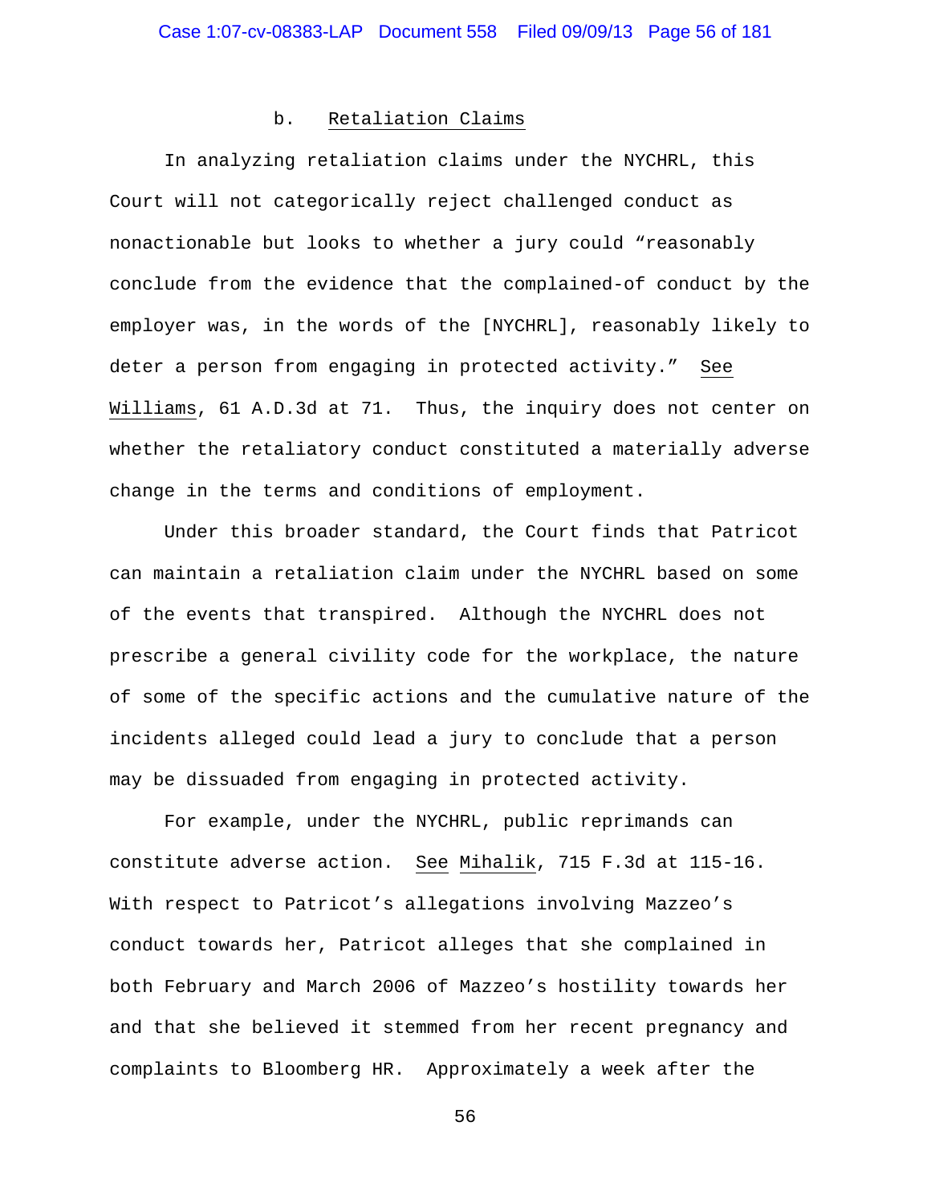#### b. Retaliation Claims

In analyzing retaliation claims under the NYCHRL, this Court will not categorically reject challenged conduct as nonactionable but looks to whether a jury could "reasonably conclude from the evidence that the complained-of conduct by the employer was, in the words of the [NYCHRL], reasonably likely to deter a person from engaging in protected activity." See Williams, 61 A.D.3d at 71. Thus, the inquiry does not center on whether the retaliatory conduct constituted a materially adverse change in the terms and conditions of employment.

Under this broader standard, the Court finds that Patricot can maintain a retaliation claim under the NYCHRL based on some of the events that transpired. Although the NYCHRL does not prescribe a general civility code for the workplace, the nature of some of the specific actions and the cumulative nature of the incidents alleged could lead a jury to conclude that a person may be dissuaded from engaging in protected activity.

For example, under the NYCHRL, public reprimands can constitute adverse action. See Mihalik, 715 F.3d at 115-16. With respect to Patricot's allegations involving Mazzeo's conduct towards her, Patricot alleges that she complained in both February and March 2006 of Mazzeo's hostility towards her and that she believed it stemmed from her recent pregnancy and complaints to Bloomberg HR. Approximately a week after the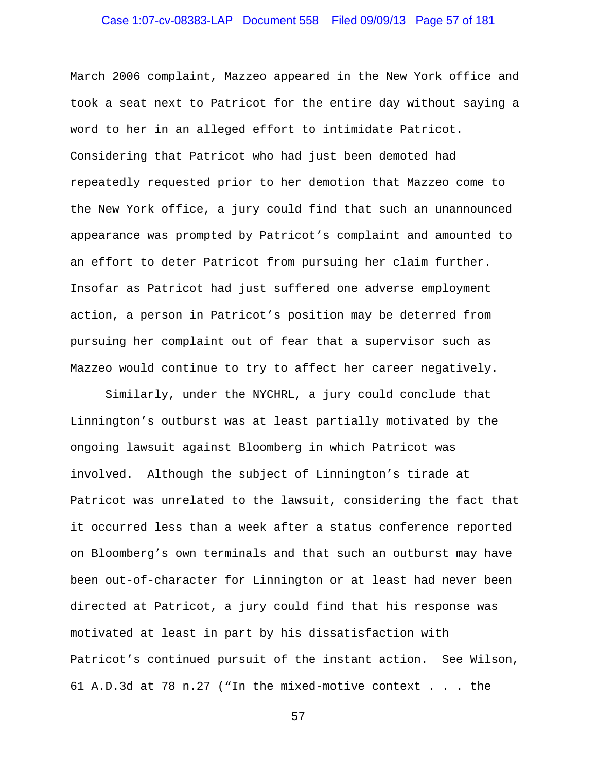March 2006 complaint, Mazzeo appeared in the New York office and took a seat next to Patricot for the entire day without saying a word to her in an alleged effort to intimidate Patricot. Considering that Patricot who had just been demoted had repeatedly requested prior to her demotion that Mazzeo come to the New York office, a jury could find that such an unannounced appearance was prompted by Patricot's complaint and amounted to an effort to deter Patricot from pursuing her claim further. Insofar as Patricot had just suffered one adverse employment action, a person in Patricot's position may be deterred from pursuing her complaint out of fear that a supervisor such as Mazzeo would continue to try to affect her career negatively.

Similarly, under the NYCHRL, a jury could conclude that Linnington's outburst was at least partially motivated by the ongoing lawsuit against Bloomberg in which Patricot was involved. Although the subject of Linnington's tirade at Patricot was unrelated to the lawsuit, considering the fact that it occurred less than a week after a status conference reported on Bloomberg's own terminals and that such an outburst may have been out-of-character for Linnington or at least had never been directed at Patricot, a jury could find that his response was motivated at least in part by his dissatisfaction with Patricot's continued pursuit of the instant action. See Wilson, 61 A.D.3d at 78 n.27 ("In the mixed-motive context . . . the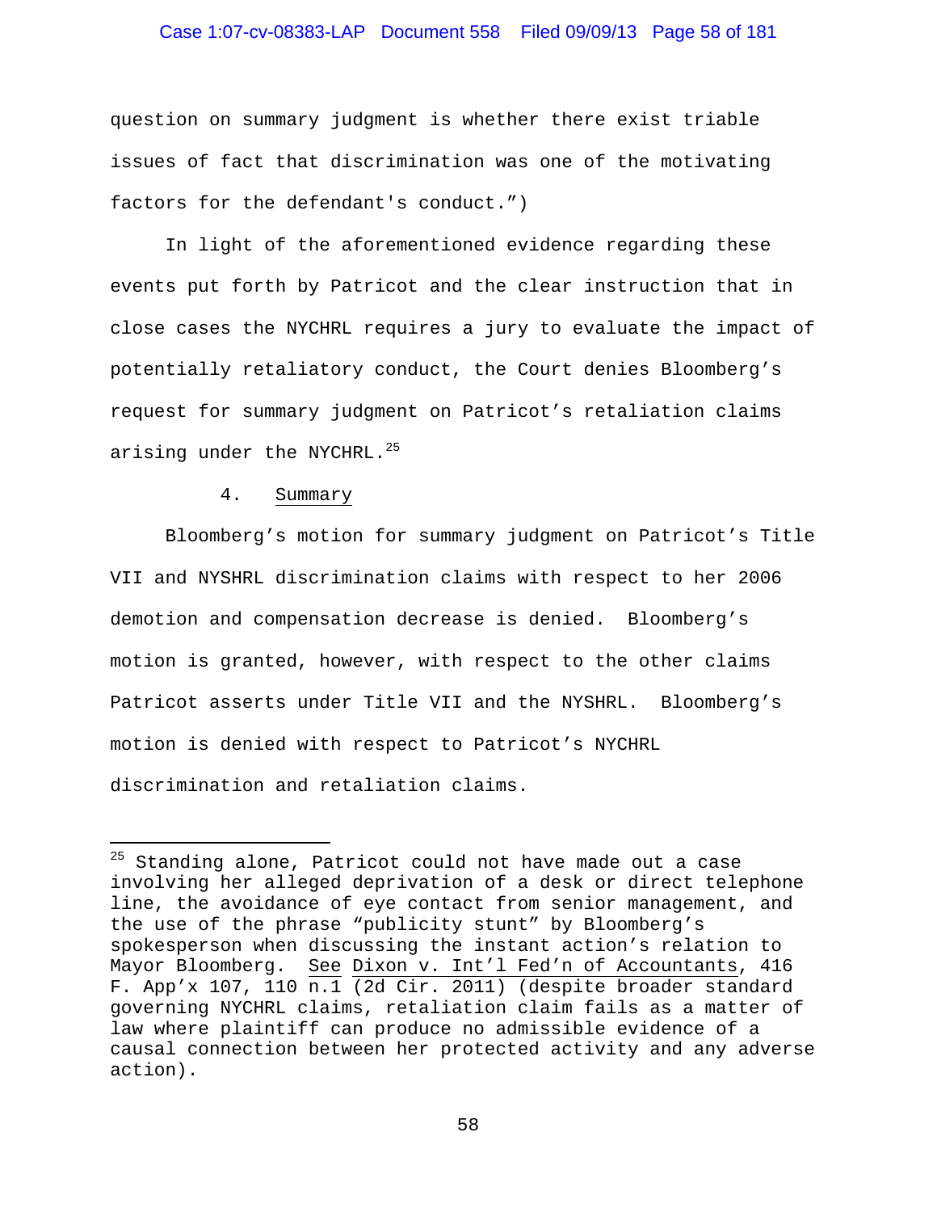question on summary judgment is whether there exist triable issues of fact that discrimination was one of the motivating factors for the defendant's conduct.")

In light of the aforementioned evidence regarding these events put forth by Patricot and the clear instruction that in close cases the NYCHRL requires a jury to evaluate the impact of potentially retaliatory conduct, the Court denies Bloomberg's request for summary judgment on Patricot's retaliation claims arising under the NYCHRL.[25]

4. Summary

Bloomberg's motion for summary judgment on Patricot's Title VII and NYSHRL discrimination claims with respect to her 2006 demotion and compensation decrease is denied. Bloomberg's motion is granted, however, with respect to the other claims Patricot asserts under Title VII and the NYSHRL. Bloomberg's motion is denied with respect to Patricot's NYCHRL discrimination and retaliation claims.

---

[25] Standing alone, Patricot could not have made out a case involving her alleged deprivation of a desk or direct telephone line, the avoidance of eye contact from senior management, and the use of the phrase "publicity stunt" by Bloomberg's spokesperson when discussing the instant action's relation to Mayor Bloomberg. See Dixon v. Int'l Fed'n of Accountants, 416 F. App'x 107, 110 n.1 (2d Cir. 2011) (despite broader standard governing NYCHRL claims, retaliation claim fails as a matter of law where plaintiff can produce no admissible evidence of a causal connection between her protected activity and any adverse action).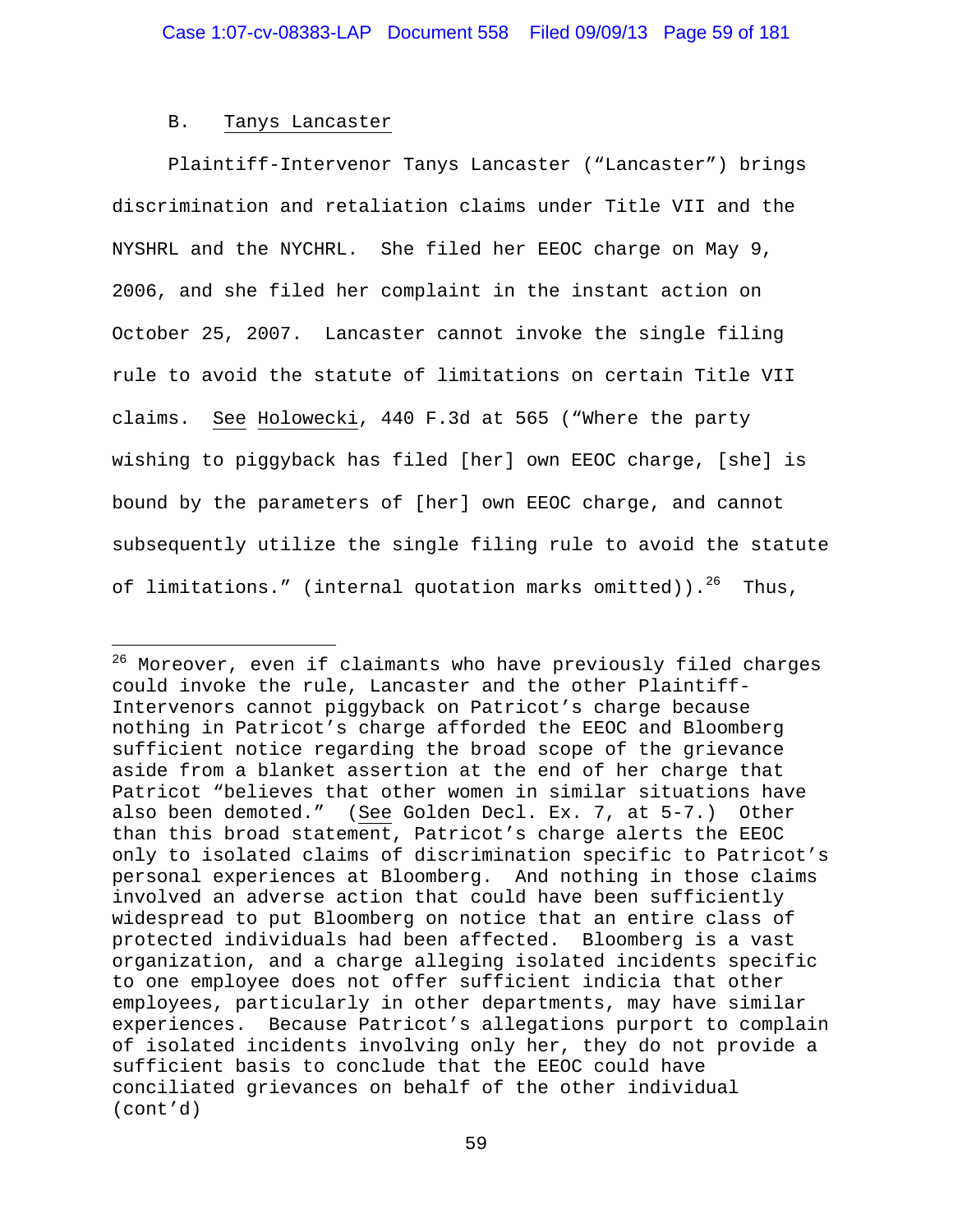B. Tanys Lancaster

Plaintiff-Intervenor Tanys Lancaster ("Lancaster") brings discrimination and retaliation claims under Title VII and the NYSHRL and the NYCHRL. She filed her EEOC charge on May 9, 2006, and she filed her complaint in the instant action on October 25, 2007. Lancaster cannot invoke the single filing rule to avoid the statute of limitations on certain Title VII claims. See Holowecki, 440 F.3d at 565 ("Where the party wishing to piggyback has filed [her] own EEOC charge, [she] is bound by the parameters of [her] own EEOC charge, and cannot subsequently utilize the single filing rule to avoid the statute of limitations." (internal quotation marks omitted)).[26] Thus,

---

[26] Moreover, even if claimants who have previously filed charges could invoke the rule, Lancaster and the other Plaintiff-Intervenors cannot piggyback on Patricot's charge because nothing in Patricot's charge afforded the EEOC and Bloomberg sufficient notice regarding the broad scope of the grievance aside from a blanket assertion at the end of her charge that Patricot "believes that other women in similar situations have also been demoted." (See Golden Decl. Ex. 7, at 5-7.) Other than this broad statement, Patricot's charge alerts the EEOC only to isolated claims of discrimination specific to Patricot's personal experiences at Bloomberg. And nothing in those claims involved an adverse action that could have been sufficiently widespread to put Bloomberg on notice that an entire class of protected individuals had been affected. Bloomberg is a vast organization, and a charge alleging isolated incidents specific to one employee does not offer sufficient indicia that other employees, particularly in other departments, may have similar experiences. Because Patricot's allegations purport to complain of isolated incidents involving only her, they do not provide a sufficient basis to conclude that the EEOC could have conciliated grievances on behalf of the other individual (cont'd)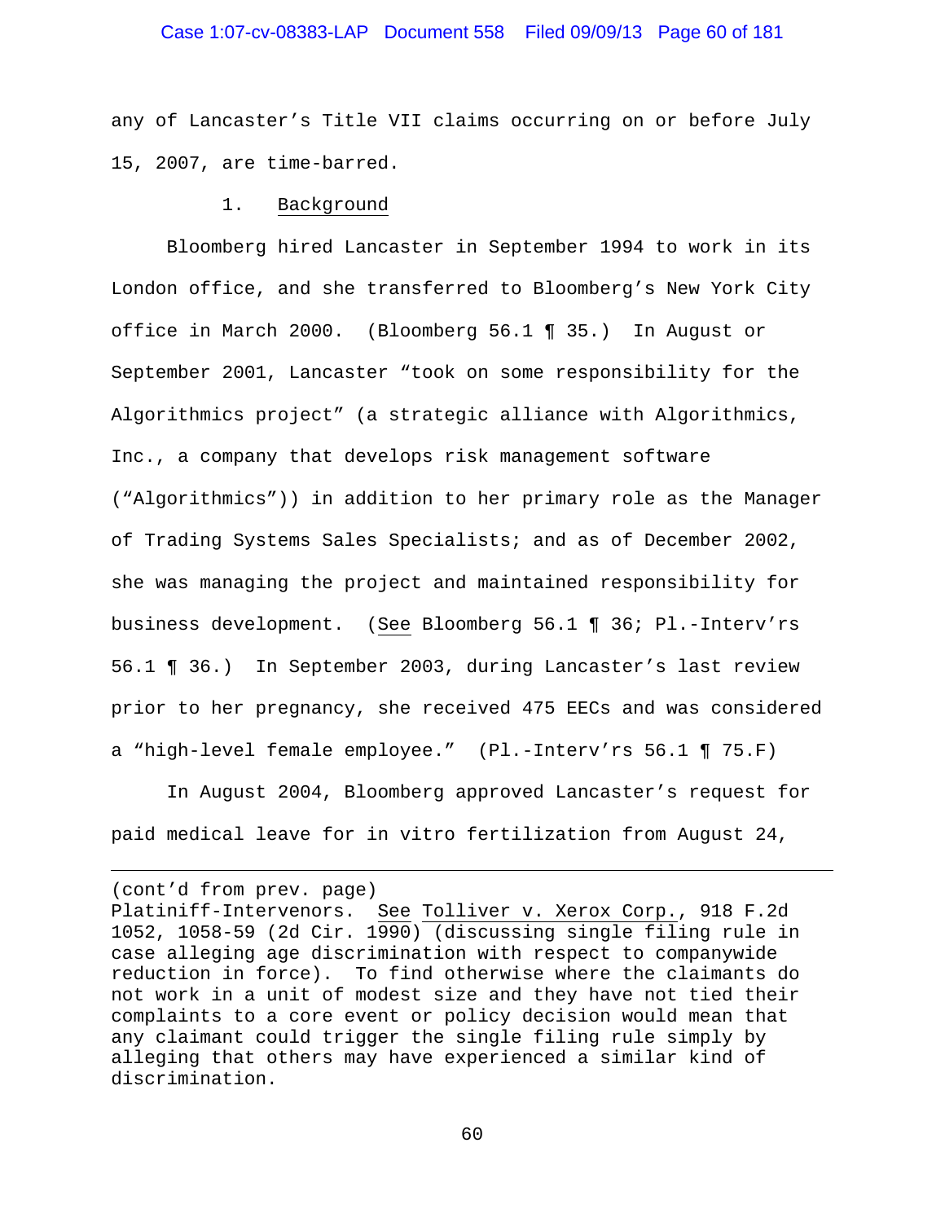any of Lancaster's Title VII claims occurring on or before July 15, 2007, are time-barred.

1. Background

Bloomberg hired Lancaster in September 1994 to work in its London office, and she transferred to Bloomberg's New York City office in March 2000. (Bloomberg 56.1 ¶ 35.) In August or September 2001, Lancaster "took on some responsibility for the Algorithmics project" (a strategic alliance with Algorithmics, Inc., a company that develops risk management software ("Algorithmics")) in addition to her primary role as the Manager of Trading Systems Sales Specialists; and as of December 2002, she was managing the project and maintained responsibility for business development. (See Bloomberg 56.1 ¶ 36; Pl.-Interv'rs 56.1 ¶ 36.) In September 2003, during Lancaster's last review prior to her pregnancy, she received 475 EECs and was considered a "high-level female employee." (Pl.-Interv'rs 56.1 ¶ 75.F)

In August 2004, Bloomberg approved Lancaster's request for paid medical leave for in vitro fertilization from August 24,

---

(cont'd from prev. page)
Platiniff-Intervenors. See Tolliver v. Xerox Corp., 918 F.2d 1052, 1058-59 (2d Cir. 1990) (discussing single filing rule in case alleging age discrimination with respect to companywide reduction in force). To find otherwise where the claimants do not work in a unit of modest size and they have not tied their complaints to a core event or policy decision would mean that any claimant could trigger the single filing rule simply by alleging that others may have experienced a similar kind of discrimination.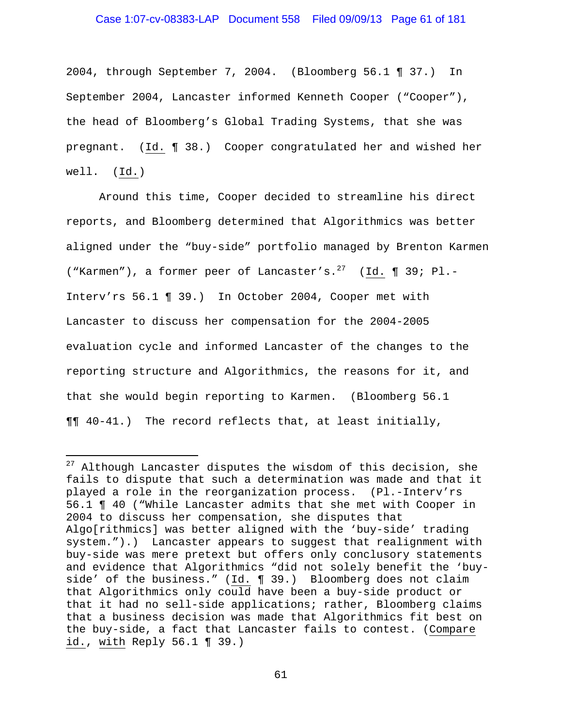2004, through September 7, 2004. (Bloomberg 56.1 ¶ 37.) In September 2004, Lancaster informed Kenneth Cooper ("Cooper"), the head of Bloomberg's Global Trading Systems, that she was pregnant. (Id. ¶ 38.) Cooper congratulated her and wished her well. (Id.)

Around this time, Cooper decided to streamline his direct reports, and Bloomberg determined that Algorithmics was better aligned under the "buy-side" portfolio managed by Brenton Karmen ("Karmen"), a former peer of Lancaster's.[27] (Id. ¶ 39; Pl.-Interv'rs 56.1 ¶ 39.) In October 2004, Cooper met with Lancaster to discuss her compensation for the 2004-2005 evaluation cycle and informed Lancaster of the changes to the reporting structure and Algorithmics, the reasons for it, and that she would begin reporting to Karmen. (Bloomberg 56.1 ¶¶ 40-41.) The record reflects that, at least initially,

[27] Although Lancaster disputes the wisdom of this decision, she fails to dispute that such a determination was made and that it played a role in the reorganization process. (Pl.-Interv'rs 56.1 ¶ 40 ("While Lancaster admits that she met with Cooper in 2004 to discuss her compensation, she disputes that Algo[rithmics] was better aligned with the 'buy-side' trading system.").) Lancaster appears to suggest that realignment with buy-side was mere pretext but offers only conclusory statements and evidence that Algorithmics "did not solely benefit the 'buy-side' of the business." (Id. ¶ 39.) Bloomberg does not claim that Algorithmics only could have been a buy-side product or that it had no sell-side applications; rather, Bloomberg claims that a business decision was made that Algorithmics fit best on the buy-side, a fact that Lancaster fails to contest. (Compare id., with Reply 56.1 ¶ 39.)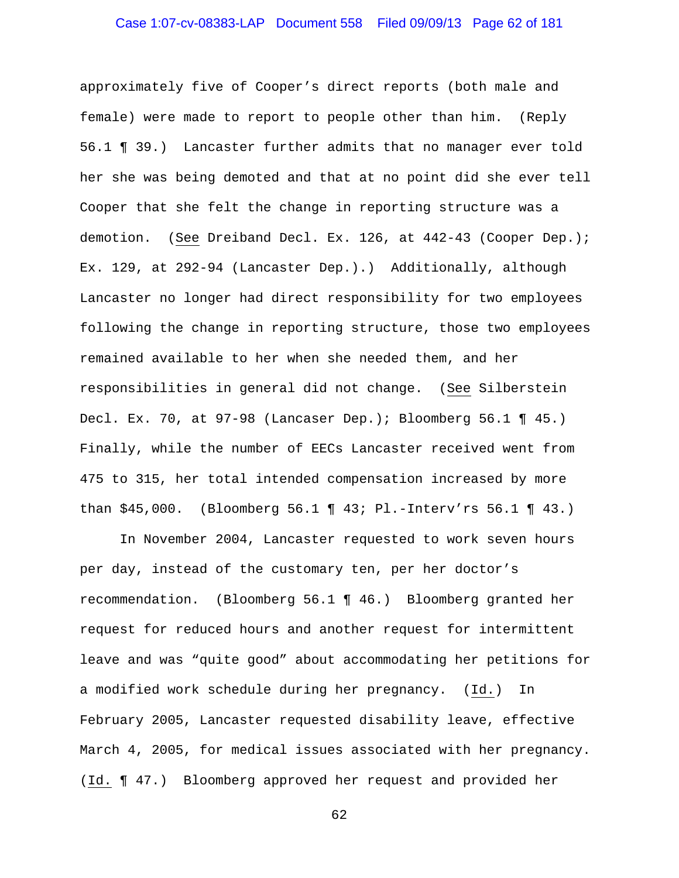approximately five of Cooper's direct reports (both male and female) were made to report to people other than him. (Reply 56.1 ¶ 39.) Lancaster further admits that no manager ever told her she was being demoted and that at no point did she ever tell Cooper that she felt the change in reporting structure was a demotion. (See Dreiband Decl. Ex. 126, at 442-43 (Cooper Dep.); Ex. 129, at 292-94 (Lancaster Dep.).) Additionally, although Lancaster no longer had direct responsibility for two employees following the change in reporting structure, those two employees remained available to her when she needed them, and her responsibilities in general did not change. (See Silberstein Decl. Ex. 70, at 97-98 (Lancaser Dep.); Bloomberg 56.1 ¶ 45.) Finally, while the number of EECs Lancaster received went from 475 to 315, her total intended compensation increased by more than $45,000. (Bloomberg 56.1 ¶ 43; Pl.-Interv'rs 56.1 ¶ 43.)

In November 2004, Lancaster requested to work seven hours per day, instead of the customary ten, per her doctor's recommendation. (Bloomberg 56.1 ¶ 46.) Bloomberg granted her request for reduced hours and another request for intermittent leave and was "quite good" about accommodating her petitions for a modified work schedule during her pregnancy. (Id.) In February 2005, Lancaster requested disability leave, effective March 4, 2005, for medical issues associated with her pregnancy. (Id. ¶ 47.) Bloomberg approved her request and provided her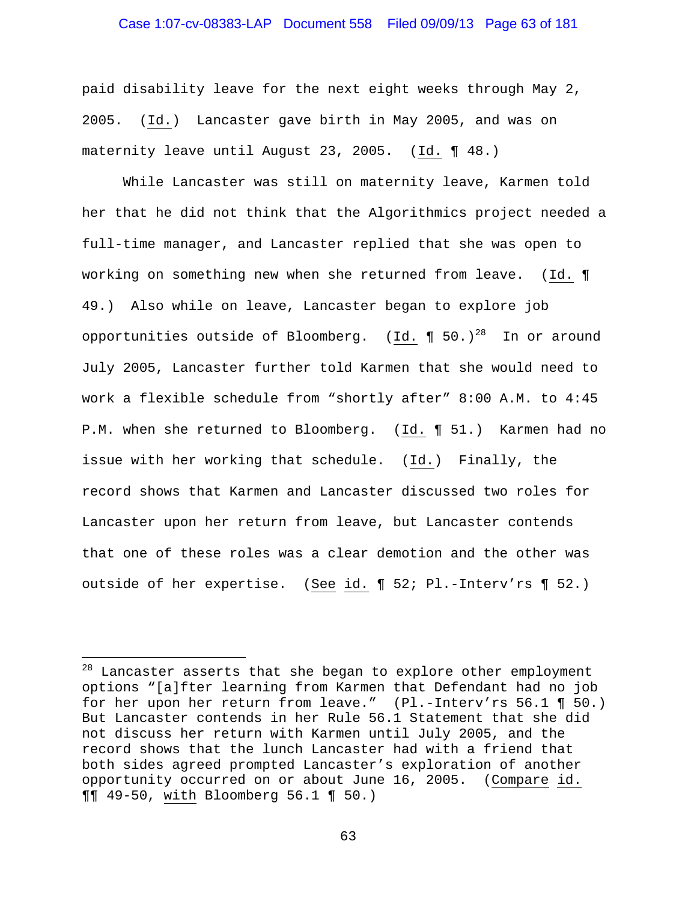paid disability leave for the next eight weeks through May 2, 2005. (Id.) Lancaster gave birth in May 2005, and was on maternity leave until August 23, 2005. (Id. ¶ 48.)

While Lancaster was still on maternity leave, Karmen told her that he did not think that the Algorithmics project needed a full-time manager, and Lancaster replied that she was open to working on something new when she returned from leave. (Id. ¶ 49.) Also while on leave, Lancaster began to explore job opportunities outside of Bloomberg. (Id. ¶ 50.)[28] In or around July 2005, Lancaster further told Karmen that she would need to work a flexible schedule from "shortly after" 8:00 A.M. to 4:45 P.M. when she returned to Bloomberg. (Id. ¶ 51.) Karmen had no issue with her working that schedule. (Id.) Finally, the record shows that Karmen and Lancaster discussed two roles for Lancaster upon her return from leave, but Lancaster contends that one of these roles was a clear demotion and the other was outside of her expertise. (See id. ¶ 52; Pl.-Interv'rs ¶ 52.)

---

[28] Lancaster asserts that she began to explore other employment options "[a]fter learning from Karmen that Defendant had no job for her upon her return from leave." (Pl.-Interv'rs 56.1 ¶ 50.) But Lancaster contends in her Rule 56.1 Statement that she did not discuss her return with Karmen until July 2005, and the record shows that the lunch Lancaster had with a friend that both sides agreed prompted Lancaster's exploration of another opportunity occurred on or about June 16, 2005. (Compare id. ¶¶ 49-50, with Bloomberg 56.1 ¶ 50.)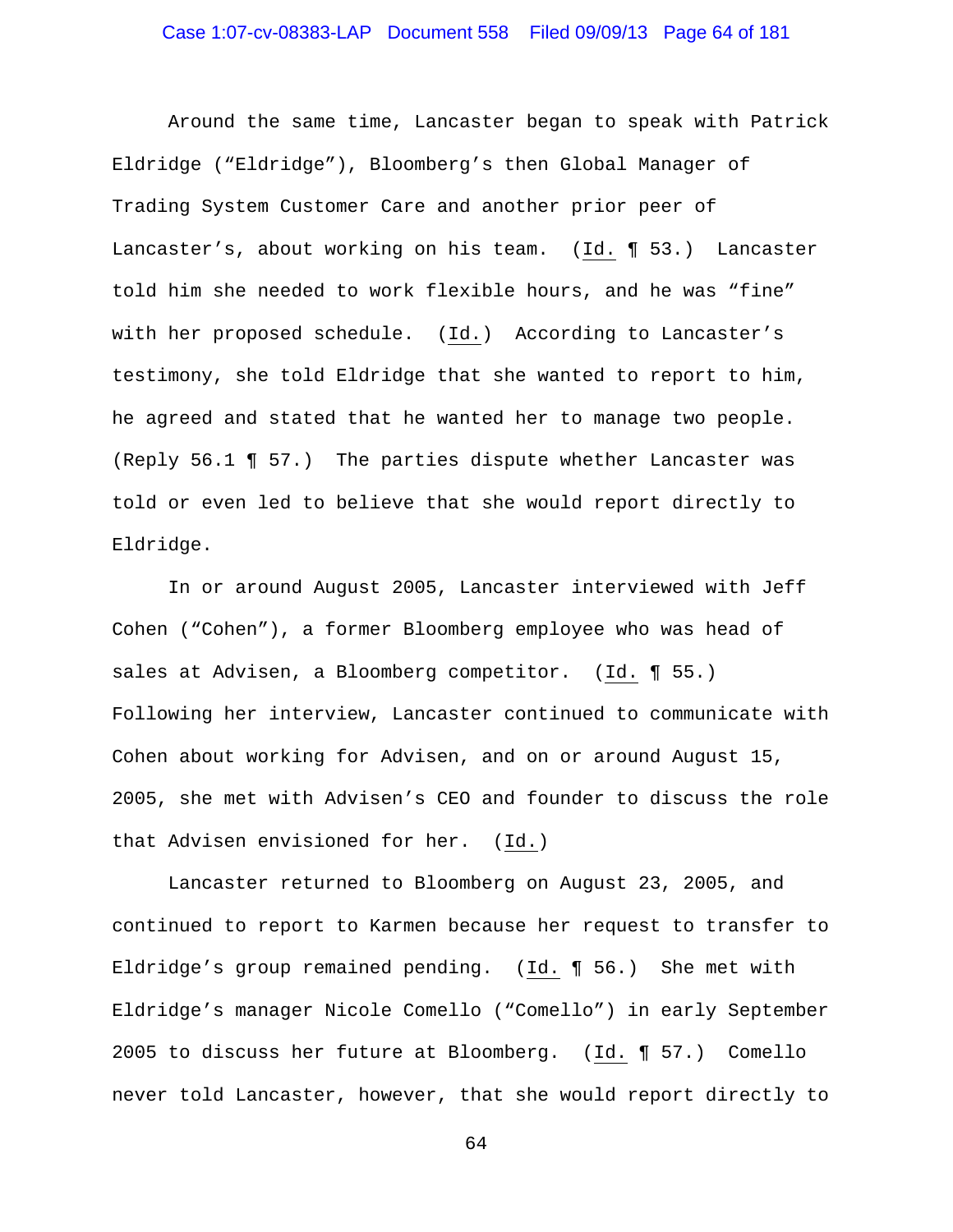Around the same time, Lancaster began to speak with Patrick Eldridge ("Eldridge"), Bloomberg's then Global Manager of Trading System Customer Care and another prior peer of Lancaster's, about working on his team. (Id. ¶ 53.) Lancaster told him she needed to work flexible hours, and he was "fine" with her proposed schedule. (Id.) According to Lancaster's testimony, she told Eldridge that she wanted to report to him, he agreed and stated that he wanted her to manage two people. (Reply 56.1 ¶ 57.) The parties dispute whether Lancaster was told or even led to believe that she would report directly to Eldridge.

In or around August 2005, Lancaster interviewed with Jeff Cohen ("Cohen"), a former Bloomberg employee who was head of sales at Advisen, a Bloomberg competitor. (Id. ¶ 55.) Following her interview, Lancaster continued to communicate with Cohen about working for Advisen, and on or around August 15, 2005, she met with Advisen's CEO and founder to discuss the role that Advisen envisioned for her. (Id.)

Lancaster returned to Bloomberg on August 23, 2005, and continued to report to Karmen because her request to transfer to Eldridge's group remained pending. (Id. ¶ 56.) She met with Eldridge's manager Nicole Comello ("Comello") in early September 2005 to discuss her future at Bloomberg. (Id. ¶ 57.) Comello never told Lancaster, however, that she would report directly to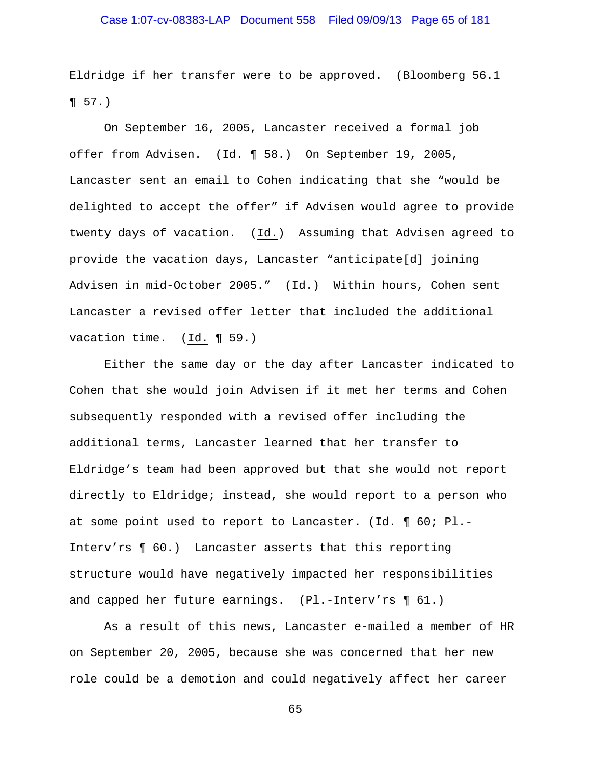Eldridge if her transfer were to be approved. (Bloomberg 56.1 ¶ 57.)

On September 16, 2005, Lancaster received a formal job offer from Advisen. (Id. ¶ 58.) On September 19, 2005, Lancaster sent an email to Cohen indicating that she "would be delighted to accept the offer" if Advisen would agree to provide twenty days of vacation. (Id.) Assuming that Advisen agreed to provide the vacation days, Lancaster "anticipate[d] joining Advisen in mid-October 2005." (Id.) Within hours, Cohen sent Lancaster a revised offer letter that included the additional vacation time. (Id. ¶ 59.)

Either the same day or the day after Lancaster indicated to Cohen that she would join Advisen if it met her terms and Cohen subsequently responded with a revised offer including the additional terms, Lancaster learned that her transfer to Eldridge's team had been approved but that she would not report directly to Eldridge; instead, she would report to a person who at some point used to report to Lancaster. (Id. ¶ 60; Pl.-Interv'rs ¶ 60.) Lancaster asserts that this reporting structure would have negatively impacted her responsibilities and capped her future earnings. (Pl.-Interv'rs ¶ 61.)

As a result of this news, Lancaster e-mailed a member of HR on September 20, 2005, because she was concerned that her new role could be a demotion and could negatively affect her career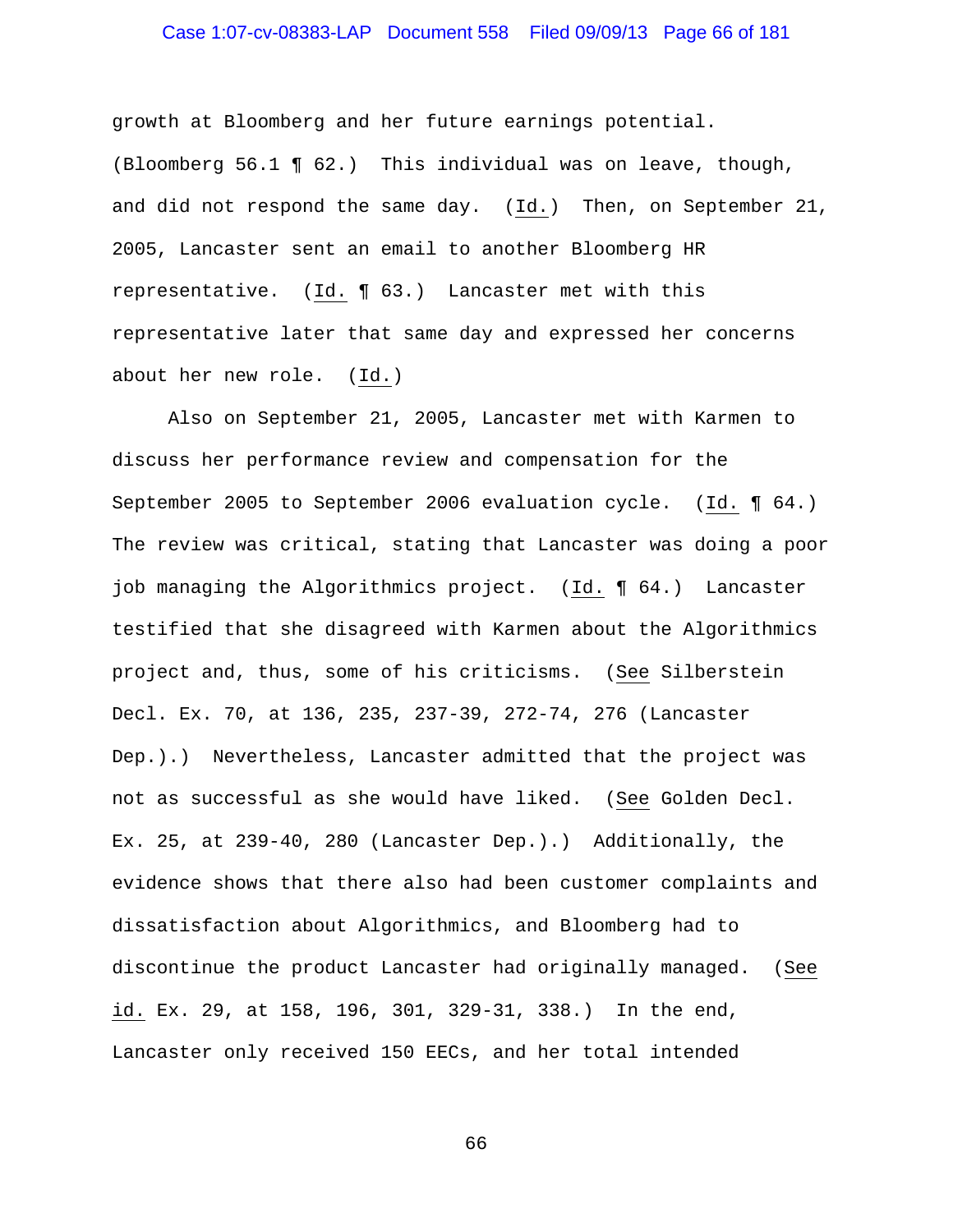growth at Bloomberg and her future earnings potential. (Bloomberg 56.1 ¶ 62.) This individual was on leave, though, and did not respond the same day. (Id.) Then, on September 21, 2005, Lancaster sent an email to another Bloomberg HR representative. (Id. ¶ 63.) Lancaster met with this representative later that same day and expressed her concerns about her new role. (Id.)

Also on September 21, 2005, Lancaster met with Karmen to discuss her performance review and compensation for the September 2005 to September 2006 evaluation cycle. (Id. ¶ 64.) The review was critical, stating that Lancaster was doing a poor job managing the Algorithmics project. (Id. ¶ 64.) Lancaster testified that she disagreed with Karmen about the Algorithmics project and, thus, some of his criticisms. (See Silberstein Decl. Ex. 70, at 136, 235, 237-39, 272-74, 276 (Lancaster Dep.).) Nevertheless, Lancaster admitted that the project was not as successful as she would have liked. (See Golden Decl. Ex. 25, at 239-40, 280 (Lancaster Dep.).) Additionally, the evidence shows that there also had been customer complaints and dissatisfaction about Algorithmics, and Bloomberg had to discontinue the product Lancaster had originally managed. (See id. Ex. 29, at 158, 196, 301, 329-31, 338.) In the end, Lancaster only received 150 EECs, and her total intended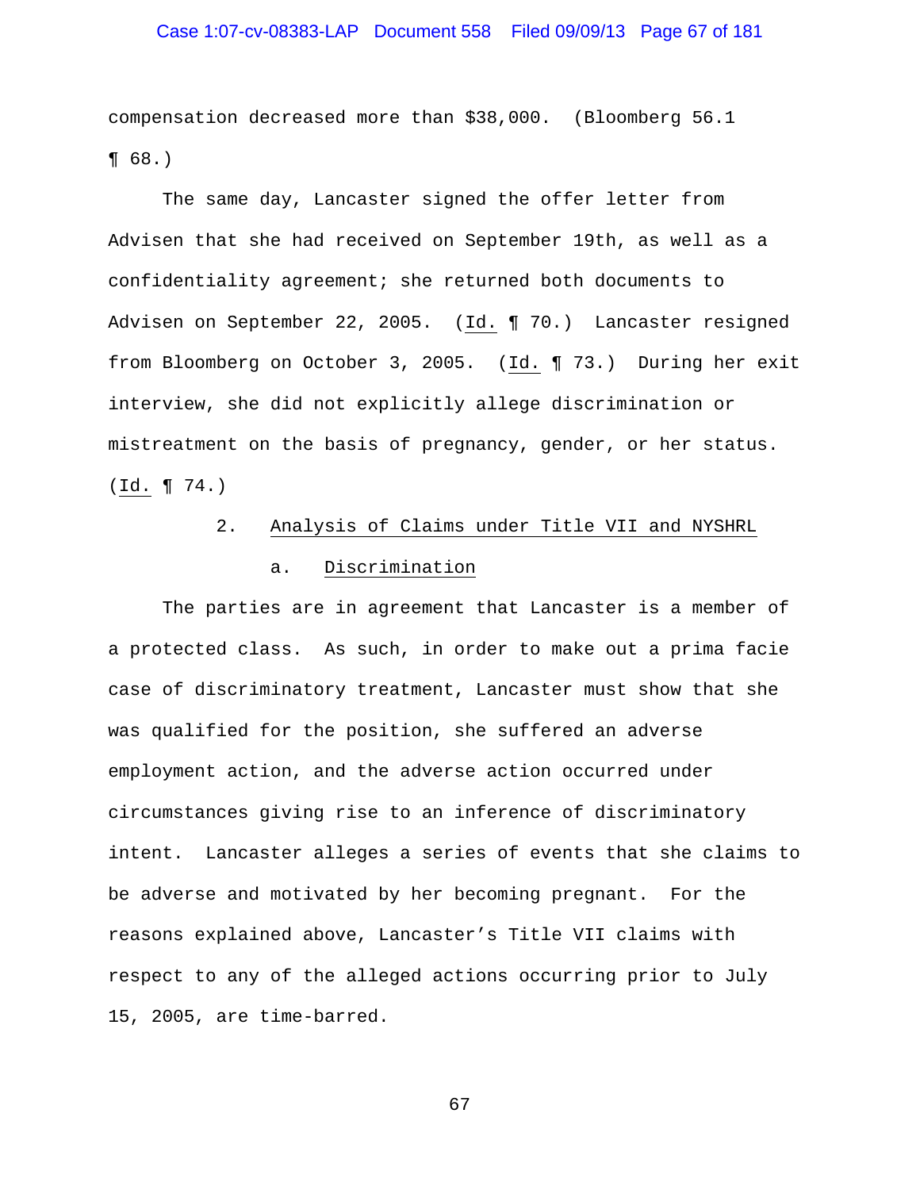compensation decreased more than $38,000. (Bloomberg 56.1 ¶ 68.)

The same day, Lancaster signed the offer letter from Advisen that she had received on September 19th, as well as a confidentiality agreement; she returned both documents to Advisen on September 22, 2005. (Id. ¶ 70.) Lancaster resigned from Bloomberg on October 3, 2005. (Id. ¶ 73.) During her exit interview, she did not explicitly allege discrimination or mistreatment on the basis of pregnancy, gender, or her status. (Id. ¶ 74.)

### 2. Analysis of Claims under Title VII and NYSHRL

#### a. Discrimination

The parties are in agreement that Lancaster is a member of a protected class. As such, in order to make out a prima facie case of discriminatory treatment, Lancaster must show that she was qualified for the position, she suffered an adverse employment action, and the adverse action occurred under circumstances giving rise to an inference of discriminatory intent. Lancaster alleges a series of events that she claims to be adverse and motivated by her becoming pregnant. For the reasons explained above, Lancaster's Title VII claims with respect to any of the alleged actions occurring prior to July 15, 2005, are time-barred.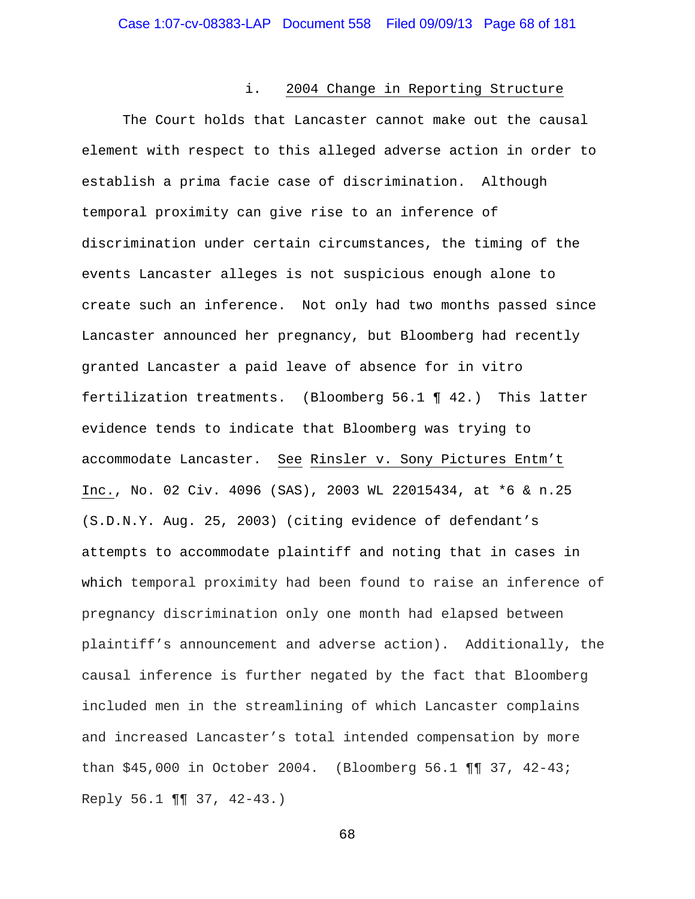#### i. <u>2004 Change in Reporting Structure</u>

The Court holds that Lancaster cannot make out the causal element with respect to this alleged adverse action in order to establish a prima facie case of discrimination. Although temporal proximity can give rise to an inference of discrimination under certain circumstances, the timing of the events Lancaster alleges is not suspicious enough alone to create such an inference. Not only had two months passed since Lancaster announced her pregnancy, but Bloomberg had recently granted Lancaster a paid leave of absence for in vitro fertilization treatments. (Bloomberg 56.1 ¶ 42.) This latter evidence tends to indicate that Bloomberg was trying to accommodate Lancaster. <u>See</u> <u>Rinsler v. Sony Pictures Entm't Inc.</u>, No. 02 Civ. 4096 (SAS), 2003 WL 22015434, at *6 & n.25 (S.D.N.Y. Aug. 25, 2003) (citing evidence of defendant's attempts to accommodate plaintiff and noting that in cases in which temporal proximity had been found to raise an inference of pregnancy discrimination only one month had elapsed between plaintiff's announcement and adverse action). Additionally, the causal inference is further negated by the fact that Bloomberg included men in the streamlining of which Lancaster complains and increased Lancaster's total intended compensation by more than $45,000 in October 2004. (Bloomberg 56.1 ¶¶ 37, 42-43; Reply 56.1 ¶¶ 37, 42-43.)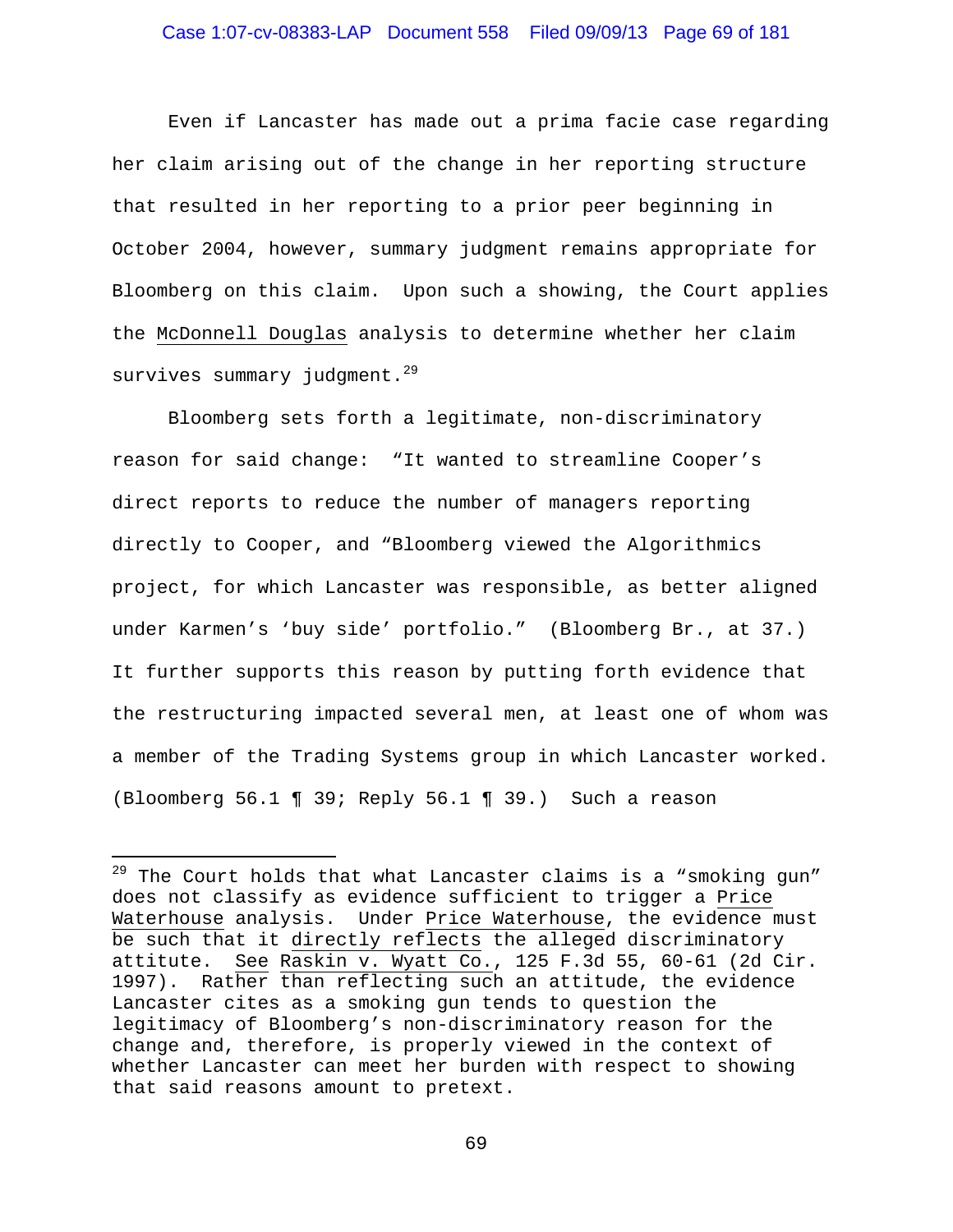Even if Lancaster has made out a prima facie case regarding her claim arising out of the change in her reporting structure that resulted in her reporting to a prior peer beginning in October 2004, however, summary judgment remains appropriate for Bloomberg on this claim. Upon such a showing, the Court applies the McDonnell Douglas analysis to determine whether her claim survives summary judgment.[29]

Bloomberg sets forth a legitimate, non-discriminatory reason for said change: "It wanted to streamline Cooper's direct reports to reduce the number of managers reporting directly to Cooper, and "Bloomberg viewed the Algorithmics project, for which Lancaster was responsible, as better aligned under Karmen's 'buy side' portfolio." (Bloomberg Br., at 37.) It further supports this reason by putting forth evidence that the restructuring impacted several men, at least one of whom was a member of the Trading Systems group in which Lancaster worked. (Bloomberg 56.1 ¶ 39; Reply 56.1 ¶ 39.) Such a reason

---

[29] The Court holds that what Lancaster claims is a "smoking gun" does not classify as evidence sufficient to trigger a Price Waterhouse analysis. Under Price Waterhouse, the evidence must be such that it directly reflects the alleged discriminatory attitute. See Raskin v. Wyatt Co., 125 F.3d 55, 60-61 (2d Cir. 1997). Rather than reflecting such an attitude, the evidence Lancaster cites as a smoking gun tends to question the legitimacy of Bloomberg's non-discriminatory reason for the change and, therefore, is properly viewed in the context of whether Lancaster can meet her burden with respect to showing that said reasons amount to pretext.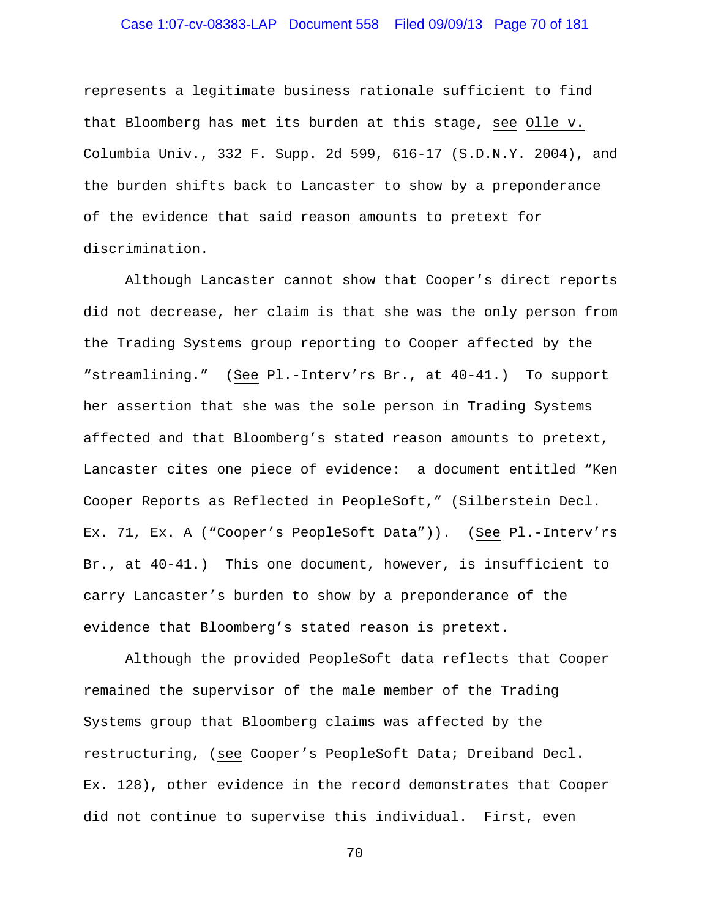represents a legitimate business rationale sufficient to find that Bloomberg has met its burden at this stage, see Olle v. Columbia Univ., 332 F. Supp. 2d 599, 616-17 (S.D.N.Y. 2004), and the burden shifts back to Lancaster to show by a preponderance of the evidence that said reason amounts to pretext for discrimination.

Although Lancaster cannot show that Cooper's direct reports did not decrease, her claim is that she was the only person from the Trading Systems group reporting to Cooper affected by the "streamlining." (See Pl.-Interv'rs Br., at 40-41.) To support her assertion that she was the sole person in Trading Systems affected and that Bloomberg's stated reason amounts to pretext, Lancaster cites one piece of evidence: a document entitled "Ken Cooper Reports as Reflected in PeopleSoft," (Silberstein Decl. Ex. 71, Ex. A ("Cooper's PeopleSoft Data")). (See Pl.-Interv'rs Br., at 40-41.) This one document, however, is insufficient to carry Lancaster's burden to show by a preponderance of the evidence that Bloomberg's stated reason is pretext.

Although the provided PeopleSoft data reflects that Cooper remained the supervisor of the male member of the Trading Systems group that Bloomberg claims was affected by the restructuring, (see Cooper's PeopleSoft Data; Dreiband Decl. Ex. 128), other evidence in the record demonstrates that Cooper did not continue to supervise this individual. First, even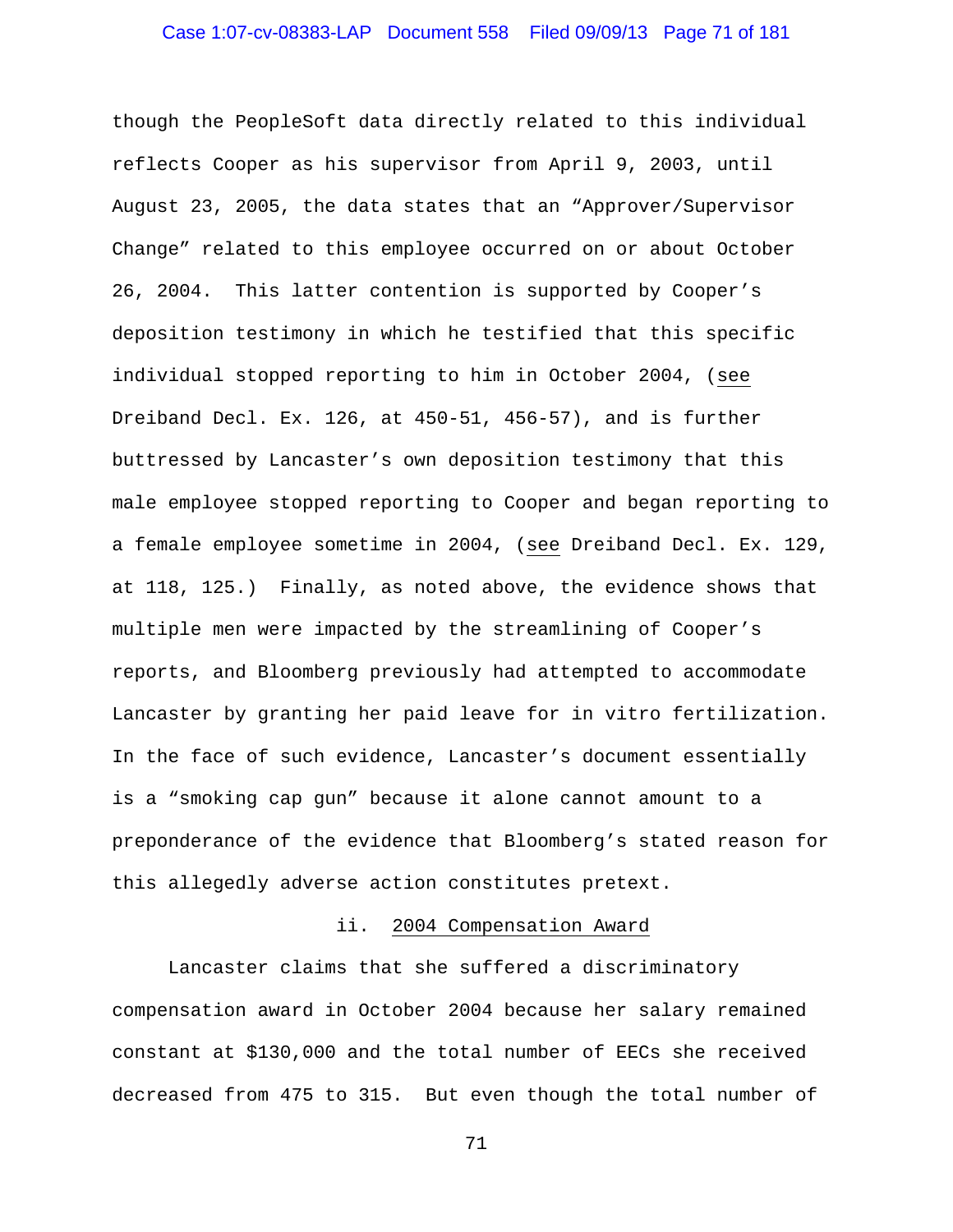though the PeopleSoft data directly related to this individual reflects Cooper as his supervisor from April 9, 2003, until August 23, 2005, the data states that an "Approver/Supervisor Change" related to this employee occurred on or about October 26, 2004. This latter contention is supported by Cooper's deposition testimony in which he testified that this specific individual stopped reporting to him in October 2004, (see Dreiband Decl. Ex. 126, at 450-51, 456-57), and is further buttressed by Lancaster's own deposition testimony that this male employee stopped reporting to Cooper and began reporting to a female employee sometime in 2004, (see Dreiband Decl. Ex. 129, at 118, 125.) Finally, as noted above, the evidence shows that multiple men were impacted by the streamlining of Cooper's reports, and Bloomberg previously had attempted to accommodate Lancaster by granting her paid leave for in vitro fertilization. In the face of such evidence, Lancaster's document essentially is a "smoking cap gun" because it alone cannot amount to a preponderance of the evidence that Bloomberg's stated reason for this allegedly adverse action constitutes pretext.

ii. 2004 Compensation Award

Lancaster claims that she suffered a discriminatory compensation award in October 2004 because her salary remained constant at $130,000 and the total number of EECs she received decreased from 475 to 315. But even though the total number of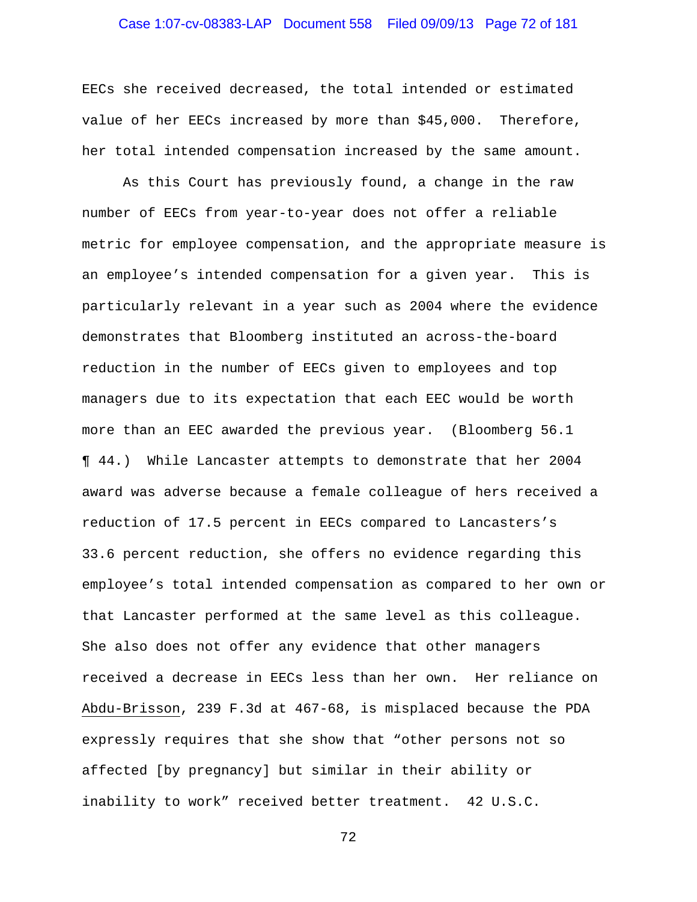EECs she received decreased, the total intended or estimated value of her EECs increased by more than $45,000. Therefore, her total intended compensation increased by the same amount.

As this Court has previously found, a change in the raw number of EECs from year-to-year does not offer a reliable metric for employee compensation, and the appropriate measure is an employee's intended compensation for a given year. This is particularly relevant in a year such as 2004 where the evidence demonstrates that Bloomberg instituted an across-the-board reduction in the number of EECs given to employees and top managers due to its expectation that each EEC would be worth more than an EEC awarded the previous year. (Bloomberg 56.1 ¶ 44.) While Lancaster attempts to demonstrate that her 2004 award was adverse because a female colleague of hers received a reduction of 17.5 percent in EECs compared to Lancasters's 33.6 percent reduction, she offers no evidence regarding this employee's total intended compensation as compared to her own or that Lancaster performed at the same level as this colleague. She also does not offer any evidence that other managers received a decrease in EECs less than her own. Her reliance on Abdu-Brisson, 239 F.3d at 467-68, is misplaced because the PDA expressly requires that she show that "other persons not so affected [by pregnancy] but similar in their ability or inability to work" received better treatment. 42 U.S.C.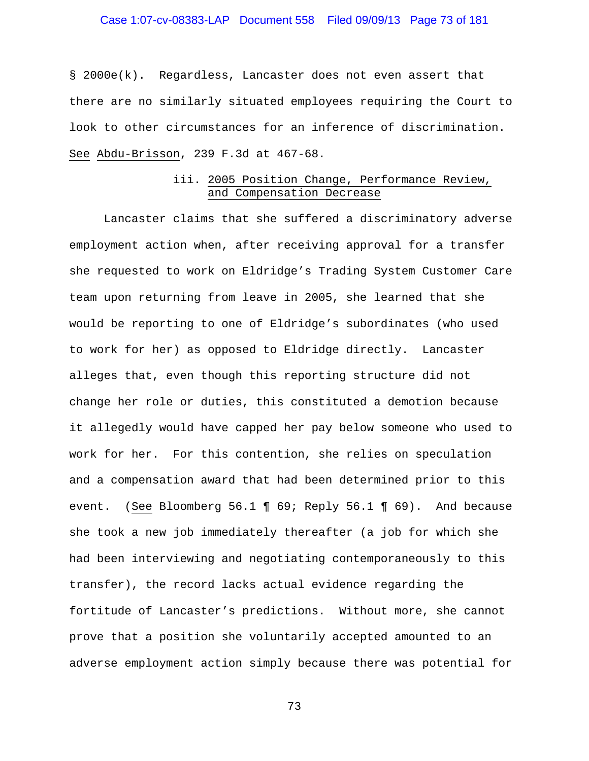§ 2000e(k). Regardless, Lancaster does not even assert that there are no similarly situated employees requiring the Court to look to other circumstances for an inference of discrimination. See Abdu-Brisson, 239 F.3d at 467-68.

iii. 2005 Position Change, Performance Review, and Compensation Decrease

Lancaster claims that she suffered a discriminatory adverse employment action when, after receiving approval for a transfer she requested to work on Eldridge's Trading System Customer Care team upon returning from leave in 2005, she learned that she would be reporting to one of Eldridge's subordinates (who used to work for her) as opposed to Eldridge directly. Lancaster alleges that, even though this reporting structure did not change her role or duties, this constituted a demotion because it allegedly would have capped her pay below someone who used to work for her. For this contention, she relies on speculation and a compensation award that had been determined prior to this event. (See Bloomberg 56.1 ¶ 69; Reply 56.1 ¶ 69). And because she took a new job immediately thereafter (a job for which she had been interviewing and negotiating contemporaneously to this transfer), the record lacks actual evidence regarding the fortitude of Lancaster's predictions. Without more, she cannot prove that a position she voluntarily accepted amounted to an adverse employment action simply because there was potential for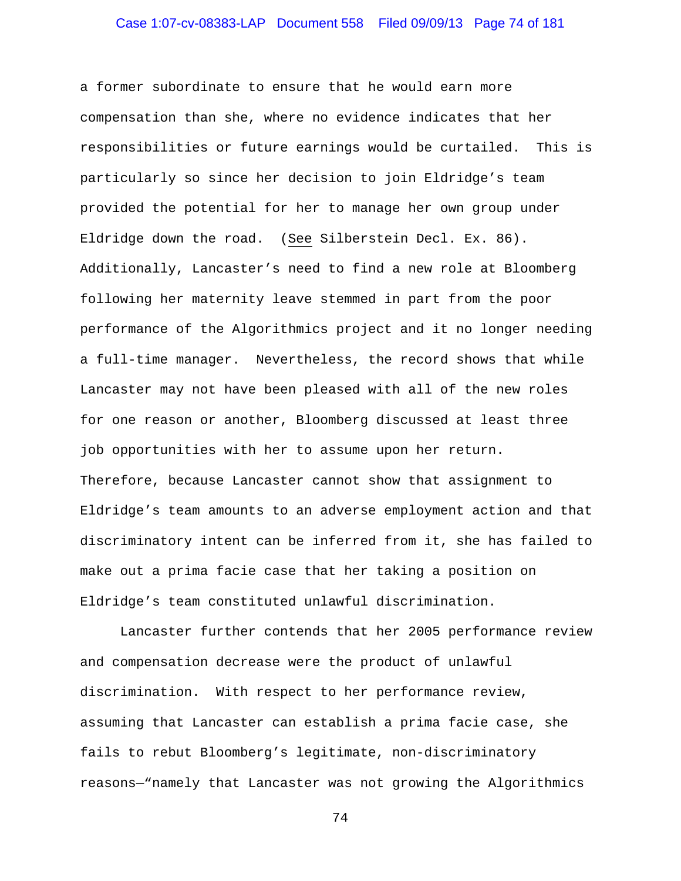a former subordinate to ensure that he would earn more compensation than she, where no evidence indicates that her responsibilities or future earnings would be curtailed. This is particularly so since her decision to join Eldridge's team provided the potential for her to manage her own group under Eldridge down the road. (See Silberstein Decl. Ex. 86). Additionally, Lancaster's need to find a new role at Bloomberg following her maternity leave stemmed in part from the poor performance of the Algorithmics project and it no longer needing a full-time manager. Nevertheless, the record shows that while Lancaster may not have been pleased with all of the new roles for one reason or another, Bloomberg discussed at least three job opportunities with her to assume upon her return. Therefore, because Lancaster cannot show that assignment to Eldridge's team amounts to an adverse employment action and that discriminatory intent can be inferred from it, she has failed to make out a prima facie case that her taking a position on Eldridge's team constituted unlawful discrimination.

Lancaster further contends that her 2005 performance review and compensation decrease were the product of unlawful discrimination. With respect to her performance review, assuming that Lancaster can establish a prima facie case, she fails to rebut Bloomberg's legitimate, non-discriminatory reasons—"namely that Lancaster was not growing the Algorithmics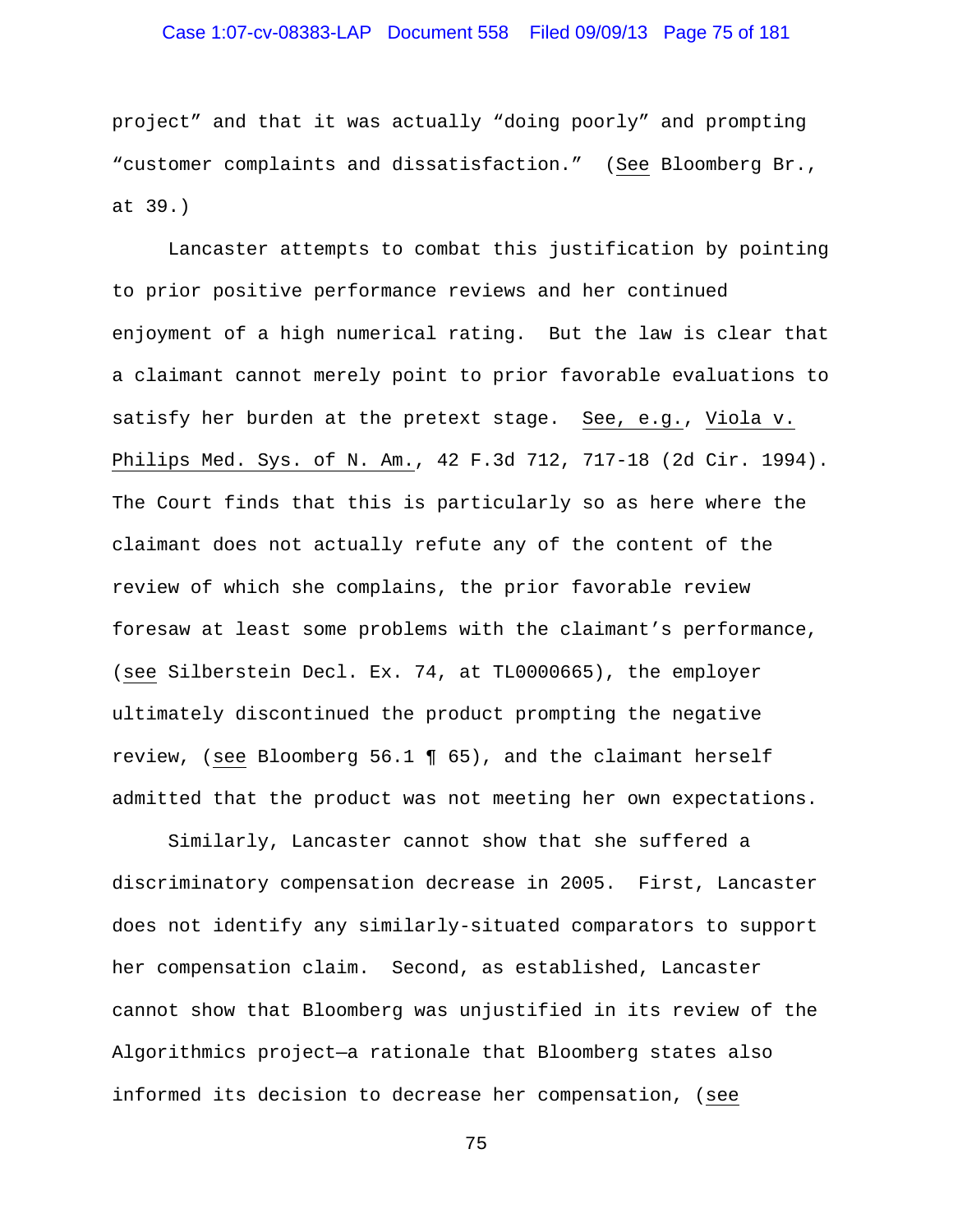project" and that it was actually "doing poorly" and prompting "customer complaints and dissatisfaction." (See Bloomberg Br., at 39.)

Lancaster attempts to combat this justification by pointing to prior positive performance reviews and her continued enjoyment of a high numerical rating. But the law is clear that a claimant cannot merely point to prior favorable evaluations to satisfy her burden at the pretext stage. See, e.g., Viola v. Philips Med. Sys. of N. Am., 42 F.3d 712, 717-18 (2d Cir. 1994). The Court finds that this is particularly so as here where the claimant does not actually refute any of the content of the review of which she complains, the prior favorable review foresaw at least some problems with the claimant's performance, (see Silberstein Decl. Ex. 74, at TL0000665), the employer ultimately discontinued the product prompting the negative review, (see Bloomberg 56.1 ¶ 65), and the claimant herself admitted that the product was not meeting her own expectations.

Similarly, Lancaster cannot show that she suffered a discriminatory compensation decrease in 2005. First, Lancaster does not identify any similarly-situated comparators to support her compensation claim. Second, as established, Lancaster cannot show that Bloomberg was unjustified in its review of the Algorithmics project—a rationale that Bloomberg states also informed its decision to decrease her compensation, (see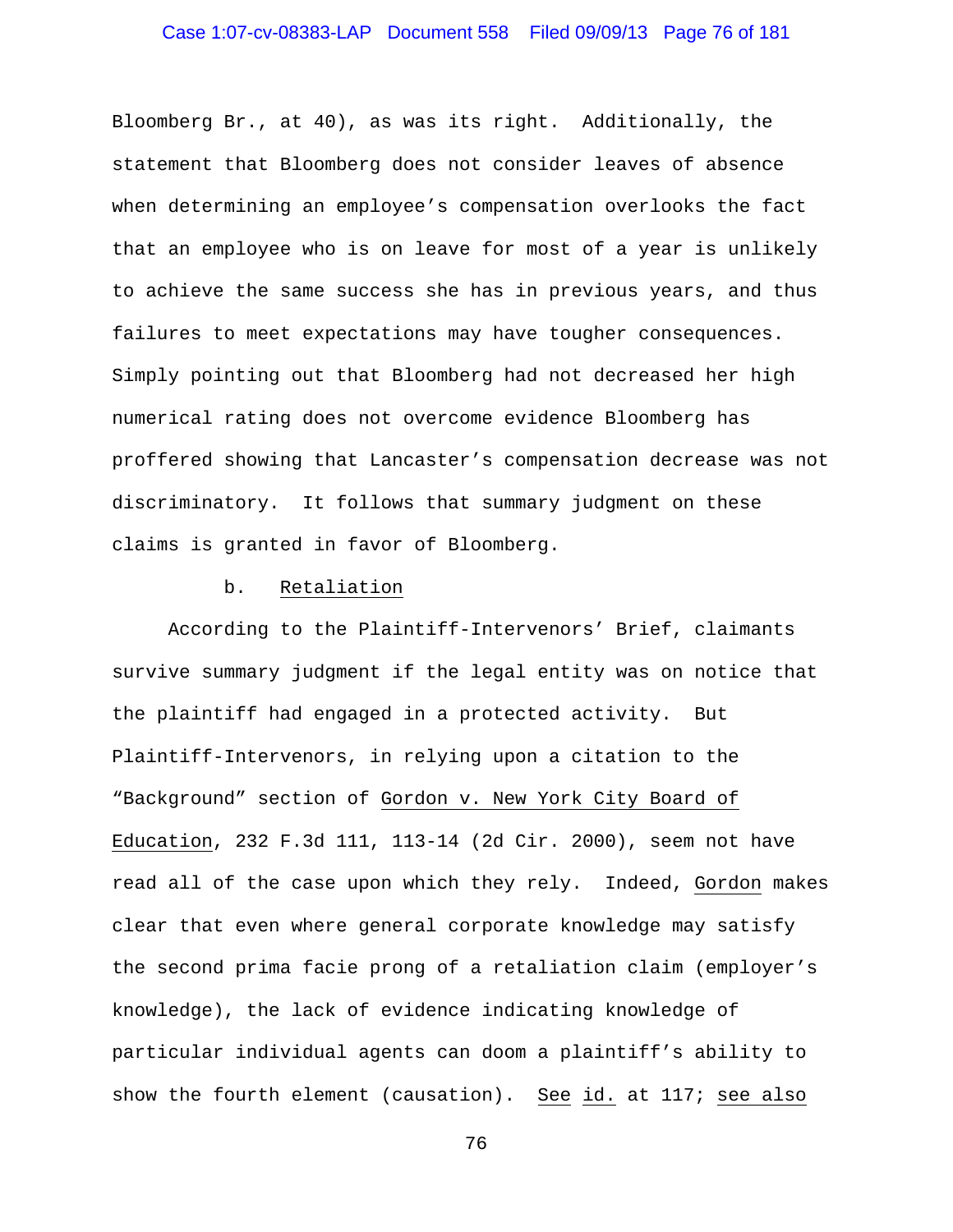Bloomberg Br., at 40), as was its right. Additionally, the statement that Bloomberg does not consider leaves of absence when determining an employee's compensation overlooks the fact that an employee who is on leave for most of a year is unlikely to achieve the same success she has in previous years, and thus failures to meet expectations may have tougher consequences. Simply pointing out that Bloomberg had not decreased her high numerical rating does not overcome evidence Bloomberg has proffered showing that Lancaster's compensation decrease was not discriminatory. It follows that summary judgment on these claims is granted in favor of Bloomberg.

b. <u>Retaliation</u>

According to the Plaintiff-Intervenors' Brief, claimants survive summary judgment if the legal entity was on notice that the plaintiff had engaged in a protected activity. But Plaintiff-Intervenors, in relying upon a citation to the "Background" section of <u>Gordon v. New York City Board of Education</u>, 232 F.3d 111, 113-14 (2d Cir. 2000), seem not have read all of the case upon which they rely. Indeed, <u>Gordon</u> makes clear that even where general corporate knowledge may satisfy the second prima facie prong of a retaliation claim (employer's knowledge), the lack of evidence indicating knowledge of particular individual agents can doom a plaintiff's ability to show the fourth element (causation). <u>See</u> <u>id.</u> at 117; <u>see also</u>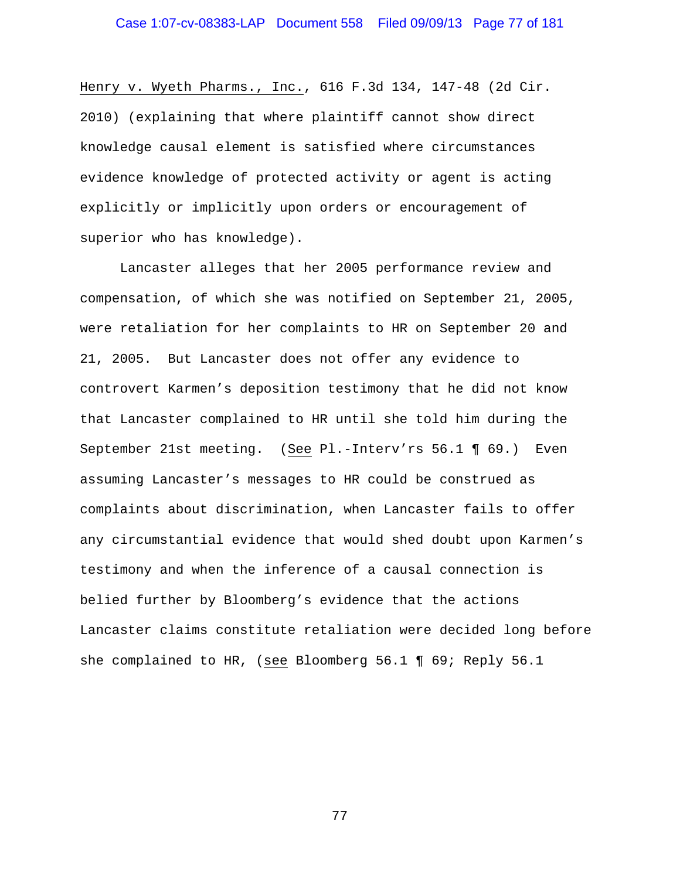Henry v. Wyeth Pharms., Inc., 616 F.3d 134, 147-48 (2d Cir. 2010) (explaining that where plaintiff cannot show direct knowledge causal element is satisfied where circumstances evidence knowledge of protected activity or agent is acting explicitly or implicitly upon orders or encouragement of superior who has knowledge).

Lancaster alleges that her 2005 performance review and compensation, of which she was notified on September 21, 2005, were retaliation for her complaints to HR on September 20 and 21, 2005. But Lancaster does not offer any evidence to controvert Karmen's deposition testimony that he did not know that Lancaster complained to HR until she told him during the September 21st meeting. (See Pl.-Interv'rs 56.1 ¶ 69.) Even assuming Lancaster's messages to HR could be construed as complaints about discrimination, when Lancaster fails to offer any circumstantial evidence that would shed doubt upon Karmen's testimony and when the inference of a causal connection is belied further by Bloomberg's evidence that the actions Lancaster claims constitute retaliation were decided long before she complained to HR, (see Bloomberg 56.1 ¶ 69; Reply 56.1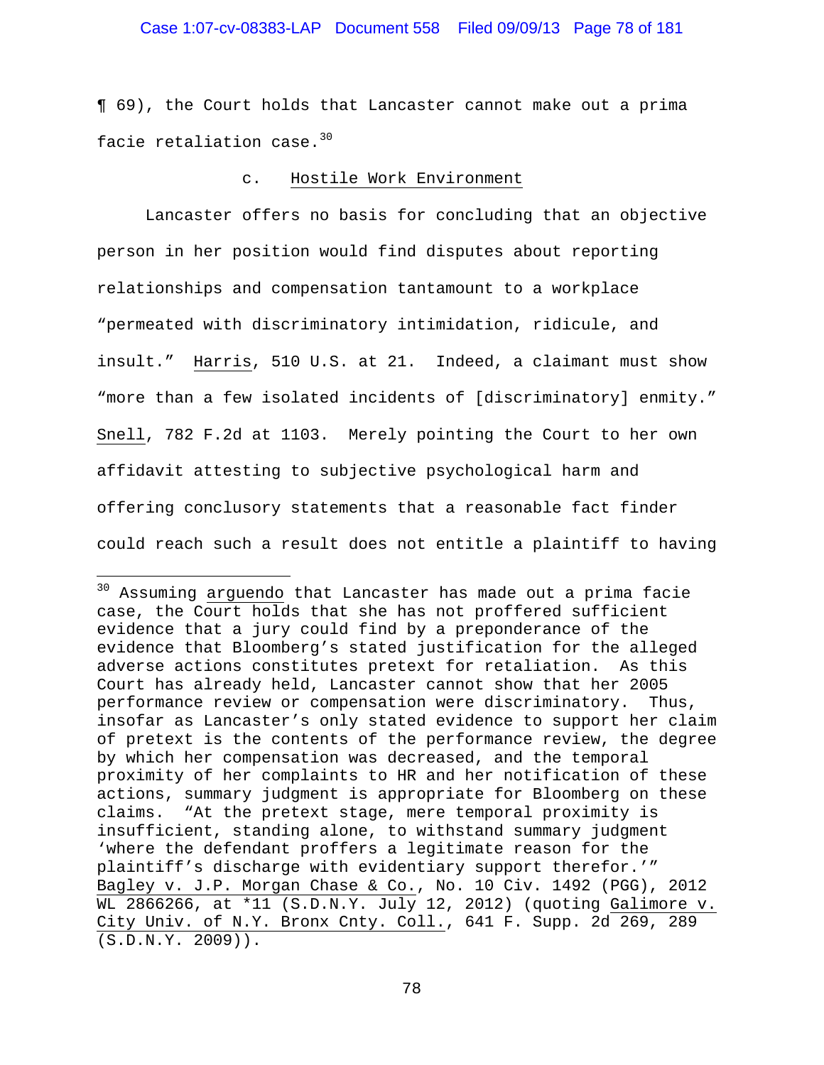¶ 69), the Court holds that Lancaster cannot make out a prima facie retaliation case.[30]

### c. Hostile Work Environment

Lancaster offers no basis for concluding that an objective person in her position would find disputes about reporting relationships and compensation tantamount to a workplace "permeated with discriminatory intimidation, ridicule, and insult." Harris, 510 U.S. at 21. Indeed, a claimant must show "more than a few isolated incidents of [discriminatory] enmity." Snell, 782 F.2d at 1103. Merely pointing the Court to her own affidavit attesting to subjective psychological harm and offering conclusory statements that a reasonable fact finder could reach such a result does not entitle a plaintiff to having

---

[30] Assuming arguendo that Lancaster has made out a prima facie case, the Court holds that she has not proffered sufficient evidence that a jury could find by a preponderance of the evidence that Bloomberg's stated justification for the alleged adverse actions constitutes pretext for retaliation. As this Court has already held, Lancaster cannot show that her 2005 performance review or compensation were discriminatory. Thus, insofar as Lancaster's only stated evidence to support her claim of pretext is the contents of the performance review, the degree by which her compensation was decreased, and the temporal proximity of her complaints to HR and her notification of these actions, summary judgment is appropriate for Bloomberg on these claims. "At the pretext stage, mere temporal proximity is insufficient, standing alone, to withstand summary judgment 'where the defendant proffers a legitimate reason for the plaintiff's discharge with evidentiary support therefor.'" Bagley v. J.P. Morgan Chase & Co., No. 10 Civ. 1492 (PGG), 2012 WL 2866266, at *11 (S.D.N.Y. July 12, 2012) (quoting Galimore v. City Univ. of N.Y. Bronx Cnty. Coll., 641 F. Supp. 2d 269, 289 (S.D.N.Y. 2009)).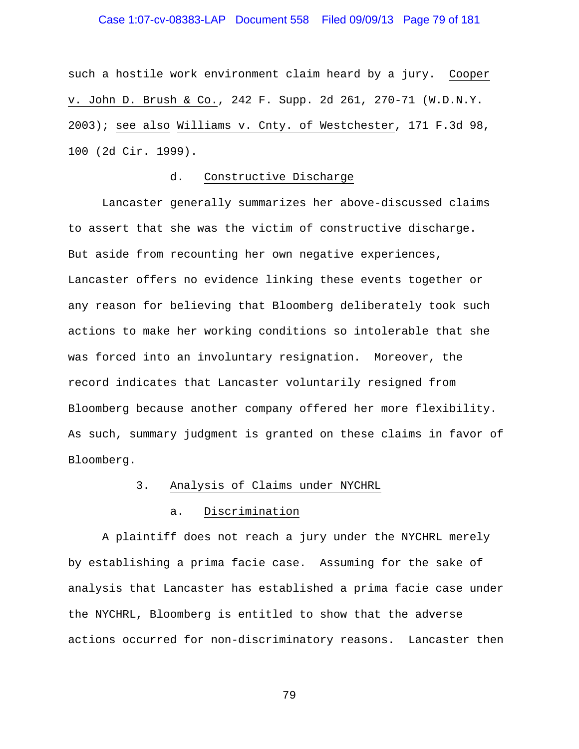such a hostile work environment claim heard by a jury. Cooper v. John D. Brush & Co., 242 F. Supp. 2d 261, 270-71 (W.D.N.Y. 2003); see also Williams v. Cnty. of Westchester, 171 F.3d 98, 100 (2d Cir. 1999).

#### d. Constructive Discharge

Lancaster generally summarizes her above-discussed claims to assert that she was the victim of constructive discharge. But aside from recounting her own negative experiences, Lancaster offers no evidence linking these events together or any reason for believing that Bloomberg deliberately took such actions to make her working conditions so intolerable that she was forced into an involuntary resignation. Moreover, the record indicates that Lancaster voluntarily resigned from Bloomberg because another company offered her more flexibility. As such, summary judgment is granted on these claims in favor of Bloomberg.

### 3. Analysis of Claims under NYCHRL

#### a. Discrimination

A plaintiff does not reach a jury under the NYCHRL merely by establishing a prima facie case. Assuming for the sake of analysis that Lancaster has established a prima facie case under the NYCHRL, Bloomberg is entitled to show that the adverse actions occurred for non-discriminatory reasons. Lancaster then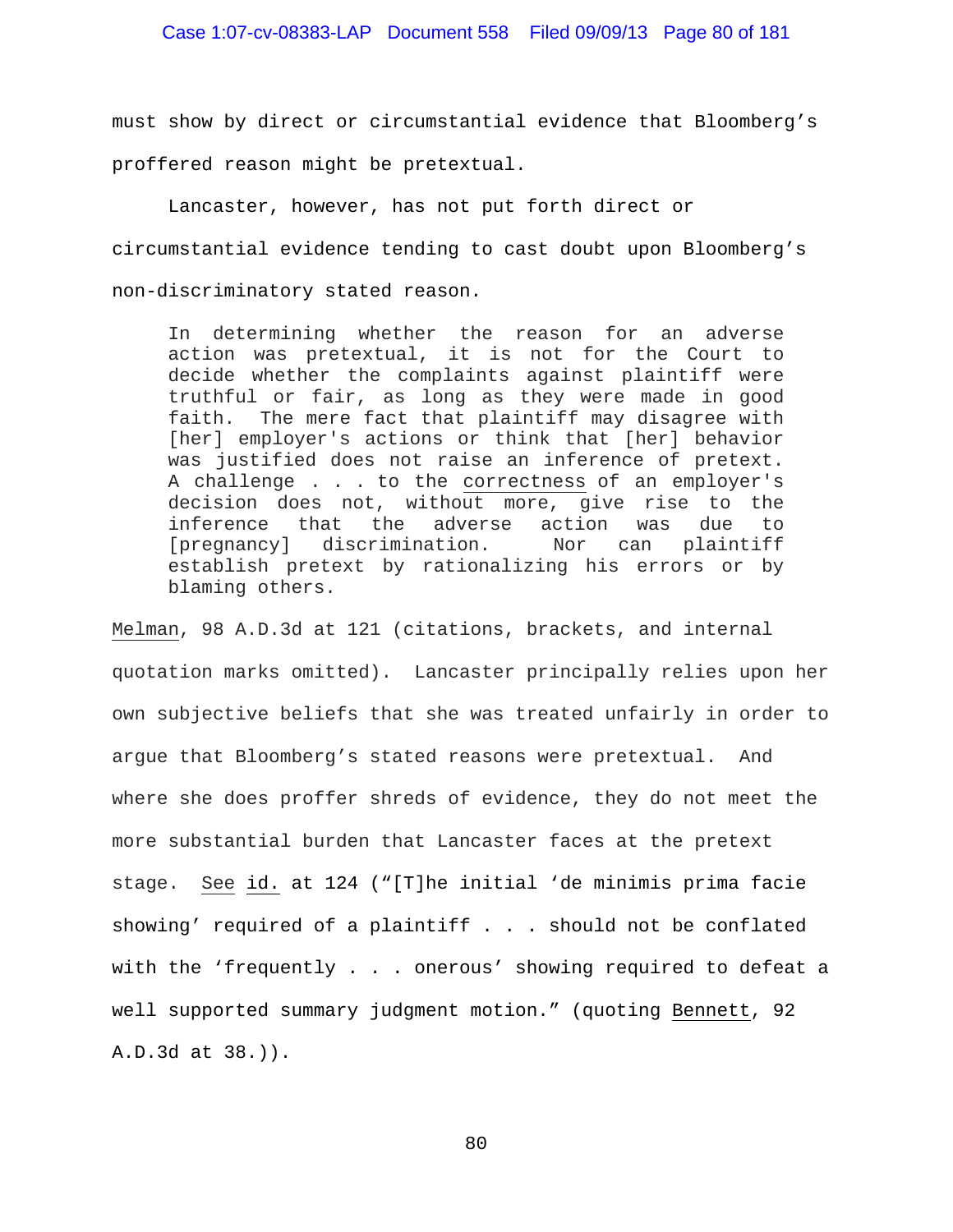must show by direct or circumstantial evidence that Bloomberg's proffered reason might be pretextual.

Lancaster, however, has not put forth direct or circumstantial evidence tending to cast doubt upon Bloomberg's non-discriminatory stated reason.

> In determining whether the reason for an adverse action was pretextual, it is not for the Court to decide whether the complaints against plaintiff were truthful or fair, as long as they were made in good faith. The mere fact that plaintiff may disagree with [her] employer's actions or think that [her] behavior was justified does not raise an inference of pretext. A challenge . . . to the correctness of an employer's decision does not, without more, give rise to the inference that the adverse action was due to [pregnancy] discrimination. Nor can plaintiff establish pretext by rationalizing his errors or by blaming others.

Melman, 98 A.D.3d at 121 (citations, brackets, and internal quotation marks omitted). Lancaster principally relies upon her own subjective beliefs that she was treated unfairly in order to argue that Bloomberg's stated reasons were pretextual. And where she does proffer shreds of evidence, they do not meet the more substantial burden that Lancaster faces at the pretext stage. See id. at 124 ("[T]he initial 'de minimis prima facie showing' required of a plaintiff . . . should not be conflated with the 'frequently . . . onerous' showing required to defeat a well supported summary judgment motion." (quoting Bennett, 92 A.D.3d at 38.)).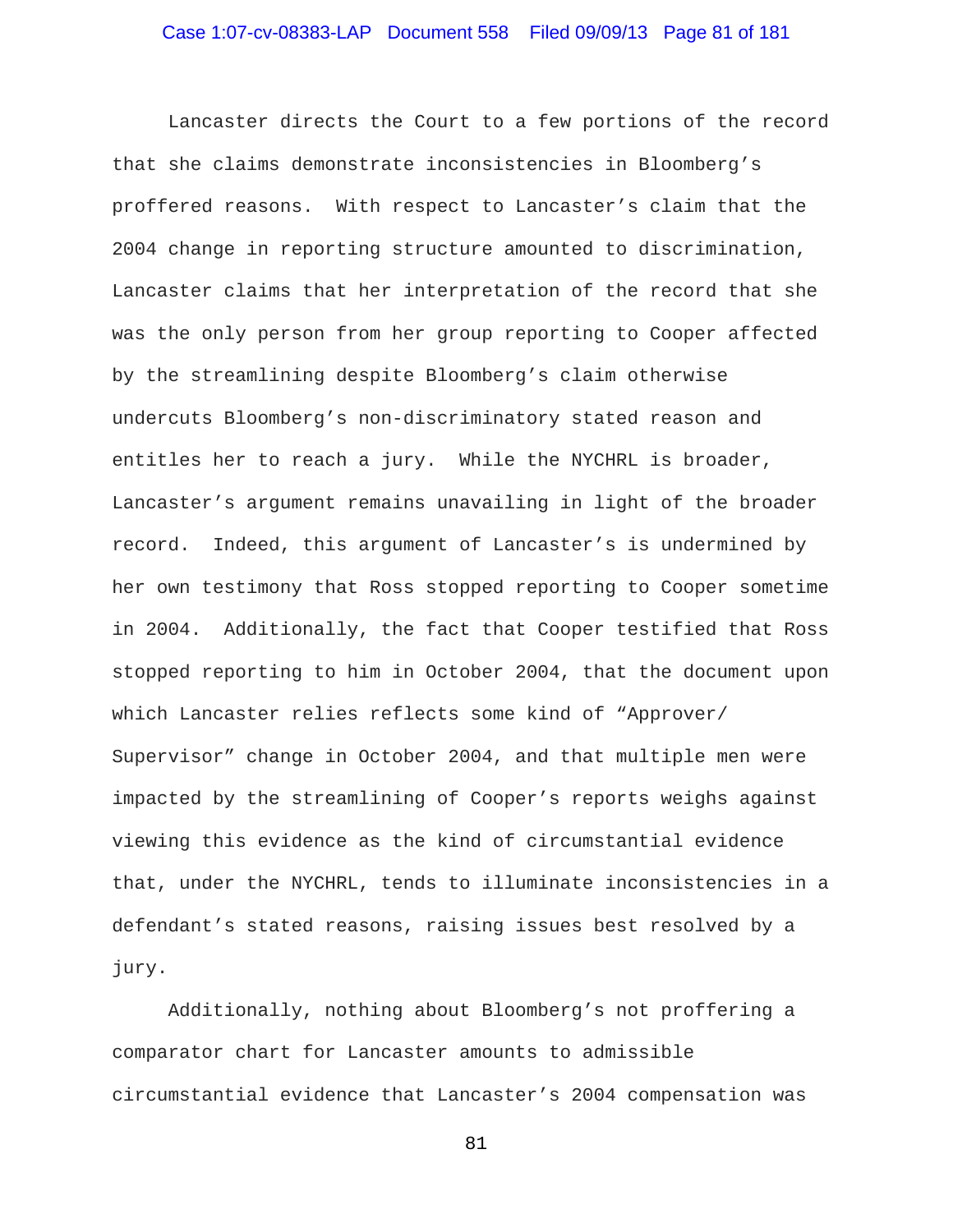Lancaster directs the Court to a few portions of the record that she claims demonstrate inconsistencies in Bloomberg's proffered reasons. With respect to Lancaster's claim that the 2004 change in reporting structure amounted to discrimination, Lancaster claims that her interpretation of the record that she was the only person from her group reporting to Cooper affected by the streamlining despite Bloomberg's claim otherwise undercuts Bloomberg's non-discriminatory stated reason and entitles her to reach a jury. While the NYCHRL is broader, Lancaster's argument remains unavailing in light of the broader record. Indeed, this argument of Lancaster's is undermined by her own testimony that Ross stopped reporting to Cooper sometime in 2004. Additionally, the fact that Cooper testified that Ross stopped reporting to him in October 2004, that the document upon which Lancaster relies reflects some kind of "Approver/ Supervisor" change in October 2004, and that multiple men were impacted by the streamlining of Cooper's reports weighs against viewing this evidence as the kind of circumstantial evidence that, under the NYCHRL, tends to illuminate inconsistencies in a defendant's stated reasons, raising issues best resolved by a jury.

Additionally, nothing about Bloomberg's not proffering a comparator chart for Lancaster amounts to admissible circumstantial evidence that Lancaster's 2004 compensation was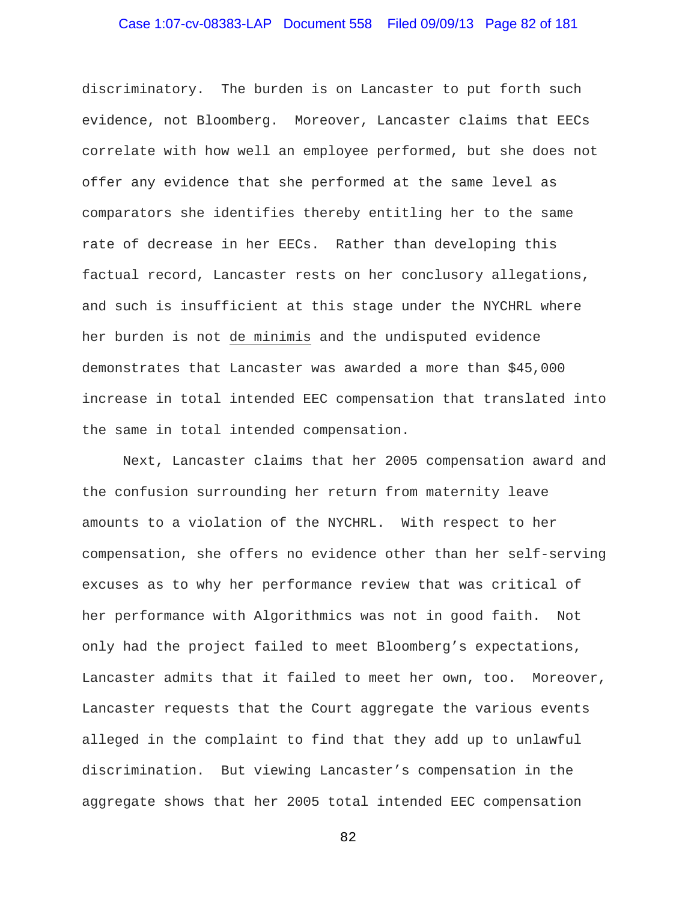discriminatory. The burden is on Lancaster to put forth such evidence, not Bloomberg. Moreover, Lancaster claims that EECs correlate with how well an employee performed, but she does not offer any evidence that she performed at the same level as comparators she identifies thereby entitling her to the same rate of decrease in her EECs. Rather than developing this factual record, Lancaster rests on her conclusory allegations, and such is insufficient at this stage under the NYCHRL where her burden is not de minimis and the undisputed evidence demonstrates that Lancaster was awarded a more than $45,000 increase in total intended EEC compensation that translated into the same in total intended compensation.

Next, Lancaster claims that her 2005 compensation award and the confusion surrounding her return from maternity leave amounts to a violation of the NYCHRL. With respect to her compensation, she offers no evidence other than her self-serving excuses as to why her performance review that was critical of her performance with Algorithmics was not in good faith. Not only had the project failed to meet Bloomberg's expectations, Lancaster admits that it failed to meet her own, too. Moreover, Lancaster requests that the Court aggregate the various events alleged in the complaint to find that they add up to unlawful discrimination. But viewing Lancaster's compensation in the aggregate shows that her 2005 total intended EEC compensation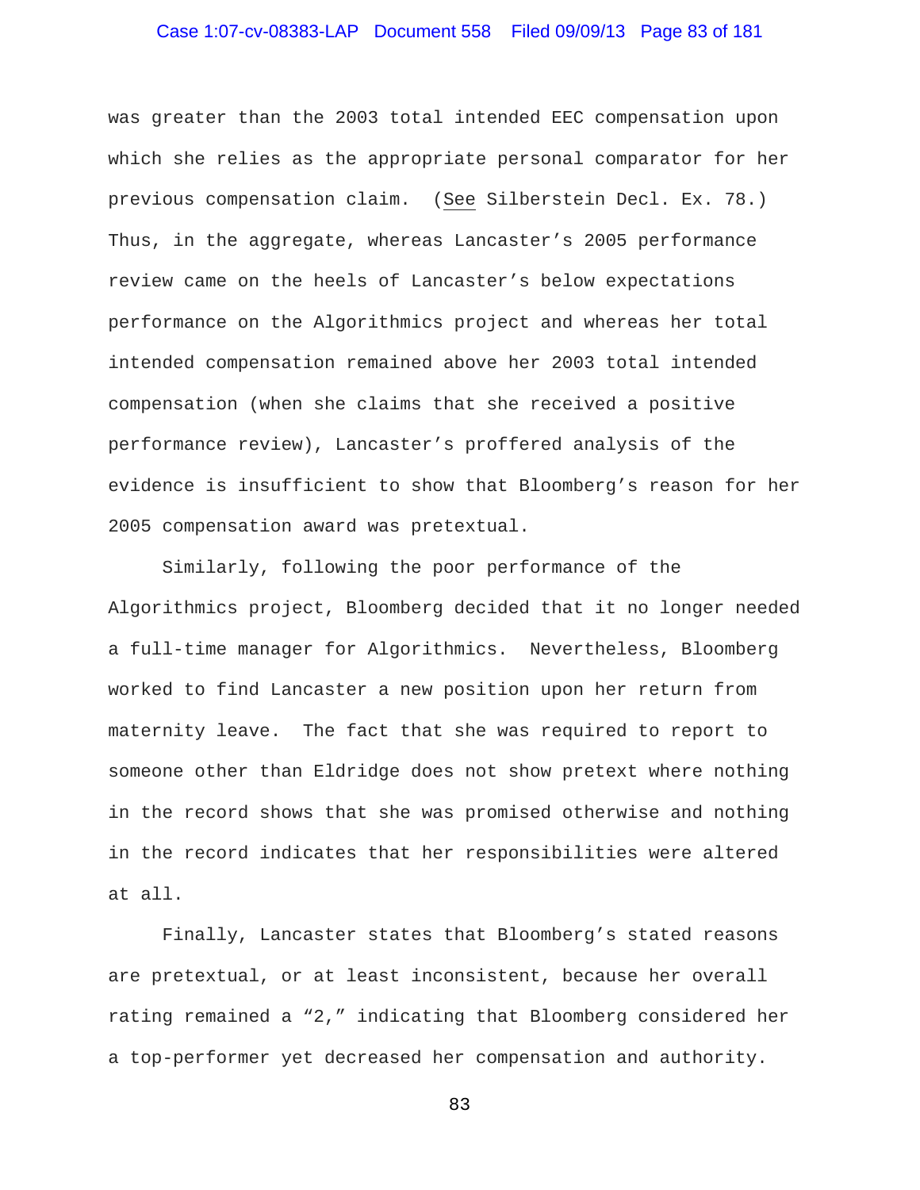was greater than the 2003 total intended EEC compensation upon which she relies as the appropriate personal comparator for her previous compensation claim. (See Silberstein Decl. Ex. 78.) Thus, in the aggregate, whereas Lancaster's 2005 performance review came on the heels of Lancaster's below expectations performance on the Algorithmics project and whereas her total intended compensation remained above her 2003 total intended compensation (when she claims that she received a positive performance review), Lancaster's proffered analysis of the evidence is insufficient to show that Bloomberg's reason for her 2005 compensation award was pretextual.

Similarly, following the poor performance of the Algorithmics project, Bloomberg decided that it no longer needed a full-time manager for Algorithmics. Nevertheless, Bloomberg worked to find Lancaster a new position upon her return from maternity leave. The fact that she was required to report to someone other than Eldridge does not show pretext where nothing in the record shows that she was promised otherwise and nothing in the record indicates that her responsibilities were altered at all.

Finally, Lancaster states that Bloomberg's stated reasons are pretextual, or at least inconsistent, because her overall rating remained a "2," indicating that Bloomberg considered her a top-performer yet decreased her compensation and authority.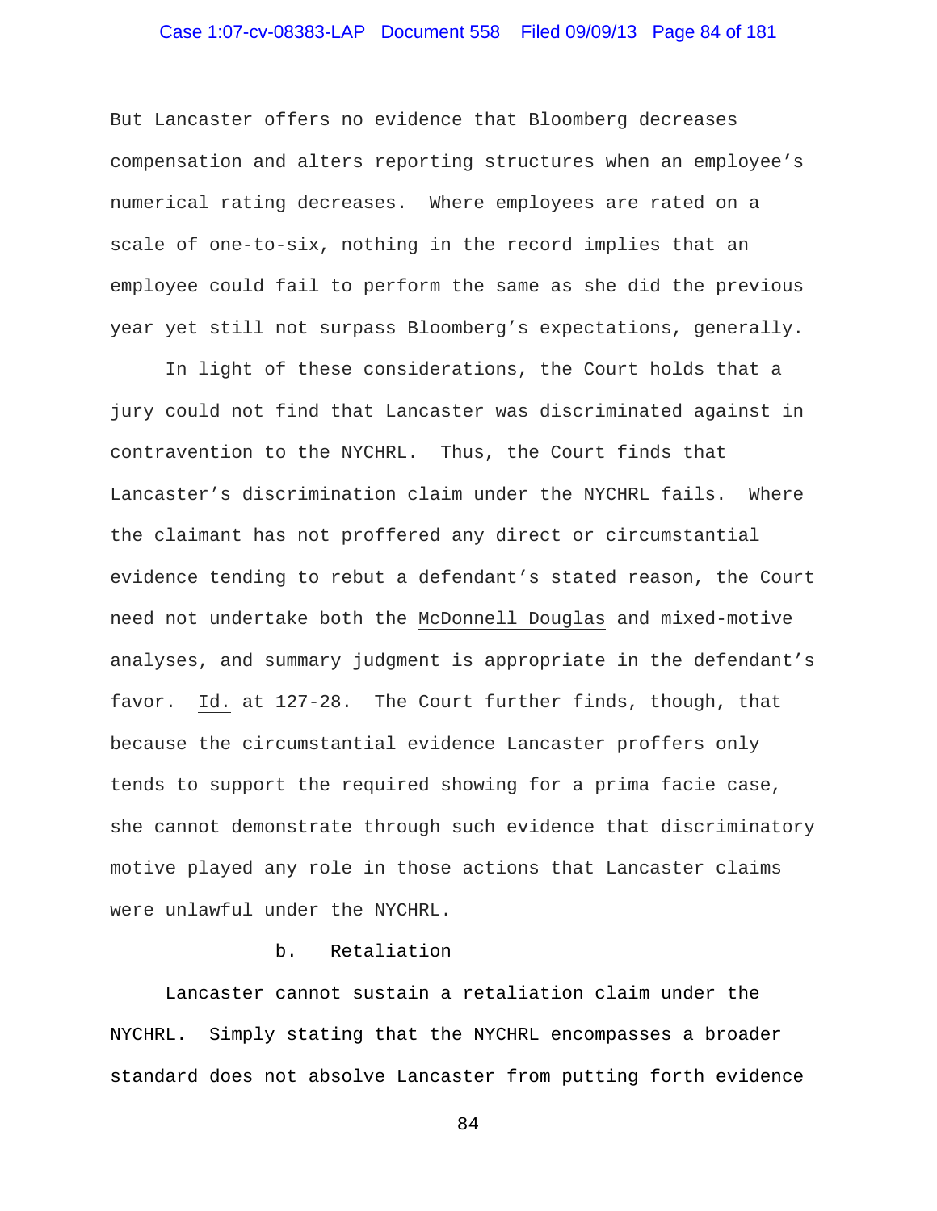But Lancaster offers no evidence that Bloomberg decreases compensation and alters reporting structures when an employee's numerical rating decreases. Where employees are rated on a scale of one-to-six, nothing in the record implies that an employee could fail to perform the same as she did the previous year yet still not surpass Bloomberg's expectations, generally.

In light of these considerations, the Court holds that a jury could not find that Lancaster was discriminated against in contravention to the NYCHRL. Thus, the Court finds that Lancaster's discrimination claim under the NYCHRL fails. Where the claimant has not proffered any direct or circumstantial evidence tending to rebut a defendant's stated reason, the Court need not undertake both the McDonnell Douglas and mixed-motive analyses, and summary judgment is appropriate in the defendant's favor. Id. at 127-28. The Court further finds, though, that because the circumstantial evidence Lancaster proffers only tends to support the required showing for a prima facie case, she cannot demonstrate through such evidence that discriminatory motive played any role in those actions that Lancaster claims were unlawful under the NYCHRL.

b. Retaliation

Lancaster cannot sustain a retaliation claim under the NYCHRL. Simply stating that the NYCHRL encompasses a broader standard does not absolve Lancaster from putting forth evidence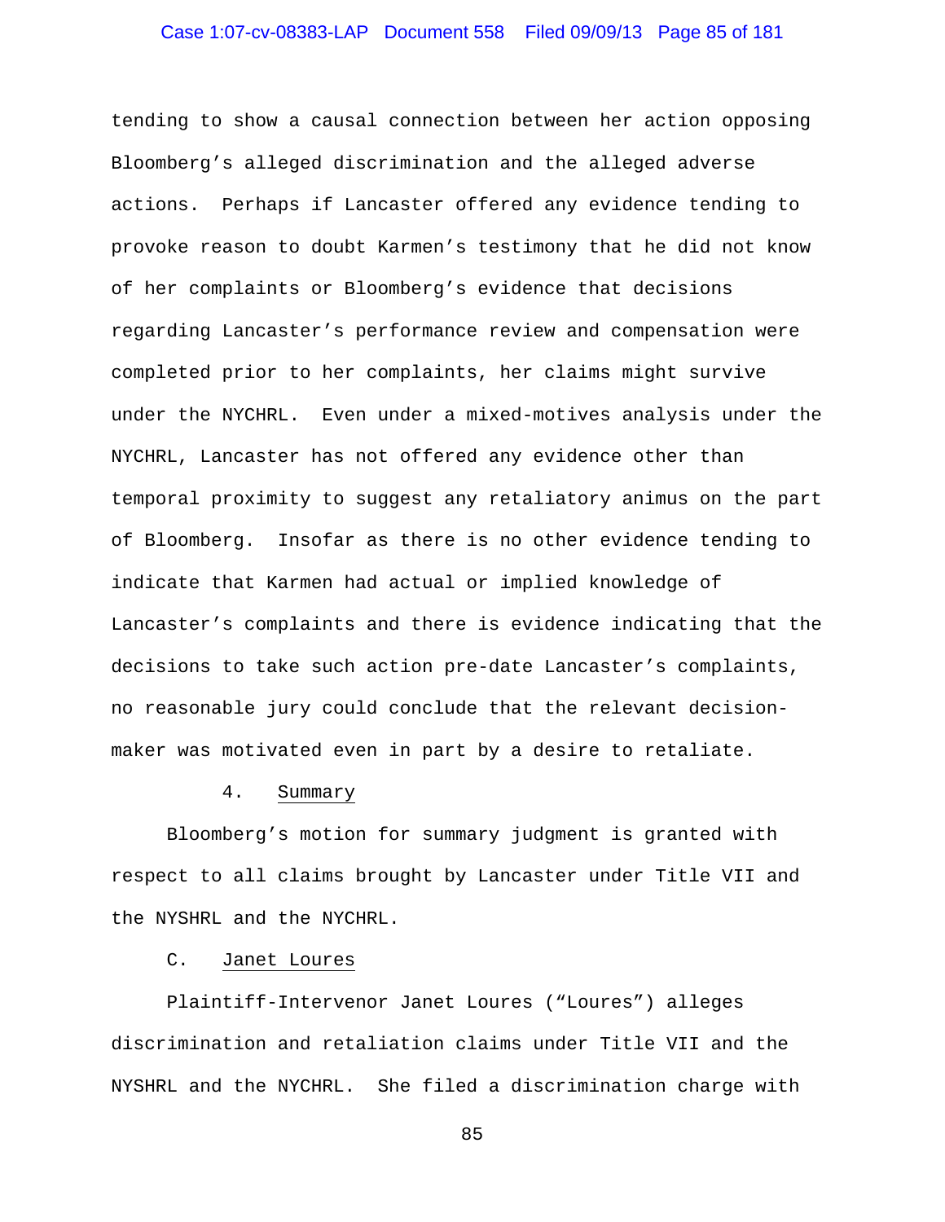tending to show a causal connection between her action opposing Bloomberg's alleged discrimination and the alleged adverse actions. Perhaps if Lancaster offered any evidence tending to provoke reason to doubt Karmen's testimony that he did not know of her complaints or Bloomberg's evidence that decisions regarding Lancaster's performance review and compensation were completed prior to her complaints, her claims might survive under the NYCHRL. Even under a mixed-motives analysis under the NYCHRL, Lancaster has not offered any evidence other than temporal proximity to suggest any retaliatory animus on the part of Bloomberg. Insofar as there is no other evidence tending to indicate that Karmen had actual or implied knowledge of Lancaster's complaints and there is evidence indicating that the decisions to take such action pre-date Lancaster's complaints, no reasonable jury could conclude that the relevant decision-maker was motivated even in part by a desire to retaliate.

#### 4. Summary

Bloomberg's motion for summary judgment is granted with respect to all claims brought by Lancaster under Title VII and the NYSHRL and the NYCHRL.

### C. Janet Loures

Plaintiff-Intervenor Janet Loures ("Loures") alleges discrimination and retaliation claims under Title VII and the NYSHRL and the NYCHRL. She filed a discrimination charge with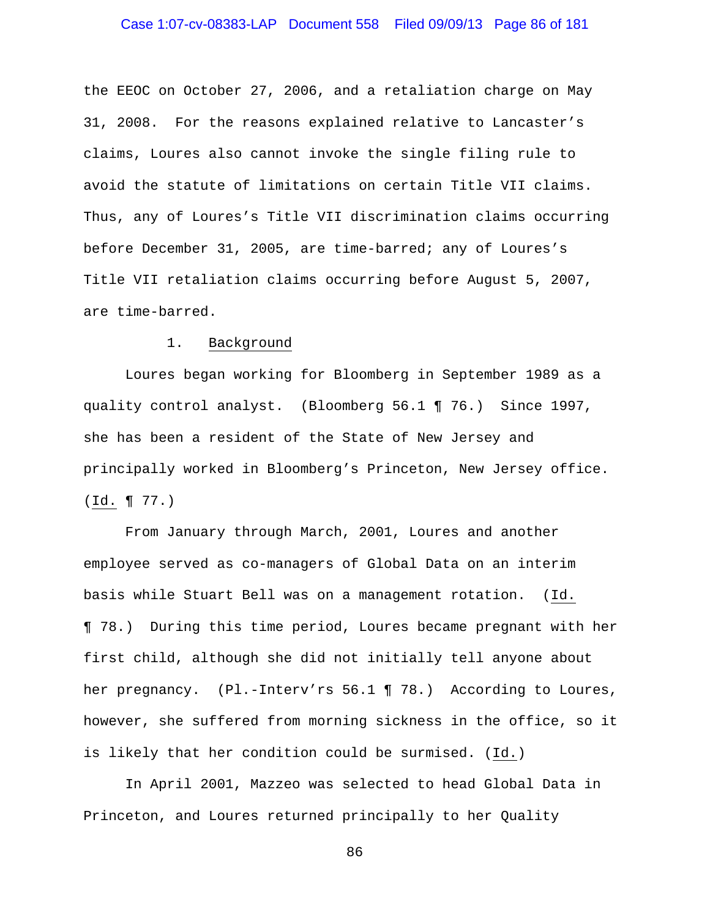the EEOC on October 27, 2006, and a retaliation charge on May 31, 2008. For the reasons explained relative to Lancaster's claims, Loures also cannot invoke the single filing rule to avoid the statute of limitations on certain Title VII claims. Thus, any of Loures's Title VII discrimination claims occurring before December 31, 2005, are time-barred; any of Loures's Title VII retaliation claims occurring before August 5, 2007, are time-barred.

1. Background

Loures began working for Bloomberg in September 1989 as a quality control analyst. (Bloomberg 56.1 ¶ 76.) Since 1997, she has been a resident of the State of New Jersey and principally worked in Bloomberg's Princeton, New Jersey office. (Id. ¶ 77.)

From January through March, 2001, Loures and another employee served as co-managers of Global Data on an interim basis while Stuart Bell was on a management rotation. (Id. ¶ 78.) During this time period, Loures became pregnant with her first child, although she did not initially tell anyone about her pregnancy. (Pl.-Interv'rs 56.1 ¶ 78.) According to Loures, however, she suffered from morning sickness in the office, so it is likely that her condition could be surmised. (Id.)

In April 2001, Mazzeo was selected to head Global Data in Princeton, and Loures returned principally to her Quality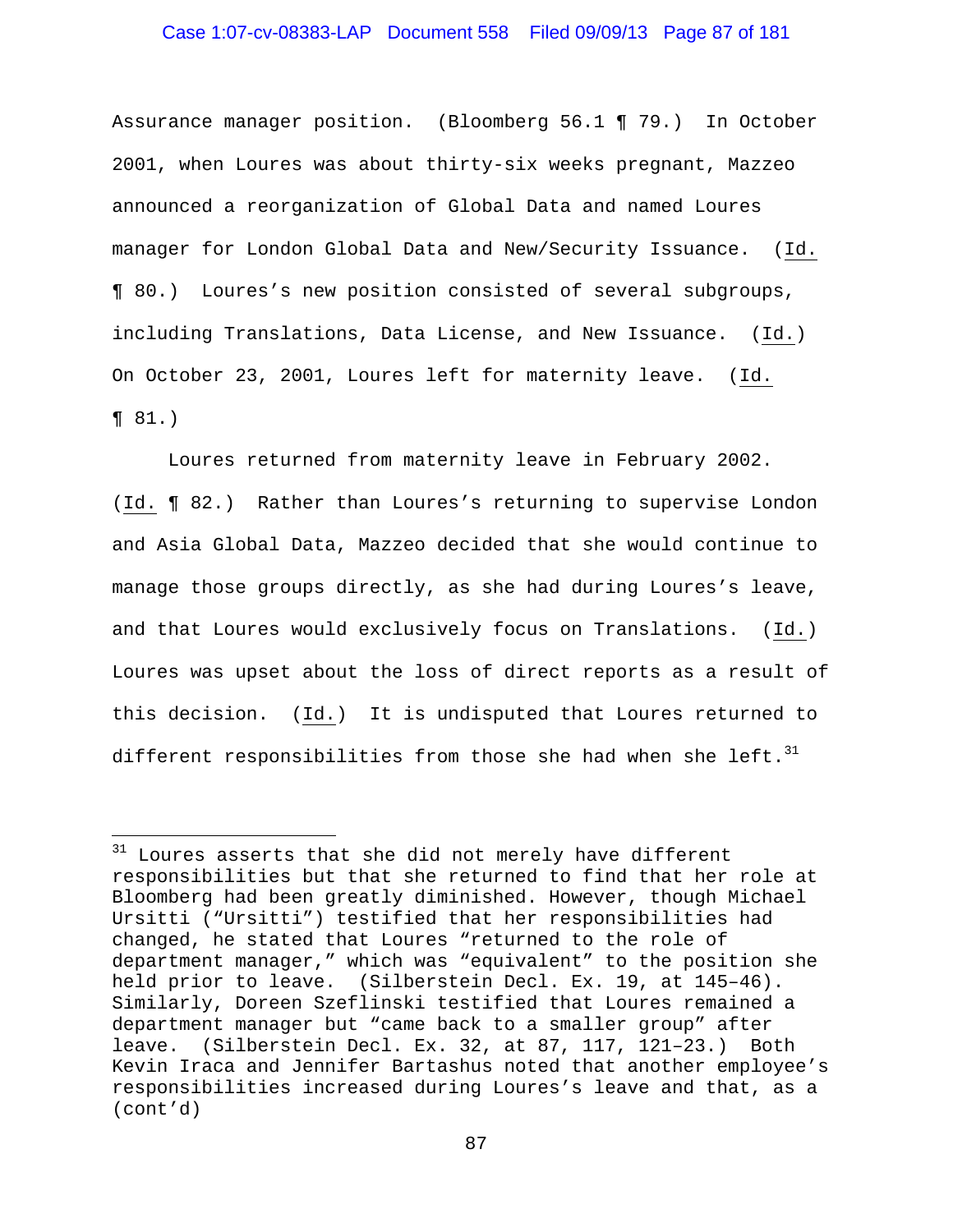Assurance manager position. (Bloomberg 56.1 ¶ 79.) In October 2001, when Loures was about thirty-six weeks pregnant, Mazzeo announced a reorganization of Global Data and named Loures manager for London Global Data and New/Security Issuance. (Id. ¶ 80.) Loures's new position consisted of several subgroups, including Translations, Data License, and New Issuance. (Id.) On October 23, 2001, Loures left for maternity leave. (Id. ¶ 81.)

Loures returned from maternity leave in February 2002. (Id. ¶ 82.) Rather than Loures's returning to supervise London and Asia Global Data, Mazzeo decided that she would continue to manage those groups directly, as she had during Loures's leave, and that Loures would exclusively focus on Translations. (Id.) Loures was upset about the loss of direct reports as a result of this decision. (Id.) It is undisputed that Loures returned to different responsibilities from those she had when she left.[31]

---

[31] Loures asserts that she did not merely have different responsibilities but that she returned to find that her role at Bloomberg had been greatly diminished. However, though Michael Ursitti ("Ursitti") testified that her responsibilities had changed, he stated that Loures "returned to the role of department manager," which was "equivalent" to the position she held prior to leave. (Silberstein Decl. Ex. 19, at 145–46). Similarly, Doreen Szeflinski testified that Loures remained a department manager but "came back to a smaller group" after leave. (Silberstein Decl. Ex. 32, at 87, 117, 121–23.) Both Kevin Iraca and Jennifer Bartashus noted that another employee's responsibilities increased during Loures's leave and that, as a (cont'd)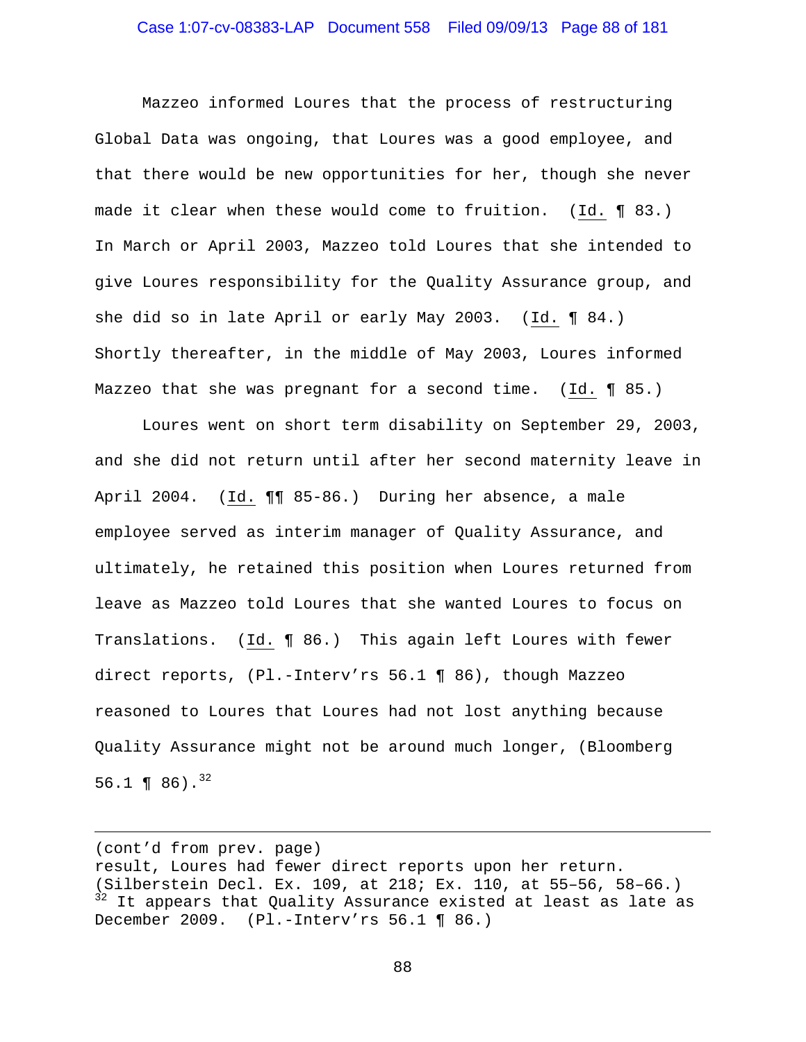Mazzeo informed Loures that the process of restructuring Global Data was ongoing, that Loures was a good employee, and that there would be new opportunities for her, though she never made it clear when these would come to fruition. (Id. ¶ 83.) In March or April 2003, Mazzeo told Loures that she intended to give Loures responsibility for the Quality Assurance group, and she did so in late April or early May 2003. (Id. ¶ 84.) Shortly thereafter, in the middle of May 2003, Loures informed Mazzeo that she was pregnant for a second time. (Id. ¶ 85.)

Loures went on short term disability on September 29, 2003, and she did not return until after her second maternity leave in April 2004. (Id. ¶¶ 85-86.) During her absence, a male employee served as interim manager of Quality Assurance, and ultimately, he retained this position when Loures returned from leave as Mazzeo told Loures that she wanted Loures to focus on Translations. (Id. ¶ 86.) This again left Loures with fewer direct reports, (Pl.-Interv'rs 56.1 ¶ 86), though Mazzeo reasoned to Loures that Loures had not lost anything because Quality Assurance might not be around much longer, (Bloomberg 56.1 ¶ 86).[32]

---

(cont'd from prev. page)
result, Loures had fewer direct reports upon her return. (Silberstein Decl. Ex. 109, at 218; Ex. 110, at 55–56, 58–66.)

[32] It appears that Quality Assurance existed at least as late as December 2009. (Pl.-Interv'rs 56.1 ¶ 86.)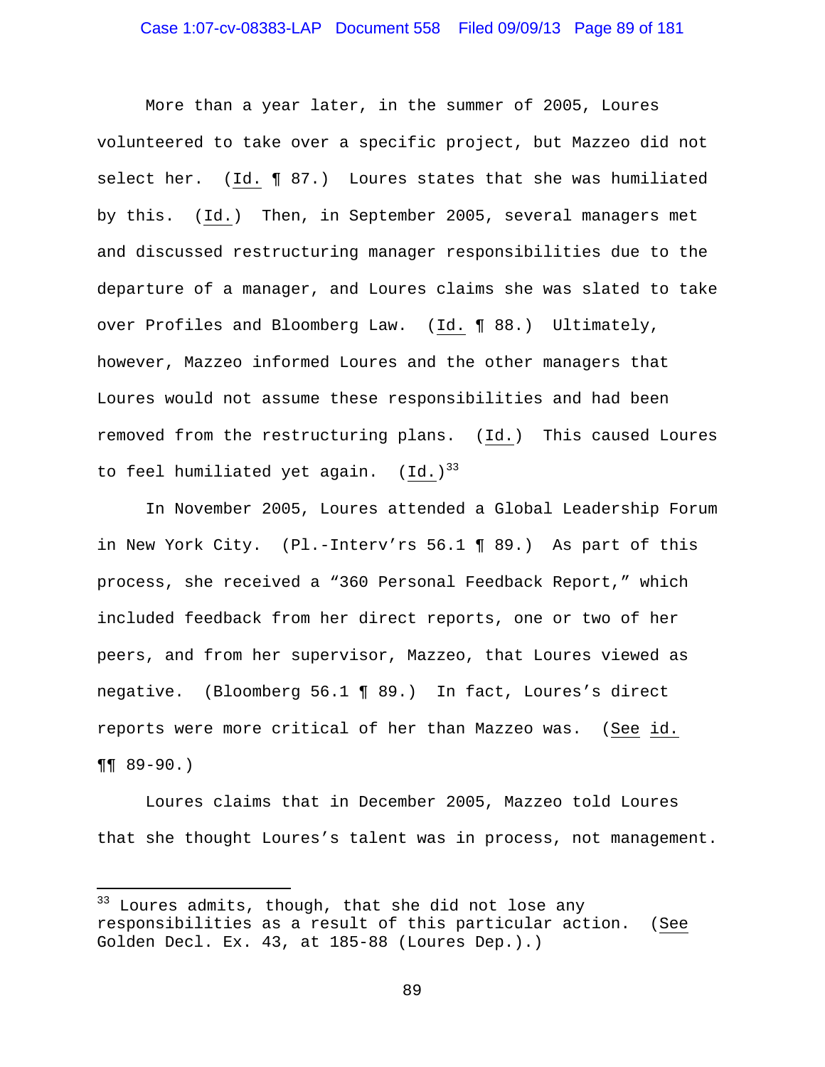More than a year later, in the summer of 2005, Loures volunteered to take over a specific project, but Mazzeo did not select her. (Id. ¶ 87.) Loures states that she was humiliated by this. (Id.) Then, in September 2005, several managers met and discussed restructuring manager responsibilities due to the departure of a manager, and Loures claims she was slated to take over Profiles and Bloomberg Law. (Id. ¶ 88.) Ultimately, however, Mazzeo informed Loures and the other managers that Loures would not assume these responsibilities and had been removed from the restructuring plans. (Id.) This caused Loures to feel humiliated yet again. (Id.)[33]

In November 2005, Loures attended a Global Leadership Forum in New York City. (Pl.-Interv'rs 56.1 ¶ 89.) As part of this process, she received a "360 Personal Feedback Report," which included feedback from her direct reports, one or two of her peers, and from her supervisor, Mazzeo, that Loures viewed as negative. (Bloomberg 56.1 ¶ 89.) In fact, Loures's direct reports were more critical of her than Mazzeo was. (See id. ¶¶ 89-90.)

Loures claims that in December 2005, Mazzeo told Loures that she thought Loures's talent was in process, not management.

---

[33] Loures admits, though, that she did not lose any responsibilities as a result of this particular action. (See Golden Decl. Ex. 43, at 185-88 (Loures Dep.).)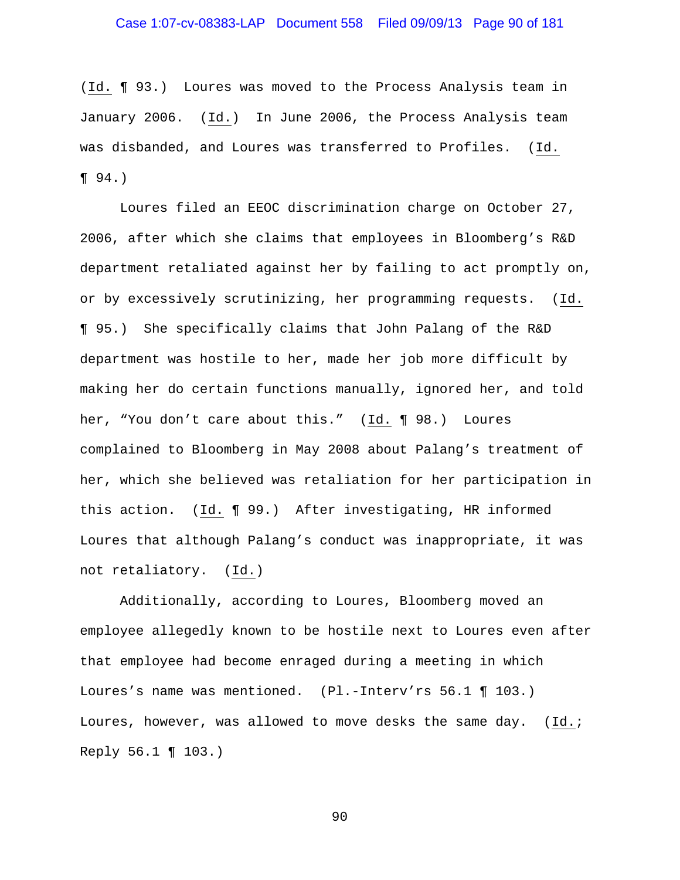(Id. ¶ 93.) Loures was moved to the Process Analysis team in January 2006. (Id.) In June 2006, the Process Analysis team was disbanded, and Loures was transferred to Profiles. (Id. ¶ 94.)

Loures filed an EEOC discrimination charge on October 27, 2006, after which she claims that employees in Bloomberg's R&D department retaliated against her by failing to act promptly on, or by excessively scrutinizing, her programming requests. (Id. ¶ 95.) She specifically claims that John Palang of the R&D department was hostile to her, made her job more difficult by making her do certain functions manually, ignored her, and told her, "You don't care about this." (Id. ¶ 98.) Loures complained to Bloomberg in May 2008 about Palang's treatment of her, which she believed was retaliation for her participation in this action. (Id. ¶ 99.) After investigating, HR informed Loures that although Palang's conduct was inappropriate, it was not retaliatory. (Id.)

Additionally, according to Loures, Bloomberg moved an employee allegedly known to be hostile next to Loures even after that employee had become enraged during a meeting in which Loures's name was mentioned. (Pl.-Interv'rs 56.1 ¶ 103.) Loures, however, was allowed to move desks the same day. (Id.; Reply 56.1 ¶ 103.)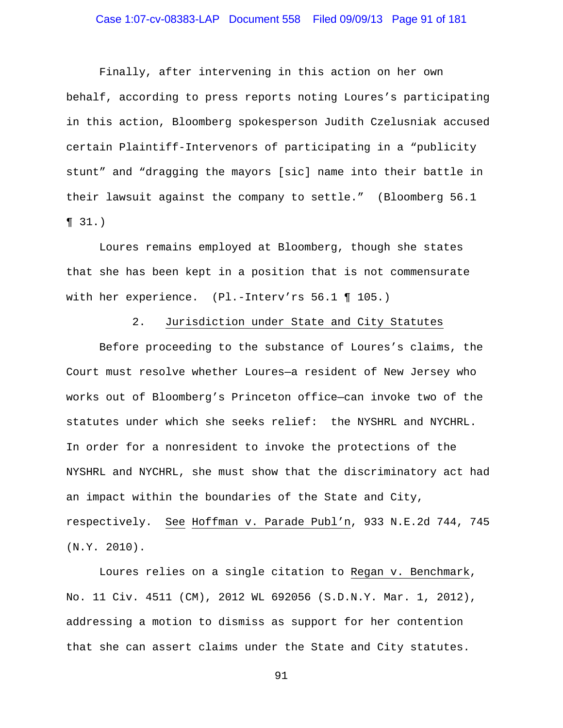Finally, after intervening in this action on her own behalf, according to press reports noting Loures's participating in this action, Bloomberg spokesperson Judith Czelusniak accused certain Plaintiff-Intervenors of participating in a "publicity stunt" and "dragging the mayors [sic] name into their battle in their lawsuit against the company to settle." (Bloomberg 56.1 ¶ 31.)

Loures remains employed at Bloomberg, though she states that she has been kept in a position that is not commensurate with her experience. (Pl.-Interv'rs 56.1 ¶ 105.)

### 2. Jurisdiction under State and City Statutes

Before proceeding to the substance of Loures's claims, the Court must resolve whether Loures—a resident of New Jersey who works out of Bloomberg's Princeton office—can invoke two of the statutes under which she seeks relief: the NYSHRL and NYCHRL. In order for a nonresident to invoke the protections of the NYSHRL and NYCHRL, she must show that the discriminatory act had an impact within the boundaries of the State and City, respectively. See Hoffman v. Parade Publ'n, 933 N.E.2d 744, 745 (N.Y. 2010).

Loures relies on a single citation to Regan v. Benchmark, No. 11 Civ. 4511 (CM), 2012 WL 692056 (S.D.N.Y. Mar. 1, 2012), addressing a motion to dismiss as support for her contention that she can assert claims under the State and City statutes.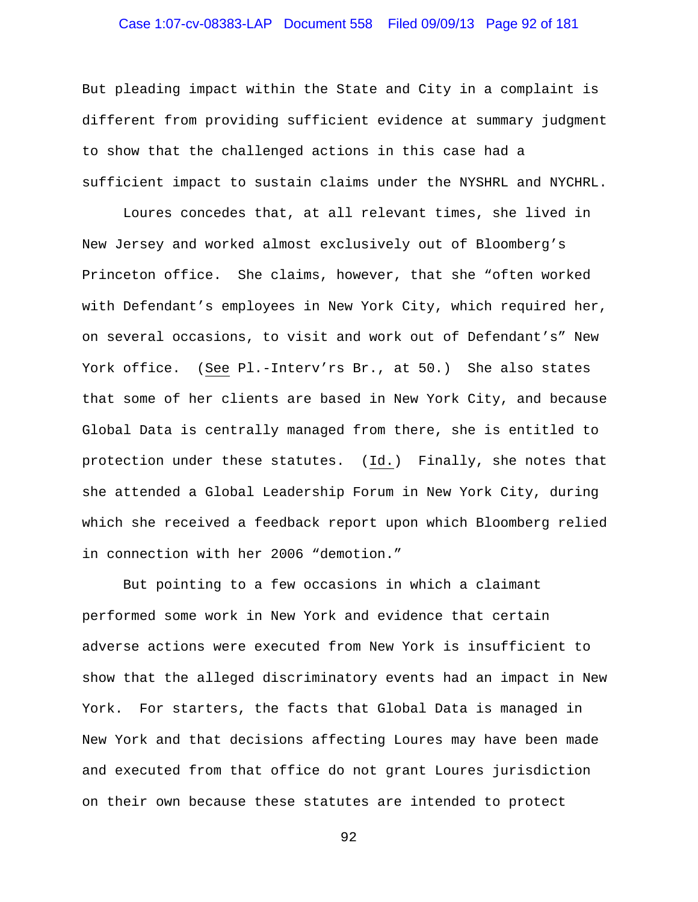But pleading impact within the State and City in a complaint is different from providing sufficient evidence at summary judgment to show that the challenged actions in this case had a sufficient impact to sustain claims under the NYSHRL and NYCHRL.

Loures concedes that, at all relevant times, she lived in New Jersey and worked almost exclusively out of Bloomberg's Princeton office. She claims, however, that she "often worked with Defendant's employees in New York City, which required her, on several occasions, to visit and work out of Defendant's" New York office. (See Pl.-Interv'rs Br., at 50.) She also states that some of her clients are based in New York City, and because Global Data is centrally managed from there, she is entitled to protection under these statutes. (Id.) Finally, she notes that she attended a Global Leadership Forum in New York City, during which she received a feedback report upon which Bloomberg relied in connection with her 2006 "demotion."

But pointing to a few occasions in which a claimant performed some work in New York and evidence that certain adverse actions were executed from New York is insufficient to show that the alleged discriminatory events had an impact in New York. For starters, the facts that Global Data is managed in New York and that decisions affecting Loures may have been made and executed from that office do not grant Loures jurisdiction on their own because these statutes are intended to protect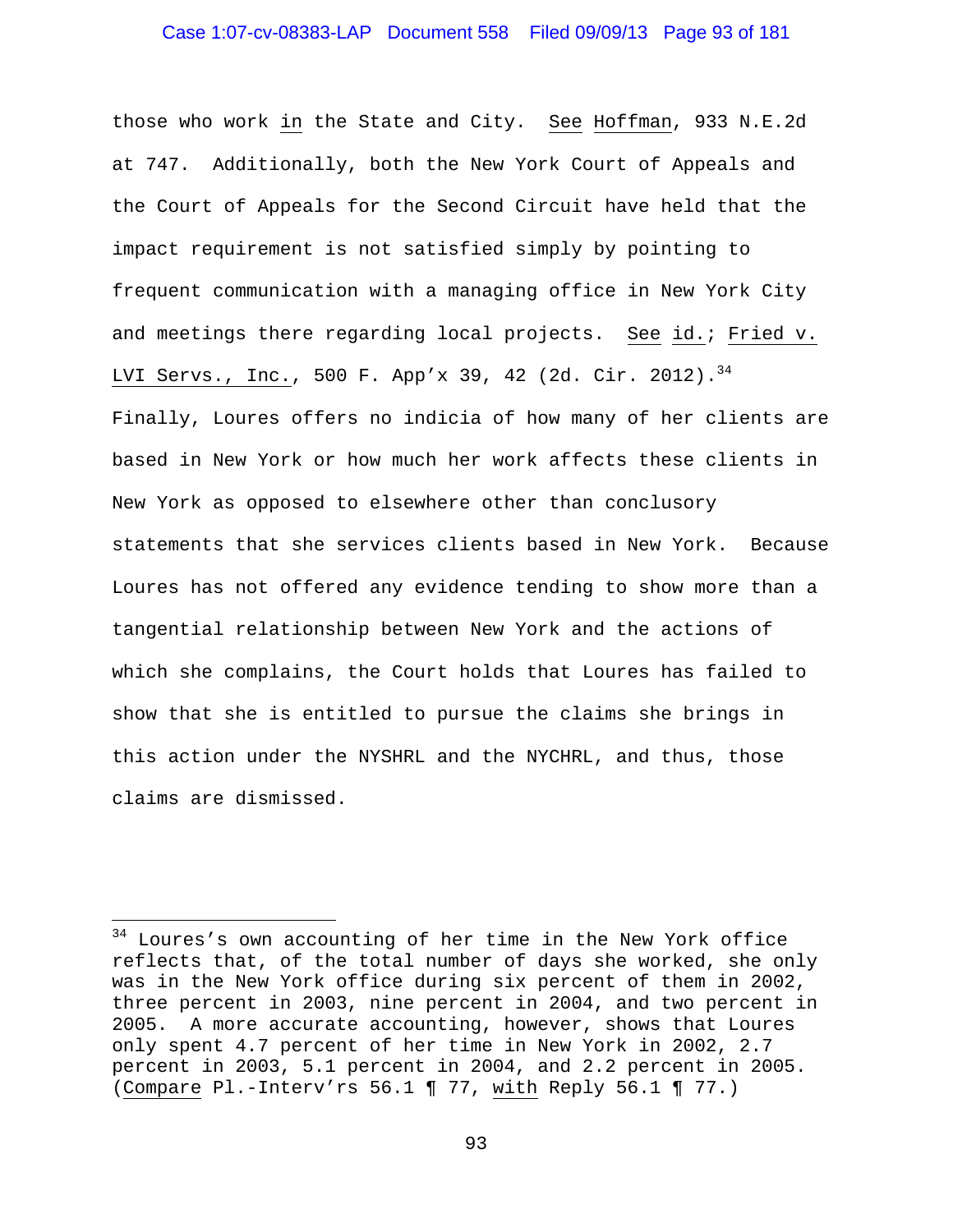those who work _in_ the State and City. _See_ _Hoffman_, 933 N.E.2d at 747. Additionally, both the New York Court of Appeals and the Court of Appeals for the Second Circuit have held that the impact requirement is not satisfied simply by pointing to frequent communication with a managing office in New York City and meetings there regarding local projects. _See_ _id._; _Fried v. LVI Servs., Inc._, 500 F. App'x 39, 42 (2d. Cir. 2012).[34] Finally, Loures offers no indicia of how many of her clients are based in New York or how much her work affects these clients in New York as opposed to elsewhere other than conclusory statements that she services clients based in New York. Because Loures has not offered any evidence tending to show more than a tangential relationship between New York and the actions of which she complains, the Court holds that Loures has failed to show that she is entitled to pursue the claims she brings in this action under the NYSHRL and the NYCHRL, and thus, those claims are dismissed.

---

[34] Loures's own accounting of her time in the New York office reflects that, of the total number of days she worked, she only was in the New York office during six percent of them in 2002, three percent in 2003, nine percent in 2004, and two percent in 2005. A more accurate accounting, however, shows that Loures only spent 4.7 percent of her time in New York in 2002, 2.7 percent in 2003, 5.1 percent in 2004, and 2.2 percent in 2005. (_Compare_ Pl.-Interv'rs 56.1 ¶ 77, _with_ Reply 56.1 ¶ 77.)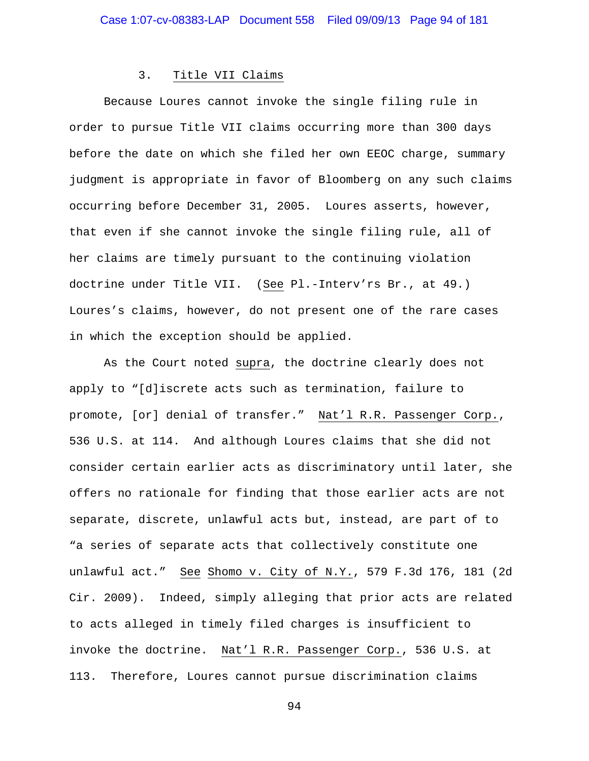### 3. Title VII Claims

Because Loures cannot invoke the single filing rule in order to pursue Title VII claims occurring more than 300 days before the date on which she filed her own EEOC charge, summary judgment is appropriate in favor of Bloomberg on any such claims occurring before December 31, 2005. Loures asserts, however, that even if she cannot invoke the single filing rule, all of her claims are timely pursuant to the continuing violation doctrine under Title VII. (See Pl.-Interv'rs Br., at 49.) Loures's claims, however, do not present one of the rare cases in which the exception should be applied.

As the Court noted supra, the doctrine clearly does not apply to "[d]iscrete acts such as termination, failure to promote, [or] denial of transfer." Nat'l R.R. Passenger Corp., 536 U.S. at 114. And although Loures claims that she did not consider certain earlier acts as discriminatory until later, she offers no rationale for finding that those earlier acts are not separate, discrete, unlawful acts but, instead, are part of to "a series of separate acts that collectively constitute one unlawful act." See Shomo v. City of N.Y., 579 F.3d 176, 181 (2d Cir. 2009). Indeed, simply alleging that prior acts are related to acts alleged in timely filed charges is insufficient to invoke the doctrine. Nat'l R.R. Passenger Corp., 536 U.S. at 113. Therefore, Loures cannot pursue discrimination claims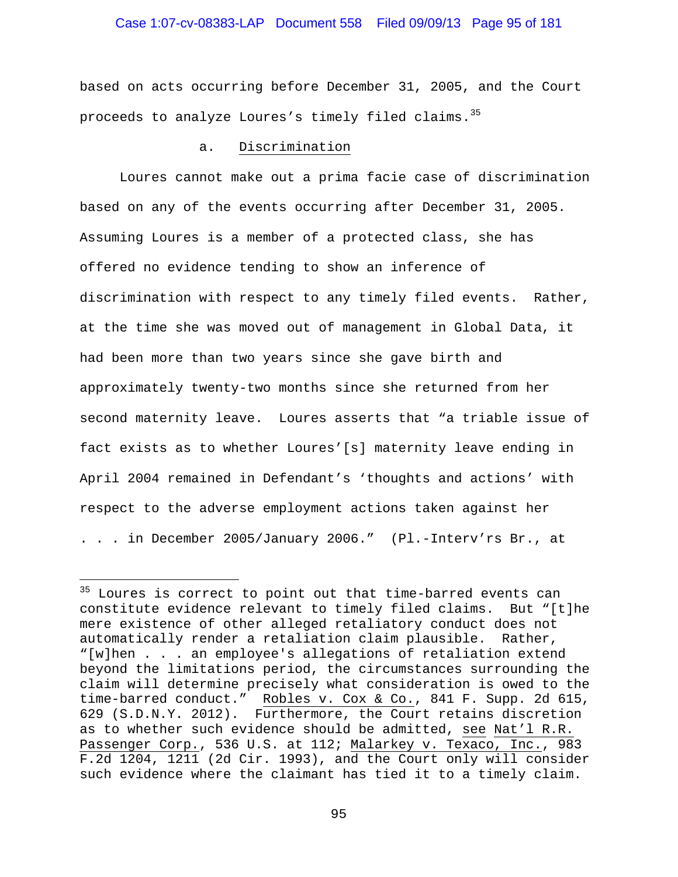based on acts occurring before December 31, 2005, and the Court proceeds to analyze Loures's timely filed claims.[35]

a. Discrimination

Loures cannot make out a prima facie case of discrimination based on any of the events occurring after December 31, 2005. Assuming Loures is a member of a protected class, she has offered no evidence tending to show an inference of discrimination with respect to any timely filed events. Rather, at the time she was moved out of management in Global Data, it had been more than two years since she gave birth and approximately twenty-two months since she returned from her second maternity leave. Loures asserts that "a triable issue of fact exists as to whether Loures'[s] maternity leave ending in April 2004 remained in Defendant's 'thoughts and actions' with respect to the adverse employment actions taken against her . . . in December 2005/January 2006." (Pl.-Interv'rs Br., at

[35] Loures is correct to point out that time-barred events can constitute evidence relevant to timely filed claims. But "[t]he mere existence of other alleged retaliatory conduct does not automatically render a retaliation claim plausible. Rather, "[w]hen . . . an employee's allegations of retaliation extend beyond the limitations period, the circumstances surrounding the claim will determine precisely what consideration is owed to the time-barred conduct." Robles v. Cox & Co., 841 F. Supp. 2d 615, 629 (S.D.N.Y. 2012). Furthermore, the Court retains discretion as to whether such evidence should be admitted, see Nat'l R.R. Passenger Corp., 536 U.S. at 112; Malarkey v. Texaco, Inc., 983 F.2d 1204, 1211 (2d Cir. 1993), and the Court only will consider such evidence where the claimant has tied it to a timely claim.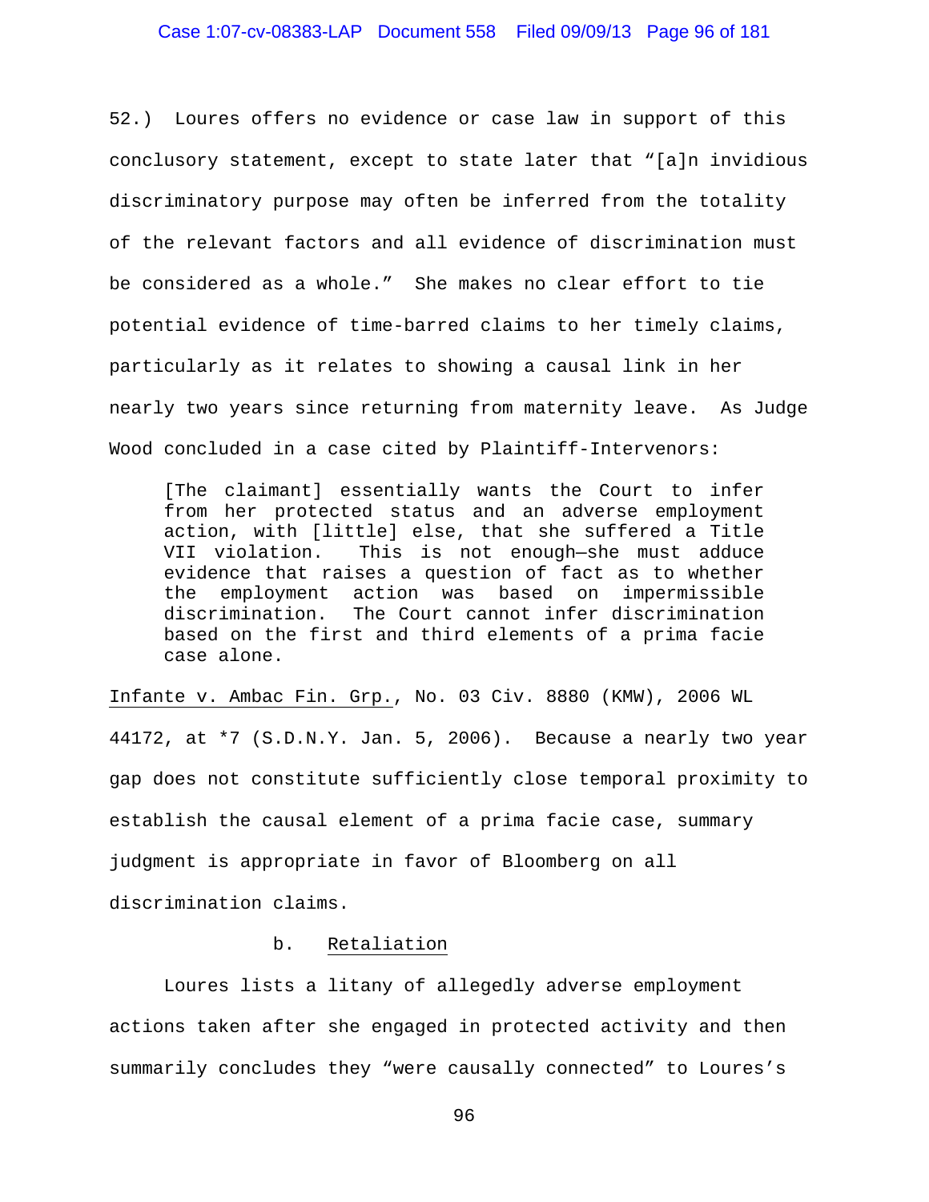52.) Loures offers no evidence or case law in support of this conclusory statement, except to state later that "[a]n invidious discriminatory purpose may often be inferred from the totality of the relevant factors and all evidence of discrimination must be considered as a whole." She makes no clear effort to tie potential evidence of time-barred claims to her timely claims, particularly as it relates to showing a causal link in her nearly two years since returning from maternity leave. As Judge Wood concluded in a case cited by Plaintiff-Intervenors:

> [The claimant] essentially wants the Court to infer from her protected status and an adverse employment action, with [little] else, that she suffered a Title VII violation. This is not enough—she must adduce evidence that raises a question of fact as to whether the employment action was based on impermissible discrimination. The Court cannot infer discrimination based on the first and third elements of a prima facie case alone.

Infante v. Ambac Fin. Grp., No. 03 Civ. 8880 (KMW), 2006 WL 44172, at *7 (S.D.N.Y. Jan. 5, 2006). Because a nearly two year gap does not constitute sufficiently close temporal proximity to establish the causal element of a prima facie case, summary judgment is appropriate in favor of Bloomberg on all discrimination claims.

b. Retaliation

Loures lists a litany of allegedly adverse employment actions taken after she engaged in protected activity and then summarily concludes they "were causally connected" to Loures's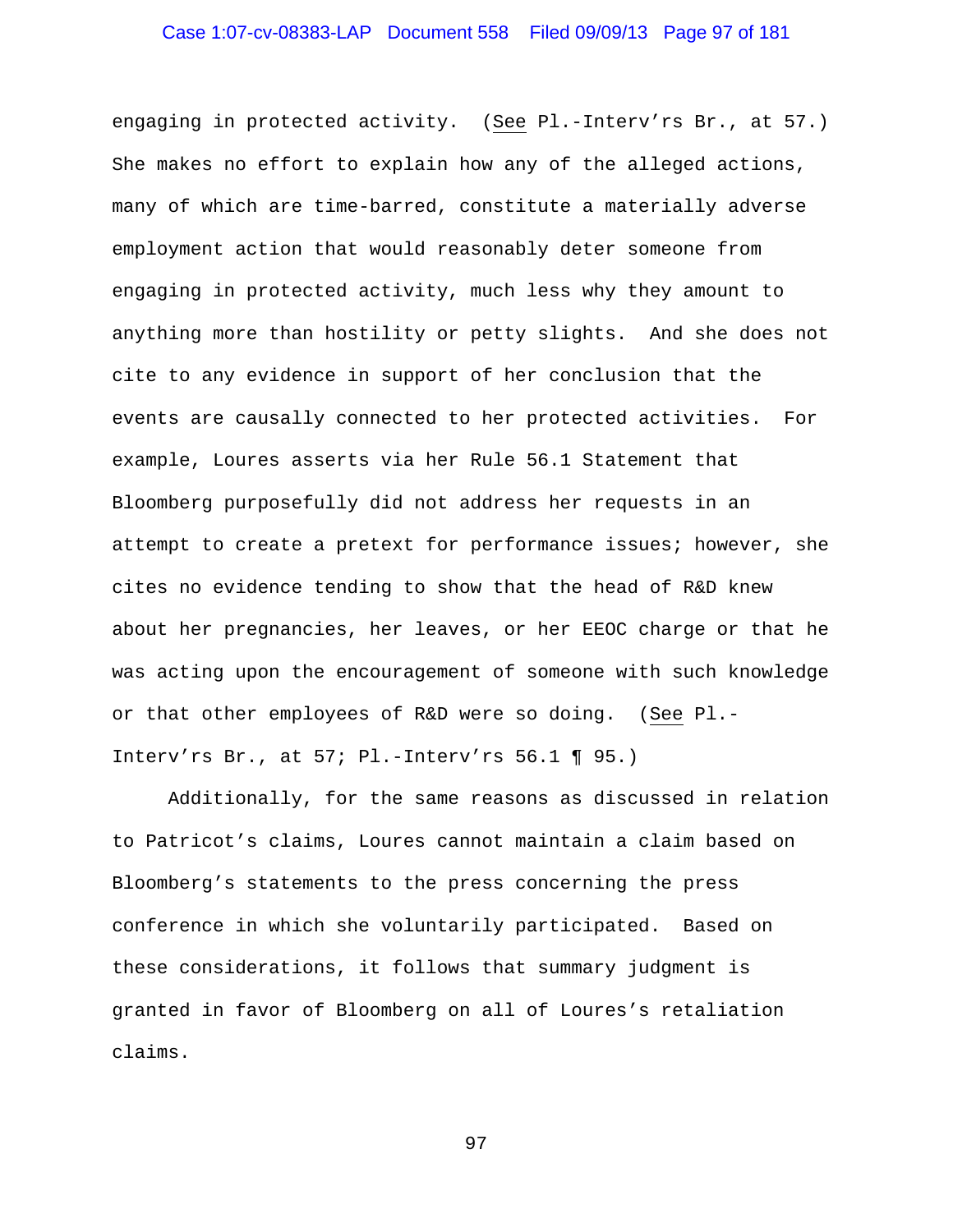engaging in protected activity. (*See* Pl.-Interv'rs Br., at 57.) She makes no effort to explain how any of the alleged actions, many of which are time-barred, constitute a materially adverse employment action that would reasonably deter someone from engaging in protected activity, much less why they amount to anything more than hostility or petty slights. And she does not cite to any evidence in support of her conclusion that the events are causally connected to her protected activities. For example, Loures asserts via her Rule 56.1 Statement that Bloomberg purposefully did not address her requests in an attempt to create a pretext for performance issues; however, she cites no evidence tending to show that the head of R&D knew about her pregnancies, her leaves, or her EEOC charge or that he was acting upon the encouragement of someone with such knowledge or that other employees of R&D were so doing. (*See* Pl.-Interv'rs Br., at 57; Pl.-Interv'rs 56.1 ¶ 95.)

Additionally, for the same reasons as discussed in relation to Patricot's claims, Loures cannot maintain a claim based on Bloomberg's statements to the press concerning the press conference in which she voluntarily participated. Based on these considerations, it follows that summary judgment is granted in favor of Bloomberg on all of Loures's retaliation claims.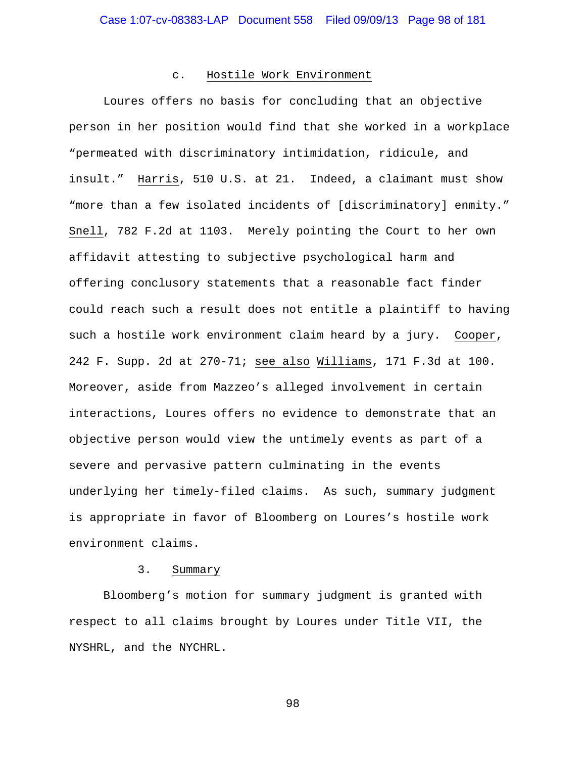### c. Hostile Work Environment

Loures offers no basis for concluding that an objective person in her position would find that she worked in a workplace "permeated with discriminatory intimidation, ridicule, and insult." Harris, 510 U.S. at 21. Indeed, a claimant must show "more than a few isolated incidents of [discriminatory] enmity." Snell, 782 F.2d at 1103. Merely pointing the Court to her own affidavit attesting to subjective psychological harm and offering conclusory statements that a reasonable fact finder could reach such a result does not entitle a plaintiff to having such a hostile work environment claim heard by a jury. Cooper, 242 F. Supp. 2d at 270-71; see also Williams, 171 F.3d at 100. Moreover, aside from Mazzeo's alleged involvement in certain interactions, Loures offers no evidence to demonstrate that an objective person would view the untimely events as part of a severe and pervasive pattern culminating in the events underlying her timely-filed claims. As such, summary judgment is appropriate in favor of Bloomberg on Loures's hostile work environment claims.

## 3. Summary

Bloomberg's motion for summary judgment is granted with respect to all claims brought by Loures under Title VII, the NYSHRL, and the NYCHRL.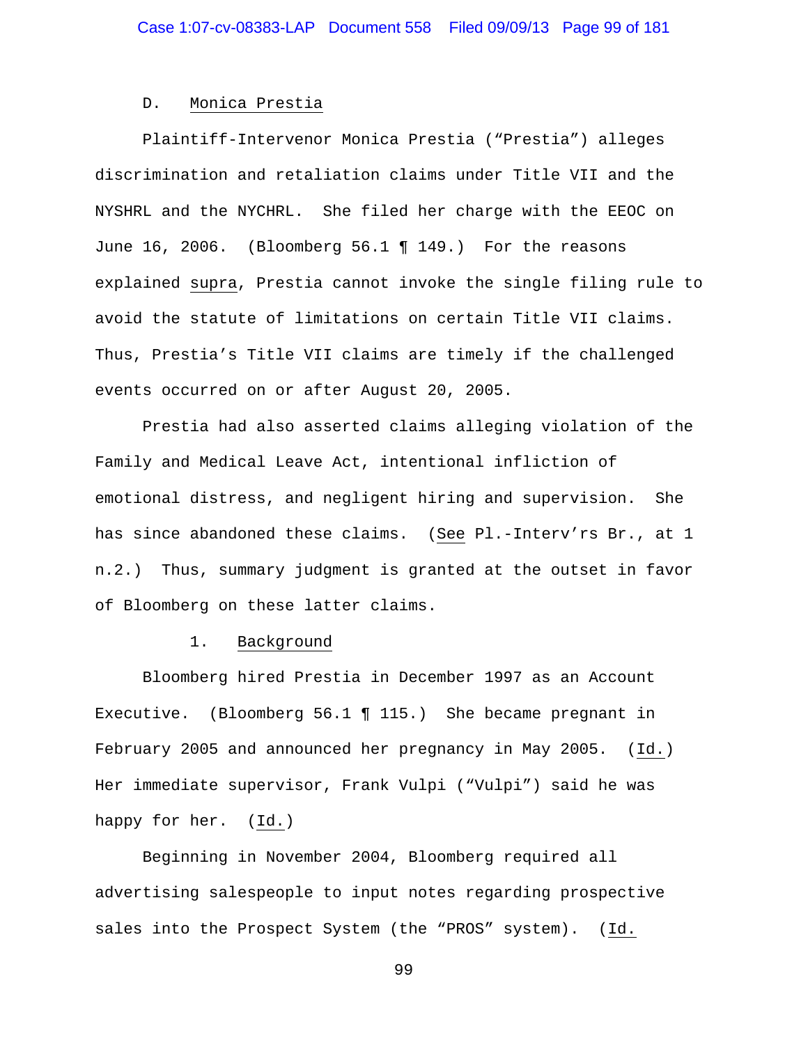### D. Monica Prestia

Plaintiff-Intervenor Monica Prestia ("Prestia") alleges discrimination and retaliation claims under Title VII and the NYSHRL and the NYCHRL. She filed her charge with the EEOC on June 16, 2006. (Bloomberg 56.1 ¶ 149.) For the reasons explained supra, Prestia cannot invoke the single filing rule to avoid the statute of limitations on certain Title VII claims. Thus, Prestia's Title VII claims are timely if the challenged events occurred on or after August 20, 2005.

Prestia had also asserted claims alleging violation of the Family and Medical Leave Act, intentional infliction of emotional distress, and negligent hiring and supervision. She has since abandoned these claims. (See Pl.-Interv'rs Br., at 1 n.2.) Thus, summary judgment is granted at the outset in favor of Bloomberg on these latter claims.

#### 1. Background

Bloomberg hired Prestia in December 1997 as an Account Executive. (Bloomberg 56.1 ¶ 115.) She became pregnant in February 2005 and announced her pregnancy in May 2005. (Id.) Her immediate supervisor, Frank Vulpi ("Vulpi") said he was happy for her. (Id.)

Beginning in November 2004, Bloomberg required all advertising salespeople to input notes regarding prospective sales into the Prospect System (the "PROS" system). (Id.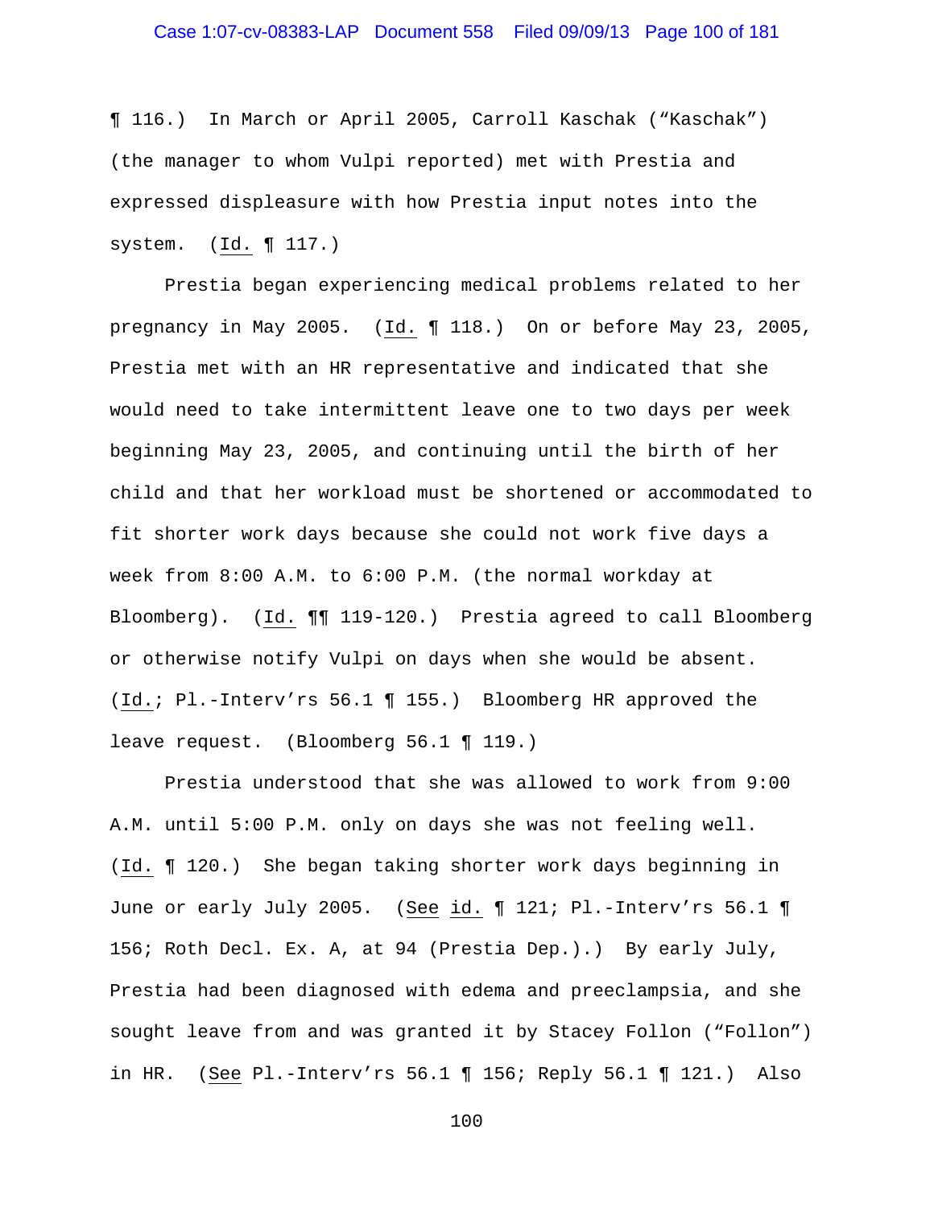¶ 116.) In March or April 2005, Carroll Kaschak ("Kaschak") (the manager to whom Vulpi reported) met with Prestia and expressed displeasure with how Prestia input notes into the system. (Id. ¶ 117.)

Prestia began experiencing medical problems related to her pregnancy in May 2005. (Id. ¶ 118.) On or before May 23, 2005, Prestia met with an HR representative and indicated that she would need to take intermittent leave one to two days per week beginning May 23, 2005, and continuing until the birth of her child and that her workload must be shortened or accommodated to fit shorter work days because she could not work five days a week from 8:00 A.M. to 6:00 P.M. (the normal workday at Bloomberg). (Id. ¶¶ 119-120.) Prestia agreed to call Bloomberg or otherwise notify Vulpi on days when she would be absent. (Id.; Pl.-Interv'rs 56.1 ¶ 155.) Bloomberg HR approved the leave request. (Bloomberg 56.1 ¶ 119.)

Prestia understood that she was allowed to work from 9:00 A.M. until 5:00 P.M. only on days she was not feeling well. (Id. ¶ 120.) She began taking shorter work days beginning in June or early July 2005. (See id. ¶ 121; Pl.-Interv'rs 56.1 ¶ 156; Roth Decl. Ex. A, at 94 (Prestia Dep.).) By early July, Prestia had been diagnosed with edema and preeclampsia, and she sought leave from and was granted it by Stacey Follon ("Follon") in HR. (See Pl.-Interv'rs 56.1 ¶ 156; Reply 56.1 ¶ 121.) Also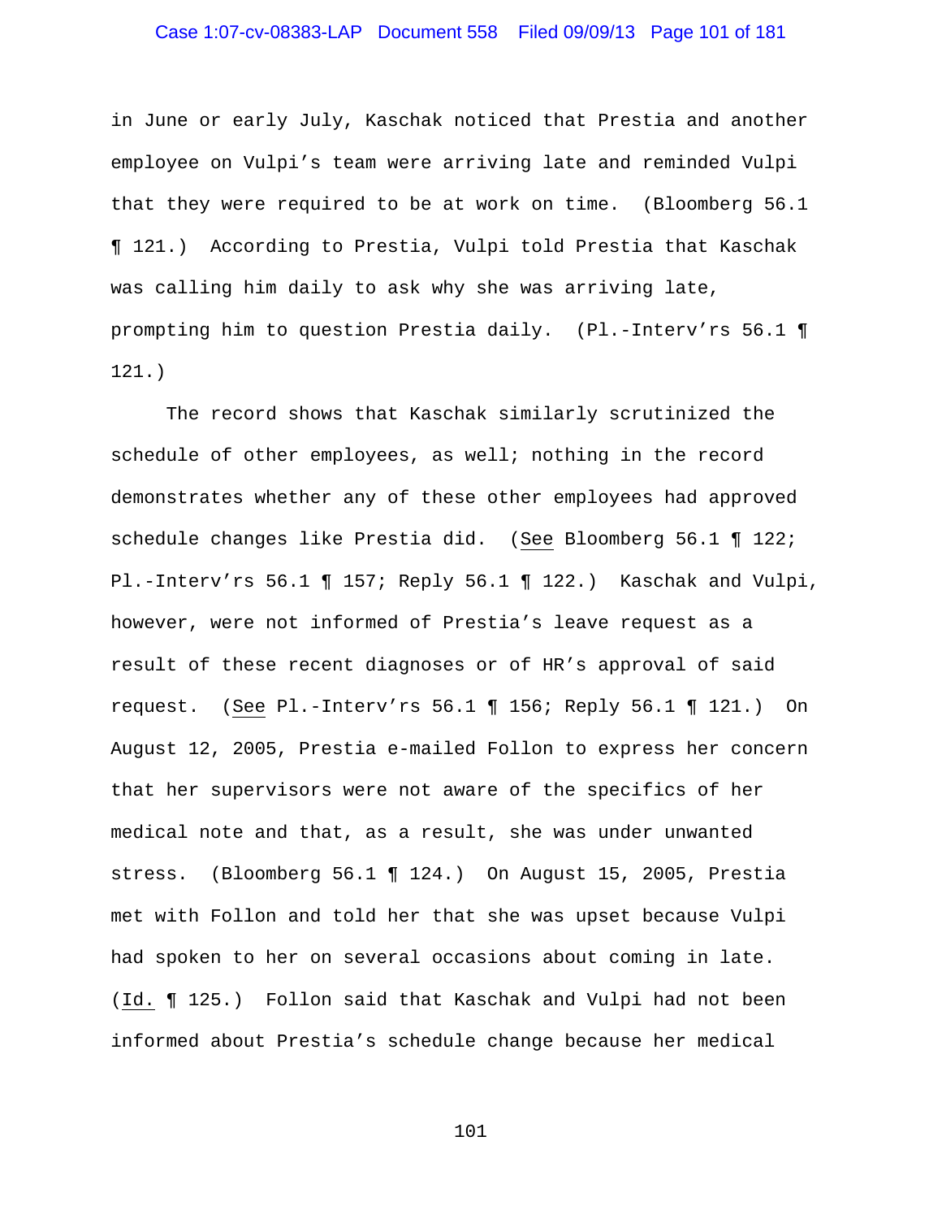in June or early July, Kaschak noticed that Prestia and another employee on Vulpi's team were arriving late and reminded Vulpi that they were required to be at work on time. (Bloomberg 56.1 ¶ 121.) According to Prestia, Vulpi told Prestia that Kaschak was calling him daily to ask why she was arriving late, prompting him to question Prestia daily. (Pl.-Interv'rs 56.1 ¶ 121.)

The record shows that Kaschak similarly scrutinized the schedule of other employees, as well; nothing in the record demonstrates whether any of these other employees had approved schedule changes like Prestia did. (See Bloomberg 56.1 ¶ 122; Pl.-Interv'rs 56.1 ¶ 157; Reply 56.1 ¶ 122.) Kaschak and Vulpi, however, were not informed of Prestia's leave request as a result of these recent diagnoses or of HR's approval of said request. (See Pl.-Interv'rs 56.1 ¶ 156; Reply 56.1 ¶ 121.) On August 12, 2005, Prestia e-mailed Follon to express her concern that her supervisors were not aware of the specifics of her medical note and that, as a result, she was under unwanted stress. (Bloomberg 56.1 ¶ 124.) On August 15, 2005, Prestia met with Follon and told her that she was upset because Vulpi had spoken to her on several occasions about coming in late. (Id. ¶ 125.) Follon said that Kaschak and Vulpi had not been informed about Prestia's schedule change because her medical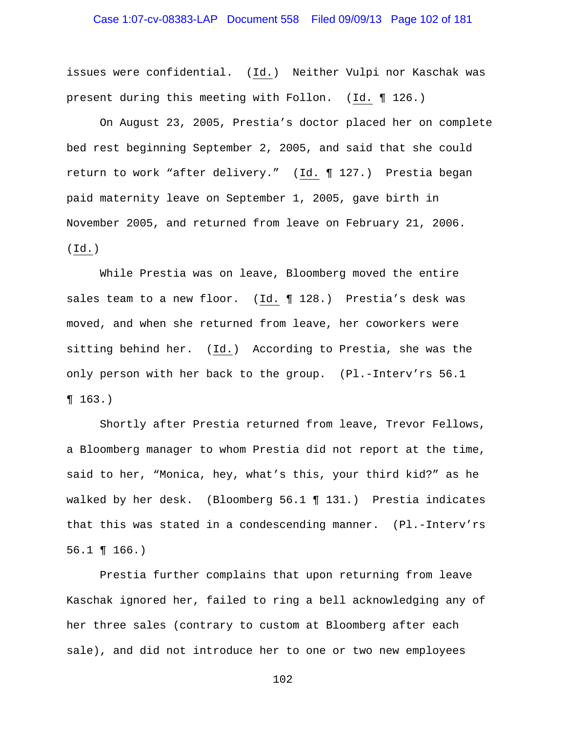issues were confidential. (Id.) Neither Vulpi nor Kaschak was present during this meeting with Follon. (Id. ¶ 126.)

On August 23, 2005, Prestia's doctor placed her on complete bed rest beginning September 2, 2005, and said that she could return to work "after delivery." (Id. ¶ 127.) Prestia began paid maternity leave on September 1, 2005, gave birth in November 2005, and returned from leave on February 21, 2006. (Id.)

While Prestia was on leave, Bloomberg moved the entire sales team to a new floor. (Id. ¶ 128.) Prestia's desk was moved, and when she returned from leave, her coworkers were sitting behind her. (Id.) According to Prestia, she was the only person with her back to the group. (Pl.-Interv'rs 56.1 ¶ 163.)

Shortly after Prestia returned from leave, Trevor Fellows, a Bloomberg manager to whom Prestia did not report at the time, said to her, "Monica, hey, what's this, your third kid?" as he walked by her desk. (Bloomberg 56.1 ¶ 131.) Prestia indicates that this was stated in a condescending manner. (Pl.-Interv'rs 56.1 ¶ 166.)

Prestia further complains that upon returning from leave Kaschak ignored her, failed to ring a bell acknowledging any of her three sales (contrary to custom at Bloomberg after each sale), and did not introduce her to one or two new employees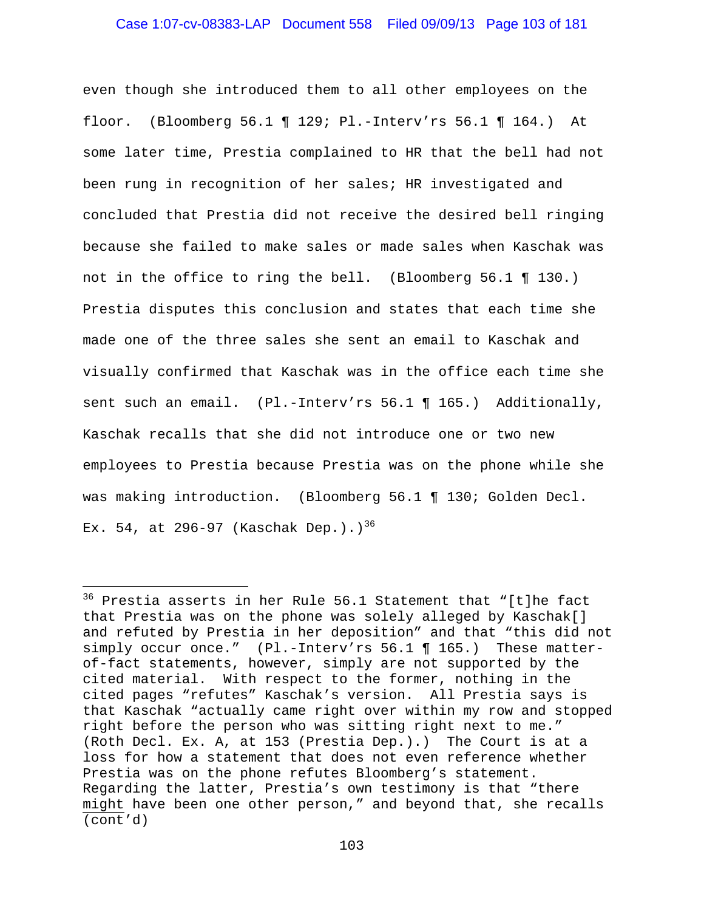even though she introduced them to all other employees on the floor. (Bloomberg 56.1 ¶ 129; Pl.-Interv'rs 56.1 ¶ 164.) At some later time, Prestia complained to HR that the bell had not been rung in recognition of her sales; HR investigated and concluded that Prestia did not receive the desired bell ringing because she failed to make sales or made sales when Kaschak was not in the office to ring the bell. (Bloomberg 56.1 ¶ 130.) Prestia disputes this conclusion and states that each time she made one of the three sales she sent an email to Kaschak and visually confirmed that Kaschak was in the office each time she sent such an email. (Pl.-Interv'rs 56.1 ¶ 165.) Additionally, Kaschak recalls that she did not introduce one or two new employees to Prestia because Prestia was on the phone while she was making introduction. (Bloomberg 56.1 ¶ 130; Golden Decl. Ex. 54, at 296-97 (Kaschak Dep.).)[36]

---

[36] Prestia asserts in her Rule 56.1 Statement that "[t]he fact that Prestia was on the phone was solely alleged by Kaschak[] and refuted by Prestia in her deposition" and that "this did not simply occur once." (Pl.-Interv'rs 56.1 ¶ 165.) These matter-of-fact statements, however, simply are not supported by the cited material. With respect to the former, nothing in the cited pages "refutes" Kaschak's version. All Prestia says is that Kaschak "actually came right over within my row and stopped right before the person who was sitting right next to me." (Roth Decl. Ex. A, at 153 (Prestia Dep.).) The Court is at a loss for how a statement that does not even reference whether Prestia was on the phone refutes Bloomberg's statement. Regarding the latter, Prestia's own testimony is that "there <u>might</u> have been one other person," and beyond that, she recalls (cont'd)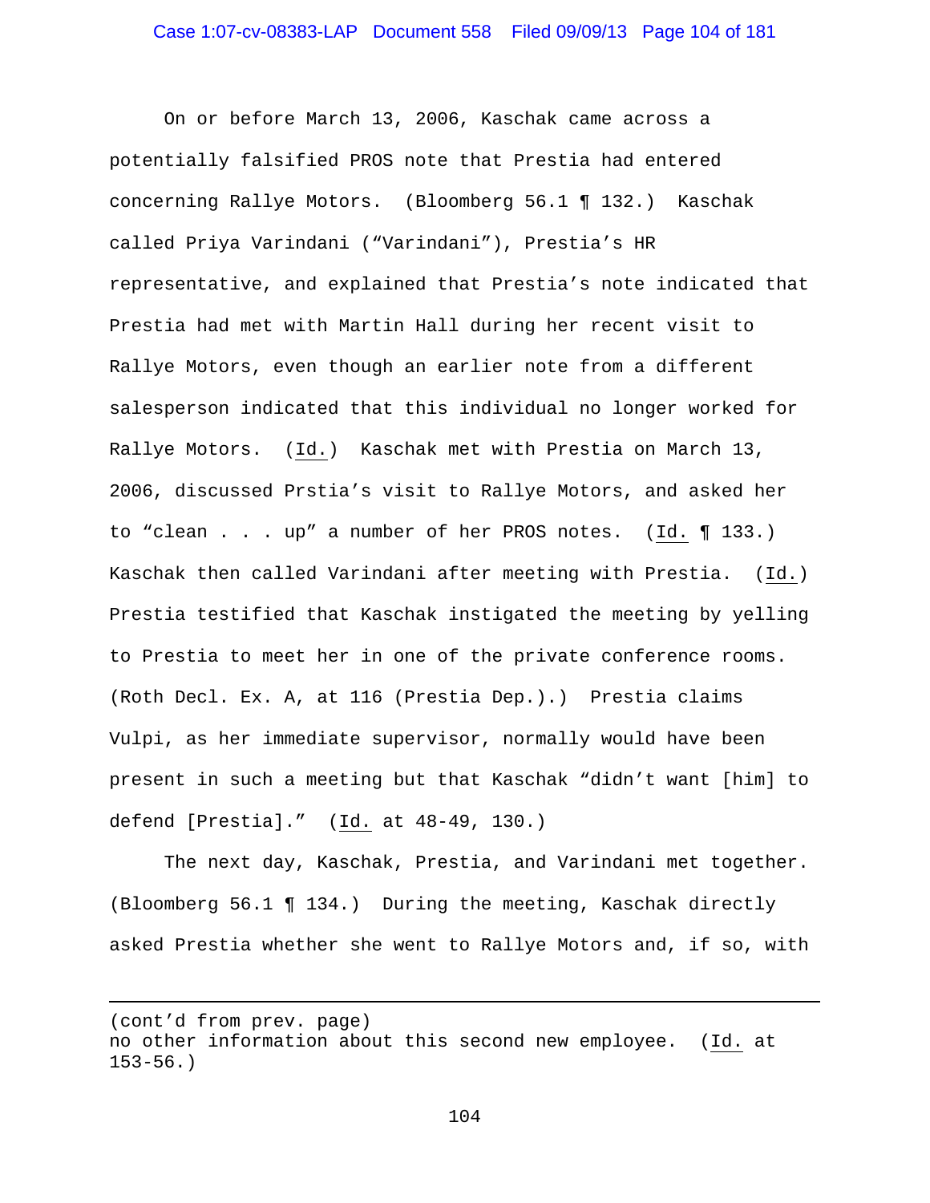On or before March 13, 2006, Kaschak came across a potentially falsified PROS note that Prestia had entered concerning Rallye Motors. (Bloomberg 56.1 ¶ 132.) Kaschak called Priya Varindani ("Varindani"), Prestia's HR representative, and explained that Prestia's note indicated that Prestia had met with Martin Hall during her recent visit to Rallye Motors, even though an earlier note from a different salesperson indicated that this individual no longer worked for Rallye Motors. (Id.) Kaschak met with Prestia on March 13, 2006, discussed Prstia's visit to Rallye Motors, and asked her to "clean . . . up" a number of her PROS notes. (Id. ¶ 133.) Kaschak then called Varindani after meeting with Prestia. (Id.) Prestia testified that Kaschak instigated the meeting by yelling to Prestia to meet her in one of the private conference rooms. (Roth Decl. Ex. A, at 116 (Prestia Dep.).) Prestia claims Vulpi, as her immediate supervisor, normally would have been present in such a meeting but that Kaschak "didn't want [him] to defend [Prestia]." (Id. at 48-49, 130.)

The next day, Kaschak, Prestia, and Varindani met together. (Bloomberg 56.1 ¶ 134.) During the meeting, Kaschak directly asked Prestia whether she went to Rallye Motors and, if so, with

---

(cont'd from prev. page)
no other information about this second new employee. (Id. at 153-56.)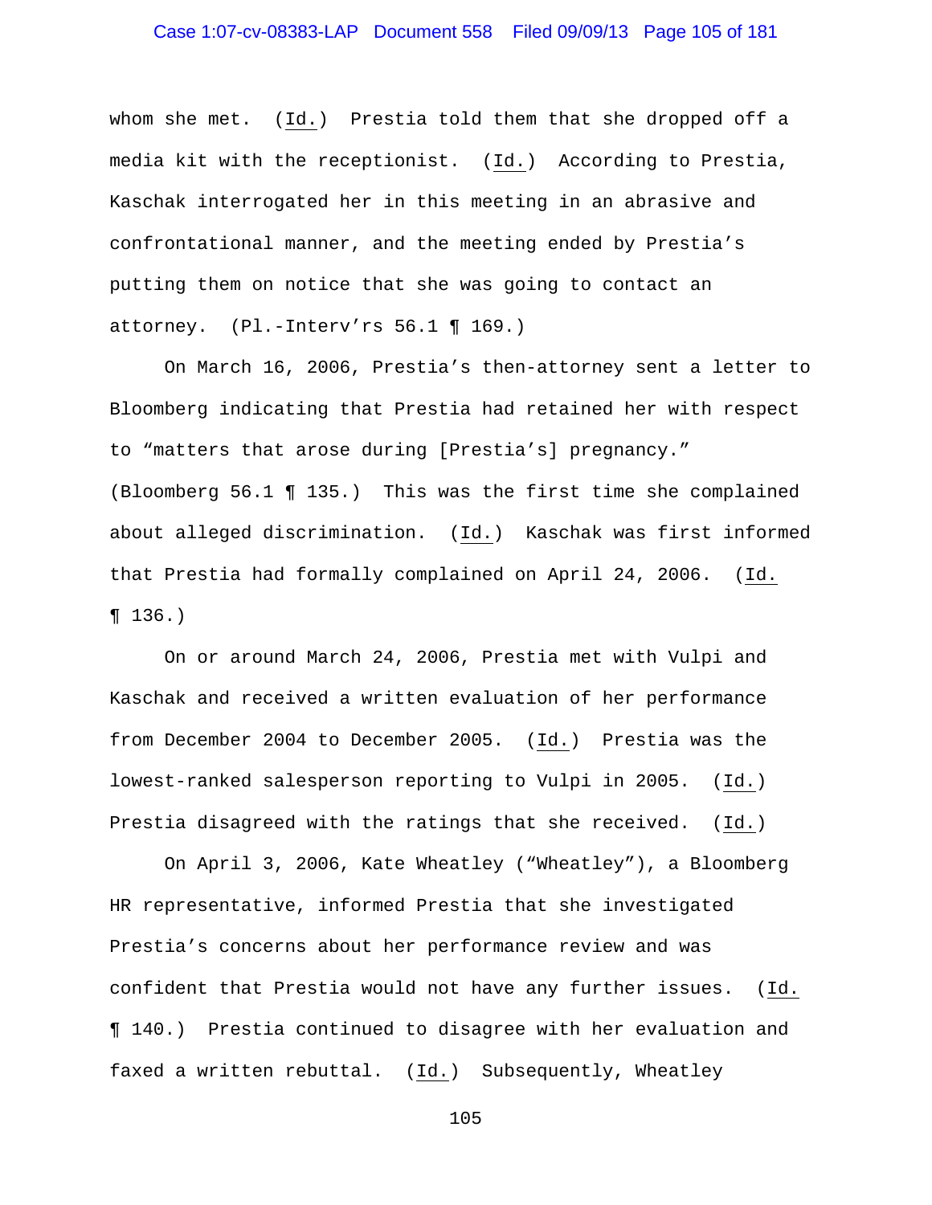whom she met. (*Id.*) Prestia told them that she dropped off a media kit with the receptionist. (*Id.*) According to Prestia, Kaschak interrogated her in this meeting in an abrasive and confrontational manner, and the meeting ended by Prestia's putting them on notice that she was going to contact an attorney. (Pl.-Interv'rs 56.1 ¶ 169.)

On March 16, 2006, Prestia's then-attorney sent a letter to Bloomberg indicating that Prestia had retained her with respect to "matters that arose during [Prestia's] pregnancy." (Bloomberg 56.1 ¶ 135.) This was the first time she complained about alleged discrimination. (*Id.*) Kaschak was first informed that Prestia had formally complained on April 24, 2006. (*Id.* ¶ 136.)

On or around March 24, 2006, Prestia met with Vulpi and Kaschak and received a written evaluation of her performance from December 2004 to December 2005. (*Id.*) Prestia was the lowest-ranked salesperson reporting to Vulpi in 2005. (*Id.*) Prestia disagreed with the ratings that she received. (*Id.*)

On April 3, 2006, Kate Wheatley ("Wheatley"), a Bloomberg HR representative, informed Prestia that she investigated Prestia's concerns about her performance review and was confident that Prestia would not have any further issues. (*Id.* ¶ 140.) Prestia continued to disagree with her evaluation and faxed a written rebuttal. (*Id.*) Subsequently, Wheatley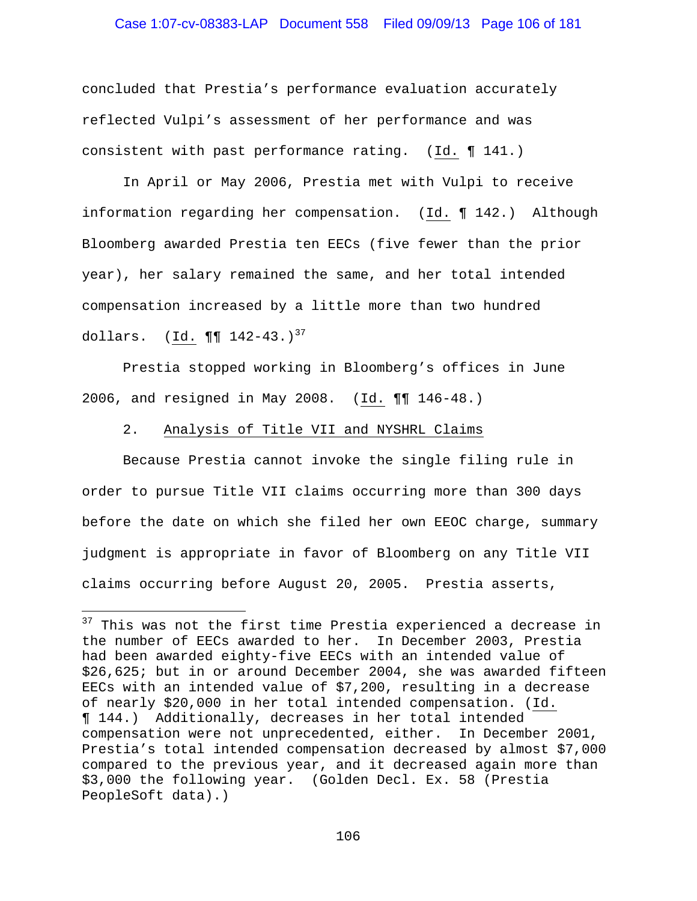concluded that Prestia's performance evaluation accurately reflected Vulpi's assessment of her performance and was consistent with past performance rating. (Id. ¶ 141.)

In April or May 2006, Prestia met with Vulpi to receive information regarding her compensation. (Id. ¶ 142.) Although Bloomberg awarded Prestia ten EECs (five fewer than the prior year), her salary remained the same, and her total intended compensation increased by a little more than two hundred dollars. (Id. ¶¶ 142-43.)[37]

Prestia stopped working in Bloomberg's offices in June 2006, and resigned in May 2008. (Id. ¶¶ 146-48.)

2. Analysis of Title VII and NYSHRL Claims

Because Prestia cannot invoke the single filing rule in order to pursue Title VII claims occurring more than 300 days before the date on which she filed her own EEOC charge, summary judgment is appropriate in favor of Bloomberg on any Title VII claims occurring before August 20, 2005. Prestia asserts,

---

[37] This was not the first time Prestia experienced a decrease in the number of EECs awarded to her. In December 2003, Prestia had been awarded eighty-five EECs with an intended value of $26,625; but in or around December 2004, she was awarded fifteen EECs with an intended value of $7,200, resulting in a decrease of nearly $20,000 in her total intended compensation. (Id. ¶ 144.) Additionally, decreases in her total intended compensation were not unprecedented, either. In December 2001, Prestia's total intended compensation decreased by almost $7,000 compared to the previous year, and it decreased again more than $3,000 the following year. (Golden Decl. Ex. 58 (Prestia PeopleSoft data).)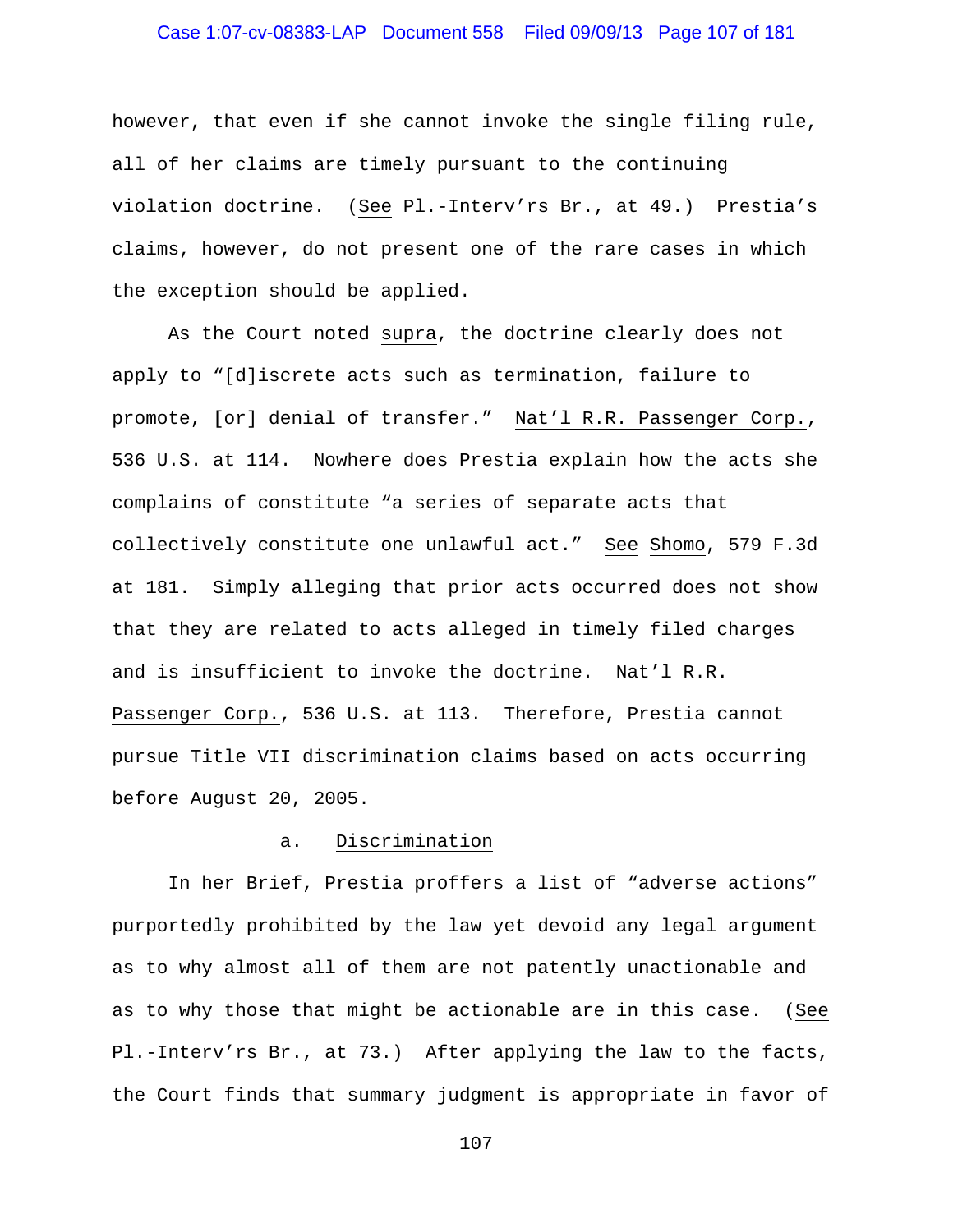however, that even if she cannot invoke the single filing rule, all of her claims are timely pursuant to the continuing violation doctrine. (See Pl.-Interv'rs Br., at 49.) Prestia's claims, however, do not present one of the rare cases in which the exception should be applied.

As the Court noted supra, the doctrine clearly does not apply to "[d]iscrete acts such as termination, failure to promote, [or] denial of transfer." Nat'l R.R. Passenger Corp., 536 U.S. at 114. Nowhere does Prestia explain how the acts she complains of constitute "a series of separate acts that collectively constitute one unlawful act." See Shomo, 579 F.3d at 181. Simply alleging that prior acts occurred does not show that they are related to acts alleged in timely filed charges and is insufficient to invoke the doctrine. Nat'l R.R. Passenger Corp., 536 U.S. at 113. Therefore, Prestia cannot pursue Title VII discrimination claims based on acts occurring before August 20, 2005.

a. Discrimination

In her Brief, Prestia proffers a list of "adverse actions" purportedly prohibited by the law yet devoid any legal argument as to why almost all of them are not patently unactionable and as to why those that might be actionable are in this case. (See Pl.-Interv'rs Br., at 73.) After applying the law to the facts, the Court finds that summary judgment is appropriate in favor of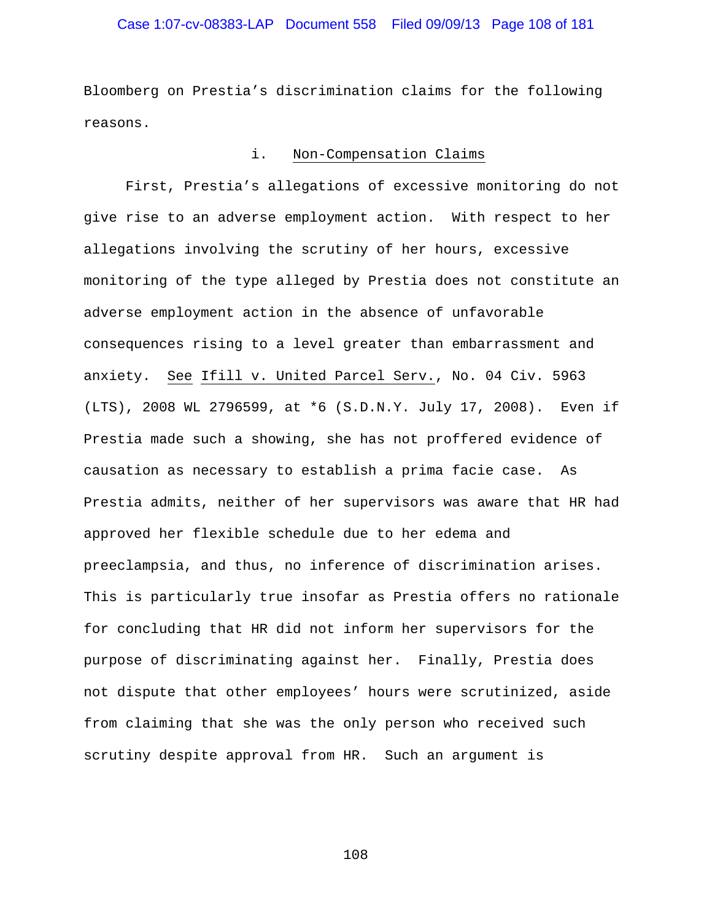Bloomberg on Prestia's discrimination claims for the following reasons.

### i. Non-Compensation Claims

First, Prestia's allegations of excessive monitoring do not give rise to an adverse employment action. With respect to her allegations involving the scrutiny of her hours, excessive monitoring of the type alleged by Prestia does not constitute an adverse employment action in the absence of unfavorable consequences rising to a level greater than embarrassment and anxiety. See Ifill v. United Parcel Serv., No. 04 Civ. 5963 (LTS), 2008 WL 2796599, at *6 (S.D.N.Y. July 17, 2008). Even if Prestia made such a showing, she has not proffered evidence of causation as necessary to establish a prima facie case. As Prestia admits, neither of her supervisors was aware that HR had approved her flexible schedule due to her edema and preeclampsia, and thus, no inference of discrimination arises. This is particularly true insofar as Prestia offers no rationale for concluding that HR did not inform her supervisors for the purpose of discriminating against her. Finally, Prestia does not dispute that other employees' hours were scrutinized, aside from claiming that she was the only person who received such scrutiny despite approval from HR. Such an argument is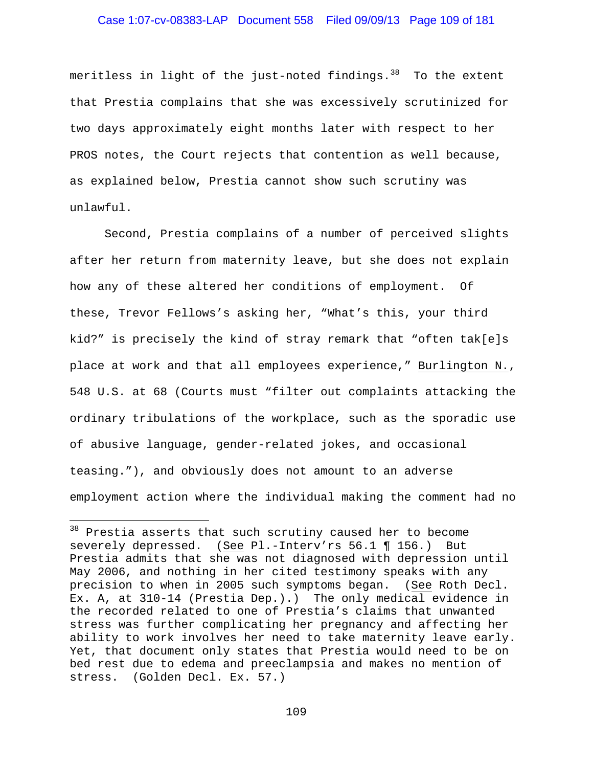meritless in light of the just-noted findings.[38] To the extent that Prestia complains that she was excessively scrutinized for two days approximately eight months later with respect to her PROS notes, the Court rejects that contention as well because, as explained below, Prestia cannot show such scrutiny was unlawful.

Second, Prestia complains of a number of perceived slights after her return from maternity leave, but she does not explain how any of these altered her conditions of employment. Of these, Trevor Fellows's asking her, "What's this, your third kid?" is precisely the kind of stray remark that "often tak[e]s place at work and that all employees experience," Burlington N., 548 U.S. at 68 (Courts must "filter out complaints attacking the ordinary tribulations of the workplace, such as the sporadic use of abusive language, gender-related jokes, and occasional teasing."), and obviously does not amount to an adverse employment action where the individual making the comment had no

---

[38] Prestia asserts that such scrutiny caused her to become severely depressed. (See Pl.-Interv'rs 56.1 ¶ 156.) But Prestia admits that she was not diagnosed with depression until May 2006, and nothing in her cited testimony speaks with any precision to when in 2005 such symptoms began. (See Roth Decl. Ex. A, at 310-14 (Prestia Dep.).) The only medical evidence in the recorded related to one of Prestia's claims that unwanted stress was further complicating her pregnancy and affecting her ability to work involves her need to take maternity leave early. Yet, that document only states that Prestia would need to be on bed rest due to edema and preeclampsia and makes no mention of stress. (Golden Decl. Ex. 57.)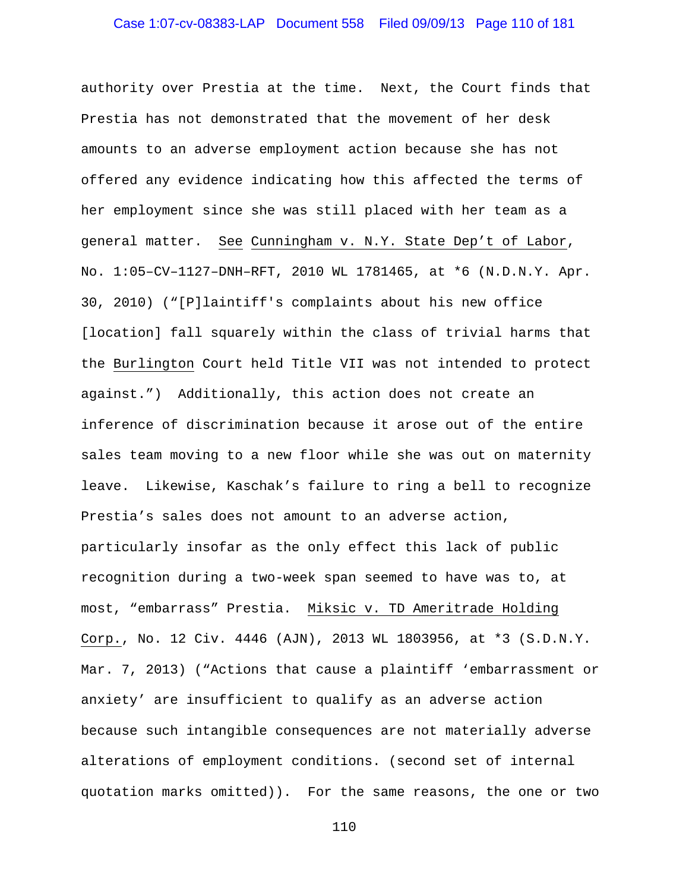authority over Prestia at the time. Next, the Court finds that Prestia has not demonstrated that the movement of her desk amounts to an adverse employment action because she has not offered any evidence indicating how this affected the terms of her employment since she was still placed with her team as a general matter. See Cunningham v. N.Y. State Dep't of Labor, No. 1:05–CV–1127–DNH–RFT, 2010 WL 1781465, at *6 (N.D.N.Y. Apr. 30, 2010) ("[P]laintiff's complaints about his new office [location] fall squarely within the class of trivial harms that the Burlington Court held Title VII was not intended to protect against.") Additionally, this action does not create an inference of discrimination because it arose out of the entire sales team moving to a new floor while she was out on maternity leave. Likewise, Kaschak's failure to ring a bell to recognize Prestia's sales does not amount to an adverse action, particularly insofar as the only effect this lack of public recognition during a two-week span seemed to have was to, at most, "embarrass" Prestia. Miksic v. TD Ameritrade Holding Corp., No. 12 Civ. 4446 (AJN), 2013 WL 1803956, at *3 (S.D.N.Y. Mar. 7, 2013) ("Actions that cause a plaintiff 'embarrassment or anxiety' are insufficient to qualify as an adverse action because such intangible consequences are not materially adverse alterations of employment conditions. (second set of internal quotation marks omitted)). For the same reasons, the one or two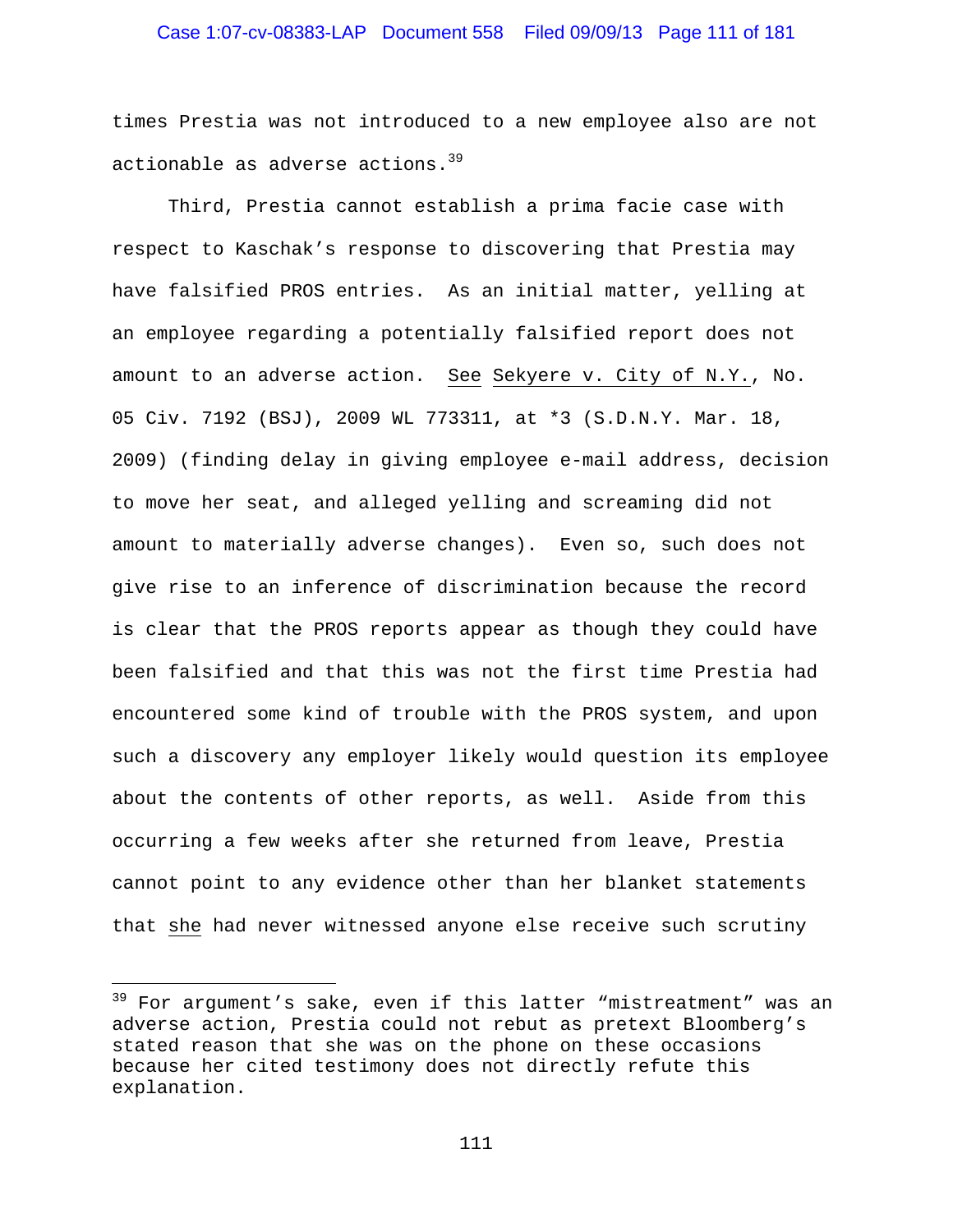times Prestia was not introduced to a new employee also are not actionable as adverse actions.[39]

Third, Prestia cannot establish a prima facie case with respect to Kaschak's response to discovering that Prestia may have falsified PROS entries. As an initial matter, yelling at an employee regarding a potentially falsified report does not amount to an adverse action. See Sekyere v. City of N.Y., No. 05 Civ. 7192 (BSJ), 2009 WL 773311, at *3 (S.D.N.Y. Mar. 18, 2009) (finding delay in giving employee e-mail address, decision to move her seat, and alleged yelling and screaming did not amount to materially adverse changes). Even so, such does not give rise to an inference of discrimination because the record is clear that the PROS reports appear as though they could have been falsified and that this was not the first time Prestia had encountered some kind of trouble with the PROS system, and upon such a discovery any employer likely would question its employee about the contents of other reports, as well. Aside from this occurring a few weeks after she returned from leave, Prestia cannot point to any evidence other than her blanket statements that she had never witnessed anyone else receive such scrutiny

[39] For argument's sake, even if this latter "mistreatment" was an adverse action, Prestia could not rebut as pretext Bloomberg's stated reason that she was on the phone on these occasions because her cited testimony does not directly refute this explanation.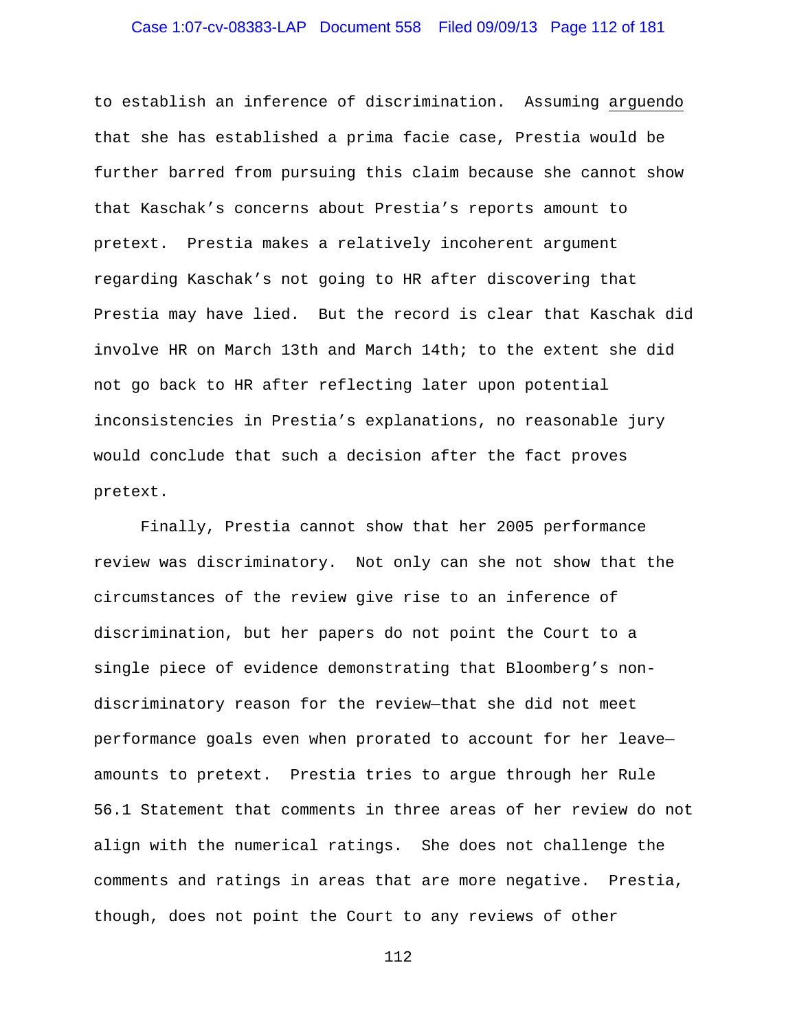to establish an inference of discrimination. Assuming arguendo that she has established a prima facie case, Prestia would be further barred from pursuing this claim because she cannot show that Kaschak's concerns about Prestia's reports amount to pretext. Prestia makes a relatively incoherent argument regarding Kaschak's not going to HR after discovering that Prestia may have lied. But the record is clear that Kaschak did involve HR on March 13th and March 14th; to the extent she did not go back to HR after reflecting later upon potential inconsistencies in Prestia's explanations, no reasonable jury would conclude that such a decision after the fact proves pretext.

Finally, Prestia cannot show that her 2005 performance review was discriminatory. Not only can she not show that the circumstances of the review give rise to an inference of discrimination, but her papers do not point the Court to a single piece of evidence demonstrating that Bloomberg's non-discriminatory reason for the review—that she did not meet performance goals even when prorated to account for her leave—amounts to pretext. Prestia tries to argue through her Rule 56.1 Statement that comments in three areas of her review do not align with the numerical ratings. She does not challenge the comments and ratings in areas that are more negative. Prestia, though, does not point the Court to any reviews of other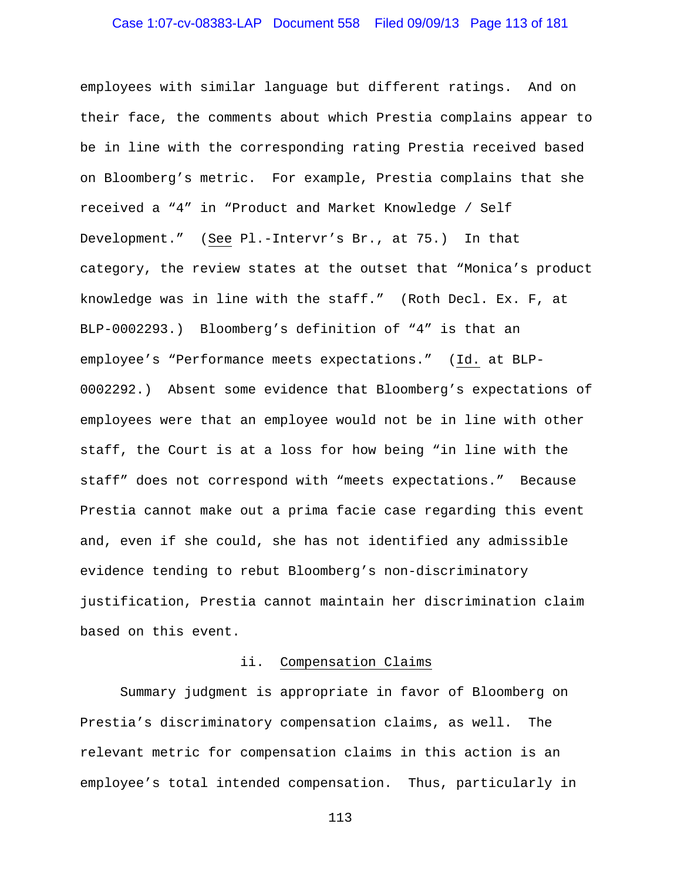employees with similar language but different ratings. And on their face, the comments about which Prestia complains appear to be in line with the corresponding rating Prestia received based on Bloomberg's metric. For example, Prestia complains that she received a "4" in "Product and Market Knowledge / Self Development." (See Pl.-Intervr's Br., at 75.) In that category, the review states at the outset that "Monica's product knowledge was in line with the staff." (Roth Decl. Ex. F, at BLP-0002293.) Bloomberg's definition of "4" is that an employee's "Performance meets expectations." (Id. at BLP-0002292.) Absent some evidence that Bloomberg's expectations of employees were that an employee would not be in line with other staff, the Court is at a loss for how being "in line with the staff" does not correspond with "meets expectations." Because Prestia cannot make out a prima facie case regarding this event and, even if she could, she has not identified any admissible evidence tending to rebut Bloomberg's non-discriminatory justification, Prestia cannot maintain her discrimination claim based on this event.

### ii. Compensation Claims

Summary judgment is appropriate in favor of Bloomberg on Prestia's discriminatory compensation claims, as well. The relevant metric for compensation claims in this action is an employee's total intended compensation. Thus, particularly in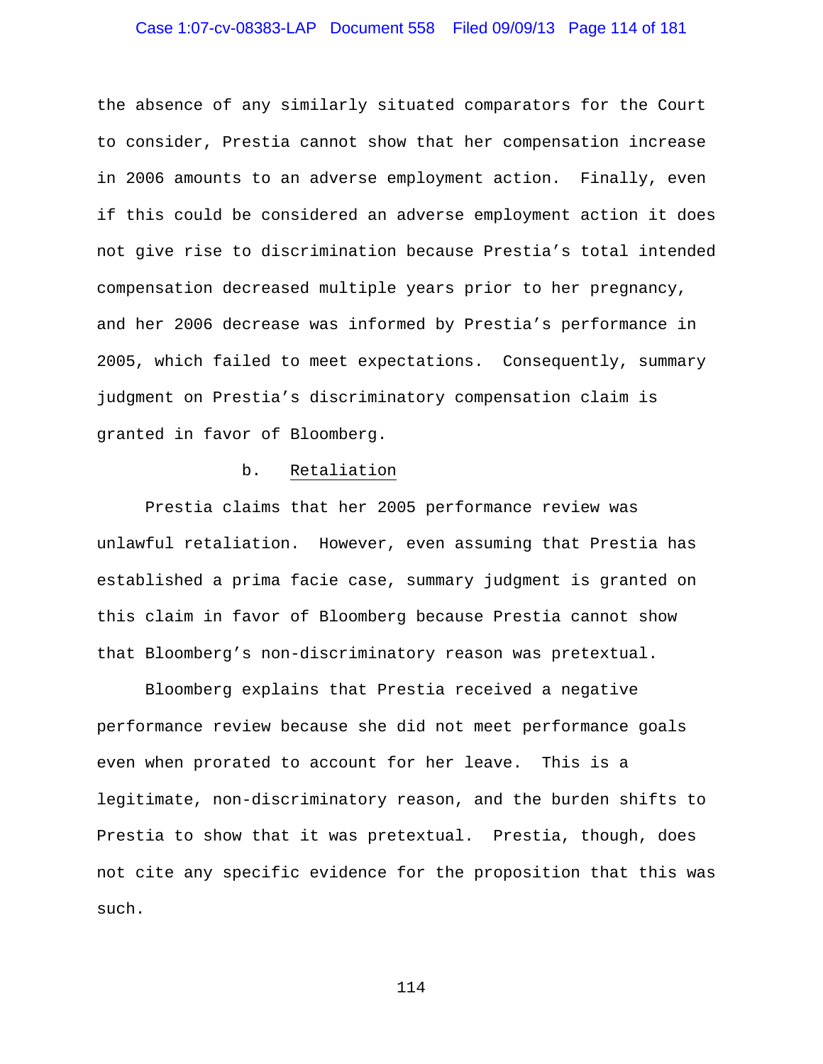the absence of any similarly situated comparators for the Court to consider, Prestia cannot show that her compensation increase in 2006 amounts to an adverse employment action. Finally, even if this could be considered an adverse employment action it does not give rise to discrimination because Prestia's total intended compensation decreased multiple years prior to her pregnancy, and her 2006 decrease was informed by Prestia's performance in 2005, which failed to meet expectations. Consequently, summary judgment on Prestia's discriminatory compensation claim is granted in favor of Bloomberg.

b. <u>Retaliation</u>

Prestia claims that her 2005 performance review was unlawful retaliation. However, even assuming that Prestia has established a prima facie case, summary judgment is granted on this claim in favor of Bloomberg because Prestia cannot show that Bloomberg's non-discriminatory reason was pretextual.

Bloomberg explains that Prestia received a negative performance review because she did not meet performance goals even when prorated to account for her leave. This is a legitimate, non-discriminatory reason, and the burden shifts to Prestia to show that it was pretextual. Prestia, though, does not cite any specific evidence for the proposition that this was such.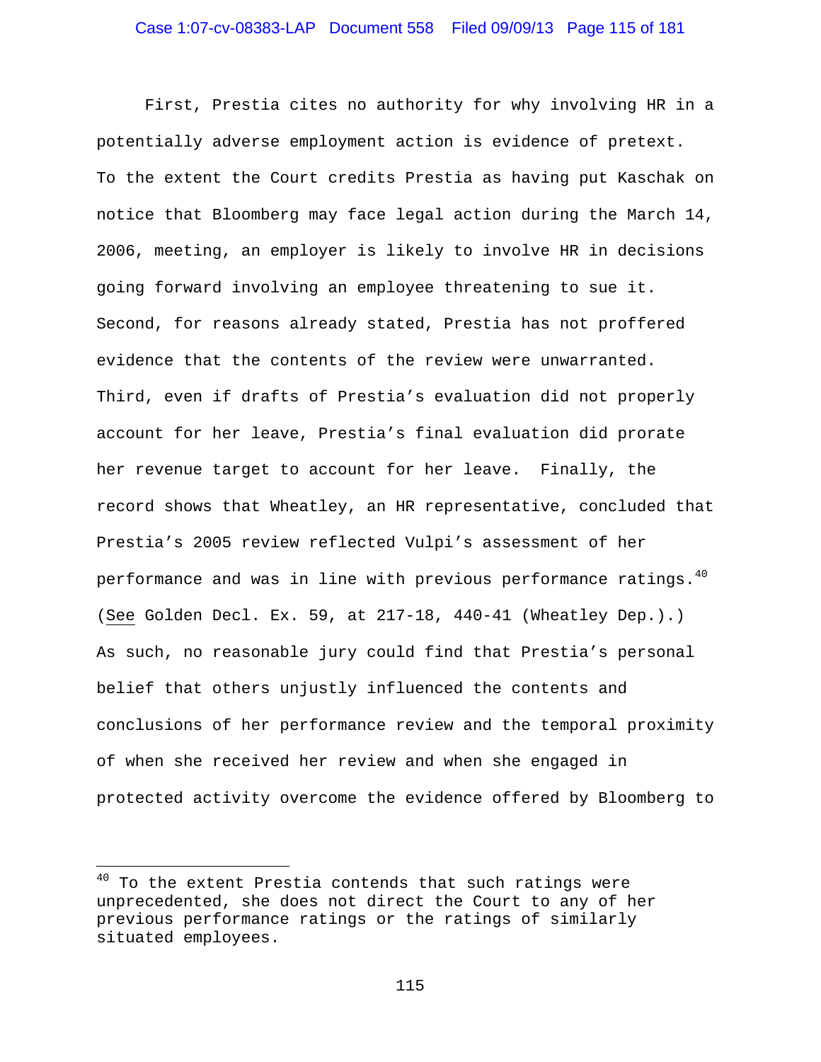First, Prestia cites no authority for why involving HR in a potentially adverse employment action is evidence of pretext. To the extent the Court credits Prestia as having put Kaschak on notice that Bloomberg may face legal action during the March 14, 2006, meeting, an employer is likely to involve HR in decisions going forward involving an employee threatening to sue it. Second, for reasons already stated, Prestia has not proffered evidence that the contents of the review were unwarranted. Third, even if drafts of Prestia's evaluation did not properly account for her leave, Prestia's final evaluation did prorate her revenue target to account for her leave. Finally, the record shows that Wheatley, an HR representative, concluded that Prestia's 2005 review reflected Vulpi's assessment of her performance and was in line with previous performance ratings.[40] (See Golden Decl. Ex. 59, at 217-18, 440-41 (Wheatley Dep.).) As such, no reasonable jury could find that Prestia's personal belief that others unjustly influenced the contents and conclusions of her performance review and the temporal proximity of when she received her review and when she engaged in protected activity overcome the evidence offered by Bloomberg to

---

[40] To the extent Prestia contends that such ratings were unprecedented, she does not direct the Court to any of her previous performance ratings or the ratings of similarly situated employees.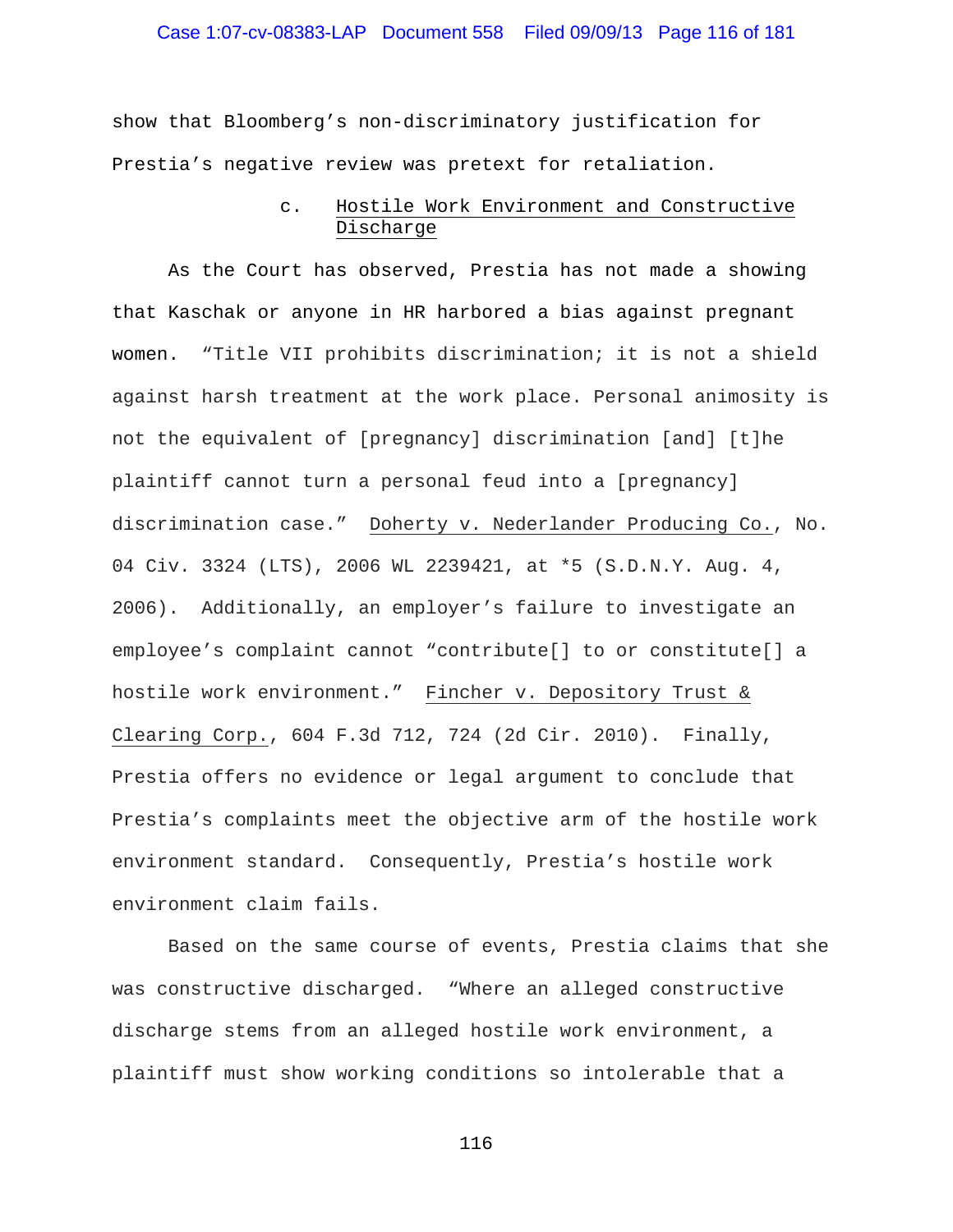show that Bloomberg's non-discriminatory justification for Prestia's negative review was pretext for retaliation.

c. Hostile Work Environment and Constructive Discharge

As the Court has observed, Prestia has not made a showing that Kaschak or anyone in HR harbored a bias against pregnant women. "Title VII prohibits discrimination; it is not a shield against harsh treatment at the work place. Personal animosity is not the equivalent of [pregnancy] discrimination [and] [t]he plaintiff cannot turn a personal feud into a [pregnancy] discrimination case." Doherty v. Nederlander Producing Co., No. 04 Civ. 3324 (LTS), 2006 WL 2239421, at *5 (S.D.N.Y. Aug. 4, 2006). Additionally, an employer's failure to investigate an employee's complaint cannot "contribute[] to or constitute[] a hostile work environment." Fincher v. Depository Trust & Clearing Corp., 604 F.3d 712, 724 (2d Cir. 2010). Finally, Prestia offers no evidence or legal argument to conclude that Prestia's complaints meet the objective arm of the hostile work environment standard. Consequently, Prestia's hostile work environment claim fails.

Based on the same course of events, Prestia claims that she was constructive discharged. "Where an alleged constructive discharge stems from an alleged hostile work environment, a plaintiff must show working conditions so intolerable that a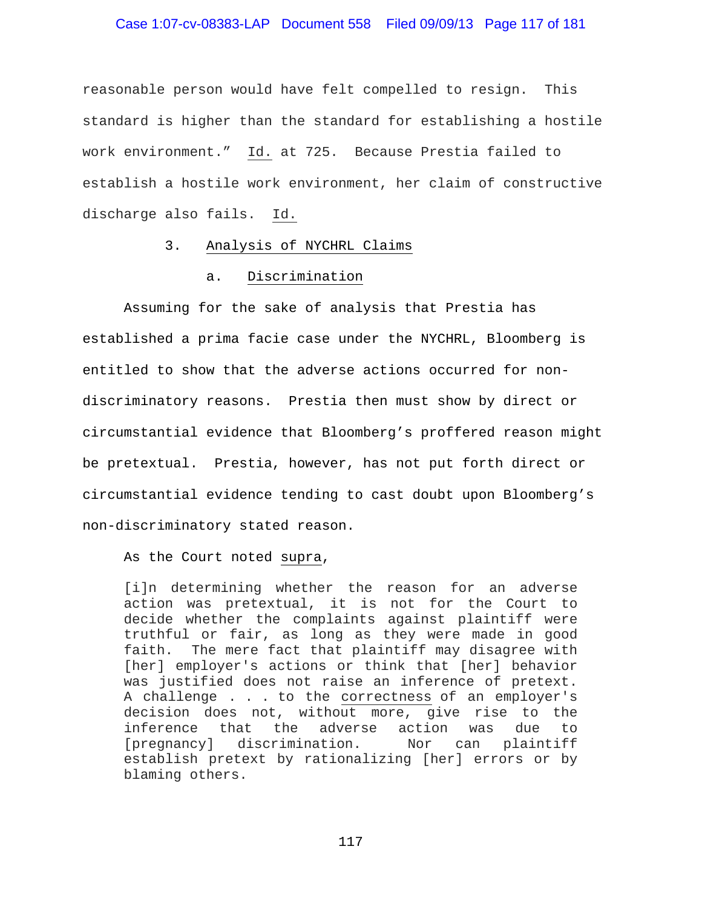reasonable person would have felt compelled to resign. This standard is higher than the standard for establishing a hostile work environment." Id. at 725. Because Prestia failed to establish a hostile work environment, her claim of constructive discharge also fails. Id.

3. Analysis of NYCHRL Claims

a. Discrimination

Assuming for the sake of analysis that Prestia has established a prima facie case under the NYCHRL, Bloomberg is entitled to show that the adverse actions occurred for non-discriminatory reasons. Prestia then must show by direct or circumstantial evidence that Bloomberg's proffered reason might be pretextual. Prestia, however, has not put forth direct or circumstantial evidence tending to cast doubt upon Bloomberg's non-discriminatory stated reason.

As the Court noted supra,

> [i]n determining whether the reason for an adverse action was pretextual, it is not for the Court to decide whether the complaints against plaintiff were truthful or fair, as long as they were made in good faith. The mere fact that plaintiff may disagree with [her] employer's actions or think that [her] behavior was justified does not raise an inference of pretext. A challenge . . . to the correctness of an employer's decision does not, without more, give rise to the inference that the adverse action was due to [pregnancy] discrimination. Nor can plaintiff establish pretext by rationalizing [her] errors or by blaming others.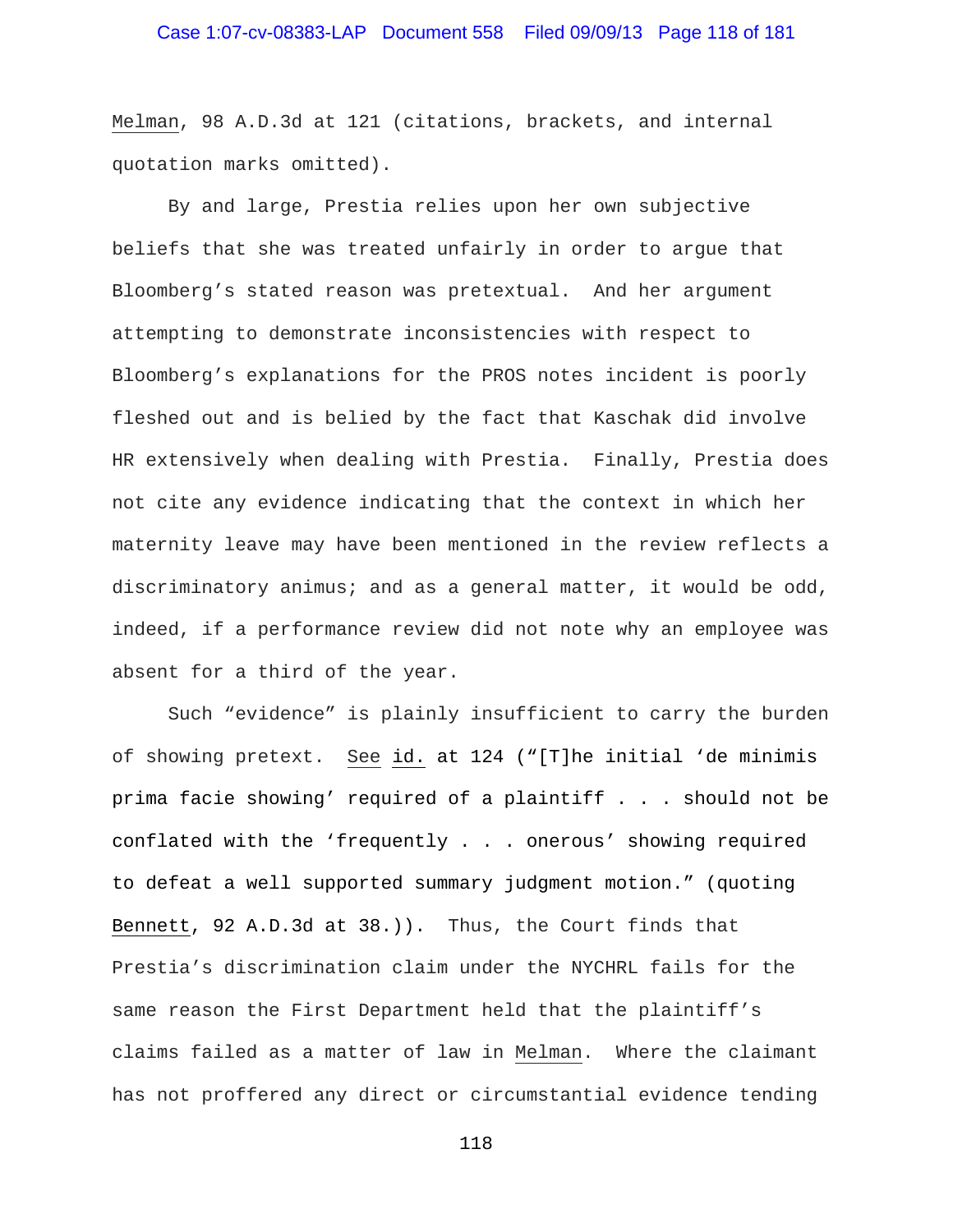Melman, 98 A.D.3d at 121 (citations, brackets, and internal quotation marks omitted).

By and large, Prestia relies upon her own subjective beliefs that she was treated unfairly in order to argue that Bloomberg's stated reason was pretextual. And her argument attempting to demonstrate inconsistencies with respect to Bloomberg's explanations for the PROS notes incident is poorly fleshed out and is belied by the fact that Kaschak did involve HR extensively when dealing with Prestia. Finally, Prestia does not cite any evidence indicating that the context in which her maternity leave may have been mentioned in the review reflects a discriminatory animus; and as a general matter, it would be odd, indeed, if a performance review did not note why an employee was absent for a third of the year.

Such "evidence" is plainly insufficient to carry the burden of showing pretext. See id. at 124 ("[T]he initial 'de minimis prima facie showing' required of a plaintiff . . . should not be conflated with the 'frequently . . . onerous' showing required to defeat a well supported summary judgment motion." (quoting Bennett, 92 A.D.3d at 38.)). Thus, the Court finds that Prestia's discrimination claim under the NYCHRL fails for the same reason the First Department held that the plaintiff's claims failed as a matter of law in Melman. Where the claimant has not proffered any direct or circumstantial evidence tending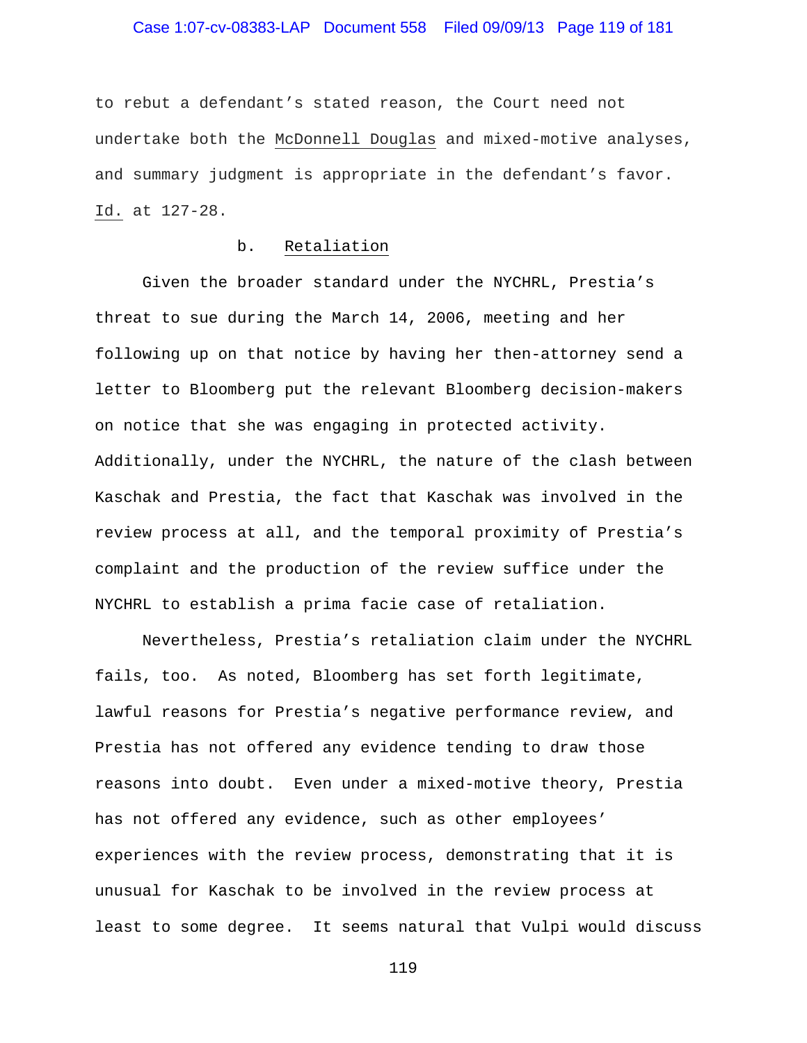to rebut a defendant's stated reason, the Court need not undertake both the McDonnell Douglas and mixed-motive analyses, and summary judgment is appropriate in the defendant's favor. Id. at 127-28.

### b. Retaliation

Given the broader standard under the NYCHRL, Prestia's threat to sue during the March 14, 2006, meeting and her following up on that notice by having her then-attorney send a letter to Bloomberg put the relevant Bloomberg decision-makers on notice that she was engaging in protected activity. Additionally, under the NYCHRL, the nature of the clash between Kaschak and Prestia, the fact that Kaschak was involved in the review process at all, and the temporal proximity of Prestia's complaint and the production of the review suffice under the NYCHRL to establish a prima facie case of retaliation.

Nevertheless, Prestia's retaliation claim under the NYCHRL fails, too. As noted, Bloomberg has set forth legitimate, lawful reasons for Prestia's negative performance review, and Prestia has not offered any evidence tending to draw those reasons into doubt. Even under a mixed-motive theory, Prestia has not offered any evidence, such as other employees' experiences with the review process, demonstrating that it is unusual for Kaschak to be involved in the review process at least to some degree. It seems natural that Vulpi would discuss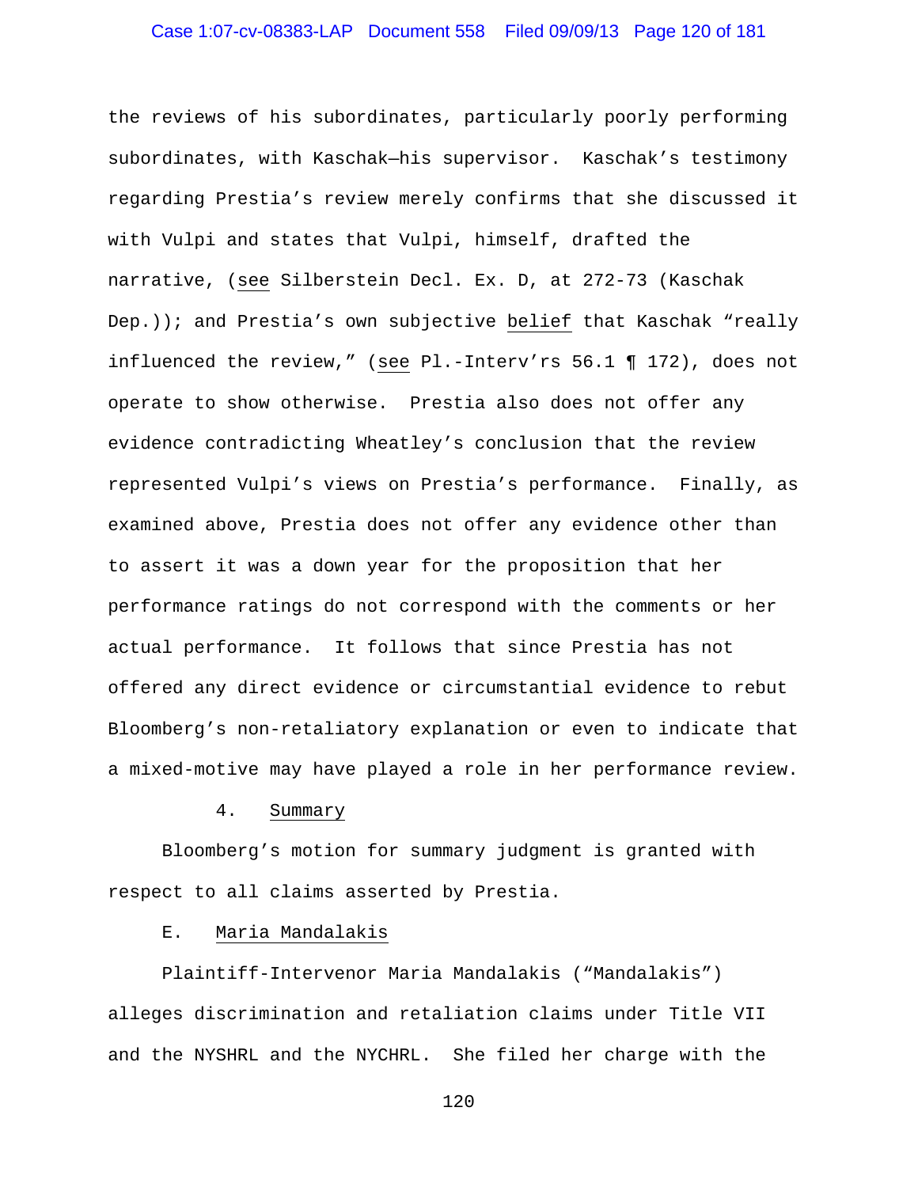the reviews of his subordinates, particularly poorly performing subordinates, with Kaschak—his supervisor. Kaschak's testimony regarding Prestia's review merely confirms that she discussed it with Vulpi and states that Vulpi, himself, drafted the narrative, (see Silberstein Decl. Ex. D, at 272-73 (Kaschak Dep.)); and Prestia's own subjective belief that Kaschak "really influenced the review," (see Pl.-Interv'rs 56.1 ¶ 172), does not operate to show otherwise. Prestia also does not offer any evidence contradicting Wheatley's conclusion that the review represented Vulpi's views on Prestia's performance. Finally, as examined above, Prestia does not offer any evidence other than to assert it was a down year for the proposition that her performance ratings do not correspond with the comments or her actual performance. It follows that since Prestia has not offered any direct evidence or circumstantial evidence to rebut Bloomberg's non-retaliatory explanation or even to indicate that a mixed-motive may have played a role in her performance review.

#### 4. Summary

Bloomberg's motion for summary judgment is granted with respect to all claims asserted by Prestia.

### E. Maria Mandalakis

Plaintiff-Intervenor Maria Mandalakis ("Mandalakis") alleges discrimination and retaliation claims under Title VII and the NYSHRL and the NYCHRL. She filed her charge with the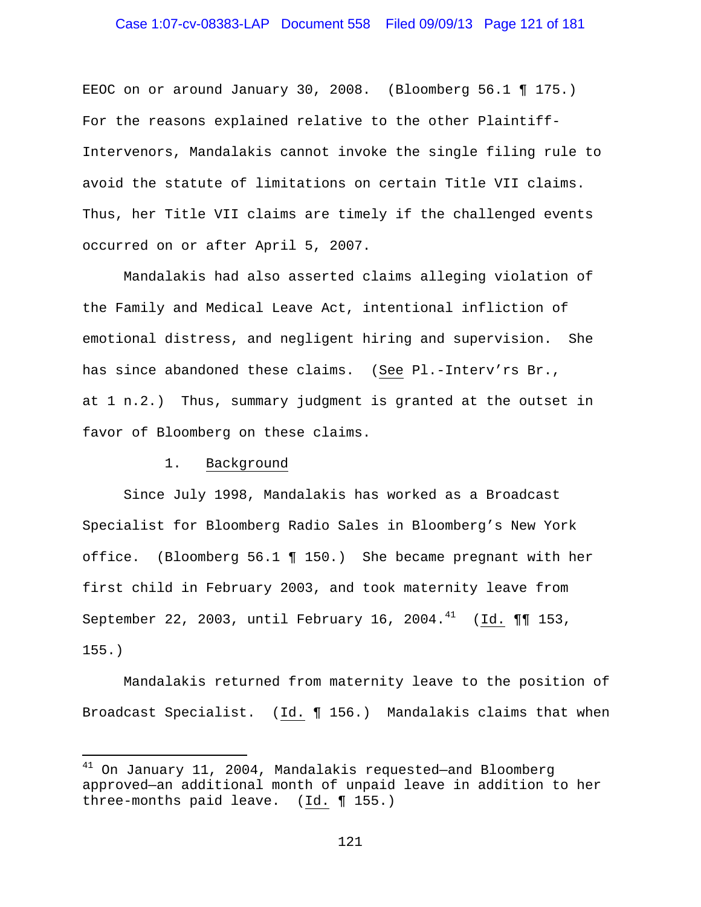EEOC on or around January 30, 2008. (Bloomberg 56.1 ¶ 175.) For the reasons explained relative to the other Plaintiff-Intervenors, Mandalakis cannot invoke the single filing rule to avoid the statute of limitations on certain Title VII claims. Thus, her Title VII claims are timely if the challenged events occurred on or after April 5, 2007.

Mandalakis had also asserted claims alleging violation of the Family and Medical Leave Act, intentional infliction of emotional distress, and negligent hiring and supervision. She has since abandoned these claims. (See Pl.-Interv'rs Br., at 1 n.2.) Thus, summary judgment is granted at the outset in favor of Bloomberg on these claims.

1. Background

Since July 1998, Mandalakis has worked as a Broadcast Specialist for Bloomberg Radio Sales in Bloomberg's New York office. (Bloomberg 56.1 ¶ 150.) She became pregnant with her first child in February 2003, and took maternity leave from September 22, 2003, until February 16, 2004.[41] (Id. ¶¶ 153, 155.)

Mandalakis returned from maternity leave to the position of Broadcast Specialist. (Id. ¶ 156.) Mandalakis claims that when

[41] On January 11, 2004, Mandalakis requested—and Bloomberg approved—an additional month of unpaid leave in addition to her three-months paid leave. (Id. ¶ 155.)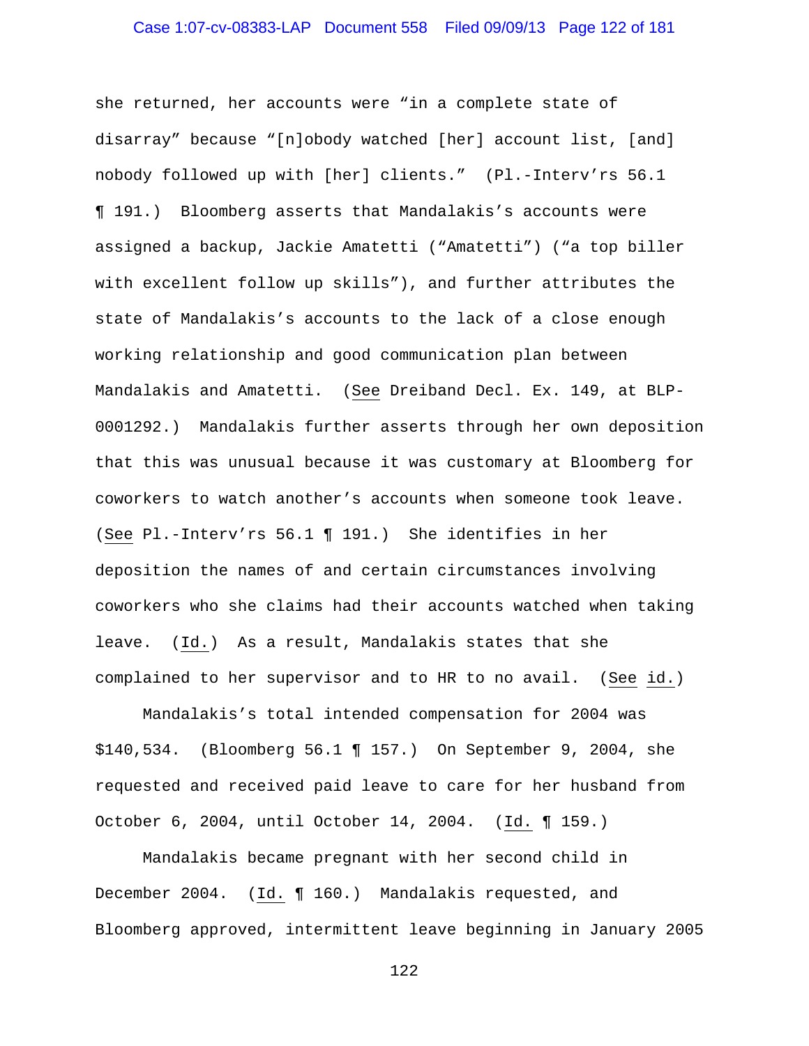she returned, her accounts were "in a complete state of disarray" because "[n]obody watched [her] account list, [and] nobody followed up with [her] clients." (Pl.-Interv'rs 56.1 ¶ 191.) Bloomberg asserts that Mandalakis's accounts were assigned a backup, Jackie Amatetti ("Amatetti") ("a top biller with excellent follow up skills"), and further attributes the state of Mandalakis's accounts to the lack of a close enough working relationship and good communication plan between Mandalakis and Amatetti. (See Dreiband Decl. Ex. 149, at BLP-0001292.) Mandalakis further asserts through her own deposition that this was unusual because it was customary at Bloomberg for coworkers to watch another's accounts when someone took leave. (See Pl.-Interv'rs 56.1 ¶ 191.) She identifies in her deposition the names of and certain circumstances involving coworkers who she claims had their accounts watched when taking leave. (Id.) As a result, Mandalakis states that she complained to her supervisor and to HR to no avail. (See id.)

Mandalakis's total intended compensation for 2004 was $140,534. (Bloomberg 56.1 ¶ 157.) On September 9, 2004, she requested and received paid leave to care for her husband from October 6, 2004, until October 14, 2004. (Id. ¶ 159.)

Mandalakis became pregnant with her second child in December 2004. (Id. ¶ 160.) Mandalakis requested, and Bloomberg approved, intermittent leave beginning in January 2005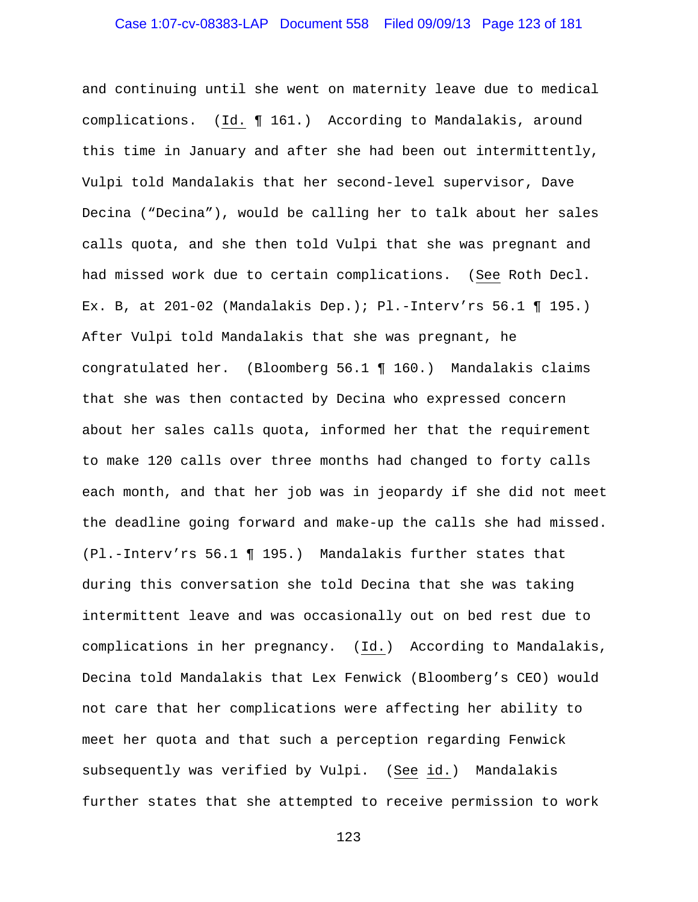and continuing until she went on maternity leave due to medical complications. (Id. ¶ 161.) According to Mandalakis, around this time in January and after she had been out intermittently, Vulpi told Mandalakis that her second-level supervisor, Dave Decina ("Decina"), would be calling her to talk about her sales calls quota, and she then told Vulpi that she was pregnant and had missed work due to certain complications. (See Roth Decl. Ex. B, at 201-02 (Mandalakis Dep.); Pl.-Interv'rs 56.1 ¶ 195.) After Vulpi told Mandalakis that she was pregnant, he congratulated her. (Bloomberg 56.1 ¶ 160.) Mandalakis claims that she was then contacted by Decina who expressed concern about her sales calls quota, informed her that the requirement to make 120 calls over three months had changed to forty calls each month, and that her job was in jeopardy if she did not meet the deadline going forward and make-up the calls she had missed. (Pl.-Interv'rs 56.1 ¶ 195.) Mandalakis further states that during this conversation she told Decina that she was taking intermittent leave and was occasionally out on bed rest due to complications in her pregnancy. (Id.) According to Mandalakis, Decina told Mandalakis that Lex Fenwick (Bloomberg's CEO) would not care that her complications were affecting her ability to meet her quota and that such a perception regarding Fenwick subsequently was verified by Vulpi. (See id.) Mandalakis further states that she attempted to receive permission to work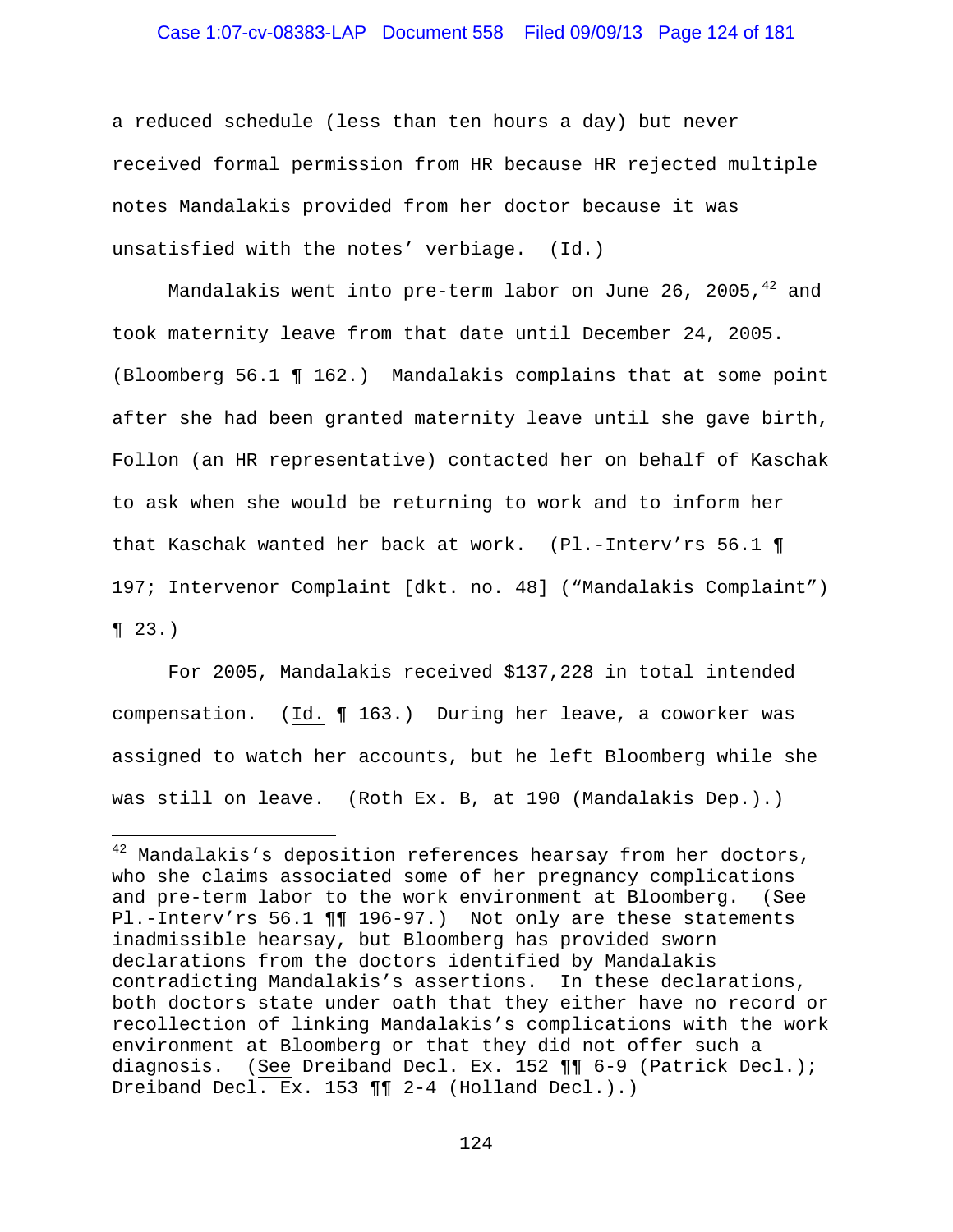a reduced schedule (less than ten hours a day) but never received formal permission from HR because HR rejected multiple notes Mandalakis provided from her doctor because it was unsatisfied with the notes' verbiage. (Id.)

Mandalakis went into pre-term labor on June 26, 2005,[42] and took maternity leave from that date until December 24, 2005. (Bloomberg 56.1 ¶ 162.) Mandalakis complains that at some point after she had been granted maternity leave until she gave birth, Follon (an HR representative) contacted her on behalf of Kaschak to ask when she would be returning to work and to inform her that Kaschak wanted her back at work. (Pl.-Interv'rs 56.1 ¶ 197; Intervenor Complaint [dkt. no. 48] ("Mandalakis Complaint") ¶ 23.)

For 2005, Mandalakis received $137,228 in total intended compensation. (Id. ¶ 163.) During her leave, a coworker was assigned to watch her accounts, but he left Bloomberg while she was still on leave. (Roth Ex. B, at 190 (Mandalakis Dep.).)

---

[42] Mandalakis's deposition references hearsay from her doctors, who she claims associated some of her pregnancy complications and pre-term labor to the work environment at Bloomberg. (See Pl.-Interv'rs 56.1 ¶¶ 196-97.) Not only are these statements inadmissible hearsay, but Bloomberg has provided sworn declarations from the doctors identified by Mandalakis contradicting Mandalakis's assertions. In these declarations, both doctors state under oath that they either have no record or recollection of linking Mandalakis's complications with the work environment at Bloomberg or that they did not offer such a diagnosis. (See Dreiband Decl. Ex. 152 ¶¶ 6-9 (Patrick Decl.); Dreiband Decl. Ex. 153 ¶¶ 2-4 (Holland Decl.).)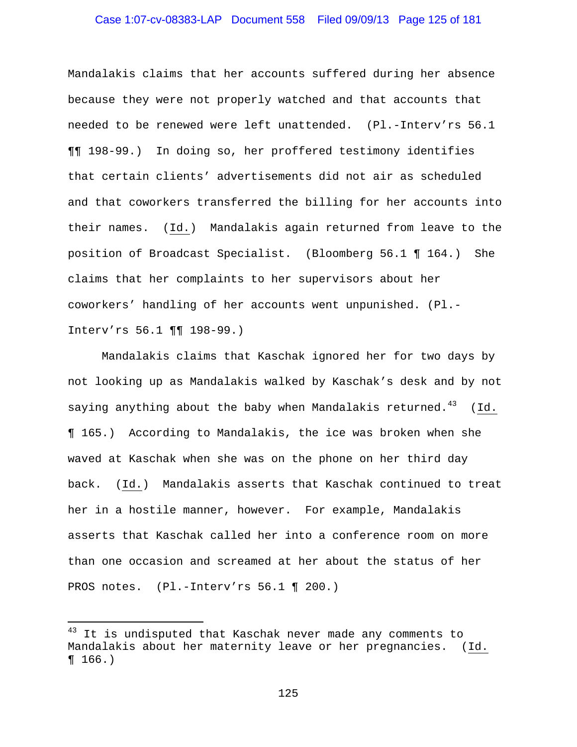Mandalakis claims that her accounts suffered during her absence because they were not properly watched and that accounts that needed to be renewed were left unattended. (Pl.-Interv'rs 56.1 ¶¶ 198-99.) In doing so, her proffered testimony identifies that certain clients' advertisements did not air as scheduled and that coworkers transferred the billing for her accounts into their names. (Id.) Mandalakis again returned from leave to the position of Broadcast Specialist. (Bloomberg 56.1 ¶ 164.) She claims that her complaints to her supervisors about her coworkers' handling of her accounts went unpunished. (Pl.-Interv'rs 56.1 ¶¶ 198-99.)

Mandalakis claims that Kaschak ignored her for two days by not looking up as Mandalakis walked by Kaschak's desk and by not saying anything about the baby when Mandalakis returned.[43] (Id. ¶ 165.) According to Mandalakis, the ice was broken when she waved at Kaschak when she was on the phone on her third day back. (Id.) Mandalakis asserts that Kaschak continued to treat her in a hostile manner, however. For example, Mandalakis asserts that Kaschak called her into a conference room on more than one occasion and screamed at her about the status of her PROS notes. (Pl.-Interv'rs 56.1 ¶ 200.)

---

[43] It is undisputed that Kaschak never made any comments to Mandalakis about her maternity leave or her pregnancies. (Id. ¶ 166.)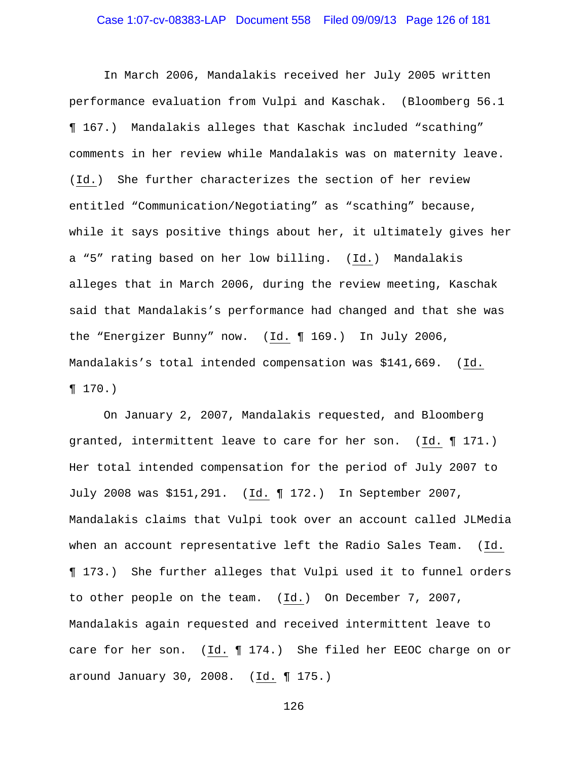In March 2006, Mandalakis received her July 2005 written performance evaluation from Vulpi and Kaschak. (Bloomberg 56.1 ¶ 167.) Mandalakis alleges that Kaschak included "scathing" comments in her review while Mandalakis was on maternity leave. (Id.) She further characterizes the section of her review entitled "Communication/Negotiating" as "scathing" because, while it says positive things about her, it ultimately gives her a "5" rating based on her low billing. (Id.) Mandalakis alleges that in March 2006, during the review meeting, Kaschak said that Mandalakis's performance had changed and that she was the "Energizer Bunny" now. (Id. ¶ 169.) In July 2006, Mandalakis's total intended compensation was $141,669. (Id. ¶ 170.)

On January 2, 2007, Mandalakis requested, and Bloomberg granted, intermittent leave to care for her son. (Id. ¶ 171.) Her total intended compensation for the period of July 2007 to July 2008 was $151,291. (Id. ¶ 172.) In September 2007, Mandalakis claims that Vulpi took over an account called JLMedia when an account representative left the Radio Sales Team. (Id. ¶ 173.) She further alleges that Vulpi used it to funnel orders to other people on the team. (Id.) On December 7, 2007, Mandalakis again requested and received intermittent leave to care for her son. (Id. ¶ 174.) She filed her EEOC charge on or around January 30, 2008. (Id. ¶ 175.)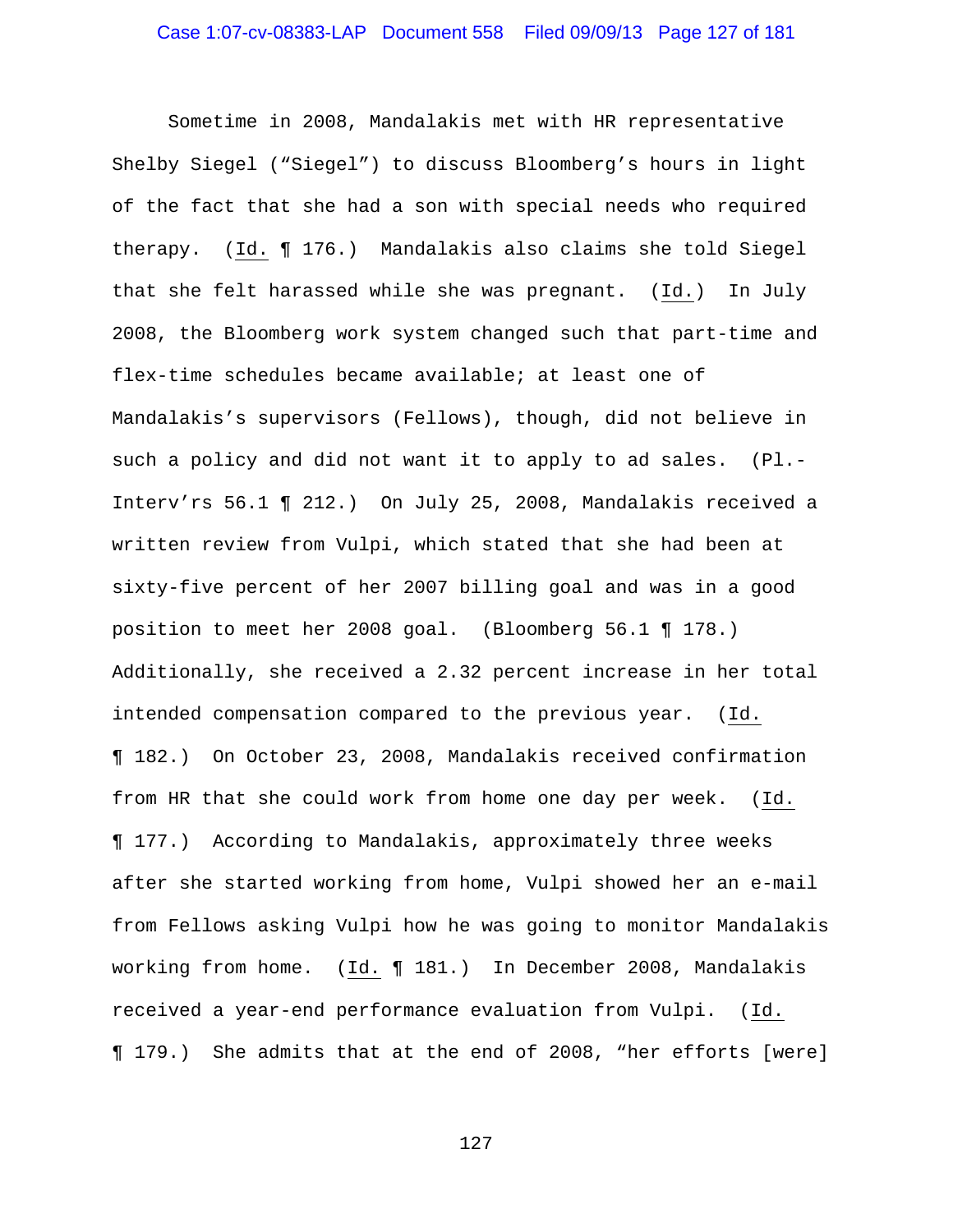Sometime in 2008, Mandalakis met with HR representative Shelby Siegel ("Siegel") to discuss Bloomberg's hours in light of the fact that she had a son with special needs who required therapy. (Id. ¶ 176.) Mandalakis also claims she told Siegel that she felt harassed while she was pregnant. (Id.) In July 2008, the Bloomberg work system changed such that part-time and flex-time schedules became available; at least one of Mandalakis's supervisors (Fellows), though, did not believe in such a policy and did not want it to apply to ad sales. (Pl.-Interv'rs 56.1 ¶ 212.) On July 25, 2008, Mandalakis received a written review from Vulpi, which stated that she had been at sixty-five percent of her 2007 billing goal and was in a good position to meet her 2008 goal. (Bloomberg 56.1 ¶ 178.) Additionally, she received a 2.32 percent increase in her total intended compensation compared to the previous year. (Id. ¶ 182.) On October 23, 2008, Mandalakis received confirmation from HR that she could work from home one day per week. (Id. ¶ 177.) According to Mandalakis, approximately three weeks after she started working from home, Vulpi showed her an e-mail from Fellows asking Vulpi how he was going to monitor Mandalakis working from home. (Id. ¶ 181.) In December 2008, Mandalakis received a year-end performance evaluation from Vulpi. (Id. ¶ 179.) She admits that at the end of 2008, "her efforts [were]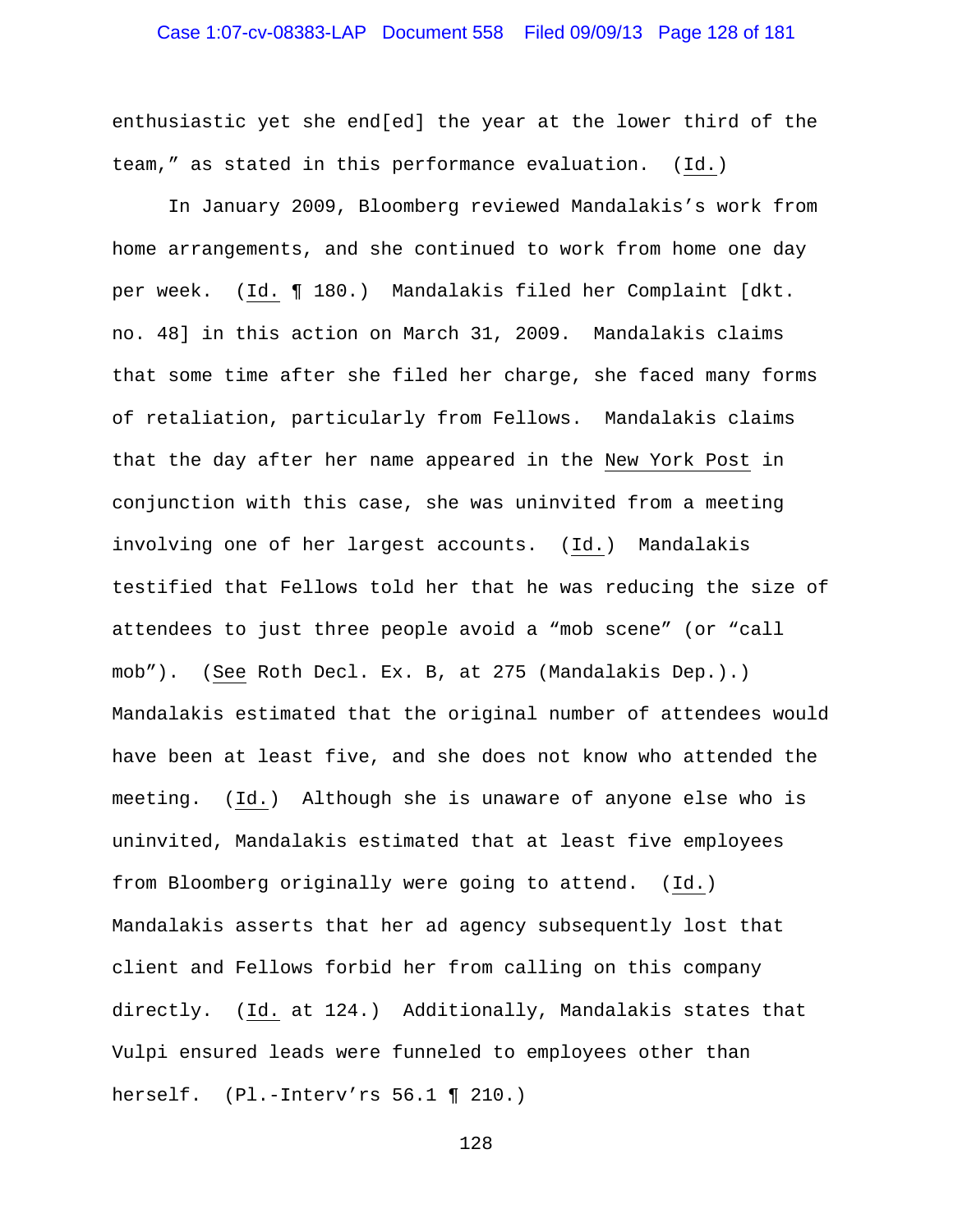enthusiastic yet she end[ed] the year at the lower third of the team," as stated in this performance evaluation. (Id.)

In January 2009, Bloomberg reviewed Mandalakis's work from home arrangements, and she continued to work from home one day per week. (Id. ¶ 180.) Mandalakis filed her Complaint [dkt. no. 48] in this action on March 31, 2009. Mandalakis claims that some time after she filed her charge, she faced many forms of retaliation, particularly from Fellows. Mandalakis claims that the day after her name appeared in the New York Post in conjunction with this case, she was uninvited from a meeting involving one of her largest accounts. (Id.) Mandalakis testified that Fellows told her that he was reducing the size of attendees to just three people avoid a "mob scene" (or "call mob"). (See Roth Decl. Ex. B, at 275 (Mandalakis Dep.).) Mandalakis estimated that the original number of attendees would have been at least five, and she does not know who attended the meeting. (Id.) Although she is unaware of anyone else who is uninvited, Mandalakis estimated that at least five employees from Bloomberg originally were going to attend. (Id.) Mandalakis asserts that her ad agency subsequently lost that client and Fellows forbid her from calling on this company directly. (Id. at 124.) Additionally, Mandalakis states that Vulpi ensured leads were funneled to employees other than herself. (Pl.-Interv'rs 56.1 ¶ 210.)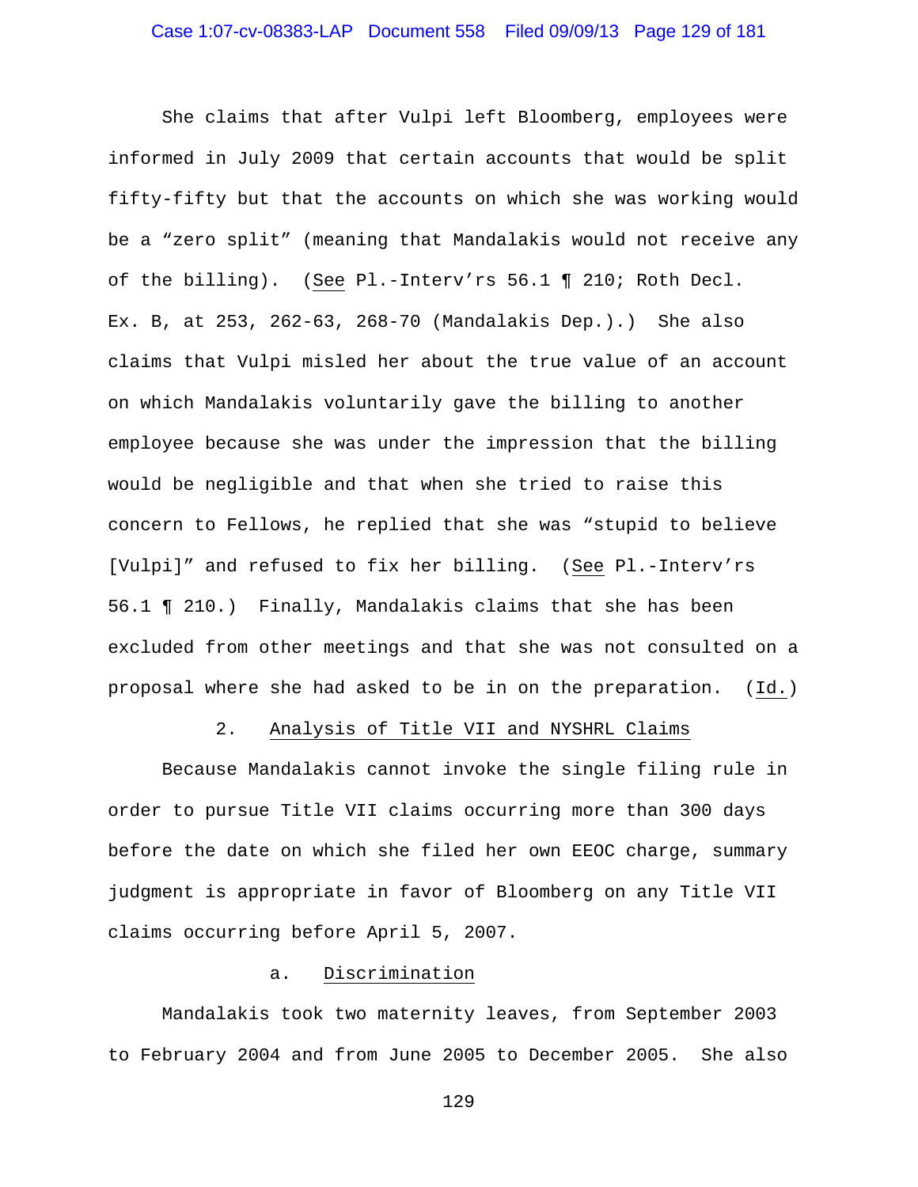She claims that after Vulpi left Bloomberg, employees were informed in July 2009 that certain accounts that would be split fifty-fifty but that the accounts on which she was working would be a "zero split" (meaning that Mandalakis would not receive any of the billing). (See Pl.-Interv'rs 56.1 ¶ 210; Roth Decl. Ex. B, at 253, 262-63, 268-70 (Mandalakis Dep.).) She also claims that Vulpi misled her about the true value of an account on which Mandalakis voluntarily gave the billing to another employee because she was under the impression that the billing would be negligible and that when she tried to raise this concern to Fellows, he replied that she was "stupid to believe [Vulpi]" and refused to fix her billing. (See Pl.-Interv'rs 56.1 ¶ 210.) Finally, Mandalakis claims that she has been excluded from other meetings and that she was not consulted on a proposal where she had asked to be in on the preparation. (Id.)

2. Analysis of Title VII and NYSHRL Claims

Because Mandalakis cannot invoke the single filing rule in order to pursue Title VII claims occurring more than 300 days before the date on which she filed her own EEOC charge, summary judgment is appropriate in favor of Bloomberg on any Title VII claims occurring before April 5, 2007.

a. Discrimination

Mandalakis took two maternity leaves, from September 2003 to February 2004 and from June 2005 to December 2005. She also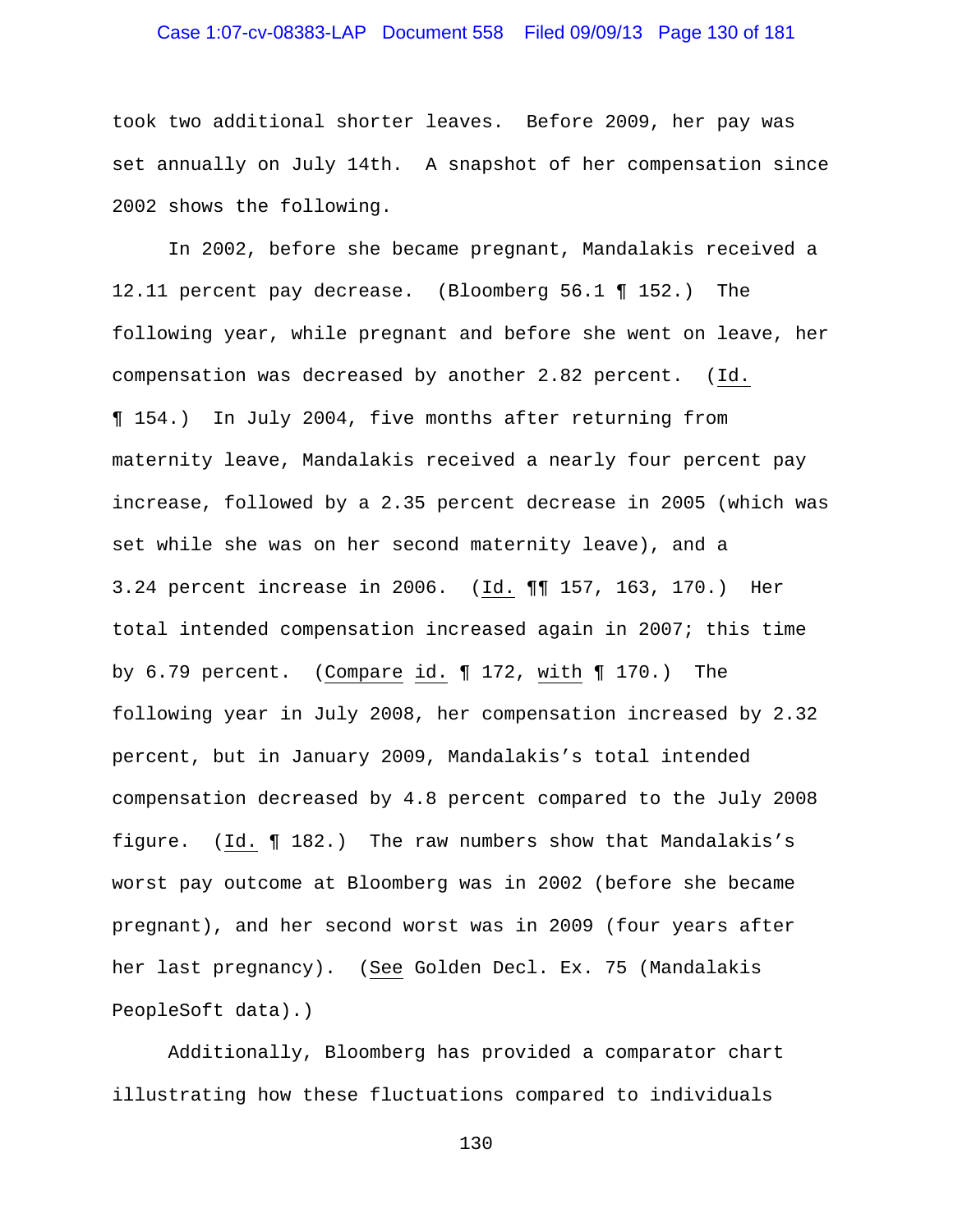took two additional shorter leaves. Before 2009, her pay was set annually on July 14th. A snapshot of her compensation since 2002 shows the following.

In 2002, before she became pregnant, Mandalakis received a 12.11 percent pay decrease. (Bloomberg 56.1 ¶ 152.) The following year, while pregnant and before she went on leave, her compensation was decreased by another 2.82 percent. (Id. ¶ 154.) In July 2004, five months after returning from maternity leave, Mandalakis received a nearly four percent pay increase, followed by a 2.35 percent decrease in 2005 (which was set while she was on her second maternity leave), and a 3.24 percent increase in 2006. (Id. ¶¶ 157, 163, 170.) Her total intended compensation increased again in 2007; this time by 6.79 percent. (Compare id. ¶ 172, with ¶ 170.) The following year in July 2008, her compensation increased by 2.32 percent, but in January 2009, Mandalakis's total intended compensation decreased by 4.8 percent compared to the July 2008 figure. (Id. ¶ 182.) The raw numbers show that Mandalakis's worst pay outcome at Bloomberg was in 2002 (before she became pregnant), and her second worst was in 2009 (four years after her last pregnancy). (See Golden Decl. Ex. 75 (Mandalakis PeopleSoft data).)

Additionally, Bloomberg has provided a comparator chart illustrating how these fluctuations compared to individuals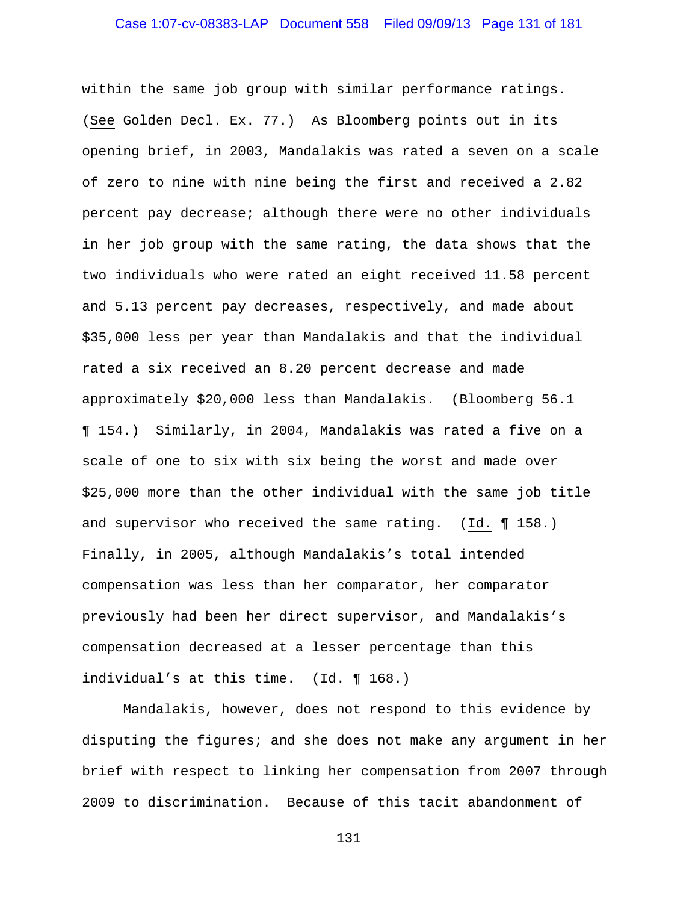within the same job group with similar performance ratings. (See Golden Decl. Ex. 77.) As Bloomberg points out in its opening brief, in 2003, Mandalakis was rated a seven on a scale of zero to nine with nine being the first and received a 2.82 percent pay decrease; although there were no other individuals in her job group with the same rating, the data shows that the two individuals who were rated an eight received 11.58 percent and 5.13 percent pay decreases, respectively, and made about $35,000 less per year than Mandalakis and that the individual rated a six received an 8.20 percent decrease and made approximately $20,000 less than Mandalakis. (Bloomberg 56.1 ¶ 154.) Similarly, in 2004, Mandalakis was rated a five on a scale of one to six with six being the worst and made over $25,000 more than the other individual with the same job title and supervisor who received the same rating. (Id. ¶ 158.) Finally, in 2005, although Mandalakis's total intended compensation was less than her comparator, her comparator previously had been her direct supervisor, and Mandalakis's compensation decreased at a lesser percentage than this individual's at this time. (Id. ¶ 168.)

Mandalakis, however, does not respond to this evidence by disputing the figures; and she does not make any argument in her brief with respect to linking her compensation from 2007 through 2009 to discrimination. Because of this tacit abandonment of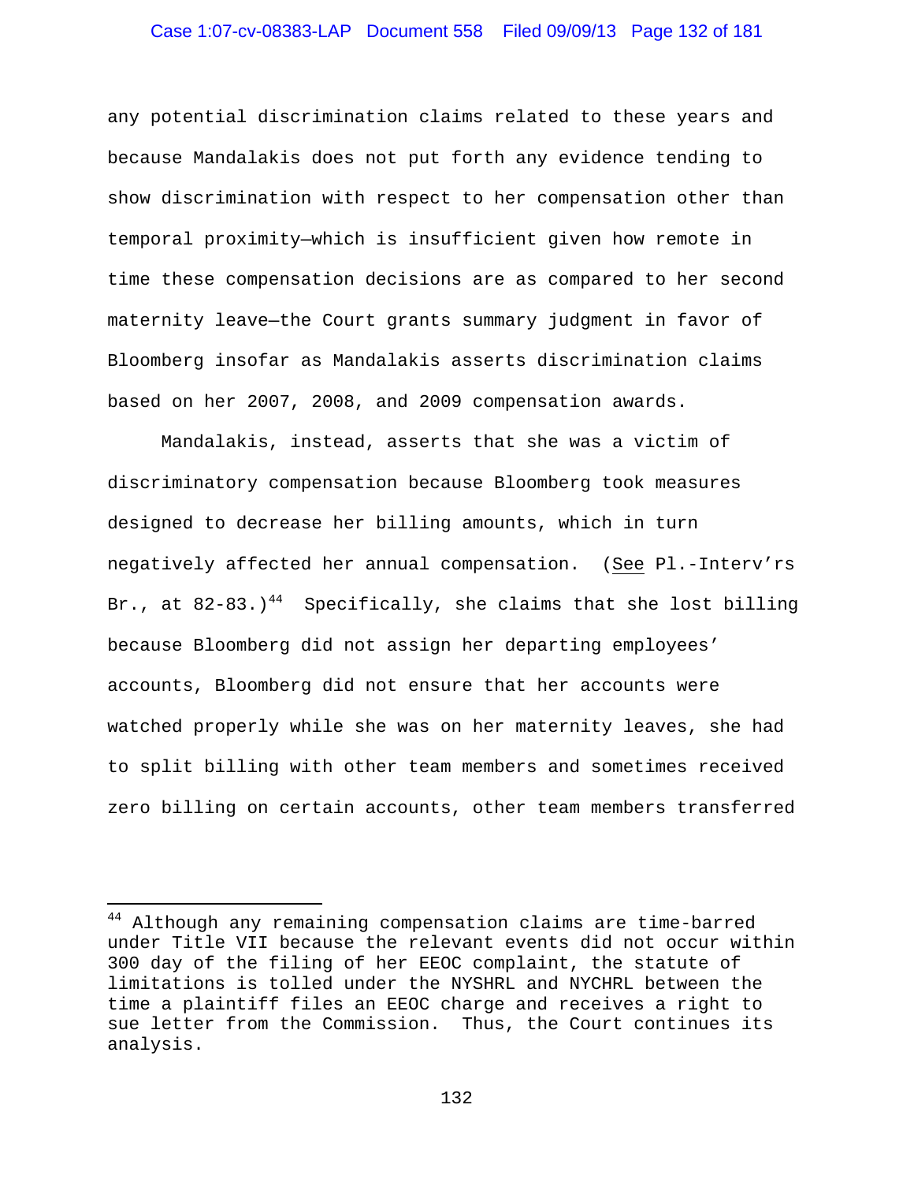any potential discrimination claims related to these years and because Mandalakis does not put forth any evidence tending to show discrimination with respect to her compensation other than temporal proximity—which is insufficient given how remote in time these compensation decisions are as compared to her second maternity leave—the Court grants summary judgment in favor of Bloomberg insofar as Mandalakis asserts discrimination claims based on her 2007, 2008, and 2009 compensation awards.

Mandalakis, instead, asserts that she was a victim of discriminatory compensation because Bloomberg took measures designed to decrease her billing amounts, which in turn negatively affected her annual compensation. (See Pl.-Interv'rs Br., at 82-83.)[44] Specifically, she claims that she lost billing because Bloomberg did not assign her departing employees' accounts, Bloomberg did not ensure that her accounts were watched properly while she was on her maternity leaves, she had to split billing with other team members and sometimes received zero billing on certain accounts, other team members transferred

---

[44] Although any remaining compensation claims are time-barred under Title VII because the relevant events did not occur within 300 day of the filing of her EEOC complaint, the statute of limitations is tolled under the NYSHRL and NYCHRL between the time a plaintiff files an EEOC charge and receives a right to sue letter from the Commission. Thus, the Court continues its analysis.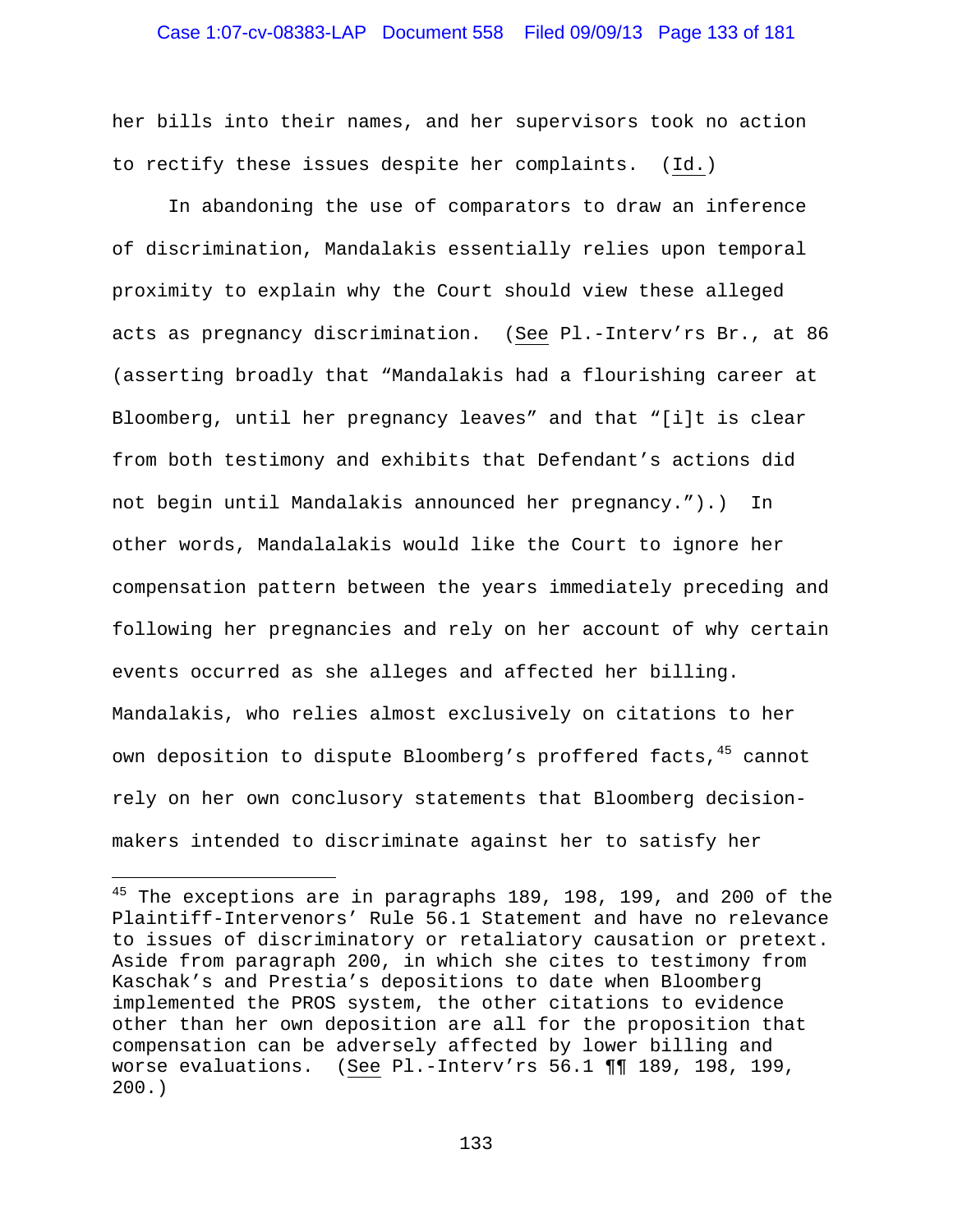her bills into their names, and her supervisors took no action to rectify these issues despite her complaints. (Id.)

In abandoning the use of comparators to draw an inference of discrimination, Mandalakis essentially relies upon temporal proximity to explain why the Court should view these alleged acts as pregnancy discrimination. (See Pl.-Interv'rs Br., at 86 (asserting broadly that "Mandalakis had a flourishing career at Bloomberg, until her pregnancy leaves" and that "[i]t is clear from both testimony and exhibits that Defendant's actions did not begin until Mandalakis announced her pregnancy.").) In other words, Mandalalakis would like the Court to ignore her compensation pattern between the years immediately preceding and following her pregnancies and rely on her account of why certain events occurred as she alleges and affected her billing. Mandalakis, who relies almost exclusively on citations to her own deposition to dispute Bloomberg's proffered facts,[45] cannot rely on her own conclusory statements that Bloomberg decision-makers intended to discriminate against her to satisfy her

---

[45] The exceptions are in paragraphs 189, 198, 199, and 200 of the Plaintiff-Intervenors' Rule 56.1 Statement and have no relevance to issues of discriminatory or retaliatory causation or pretext. Aside from paragraph 200, in which she cites to testimony from Kaschak's and Prestia's depositions to date when Bloomberg implemented the PROS system, the other citations to evidence other than her own deposition are all for the proposition that compensation can be adversely affected by lower billing and worse evaluations. (See Pl.-Interv'rs 56.1 ¶¶ 189, 198, 199, 200.)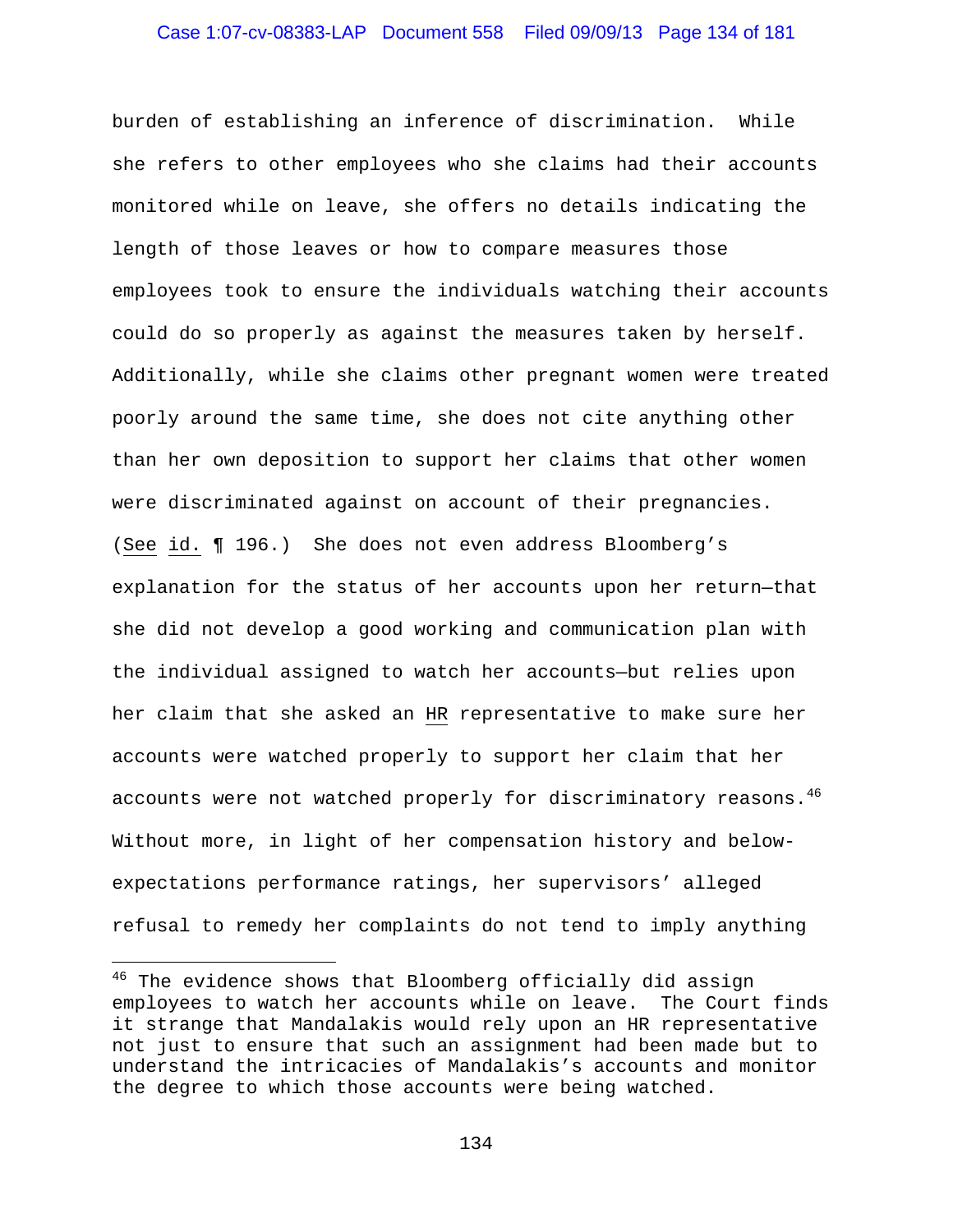burden of establishing an inference of discrimination. While she refers to other employees who she claims had their accounts monitored while on leave, she offers no details indicating the length of those leaves or how to compare measures those employees took to ensure the individuals watching their accounts could do so properly as against the measures taken by herself. Additionally, while she claims other pregnant women were treated poorly around the same time, she does not cite anything other than her own deposition to support her claims that other women were discriminated against on account of their pregnancies. (See id. ¶ 196.) She does not even address Bloomberg's explanation for the status of her accounts upon her return—that she did not develop a good working and communication plan with the individual assigned to watch her accounts—but relies upon her claim that she asked an HR representative to make sure her accounts were watched properly to support her claim that her accounts were not watched properly for discriminatory reasons.[46] Without more, in light of her compensation history and below-expectations performance ratings, her supervisors' alleged refusal to remedy her complaints do not tend to imply anything

---

[46] The evidence shows that Bloomberg officially did assign employees to watch her accounts while on leave. The Court finds it strange that Mandalakis would rely upon an HR representative not just to ensure that such an assignment had been made but to understand the intricacies of Mandalakis's accounts and monitor the degree to which those accounts were being watched.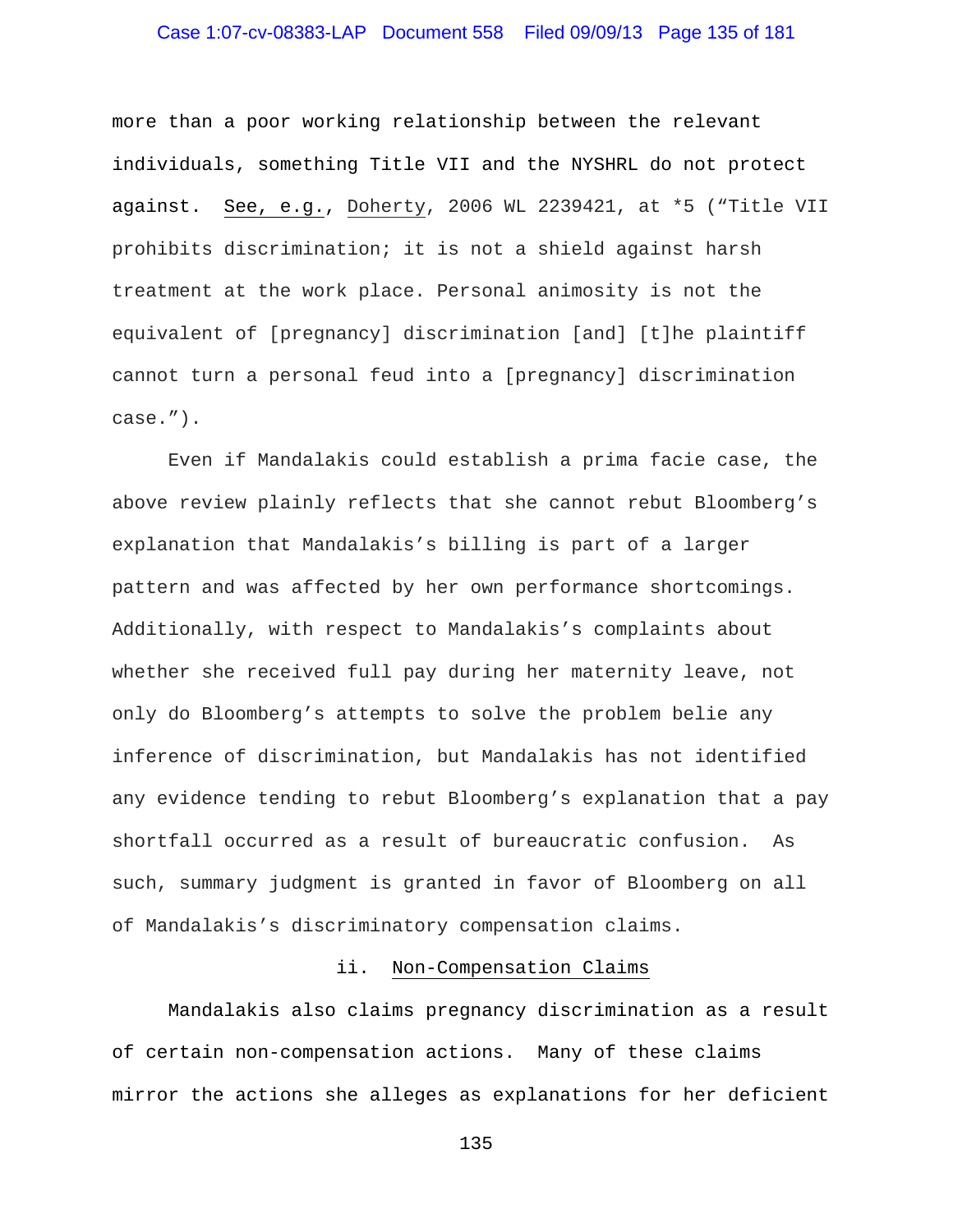more than a poor working relationship between the relevant individuals, something Title VII and the NYSHRL do not protect against. See, e.g., Doherty, 2006 WL 2239421, at *5 ("Title VII prohibits discrimination; it is not a shield against harsh treatment at the work place. Personal animosity is not the equivalent of [pregnancy] discrimination [and] [t]he plaintiff cannot turn a personal feud into a [pregnancy] discrimination case.").

Even if Mandalakis could establish a prima facie case, the above review plainly reflects that she cannot rebut Bloomberg's explanation that Mandalakis's billing is part of a larger pattern and was affected by her own performance shortcomings. Additionally, with respect to Mandalakis's complaints about whether she received full pay during her maternity leave, not only do Bloomberg's attempts to solve the problem belie any inference of discrimination, but Mandalakis has not identified any evidence tending to rebut Bloomberg's explanation that a pay shortfall occurred as a result of bureaucratic confusion. As such, summary judgment is granted in favor of Bloomberg on all of Mandalakis's discriminatory compensation claims.

ii. Non-Compensation Claims

Mandalakis also claims pregnancy discrimination as a result of certain non-compensation actions. Many of these claims mirror the actions she alleges as explanations for her deficient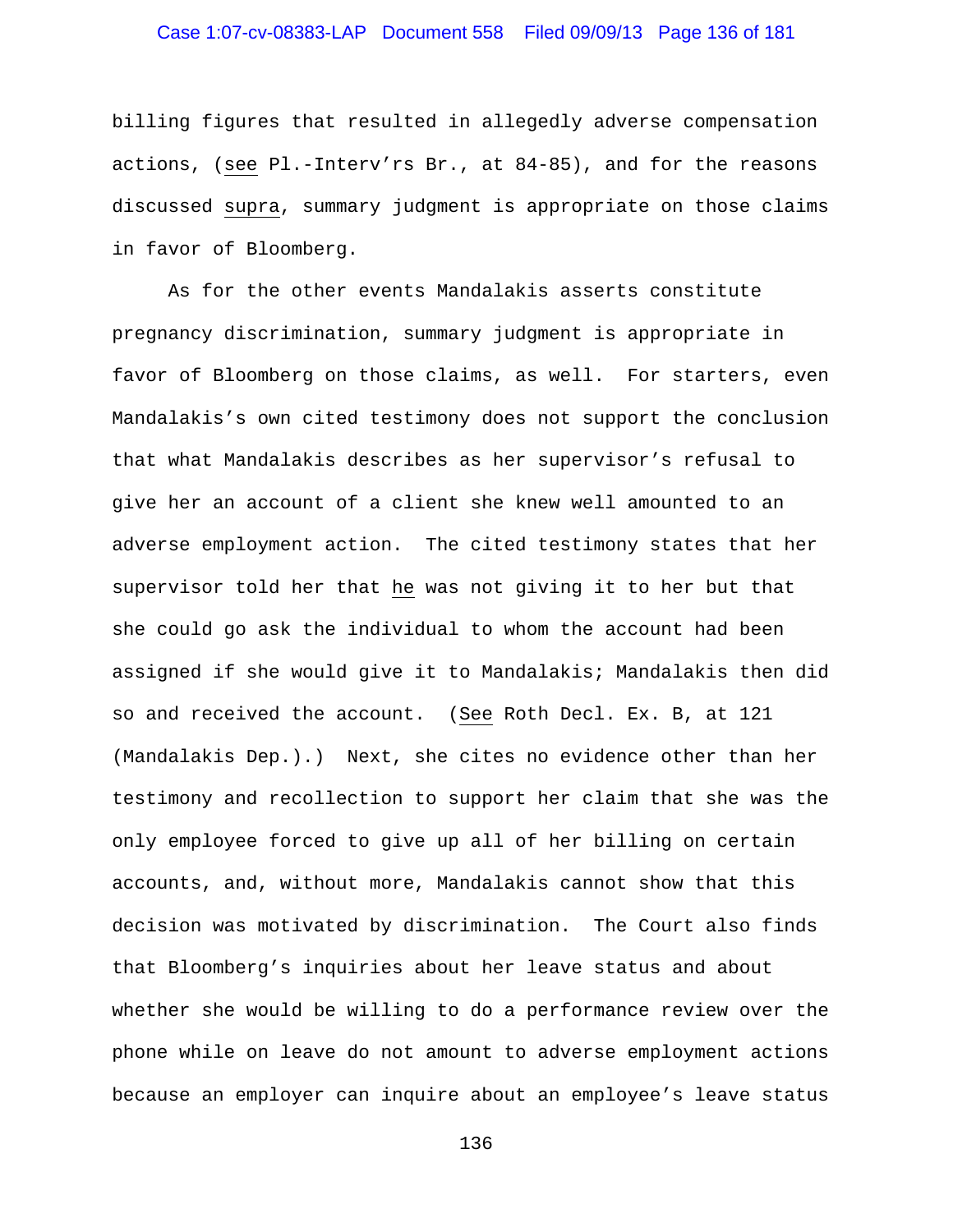billing figures that resulted in allegedly adverse compensation actions, (*see* Pl.-Interv'rs Br., at 84-85), and for the reasons discussed *supra*, summary judgment is appropriate on those claims in favor of Bloomberg.

As for the other events Mandalakis asserts constitute pregnancy discrimination, summary judgment is appropriate in favor of Bloomberg on those claims, as well. For starters, even Mandalakis's own cited testimony does not support the conclusion that what Mandalakis describes as her supervisor's refusal to give her an account of a client she knew well amounted to an adverse employment action. The cited testimony states that her supervisor told her that *he* was not giving it to her but that she could go ask the individual to whom the account had been assigned if she would give it to Mandalakis; Mandalakis then did so and received the account. (*See* Roth Decl. Ex. B, at 121 (Mandalakis Dep.).) Next, she cites no evidence other than her testimony and recollection to support her claim that she was the only employee forced to give up all of her billing on certain accounts, and, without more, Mandalakis cannot show that this decision was motivated by discrimination. The Court also finds that Bloomberg's inquiries about her leave status and about whether she would be willing to do a performance review over the phone while on leave do not amount to adverse employment actions because an employer can inquire about an employee's leave status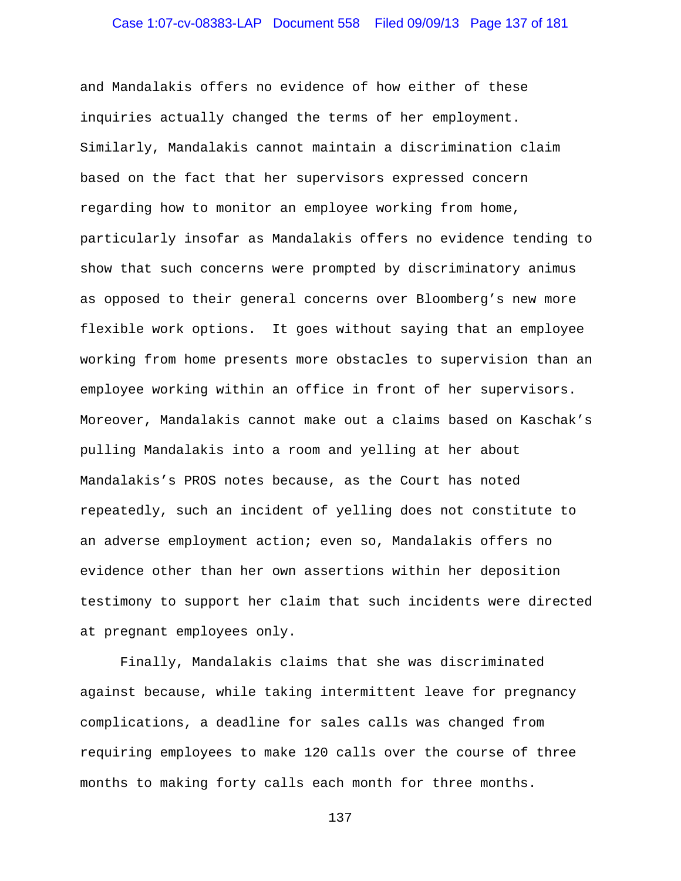and Mandalakis offers no evidence of how either of these inquiries actually changed the terms of her employment. Similarly, Mandalakis cannot maintain a discrimination claim based on the fact that her supervisors expressed concern regarding how to monitor an employee working from home, particularly insofar as Mandalakis offers no evidence tending to show that such concerns were prompted by discriminatory animus as opposed to their general concerns over Bloomberg's new more flexible work options. It goes without saying that an employee working from home presents more obstacles to supervision than an employee working within an office in front of her supervisors. Moreover, Mandalakis cannot make out a claims based on Kaschak's pulling Mandalakis into a room and yelling at her about Mandalakis's PROS notes because, as the Court has noted repeatedly, such an incident of yelling does not constitute to an adverse employment action; even so, Mandalakis offers no evidence other than her own assertions within her deposition testimony to support her claim that such incidents were directed at pregnant employees only.

Finally, Mandalakis claims that she was discriminated against because, while taking intermittent leave for pregnancy complications, a deadline for sales calls was changed from requiring employees to make 120 calls over the course of three months to making forty calls each month for three months.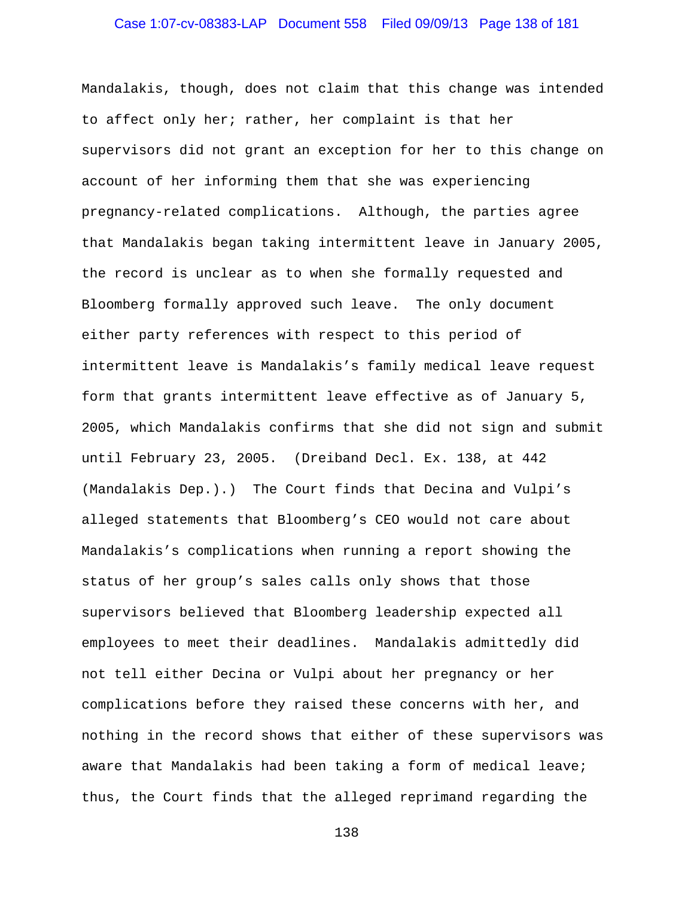Mandalakis, though, does not claim that this change was intended to affect only her; rather, her complaint is that her supervisors did not grant an exception for her to this change on account of her informing them that she was experiencing pregnancy-related complications. Although, the parties agree that Mandalakis began taking intermittent leave in January 2005, the record is unclear as to when she formally requested and Bloomberg formally approved such leave. The only document either party references with respect to this period of intermittent leave is Mandalakis's family medical leave request form that grants intermittent leave effective as of January 5, 2005, which Mandalakis confirms that she did not sign and submit until February 23, 2005. (Dreiband Decl. Ex. 138, at 442 (Mandalakis Dep.).) The Court finds that Decina and Vulpi's alleged statements that Bloomberg's CEO would not care about Mandalakis's complications when running a report showing the status of her group's sales calls only shows that those supervisors believed that Bloomberg leadership expected all employees to meet their deadlines. Mandalakis admittedly did not tell either Decina or Vulpi about her pregnancy or her complications before they raised these concerns with her, and nothing in the record shows that either of these supervisors was aware that Mandalakis had been taking a form of medical leave; thus, the Court finds that the alleged reprimand regarding the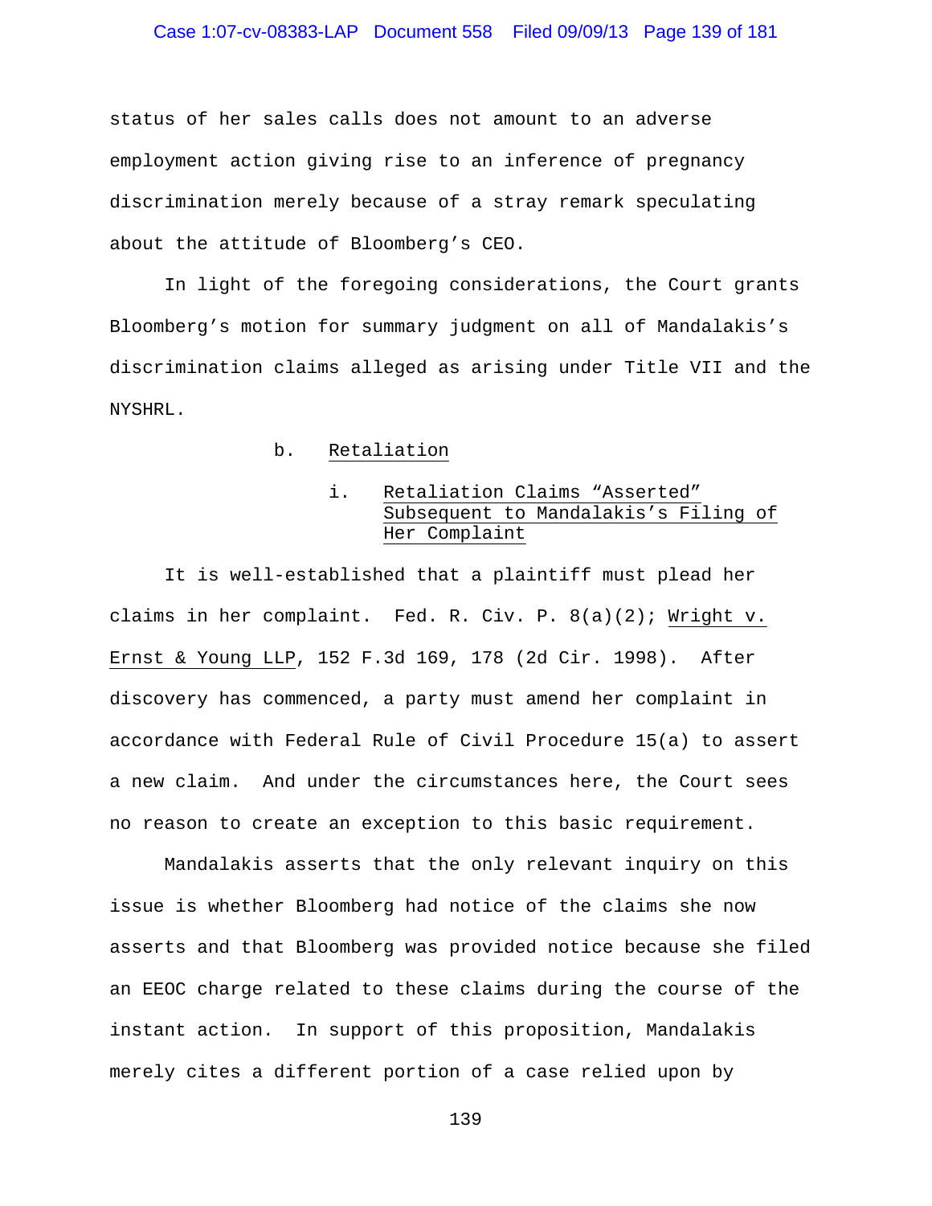status of her sales calls does not amount to an adverse employment action giving rise to an inference of pregnancy discrimination merely because of a stray remark speculating about the attitude of Bloomberg's CEO.

In light of the foregoing considerations, the Court grants Bloomberg's motion for summary judgment on all of Mandalakis's discrimination claims alleged as arising under Title VII and the NYSHRL.

#### b. Retaliation

##### i. Retaliation Claims "Asserted" Subsequent to Mandalakis's Filing of Her Complaint

It is well-established that a plaintiff must plead her claims in her complaint. Fed. R. Civ. P. 8(a)(2); Wright v. Ernst & Young LLP, 152 F.3d 169, 178 (2d Cir. 1998). After discovery has commenced, a party must amend her complaint in accordance with Federal Rule of Civil Procedure 15(a) to assert a new claim. And under the circumstances here, the Court sees no reason to create an exception to this basic requirement.

Mandalakis asserts that the only relevant inquiry on this issue is whether Bloomberg had notice of the claims she now asserts and that Bloomberg was provided notice because she filed an EEOC charge related to these claims during the course of the instant action. In support of this proposition, Mandalakis merely cites a different portion of a case relied upon by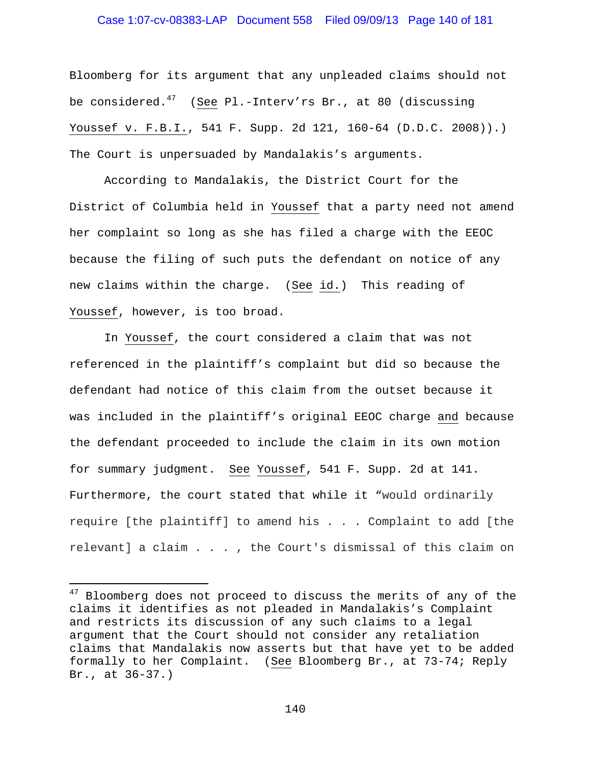Bloomberg for its argument that any unpleaded claims should not be considered.[47] (See Pl.-Interv'rs Br., at 80 (discussing Youssef v. F.B.I., 541 F. Supp. 2d 121, 160-64 (D.D.C. 2008)).) The Court is unpersuaded by Mandalakis's arguments.

According to Mandalakis, the District Court for the District of Columbia held in Youssef that a party need not amend her complaint so long as she has filed a charge with the EEOC because the filing of such puts the defendant on notice of any new claims within the charge. (See id.) This reading of Youssef, however, is too broad.

In Youssef, the court considered a claim that was not referenced in the plaintiff's complaint but did so because the defendant had notice of this claim from the outset because it was included in the plaintiff's original EEOC charge and because the defendant proceeded to include the claim in its own motion for summary judgment. See Youssef, 541 F. Supp. 2d at 141. Furthermore, the court stated that while it "would ordinarily require [the plaintiff] to amend his . . . Complaint to add [the relevant] a claim . . . , the Court's dismissal of this claim on

[47] Bloomberg does not proceed to discuss the merits of any of the claims it identifies as not pleaded in Mandalakis's Complaint and restricts its discussion of any such claims to a legal argument that the Court should not consider any retaliation claims that Mandalakis now asserts but that have yet to be added formally to her Complaint. (See Bloomberg Br., at 73-74; Reply Br., at 36-37.)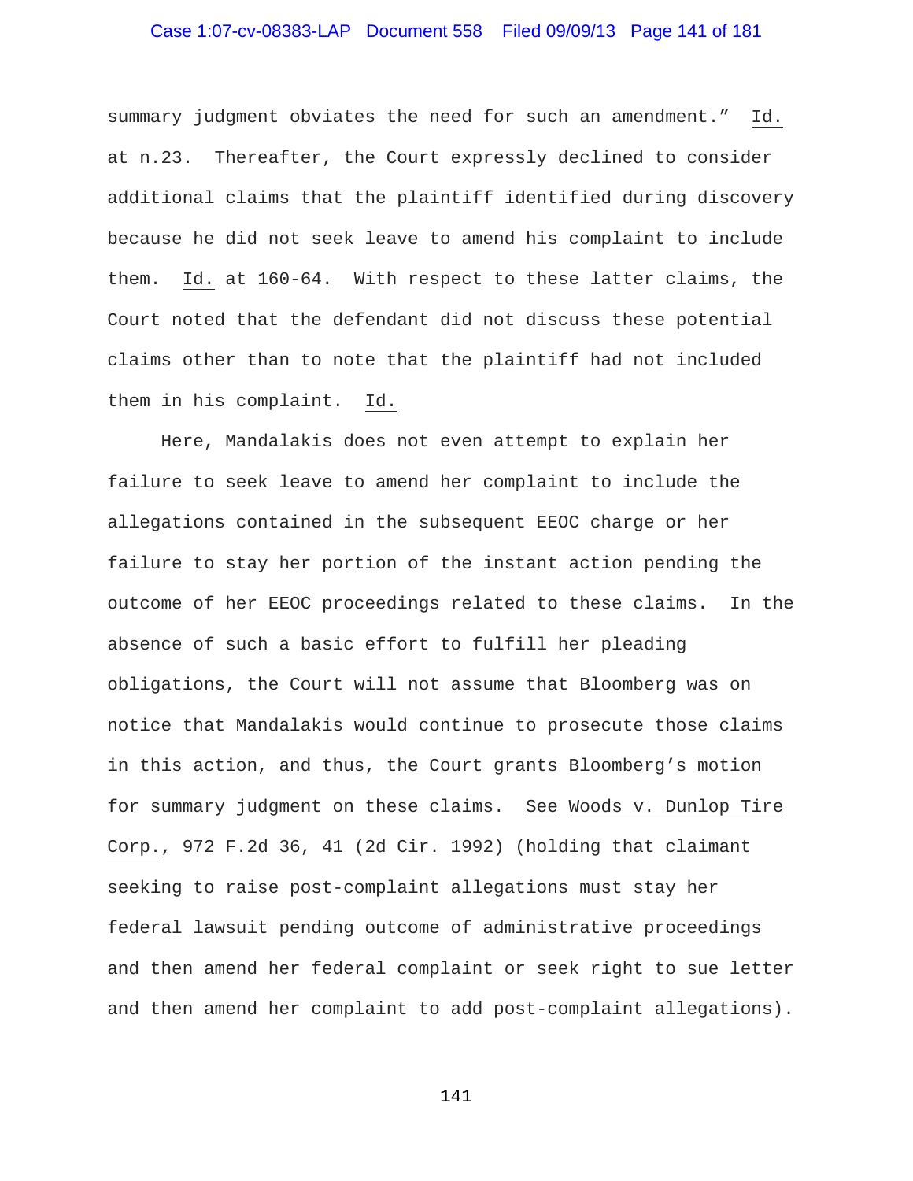summary judgment obviates the need for such an amendment." Id. at n.23. Thereafter, the Court expressly declined to consider additional claims that the plaintiff identified during discovery because he did not seek leave to amend his complaint to include them. Id. at 160-64. With respect to these latter claims, the Court noted that the defendant did not discuss these potential claims other than to note that the plaintiff had not included them in his complaint. Id.

Here, Mandalakis does not even attempt to explain her failure to seek leave to amend her complaint to include the allegations contained in the subsequent EEOC charge or her failure to stay her portion of the instant action pending the outcome of her EEOC proceedings related to these claims. In the absence of such a basic effort to fulfill her pleading obligations, the Court will not assume that Bloomberg was on notice that Mandalakis would continue to prosecute those claims in this action, and thus, the Court grants Bloomberg's motion for summary judgment on these claims. See Woods v. Dunlop Tire Corp., 972 F.2d 36, 41 (2d Cir. 1992) (holding that claimant seeking to raise post-complaint allegations must stay her federal lawsuit pending outcome of administrative proceedings and then amend her federal complaint or seek right to sue letter and then amend her complaint to add post-complaint allegations).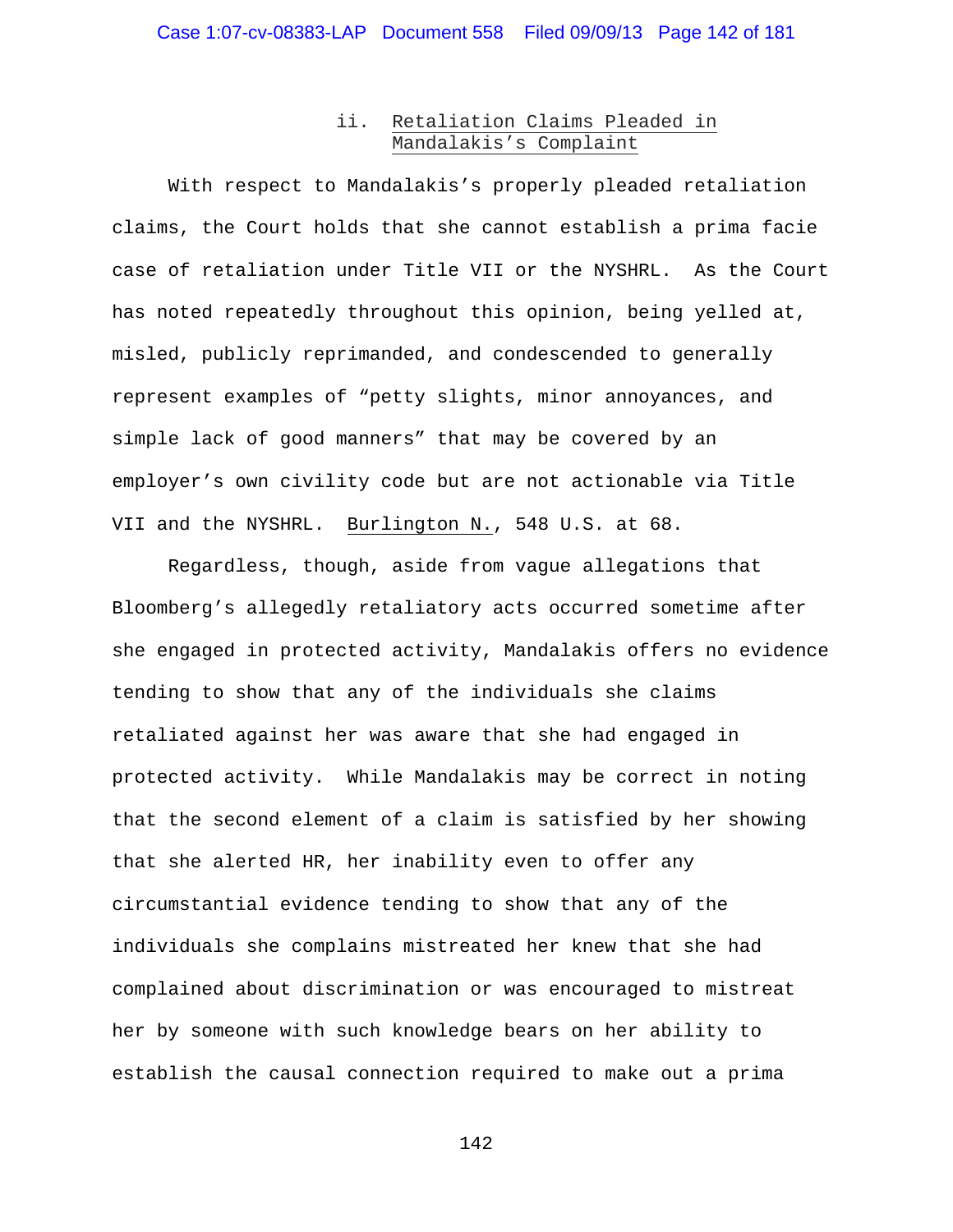#### ii. Retaliation Claims Pleaded in Mandalakis's Complaint

With respect to Mandalakis's properly pleaded retaliation claims, the Court holds that she cannot establish a prima facie case of retaliation under Title VII or the NYSHRL. As the Court has noted repeatedly throughout this opinion, being yelled at, misled, publicly reprimanded, and condescended to generally represent examples of "petty slights, minor annoyances, and simple lack of good manners" that may be covered by an employer's own civility code but are not actionable via Title VII and the NYSHRL. Burlington N., 548 U.S. at 68.

Regardless, though, aside from vague allegations that Bloomberg's allegedly retaliatory acts occurred sometime after she engaged in protected activity, Mandalakis offers no evidence tending to show that any of the individuals she claims retaliated against her was aware that she had engaged in protected activity. While Mandalakis may be correct in noting that the second element of a claim is satisfied by her showing that she alerted HR, her inability even to offer any circumstantial evidence tending to show that any of the individuals she complains mistreated her knew that she had complained about discrimination or was encouraged to mistreat her by someone with such knowledge bears on her ability to establish the causal connection required to make out a prima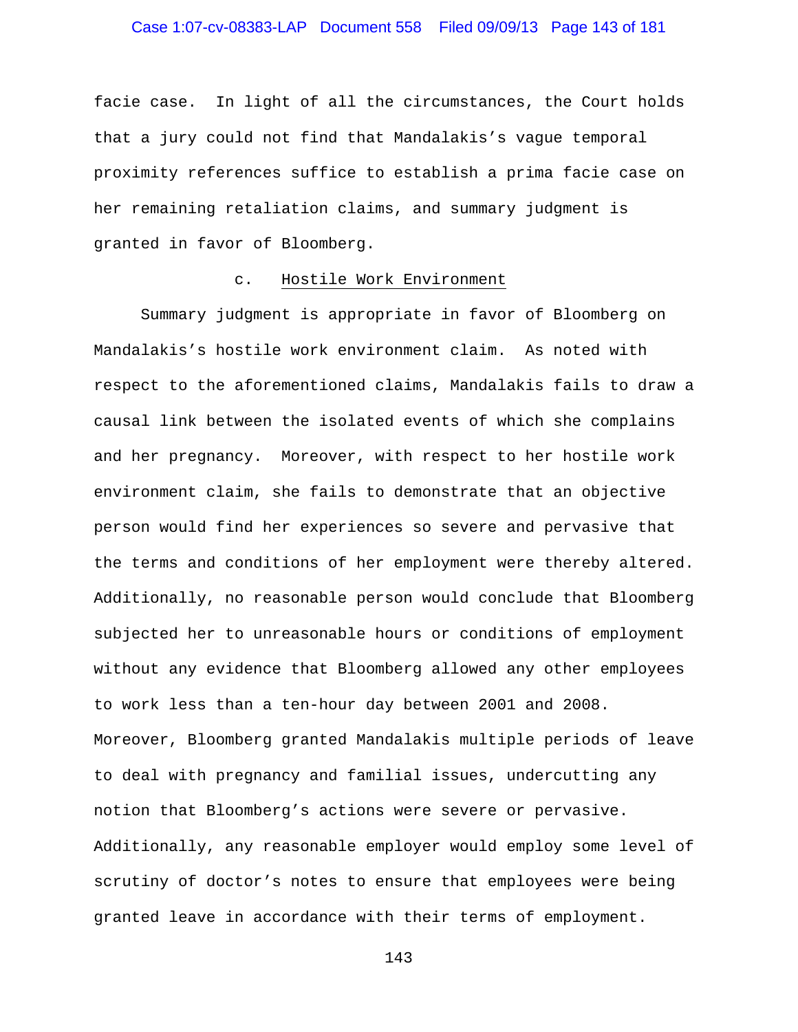facie case. In light of all the circumstances, the Court holds that a jury could not find that Mandalakis's vague temporal proximity references suffice to establish a prima facie case on her remaining retaliation claims, and summary judgment is granted in favor of Bloomberg.

c. Hostile Work Environment

Summary judgment is appropriate in favor of Bloomberg on Mandalakis's hostile work environment claim. As noted with respect to the aforementioned claims, Mandalakis fails to draw a causal link between the isolated events of which she complains and her pregnancy. Moreover, with respect to her hostile work environment claim, she fails to demonstrate that an objective person would find her experiences so severe and pervasive that the terms and conditions of her employment were thereby altered. Additionally, no reasonable person would conclude that Bloomberg subjected her to unreasonable hours or conditions of employment without any evidence that Bloomberg allowed any other employees to work less than a ten-hour day between 2001 and 2008. Moreover, Bloomberg granted Mandalakis multiple periods of leave to deal with pregnancy and familial issues, undercutting any notion that Bloomberg's actions were severe or pervasive. Additionally, any reasonable employer would employ some level of scrutiny of doctor's notes to ensure that employees were being granted leave in accordance with their terms of employment.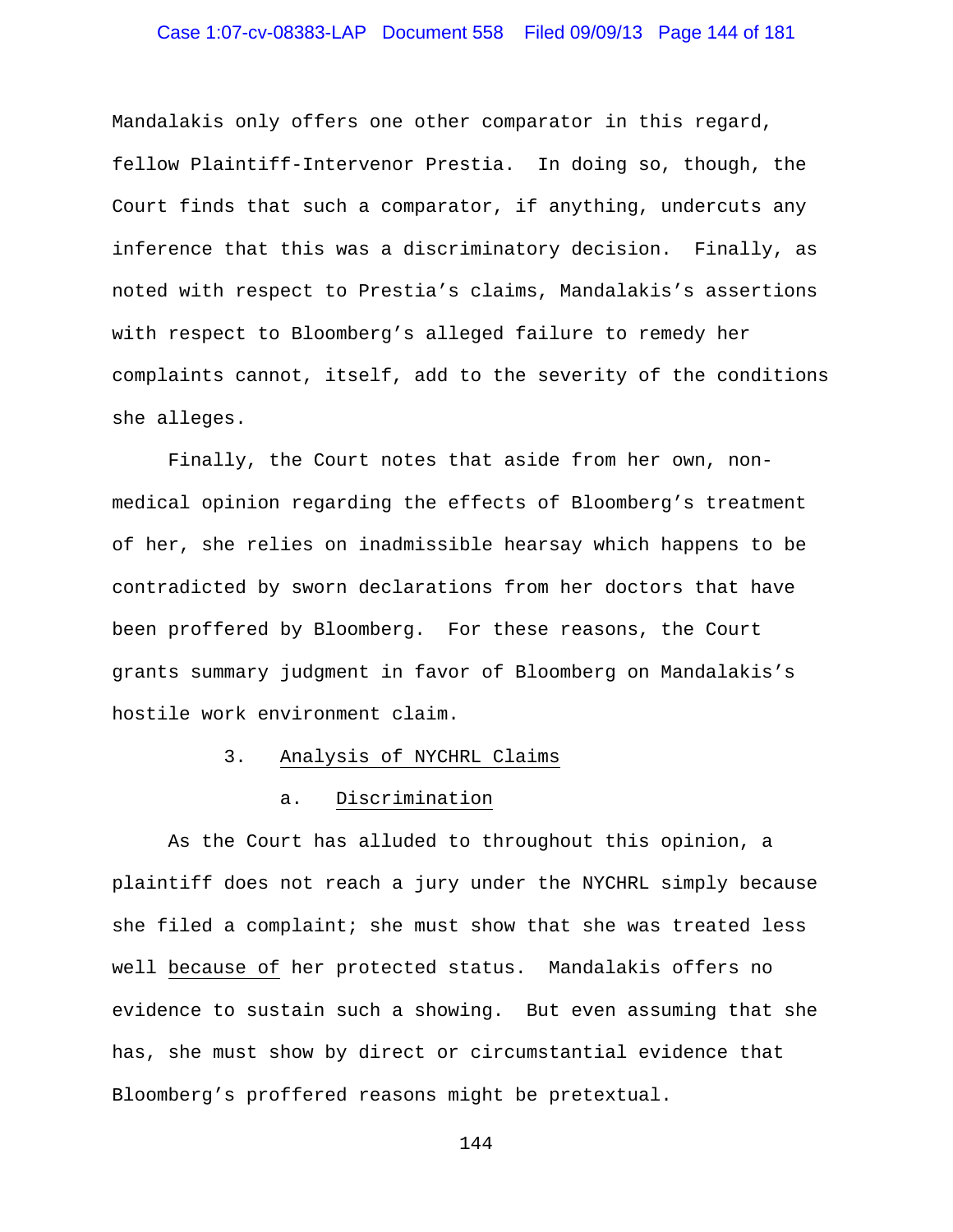Mandalakis only offers one other comparator in this regard, fellow Plaintiff-Intervenor Prestia. In doing so, though, the Court finds that such a comparator, if anything, undercuts any inference that this was a discriminatory decision. Finally, as noted with respect to Prestia's claims, Mandalakis's assertions with respect to Bloomberg's alleged failure to remedy her complaints cannot, itself, add to the severity of the conditions she alleges.

Finally, the Court notes that aside from her own, non-medical opinion regarding the effects of Bloomberg's treatment of her, she relies on inadmissible hearsay which happens to be contradicted by sworn declarations from her doctors that have been proffered by Bloomberg. For these reasons, the Court grants summary judgment in favor of Bloomberg on Mandalakis's hostile work environment claim.

3. Analysis of NYCHRL Claims

a. Discrimination

As the Court has alluded to throughout this opinion, a plaintiff does not reach a jury under the NYCHRL simply because she filed a complaint; she must show that she was treated less well because of her protected status. Mandalakis offers no evidence to sustain such a showing. But even assuming that she has, she must show by direct or circumstantial evidence that Bloomberg's proffered reasons might be pretextual.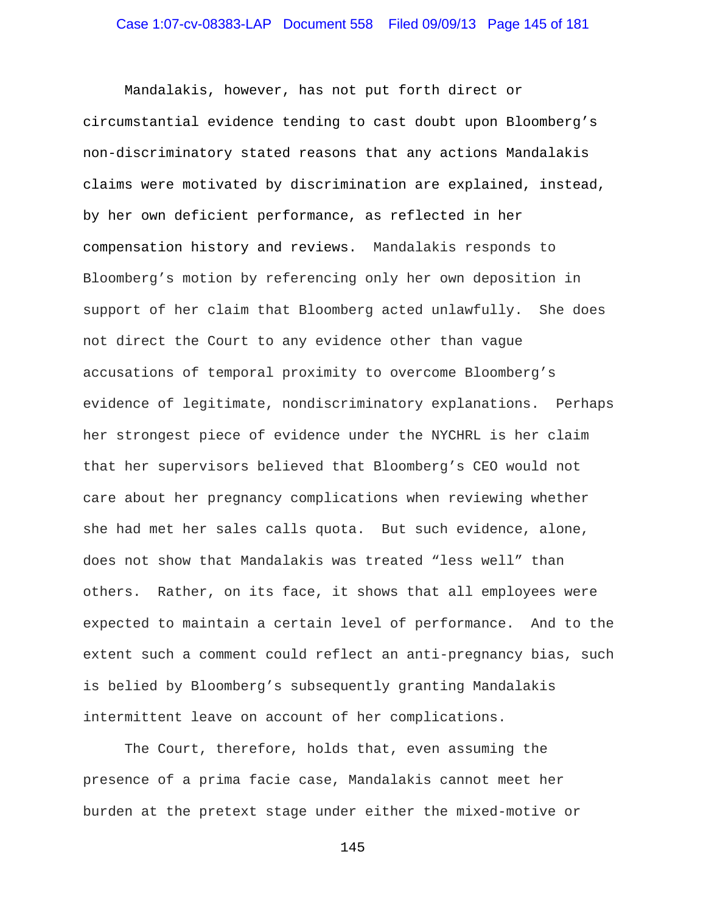Mandalakis, however, has not put forth direct or circumstantial evidence tending to cast doubt upon Bloomberg's non-discriminatory stated reasons that any actions Mandalakis claims were motivated by discrimination are explained, instead, by her own deficient performance, as reflected in her compensation history and reviews. Mandalakis responds to Bloomberg's motion by referencing only her own deposition in support of her claim that Bloomberg acted unlawfully. She does not direct the Court to any evidence other than vague accusations of temporal proximity to overcome Bloomberg's evidence of legitimate, nondiscriminatory explanations. Perhaps her strongest piece of evidence under the NYCHRL is her claim that her supervisors believed that Bloomberg's CEO would not care about her pregnancy complications when reviewing whether she had met her sales calls quota. But such evidence, alone, does not show that Mandalakis was treated "less well" than others. Rather, on its face, it shows that all employees were expected to maintain a certain level of performance. And to the extent such a comment could reflect an anti-pregnancy bias, such is belied by Bloomberg's subsequently granting Mandalakis intermittent leave on account of her complications.

The Court, therefore, holds that, even assuming the presence of a prima facie case, Mandalakis cannot meet her burden at the pretext stage under either the mixed-motive or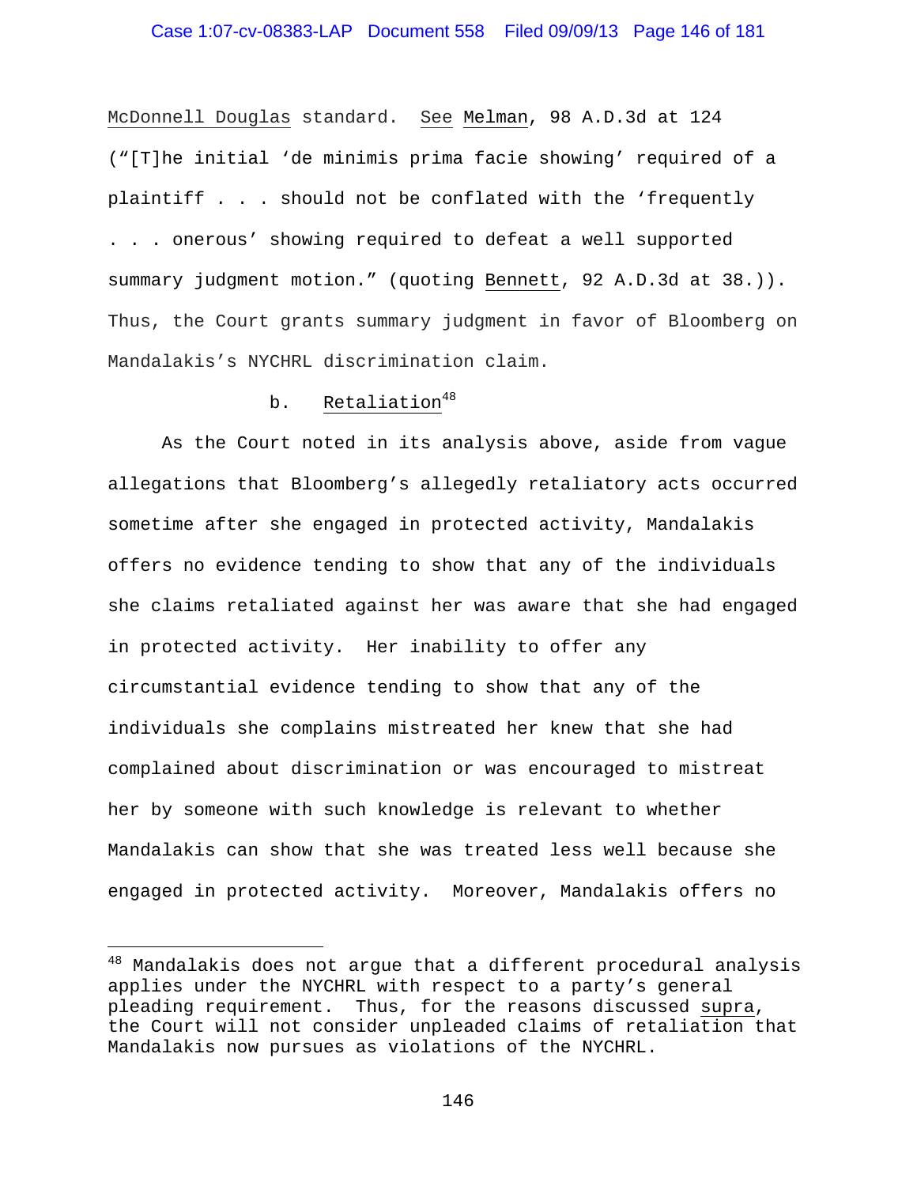McDonnell Douglas standard. See Melman, 98 A.D.3d at 124 ("[T]he initial 'de minimis prima facie showing' required of a plaintiff . . . should not be conflated with the 'frequently . . . onerous' showing required to defeat a well supported summary judgment motion." (quoting Bennett, 92 A.D.3d at 38.)). Thus, the Court grants summary judgment in favor of Bloomberg on Mandalakis's NYCHRL discrimination claim.

b. Retaliation[48]

As the Court noted in its analysis above, aside from vague allegations that Bloomberg's allegedly retaliatory acts occurred sometime after she engaged in protected activity, Mandalakis offers no evidence tending to show that any of the individuals she claims retaliated against her was aware that she had engaged in protected activity. Her inability to offer any circumstantial evidence tending to show that any of the individuals she complains mistreated her knew that she had complained about discrimination or was encouraged to mistreat her by someone with such knowledge is relevant to whether Mandalakis can show that she was treated less well because she engaged in protected activity. Moreover, Mandalakis offers no

---

[48] Mandalakis does not argue that a different procedural analysis applies under the NYCHRL with respect to a party's general pleading requirement. Thus, for the reasons discussed supra, the Court will not consider unpleaded claims of retaliation that Mandalakis now pursues as violations of the NYCHRL.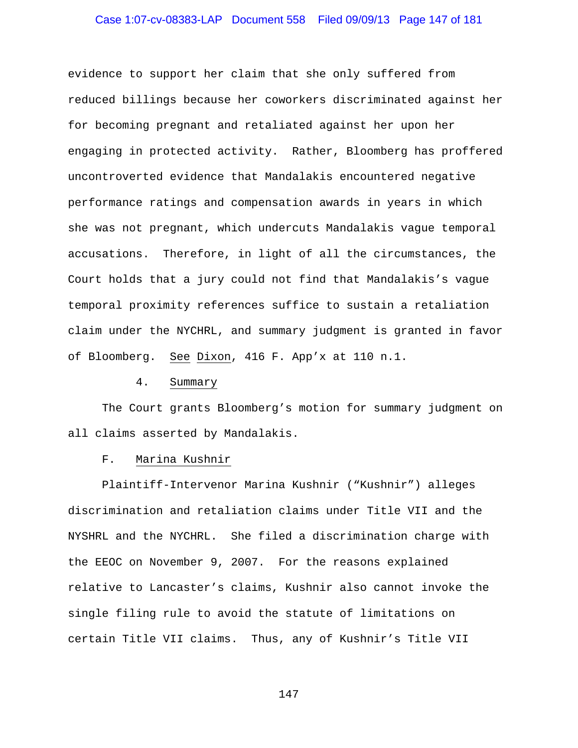evidence to support her claim that she only suffered from reduced billings because her coworkers discriminated against her for becoming pregnant and retaliated against her upon her engaging in protected activity. Rather, Bloomberg has proffered uncontroverted evidence that Mandalakis encountered negative performance ratings and compensation awards in years in which she was not pregnant, which undercuts Mandalakis vague temporal accusations. Therefore, in light of all the circumstances, the Court holds that a jury could not find that Mandalakis's vague temporal proximity references suffice to sustain a retaliation claim under the NYCHRL, and summary judgment is granted in favor of Bloomberg. See Dixon, 416 F. App'x at 110 n.1.

4. Summary

The Court grants Bloomberg's motion for summary judgment on all claims asserted by Mandalakis.

F. Marina Kushnir

Plaintiff-Intervenor Marina Kushnir ("Kushnir") alleges discrimination and retaliation claims under Title VII and the NYSHRL and the NYCHRL. She filed a discrimination charge with the EEOC on November 9, 2007. For the reasons explained relative to Lancaster's claims, Kushnir also cannot invoke the single filing rule to avoid the statute of limitations on certain Title VII claims. Thus, any of Kushnir's Title VII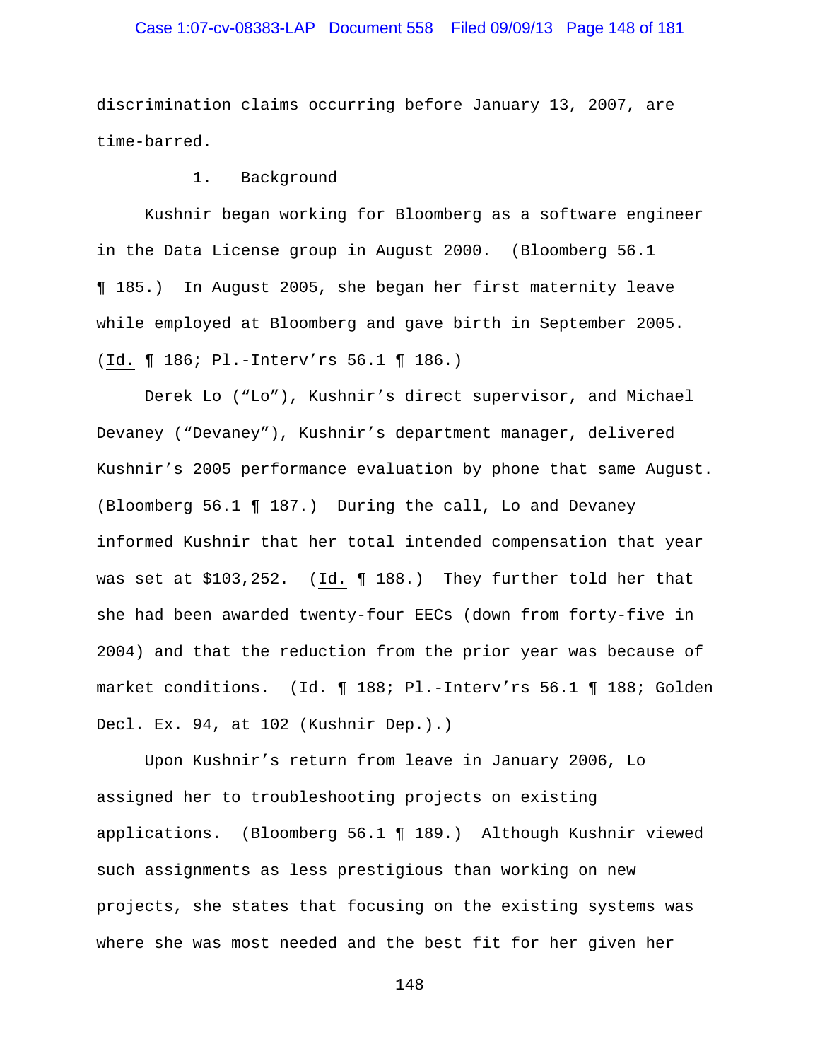discrimination claims occurring before January 13, 2007, are time-barred.

### 1. Background

Kushnir began working for Bloomberg as a software engineer in the Data License group in August 2000. (Bloomberg 56.1 ¶ 185.) In August 2005, she began her first maternity leave while employed at Bloomberg and gave birth in September 2005. (Id. ¶ 186; Pl.-Interv'rs 56.1 ¶ 186.)

Derek Lo ("Lo"), Kushnir's direct supervisor, and Michael Devaney ("Devaney"), Kushnir's department manager, delivered Kushnir's 2005 performance evaluation by phone that same August. (Bloomberg 56.1 ¶ 187.) During the call, Lo and Devaney informed Kushnir that her total intended compensation that year was set at $103,252. (Id. ¶ 188.) They further told her that she had been awarded twenty-four EECs (down from forty-five in 2004) and that the reduction from the prior year was because of market conditions. (Id. ¶ 188; Pl.-Interv'rs 56.1 ¶ 188; Golden Decl. Ex. 94, at 102 (Kushnir Dep.).)

Upon Kushnir's return from leave in January 2006, Lo assigned her to troubleshooting projects on existing applications. (Bloomberg 56.1 ¶ 189.) Although Kushnir viewed such assignments as less prestigious than working on new projects, she states that focusing on the existing systems was where she was most needed and the best fit for her given her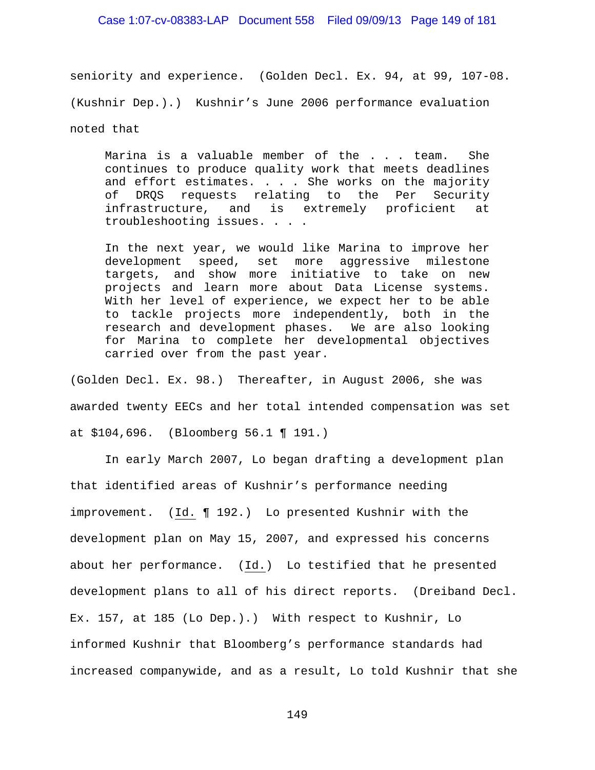seniority and experience. (Golden Decl. Ex. 94, at 99, 107-08. (Kushnir Dep.).) Kushnir's June 2006 performance evaluation noted that

> Marina is a valuable member of the . . . team. She continues to produce quality work that meets deadlines and effort estimates. . . . She works on the majority of DRQS requests relating to the Per Security infrastructure, and is extremely proficient at troubleshooting issues. . . .
>
> In the next year, we would like Marina to improve her development speed, set more aggressive milestone targets, and show more initiative to take on new projects and learn more about Data License systems. With her level of experience, we expect her to be able to tackle projects more independently, both in the research and development phases. We are also looking for Marina to complete her developmental objectives carried over from the past year.

(Golden Decl. Ex. 98.) Thereafter, in August 2006, she was awarded twenty EECs and her total intended compensation was set at $104,696. (Bloomberg 56.1 ¶ 191.)

In early March 2007, Lo began drafting a development plan that identified areas of Kushnir's performance needing improvement. (Id. ¶ 192.) Lo presented Kushnir with the development plan on May 15, 2007, and expressed his concerns about her performance. (Id.) Lo testified that he presented development plans to all of his direct reports. (Dreiband Decl. Ex. 157, at 185 (Lo Dep.).) With respect to Kushnir, Lo informed Kushnir that Bloomberg's performance standards had increased companywide, and as a result, Lo told Kushnir that she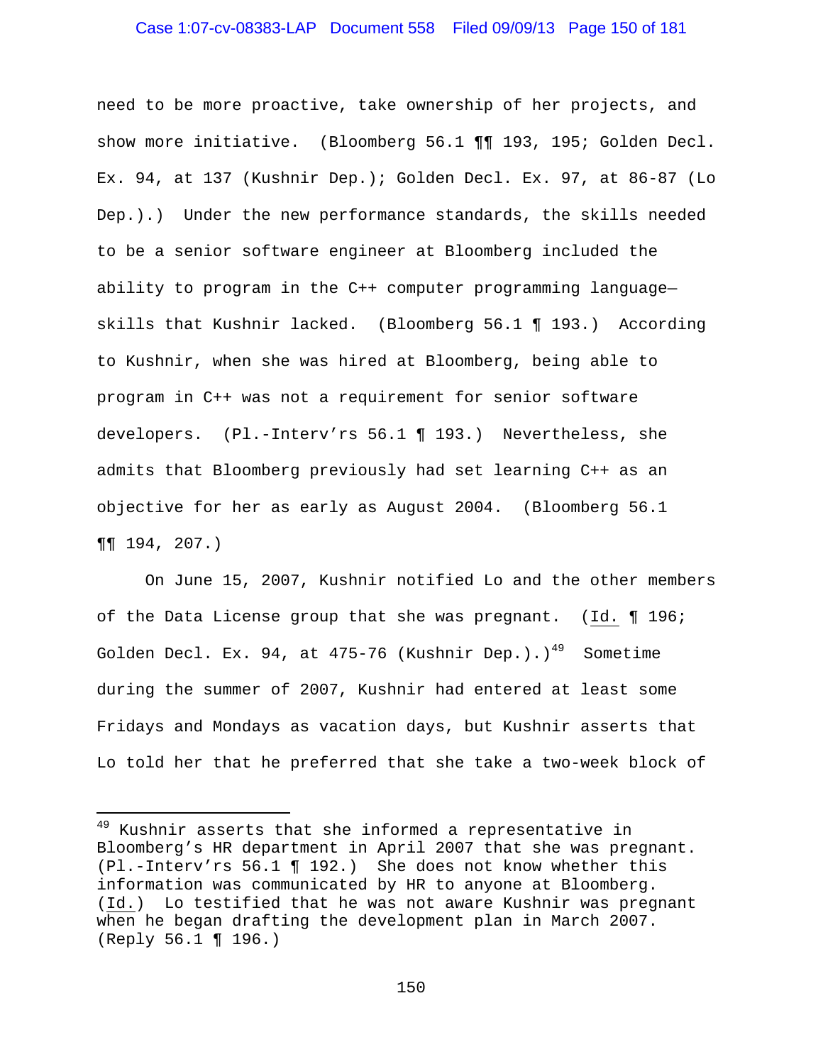need to be more proactive, take ownership of her projects, and show more initiative. (Bloomberg 56.1 ¶¶ 193, 195; Golden Decl. Ex. 94, at 137 (Kushnir Dep.); Golden Decl. Ex. 97, at 86-87 (Lo Dep.).) Under the new performance standards, the skills needed to be a senior software engineer at Bloomberg included the ability to program in the C++ computer programming language—skills that Kushnir lacked. (Bloomberg 56.1 ¶ 193.) According to Kushnir, when she was hired at Bloomberg, being able to program in C++ was not a requirement for senior software developers. (Pl.-Interv'rs 56.1 ¶ 193.) Nevertheless, she admits that Bloomberg previously had set learning C++ as an objective for her as early as August 2004. (Bloomberg 56.1 ¶¶ 194, 207.)

On June 15, 2007, Kushnir notified Lo and the other members of the Data License group that she was pregnant. (Id. ¶ 196; Golden Decl. Ex. 94, at 475-76 (Kushnir Dep.).)[49] Sometime during the summer of 2007, Kushnir had entered at least some Fridays and Mondays as vacation days, but Kushnir asserts that Lo told her that he preferred that she take a two-week block of

---

[49] Kushnir asserts that she informed a representative in Bloomberg's HR department in April 2007 that she was pregnant. (Pl.-Interv'rs 56.1 ¶ 192.) She does not know whether this information was communicated by HR to anyone at Bloomberg. (Id.) Lo testified that he was not aware Kushnir was pregnant when he began drafting the development plan in March 2007. (Reply 56.1 ¶ 196.)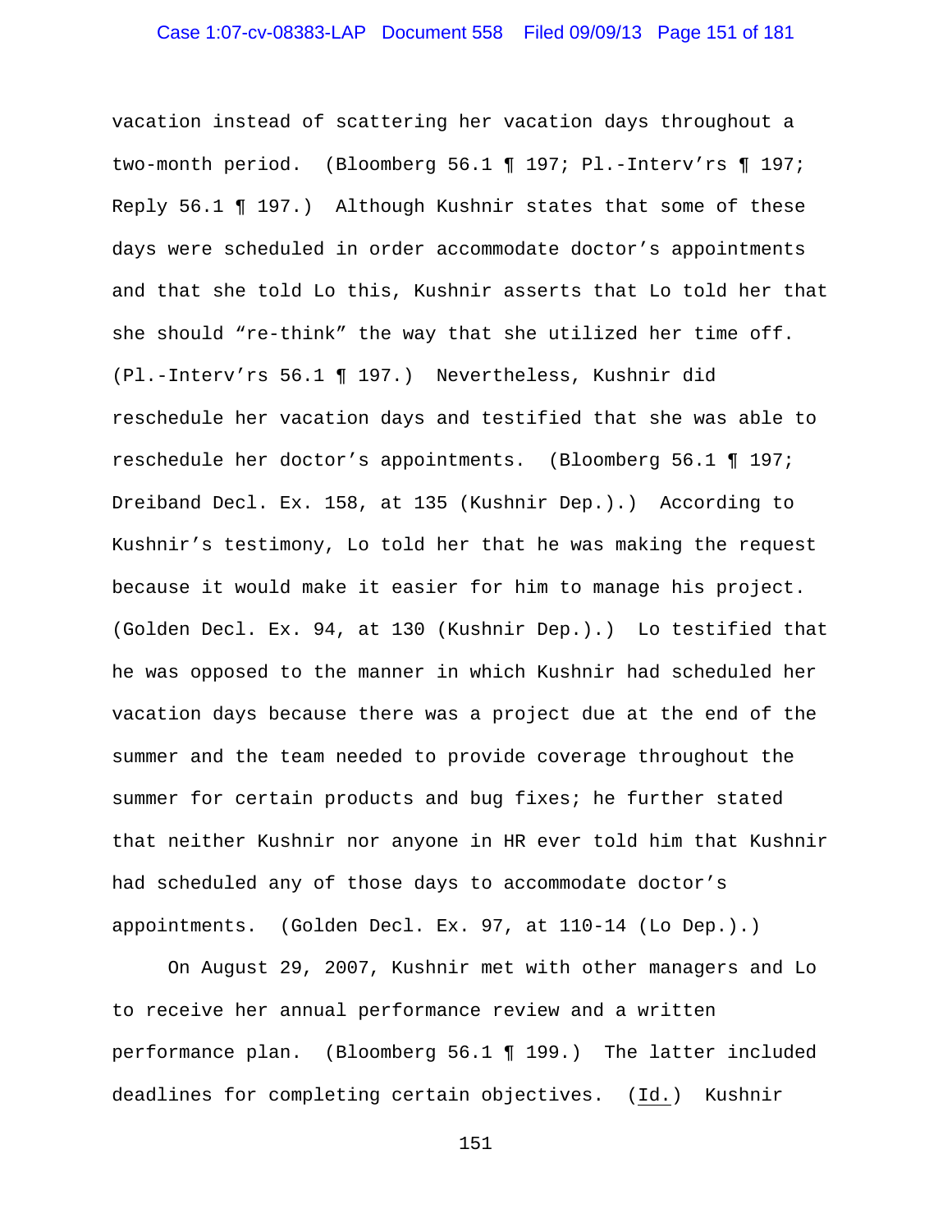vacation instead of scattering her vacation days throughout a two-month period. (Bloomberg 56.1 ¶ 197; Pl.-Interv'rs ¶ 197; Reply 56.1 ¶ 197.) Although Kushnir states that some of these days were scheduled in order accommodate doctor's appointments and that she told Lo this, Kushnir asserts that Lo told her that she should "re-think" the way that she utilized her time off. (Pl.-Interv'rs 56.1 ¶ 197.) Nevertheless, Kushnir did reschedule her vacation days and testified that she was able to reschedule her doctor's appointments. (Bloomberg 56.1 ¶ 197; Dreiband Decl. Ex. 158, at 135 (Kushnir Dep.).) According to Kushnir's testimony, Lo told her that he was making the request because it would make it easier for him to manage his project. (Golden Decl. Ex. 94, at 130 (Kushnir Dep.).) Lo testified that he was opposed to the manner in which Kushnir had scheduled her vacation days because there was a project due at the end of the summer and the team needed to provide coverage throughout the summer for certain products and bug fixes; he further stated that neither Kushnir nor anyone in HR ever told him that Kushnir had scheduled any of those days to accommodate doctor's appointments. (Golden Decl. Ex. 97, at 110-14 (Lo Dep.).)

On August 29, 2007, Kushnir met with other managers and Lo to receive her annual performance review and a written performance plan. (Bloomberg 56.1 ¶ 199.) The latter included deadlines for completing certain objectives. (Id.) Kushnir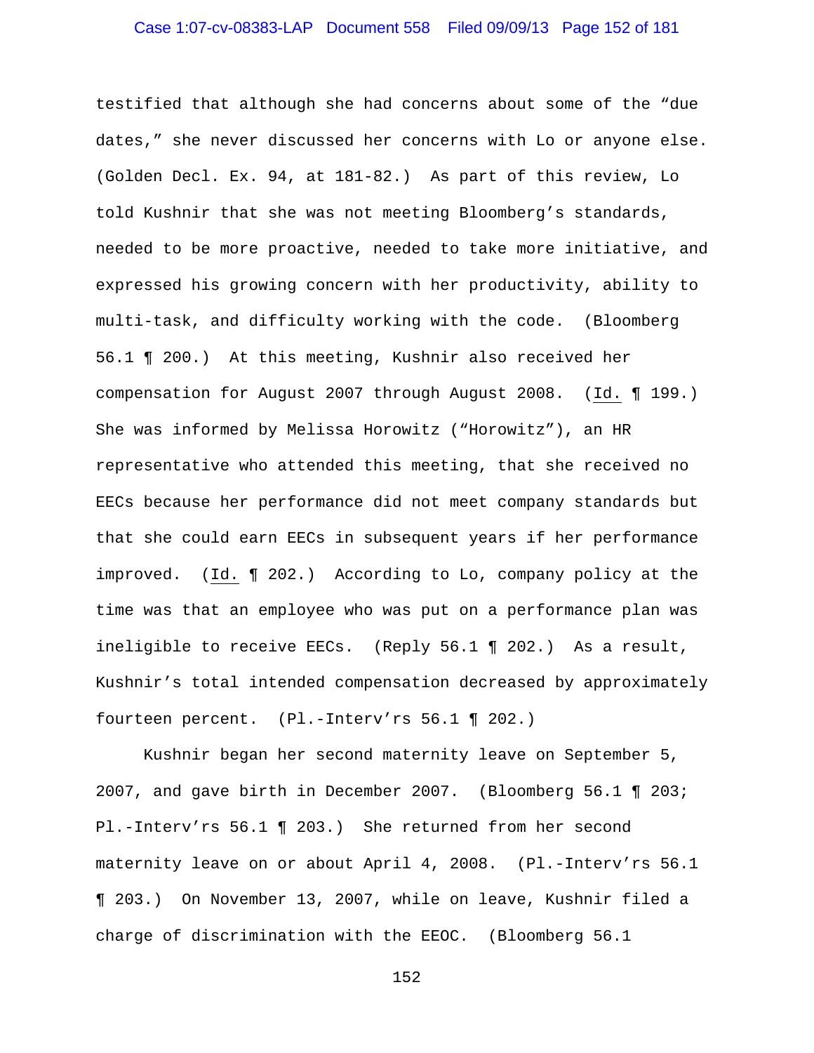testified that although she had concerns about some of the "due dates," she never discussed her concerns with Lo or anyone else. (Golden Decl. Ex. 94, at 181-82.) As part of this review, Lo told Kushnir that she was not meeting Bloomberg's standards, needed to be more proactive, needed to take more initiative, and expressed his growing concern with her productivity, ability to multi-task, and difficulty working with the code. (Bloomberg 56.1 ¶ 200.) At this meeting, Kushnir also received her compensation for August 2007 through August 2008. (Id. ¶ 199.) She was informed by Melissa Horowitz ("Horowitz"), an HR representative who attended this meeting, that she received no EECs because her performance did not meet company standards but that she could earn EECs in subsequent years if her performance improved. (Id. ¶ 202.) According to Lo, company policy at the time was that an employee who was put on a performance plan was ineligible to receive EECs. (Reply 56.1 ¶ 202.) As a result, Kushnir's total intended compensation decreased by approximately fourteen percent. (Pl.-Interv'rs 56.1 ¶ 202.)

Kushnir began her second maternity leave on September 5, 2007, and gave birth in December 2007. (Bloomberg 56.1 ¶ 203; Pl.-Interv'rs 56.1 ¶ 203.) She returned from her second maternity leave on or about April 4, 2008. (Pl.-Interv'rs 56.1 ¶ 203.) On November 13, 2007, while on leave, Kushnir filed a charge of discrimination with the EEOC. (Bloomberg 56.1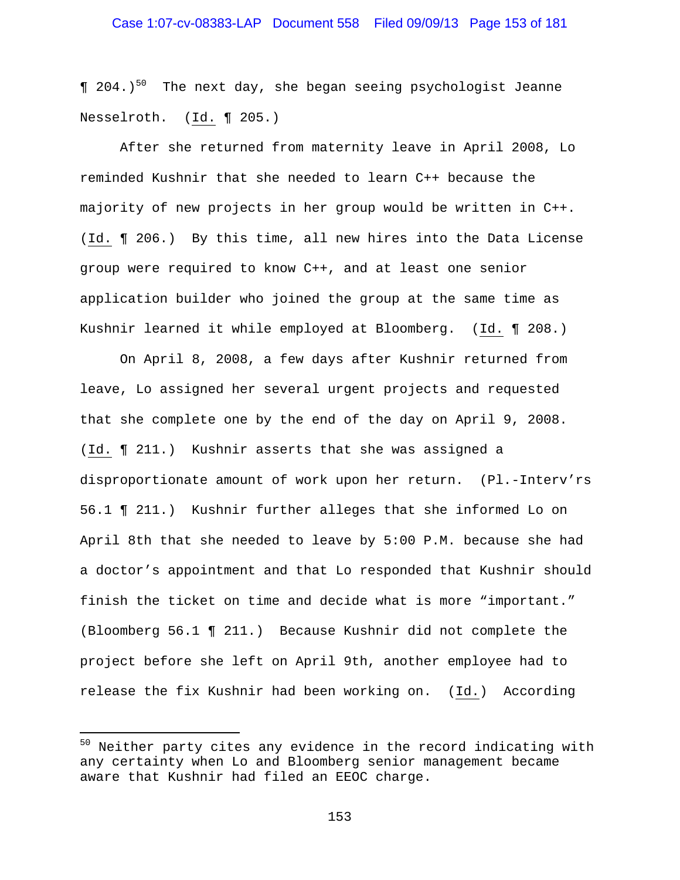¶ 204.)[50] The next day, she began seeing psychologist Jeanne Nesselroth. (Id. ¶ 205.)

After she returned from maternity leave in April 2008, Lo reminded Kushnir that she needed to learn C++ because the majority of new projects in her group would be written in C++. (Id. ¶ 206.) By this time, all new hires into the Data License group were required to know C++, and at least one senior application builder who joined the group at the same time as Kushnir learned it while employed at Bloomberg. (Id. ¶ 208.)

On April 8, 2008, a few days after Kushnir returned from leave, Lo assigned her several urgent projects and requested that she complete one by the end of the day on April 9, 2008. (Id. ¶ 211.) Kushnir asserts that she was assigned a disproportionate amount of work upon her return. (Pl.-Interv'rs 56.1 ¶ 211.) Kushnir further alleges that she informed Lo on April 8th that she needed to leave by 5:00 P.M. because she had a doctor's appointment and that Lo responded that Kushnir should finish the ticket on time and decide what is more "important." (Bloomberg 56.1 ¶ 211.) Because Kushnir did not complete the project before she left on April 9th, another employee had to release the fix Kushnir had been working on. (Id.) According

---

[50] Neither party cites any evidence in the record indicating with any certainty when Lo and Bloomberg senior management became aware that Kushnir had filed an EEOC charge.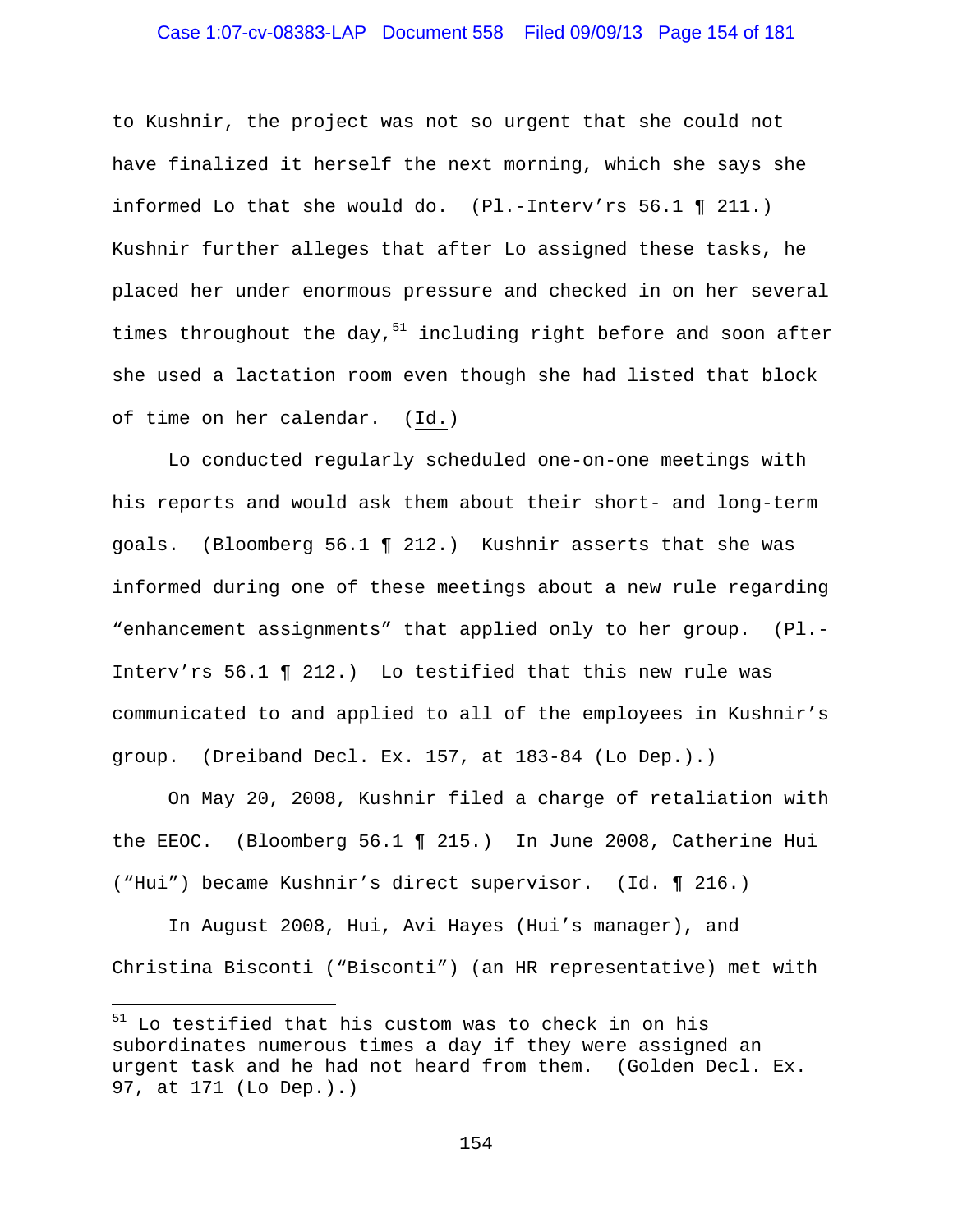to Kushnir, the project was not so urgent that she could not have finalized it herself the next morning, which she says she informed Lo that she would do. (Pl.-Interv'rs 56.1 ¶ 211.) Kushnir further alleges that after Lo assigned these tasks, he placed her under enormous pressure and checked in on her several times throughout the day,[51] including right before and soon after she used a lactation room even though she had listed that block of time on her calendar. (Id.)

Lo conducted regularly scheduled one-on-one meetings with his reports and would ask them about their short- and long-term goals. (Bloomberg 56.1 ¶ 212.) Kushnir asserts that she was informed during one of these meetings about a new rule regarding "enhancement assignments" that applied only to her group. (Pl.-Interv'rs 56.1 ¶ 212.) Lo testified that this new rule was communicated to and applied to all of the employees in Kushnir's group. (Dreiband Decl. Ex. 157, at 183-84 (Lo Dep.).)

On May 20, 2008, Kushnir filed a charge of retaliation with the EEOC. (Bloomberg 56.1 ¶ 215.) In June 2008, Catherine Hui ("Hui") became Kushnir's direct supervisor. (Id. ¶ 216.)

In August 2008, Hui, Avi Hayes (Hui's manager), and Christina Bisconti ("Bisconti") (an HR representative) met with

---

[51] Lo testified that his custom was to check in on his subordinates numerous times a day if they were assigned an urgent task and he had not heard from them. (Golden Decl. Ex. 97, at 171 (Lo Dep.).)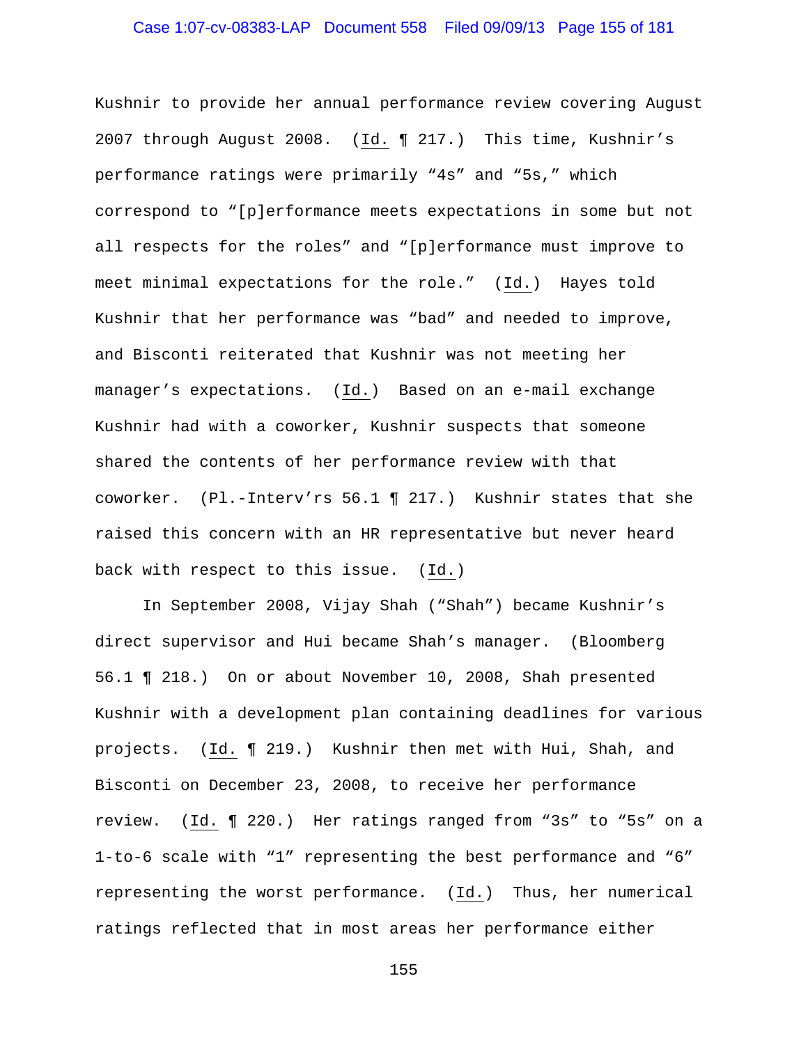Kushnir to provide her annual performance review covering August 2007 through August 2008. (Id. ¶ 217.) This time, Kushnir's performance ratings were primarily "4s" and "5s," which correspond to "[p]erformance meets expectations in some but not all respects for the roles" and "[p]erformance must improve to meet minimal expectations for the role." (Id.) Hayes told Kushnir that her performance was "bad" and needed to improve, and Bisconti reiterated that Kushnir was not meeting her manager's expectations. (Id.) Based on an e-mail exchange Kushnir had with a coworker, Kushnir suspects that someone shared the contents of her performance review with that coworker. (Pl.-Interv'rs 56.1 ¶ 217.) Kushnir states that she raised this concern with an HR representative but never heard back with respect to this issue. (Id.)

In September 2008, Vijay Shah ("Shah") became Kushnir's direct supervisor and Hui became Shah's manager. (Bloomberg 56.1 ¶ 218.) On or about November 10, 2008, Shah presented Kushnir with a development plan containing deadlines for various projects. (Id. ¶ 219.) Kushnir then met with Hui, Shah, and Bisconti on December 23, 2008, to receive her performance review. (Id. ¶ 220.) Her ratings ranged from "3s" to "5s" on a 1-to-6 scale with "1" representing the best performance and "6" representing the worst performance. (Id.) Thus, her numerical ratings reflected that in most areas her performance either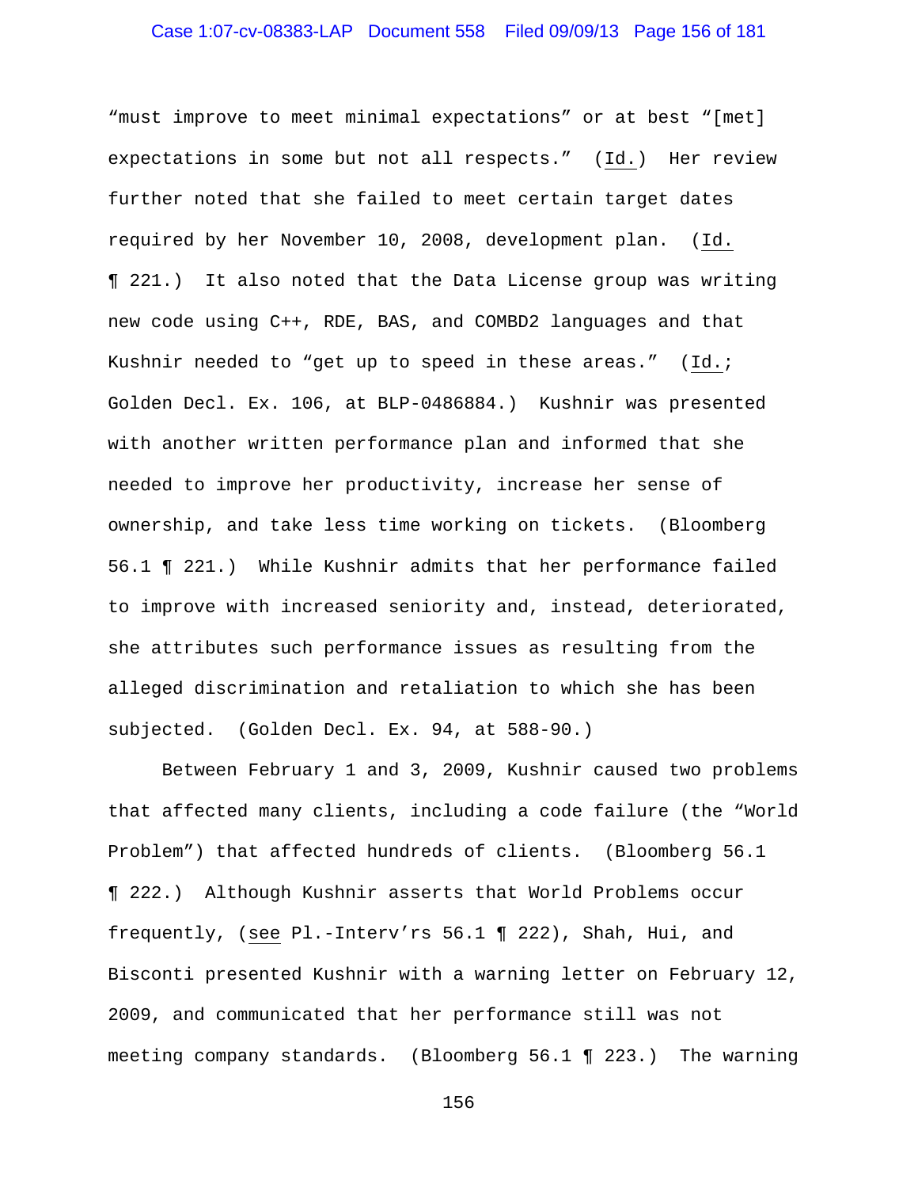"must improve to meet minimal expectations" or at best "[met] expectations in some but not all respects." (Id.) Her review further noted that she failed to meet certain target dates required by her November 10, 2008, development plan. (Id. ¶ 221.) It also noted that the Data License group was writing new code using C++, RDE, BAS, and COMBD2 languages and that Kushnir needed to "get up to speed in these areas." (Id.; Golden Decl. Ex. 106, at BLP-0486884.) Kushnir was presented with another written performance plan and informed that she needed to improve her productivity, increase her sense of ownership, and take less time working on tickets. (Bloomberg 56.1 ¶ 221.) While Kushnir admits that her performance failed to improve with increased seniority and, instead, deteriorated, she attributes such performance issues as resulting from the alleged discrimination and retaliation to which she has been subjected. (Golden Decl. Ex. 94, at 588-90.)

Between February 1 and 3, 2009, Kushnir caused two problems that affected many clients, including a code failure (the "World Problem") that affected hundreds of clients. (Bloomberg 56.1 ¶ 222.) Although Kushnir asserts that World Problems occur frequently, (see Pl.-Interv'rs 56.1 ¶ 222), Shah, Hui, and Bisconti presented Kushnir with a warning letter on February 12, 2009, and communicated that her performance still was not meeting company standards. (Bloomberg 56.1 ¶ 223.) The warning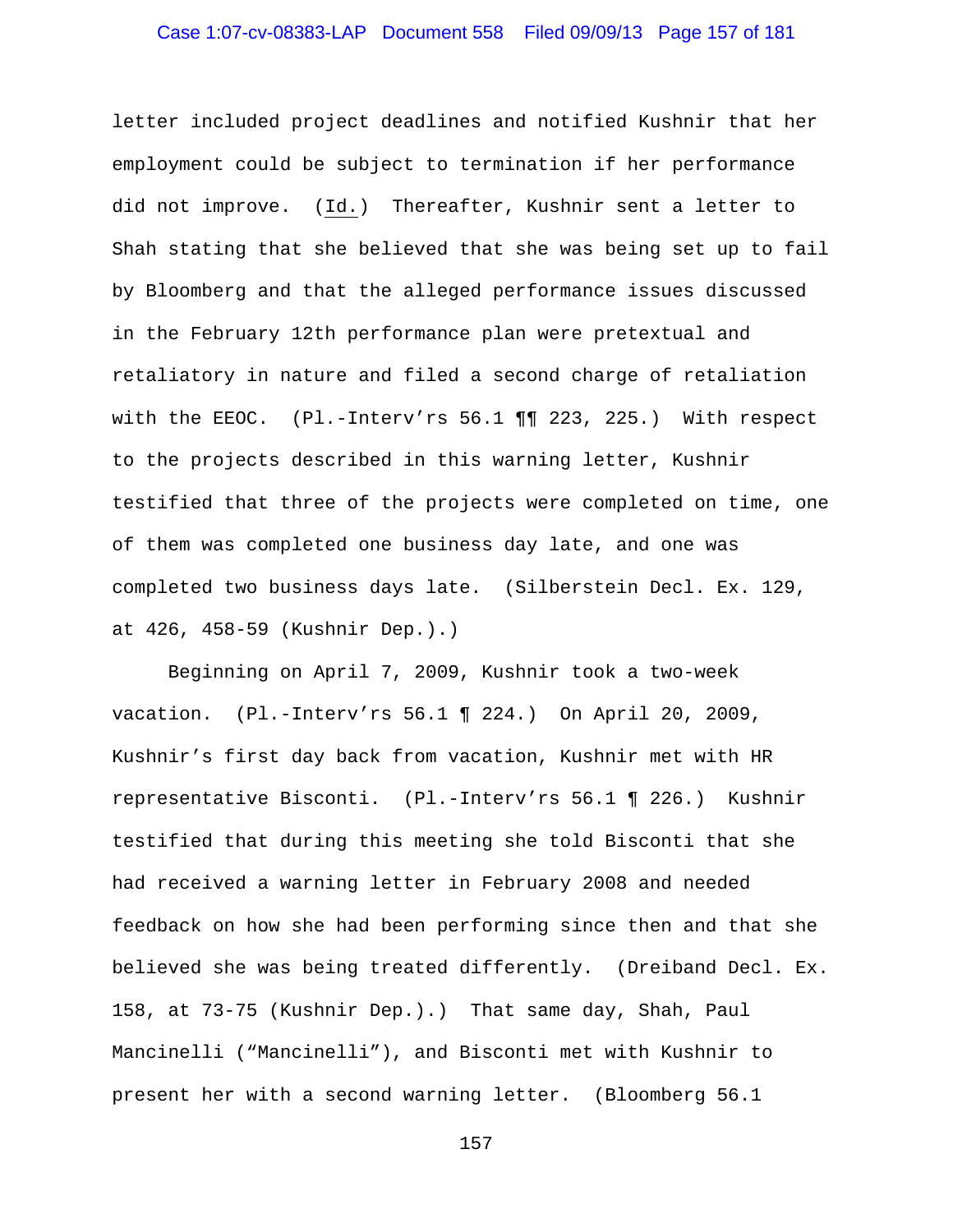letter included project deadlines and notified Kushnir that her employment could be subject to termination if her performance did not improve. (Id.) Thereafter, Kushnir sent a letter to Shah stating that she believed that she was being set up to fail by Bloomberg and that the alleged performance issues discussed in the February 12th performance plan were pretextual and retaliatory in nature and filed a second charge of retaliation with the EEOC. (Pl.-Interv'rs 56.1 ¶¶ 223, 225.) With respect to the projects described in this warning letter, Kushnir testified that three of the projects were completed on time, one of them was completed one business day late, and one was completed two business days late. (Silberstein Decl. Ex. 129, at 426, 458-59 (Kushnir Dep.).)

Beginning on April 7, 2009, Kushnir took a two-week vacation. (Pl.-Interv'rs 56.1 ¶ 224.) On April 20, 2009, Kushnir's first day back from vacation, Kushnir met with HR representative Bisconti. (Pl.-Interv'rs 56.1 ¶ 226.) Kushnir testified that during this meeting she told Bisconti that she had received a warning letter in February 2008 and needed feedback on how she had been performing since then and that she believed she was being treated differently. (Dreiband Decl. Ex. 158, at 73-75 (Kushnir Dep.).) That same day, Shah, Paul Mancinelli ("Mancinelli"), and Bisconti met with Kushnir to present her with a second warning letter. (Bloomberg 56.1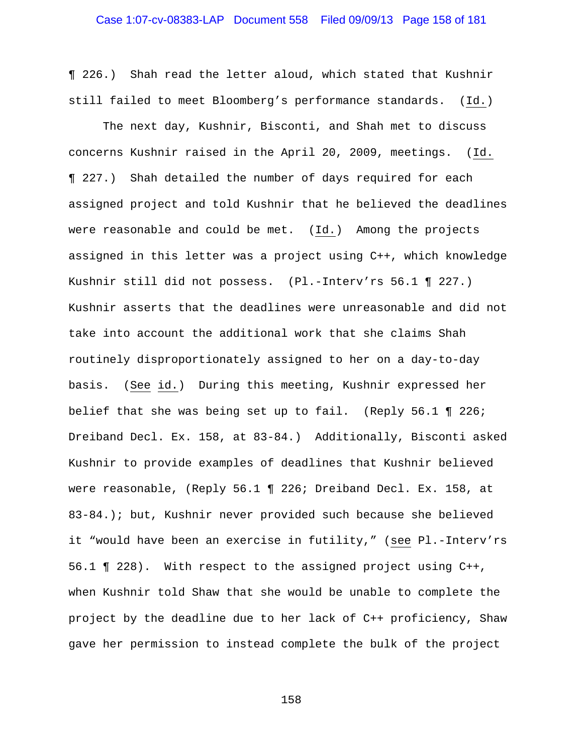¶ 226.) Shah read the letter aloud, which stated that Kushnir still failed to meet Bloomberg's performance standards. (Id.)

The next day, Kushnir, Bisconti, and Shah met to discuss concerns Kushnir raised in the April 20, 2009, meetings. (Id. ¶ 227.) Shah detailed the number of days required for each assigned project and told Kushnir that he believed the deadlines were reasonable and could be met. (Id.) Among the projects assigned in this letter was a project using C++, which knowledge Kushnir still did not possess. (Pl.-Interv'rs 56.1 ¶ 227.) Kushnir asserts that the deadlines were unreasonable and did not take into account the additional work that she claims Shah routinely disproportionately assigned to her on a day-to-day basis. (See id.) During this meeting, Kushnir expressed her belief that she was being set up to fail. (Reply 56.1 ¶ 226; Dreiband Decl. Ex. 158, at 83-84.) Additionally, Bisconti asked Kushnir to provide examples of deadlines that Kushnir believed were reasonable, (Reply 56.1 ¶ 226; Dreiband Decl. Ex. 158, at 83-84.); but, Kushnir never provided such because she believed it "would have been an exercise in futility," (see Pl.-Interv'rs 56.1 ¶ 228). With respect to the assigned project using C++, when Kushnir told Shaw that she would be unable to complete the project by the deadline due to her lack of C++ proficiency, Shaw gave her permission to instead complete the bulk of the project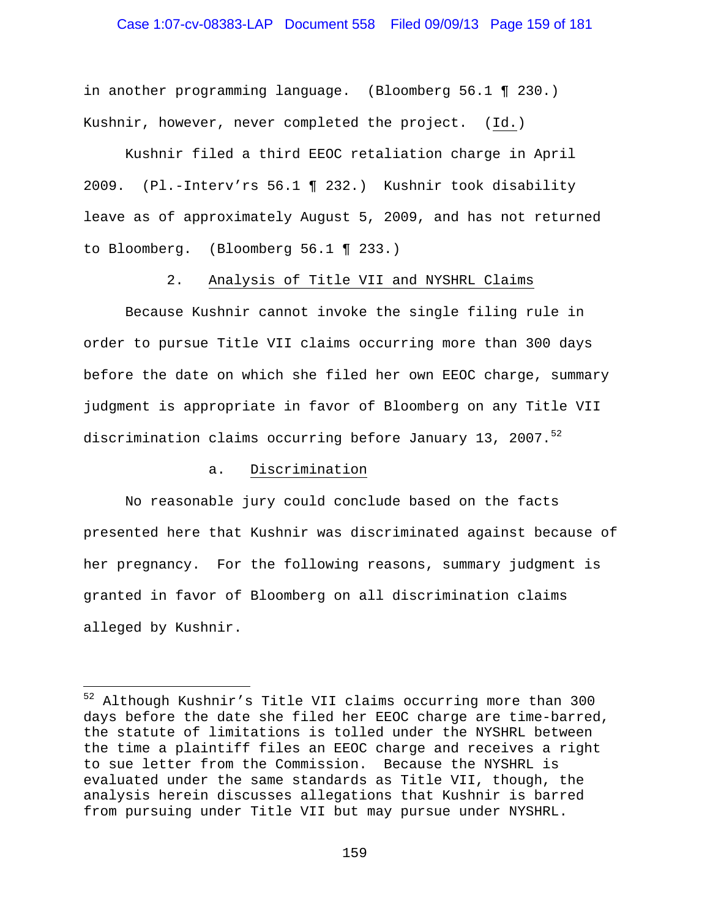in another programming language. (Bloomberg 56.1 ¶ 230.) Kushnir, however, never completed the project. (Id.)

Kushnir filed a third EEOC retaliation charge in April 2009. (Pl.-Interv'rs 56.1 ¶ 232.) Kushnir took disability leave as of approximately August 5, 2009, and has not returned to Bloomberg. (Bloomberg 56.1 ¶ 233.)

### 2. Analysis of Title VII and NYSHRL Claims

Because Kushnir cannot invoke the single filing rule in order to pursue Title VII claims occurring more than 300 days before the date on which she filed her own EEOC charge, summary judgment is appropriate in favor of Bloomberg on any Title VII discrimination claims occurring before January 13, 2007.[52]

#### a. Discrimination

No reasonable jury could conclude based on the facts presented here that Kushnir was discriminated against because of her pregnancy. For the following reasons, summary judgment is granted in favor of Bloomberg on all discrimination claims alleged by Kushnir.

---

[52] Although Kushnir's Title VII claims occurring more than 300 days before the date she filed her EEOC charge are time-barred, the statute of limitations is tolled under the NYSHRL between the time a plaintiff files an EEOC charge and receives a right to sue letter from the Commission. Because the NYSHRL is evaluated under the same standards as Title VII, though, the analysis herein discusses allegations that Kushnir is barred from pursuing under Title VII but may pursue under NYSHRL.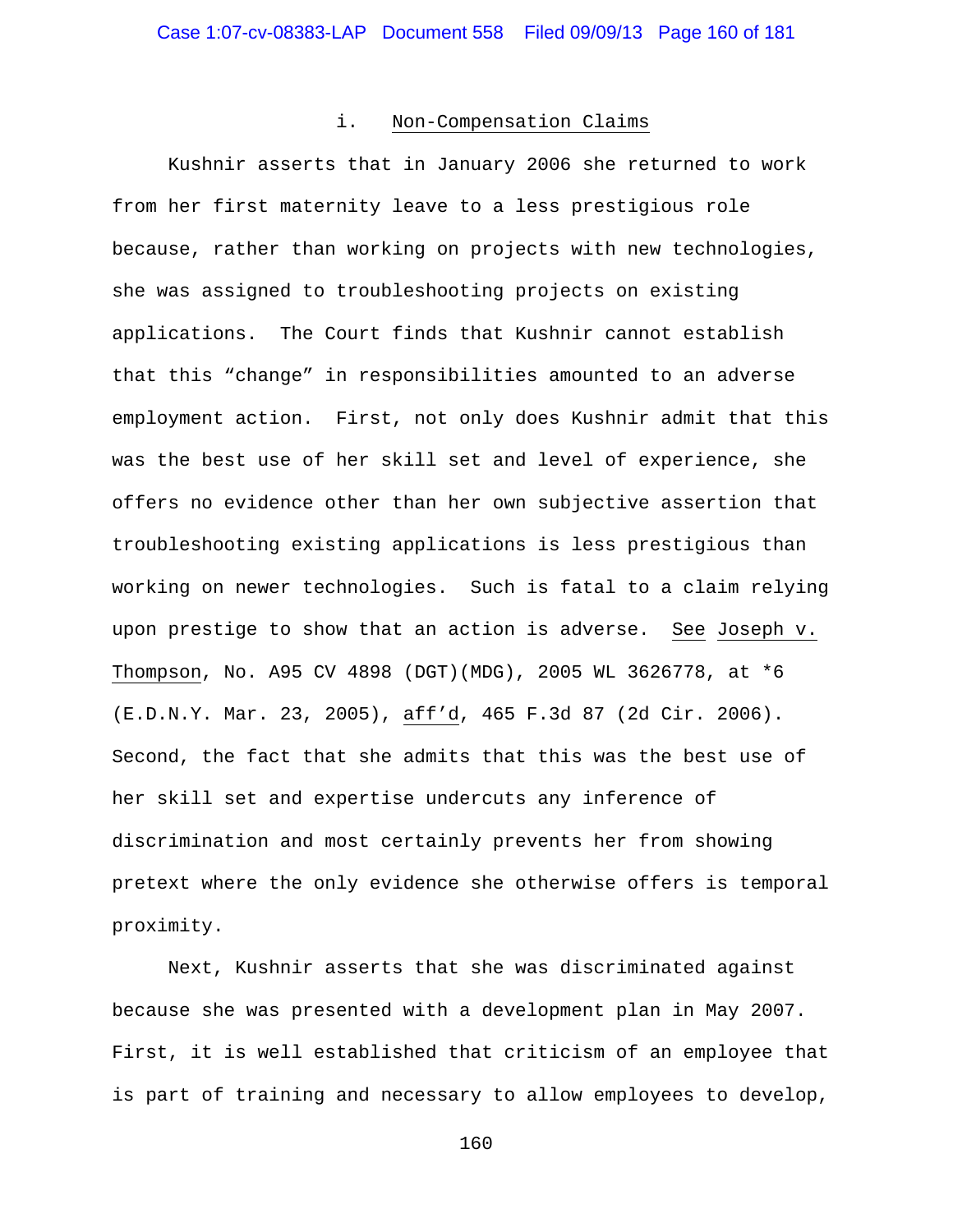### i. Non-Compensation Claims

Kushnir asserts that in January 2006 she returned to work from her first maternity leave to a less prestigious role because, rather than working on projects with new technologies, she was assigned to troubleshooting projects on existing applications. The Court finds that Kushnir cannot establish that this "change" in responsibilities amounted to an adverse employment action. First, not only does Kushnir admit that this was the best use of her skill set and level of experience, she offers no evidence other than her own subjective assertion that troubleshooting existing applications is less prestigious than working on newer technologies. Such is fatal to a claim relying upon prestige to show that an action is adverse. See Joseph v. Thompson, No. A95 CV 4898 (DGT)(MDG), 2005 WL 3626778, at *6 (E.D.N.Y. Mar. 23, 2005), aff'd, 465 F.3d 87 (2d Cir. 2006). Second, the fact that she admits that this was the best use of her skill set and expertise undercuts any inference of discrimination and most certainly prevents her from showing pretext where the only evidence she otherwise offers is temporal proximity.

Next, Kushnir asserts that she was discriminated against because she was presented with a development plan in May 2007. First, it is well established that criticism of an employee that is part of training and necessary to allow employees to develop,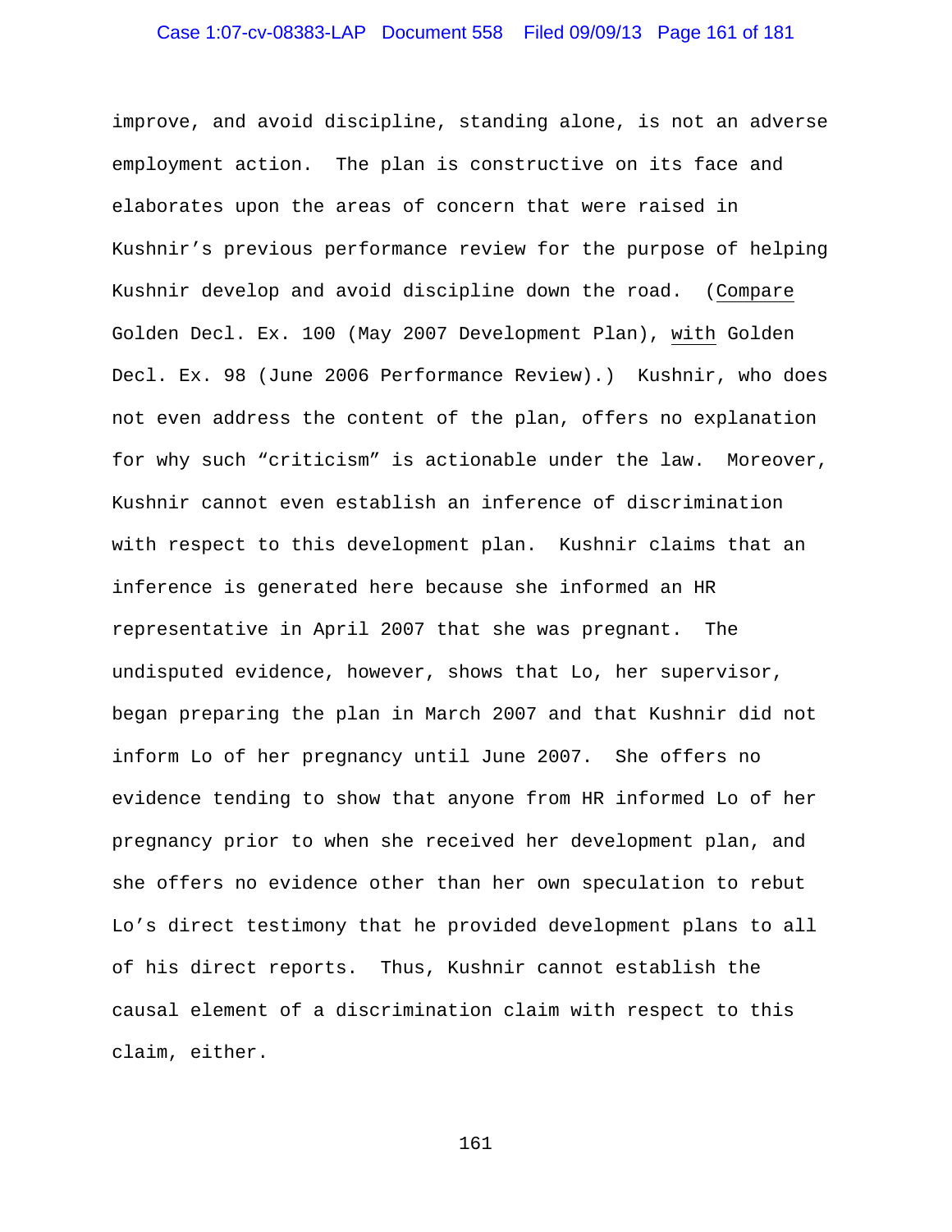improve, and avoid discipline, standing alone, is not an adverse employment action. The plan is constructive on its face and elaborates upon the areas of concern that were raised in Kushnir's previous performance review for the purpose of helping Kushnir develop and avoid discipline down the road. (Compare Golden Decl. Ex. 100 (May 2007 Development Plan), with Golden Decl. Ex. 98 (June 2006 Performance Review).) Kushnir, who does not even address the content of the plan, offers no explanation for why such "criticism" is actionable under the law. Moreover, Kushnir cannot even establish an inference of discrimination with respect to this development plan. Kushnir claims that an inference is generated here because she informed an HR representative in April 2007 that she was pregnant. The undisputed evidence, however, shows that Lo, her supervisor, began preparing the plan in March 2007 and that Kushnir did not inform Lo of her pregnancy until June 2007. She offers no evidence tending to show that anyone from HR informed Lo of her pregnancy prior to when she received her development plan, and she offers no evidence other than her own speculation to rebut Lo's direct testimony that he provided development plans to all of his direct reports. Thus, Kushnir cannot establish the causal element of a discrimination claim with respect to this claim, either.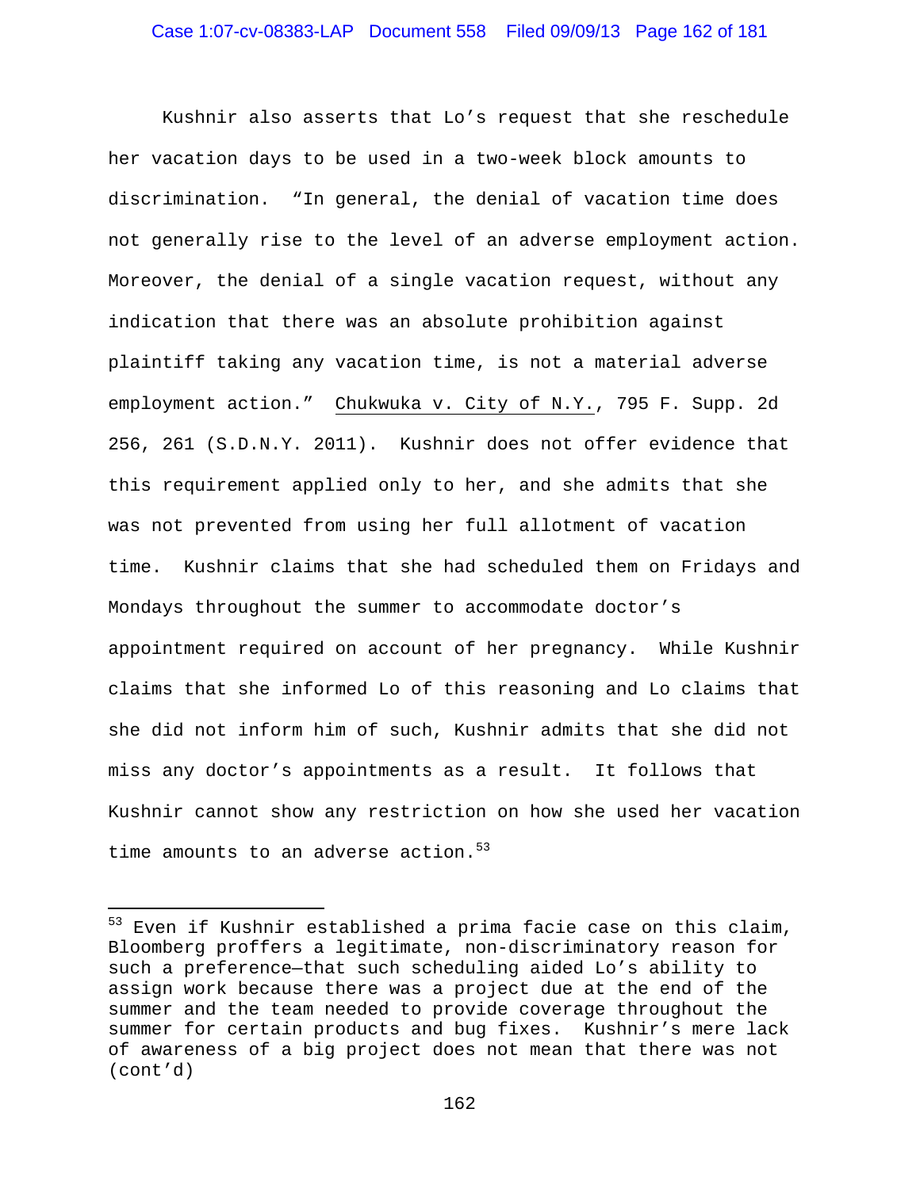Kushnir also asserts that Lo's request that she reschedule her vacation days to be used in a two-week block amounts to discrimination. "In general, the denial of vacation time does not generally rise to the level of an adverse employment action. Moreover, the denial of a single vacation request, without any indication that there was an absolute prohibition against plaintiff taking any vacation time, is not a material adverse employment action." Chukwuka v. City of N.Y., 795 F. Supp. 2d 256, 261 (S.D.N.Y. 2011). Kushnir does not offer evidence that this requirement applied only to her, and she admits that she was not prevented from using her full allotment of vacation time. Kushnir claims that she had scheduled them on Fridays and Mondays throughout the summer to accommodate doctor's appointment required on account of her pregnancy. While Kushnir claims that she informed Lo of this reasoning and Lo claims that she did not inform him of such, Kushnir admits that she did not miss any doctor's appointments as a result. It follows that Kushnir cannot show any restriction on how she used her vacation time amounts to an adverse action.[53]

---

[53] Even if Kushnir established a prima facie case on this claim, Bloomberg proffers a legitimate, non-discriminatory reason for such a preference—that such scheduling aided Lo's ability to assign work because there was a project due at the end of the summer and the team needed to provide coverage throughout the summer for certain products and bug fixes. Kushnir's mere lack of awareness of a big project does not mean that there was not (cont'd)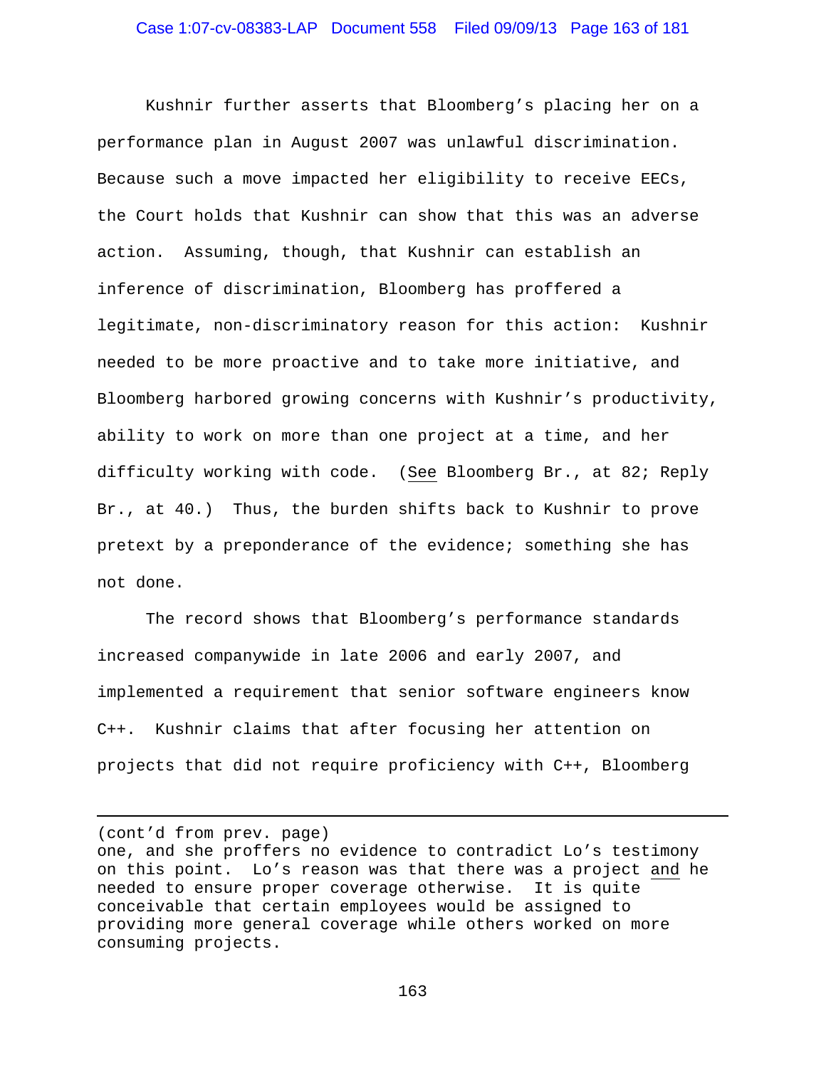Kushnir further asserts that Bloomberg's placing her on a performance plan in August 2007 was unlawful discrimination. Because such a move impacted her eligibility to receive EECs, the Court holds that Kushnir can show that this was an adverse action. Assuming, though, that Kushnir can establish an inference of discrimination, Bloomberg has proffered a legitimate, non-discriminatory reason for this action: Kushnir needed to be more proactive and to take more initiative, and Bloomberg harbored growing concerns with Kushnir's productivity, ability to work on more than one project at a time, and her difficulty working with code. (See Bloomberg Br., at 82; Reply Br., at 40.) Thus, the burden shifts back to Kushnir to prove pretext by a preponderance of the evidence; something she has not done.

The record shows that Bloomberg's performance standards increased companywide in late 2006 and early 2007, and implemented a requirement that senior software engineers know C++. Kushnir claims that after focusing her attention on projects that did not require proficiency with C++, Bloomberg

---

(cont'd from prev. page)
one, and she proffers no evidence to contradict Lo's testimony on this point. Lo's reason was that there was a project and he needed to ensure proper coverage otherwise. It is quite conceivable that certain employees would be assigned to providing more general coverage while others worked on more consuming projects.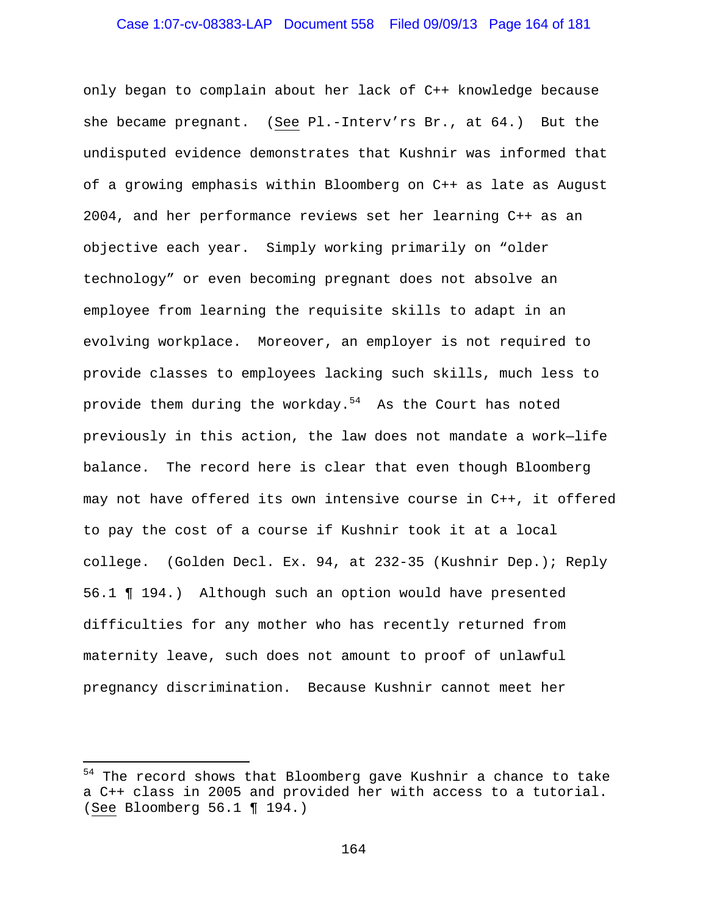only began to complain about her lack of C++ knowledge because she became pregnant. (See Pl.-Interv'rs Br., at 64.) But the undisputed evidence demonstrates that Kushnir was informed that of a growing emphasis within Bloomberg on C++ as late as August 2004, and her performance reviews set her learning C++ as an objective each year. Simply working primarily on "older technology" or even becoming pregnant does not absolve an employee from learning the requisite skills to adapt in an evolving workplace. Moreover, an employer is not required to provide classes to employees lacking such skills, much less to provide them during the workday.[54] As the Court has noted previously in this action, the law does not mandate a work—life balance. The record here is clear that even though Bloomberg may not have offered its own intensive course in C++, it offered to pay the cost of a course if Kushnir took it at a local college. (Golden Decl. Ex. 94, at 232-35 (Kushnir Dep.); Reply 56.1 ¶ 194.) Although such an option would have presented difficulties for any mother who has recently returned from maternity leave, such does not amount to proof of unlawful pregnancy discrimination. Because Kushnir cannot meet her

---

[54] The record shows that Bloomberg gave Kushnir a chance to take a C++ class in 2005 and provided her with access to a tutorial. (See Bloomberg 56.1 ¶ 194.)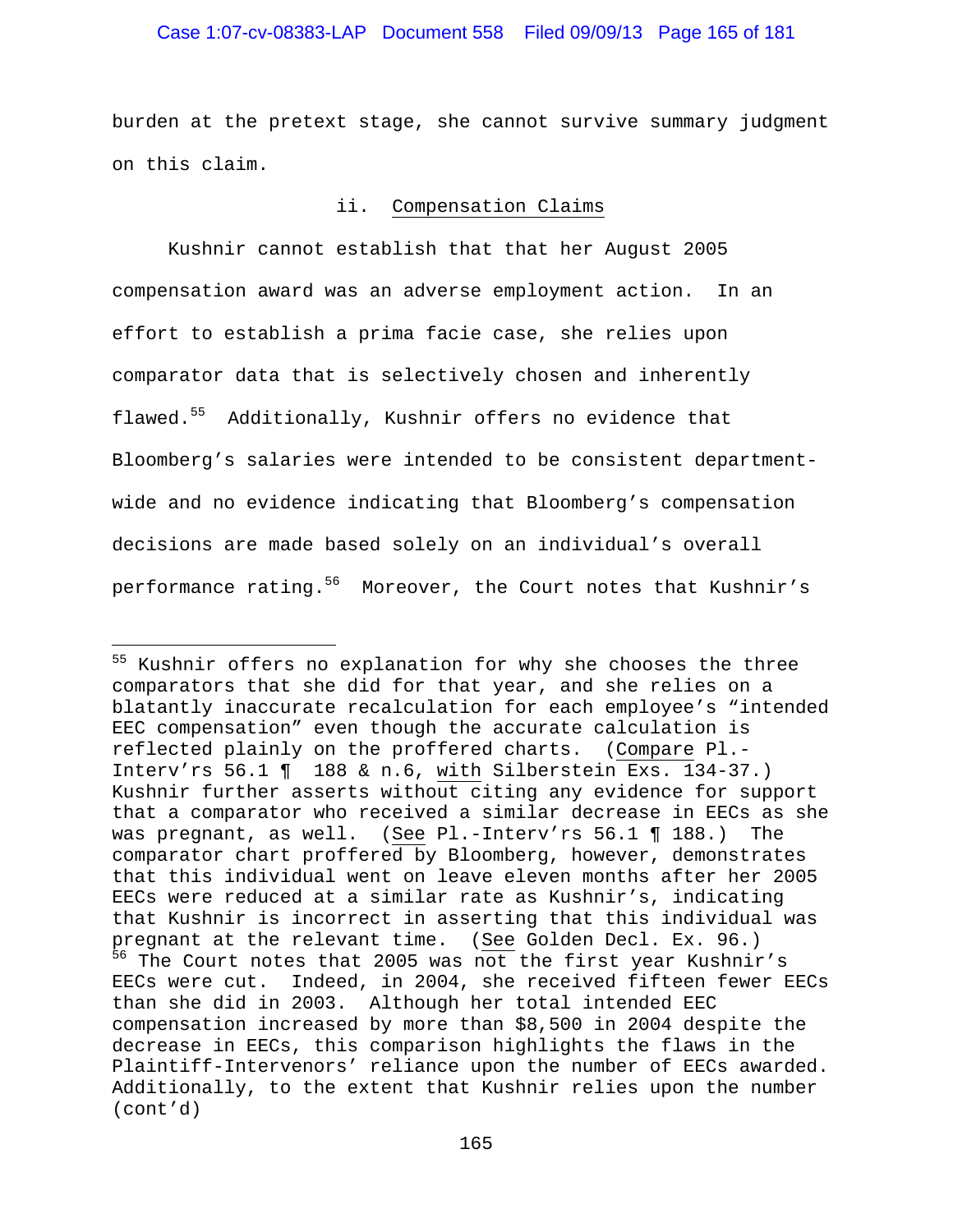burden at the pretext stage, she cannot survive summary judgment on this claim.

ii. Compensation Claims

Kushnir cannot establish that that her August 2005 compensation award was an adverse employment action. In an effort to establish a prima facie case, she relies upon comparator data that is selectively chosen and inherently flawed.[55] Additionally, Kushnir offers no evidence that Bloomberg's salaries were intended to be consistent department-wide and no evidence indicating that Bloomberg's compensation decisions are made based solely on an individual's overall performance rating.[56] Moreover, the Court notes that Kushnir's

---

[55] Kushnir offers no explanation for why she chooses the three comparators that she did for that year, and she relies on a blatantly inaccurate recalculation for each employee's "intended EEC compensation" even though the accurate calculation is reflected plainly on the proffered charts. (Compare Pl.-Interv'rs 56.1 ¶ 188 & n.6, with Silberstein Exs. 134-37.) Kushnir further asserts without citing any evidence for support that a comparator who received a similar decrease in EECs as she was pregnant, as well. (See Pl.-Interv'rs 56.1 ¶ 188.) The comparator chart proffered by Bloomberg, however, demonstrates that this individual went on leave eleven months after her 2005 EECs were reduced at a similar rate as Kushnir's, indicating that Kushnir is incorrect in asserting that this individual was pregnant at the relevant time. (See Golden Decl. Ex. 96.)

[56] The Court notes that 2005 was not the first year Kushnir's EECs were cut. Indeed, in 2004, she received fifteen fewer EECs than she did in 2003. Although her total intended EEC compensation increased by more than $8,500 in 2004 despite the decrease in EECs, this comparison highlights the flaws in the Plaintiff-Intervenors' reliance upon the number of EECs awarded. Additionally, to the extent that Kushnir relies upon the number (cont'd)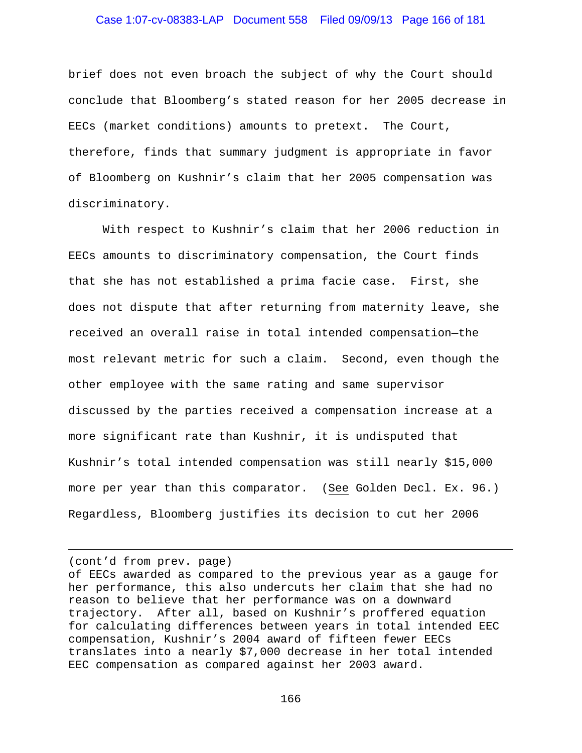brief does not even broach the subject of why the Court should conclude that Bloomberg's stated reason for her 2005 decrease in EECs (market conditions) amounts to pretext. The Court, therefore, finds that summary judgment is appropriate in favor of Bloomberg on Kushnir's claim that her 2005 compensation was discriminatory.

With respect to Kushnir's claim that her 2006 reduction in EECs amounts to discriminatory compensation, the Court finds that she has not established a prima facie case. First, she does not dispute that after returning from maternity leave, she received an overall raise in total intended compensation—the most relevant metric for such a claim. Second, even though the other employee with the same rating and same supervisor discussed by the parties received a compensation increase at a more significant rate than Kushnir, it is undisputed that Kushnir's total intended compensation was still nearly $15,000 more per year than this comparator. (See Golden Decl. Ex. 96.) Regardless, Bloomberg justifies its decision to cut her 2006

---

(cont'd from prev. page)
of EECs awarded as compared to the previous year as a gauge for her performance, this also undercuts her claim that she had no reason to believe that her performance was on a downward trajectory. After all, based on Kushnir's proffered equation for calculating differences between years in total intended EEC compensation, Kushnir's 2004 award of fifteen fewer EECs translates into a nearly $7,000 decrease in her total intended EEC compensation as compared against her 2003 award.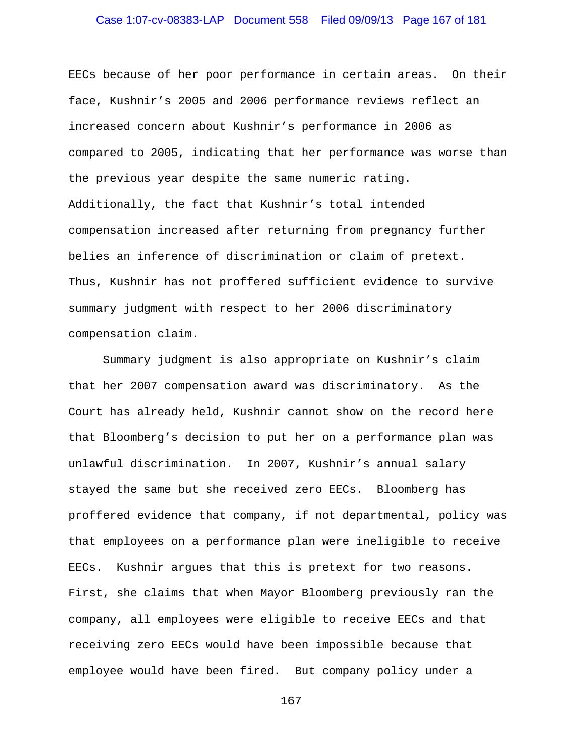EECs because of her poor performance in certain areas. On their face, Kushnir's 2005 and 2006 performance reviews reflect an increased concern about Kushnir's performance in 2006 as compared to 2005, indicating that her performance was worse than the previous year despite the same numeric rating. Additionally, the fact that Kushnir's total intended compensation increased after returning from pregnancy further belies an inference of discrimination or claim of pretext. Thus, Kushnir has not proffered sufficient evidence to survive summary judgment with respect to her 2006 discriminatory compensation claim.

Summary judgment is also appropriate on Kushnir's claim that her 2007 compensation award was discriminatory. As the Court has already held, Kushnir cannot show on the record here that Bloomberg's decision to put her on a performance plan was unlawful discrimination. In 2007, Kushnir's annual salary stayed the same but she received zero EECs. Bloomberg has proffered evidence that company, if not departmental, policy was that employees on a performance plan were ineligible to receive EECs. Kushnir argues that this is pretext for two reasons. First, she claims that when Mayor Bloomberg previously ran the company, all employees were eligible to receive EECs and that receiving zero EECs would have been impossible because that employee would have been fired. But company policy under a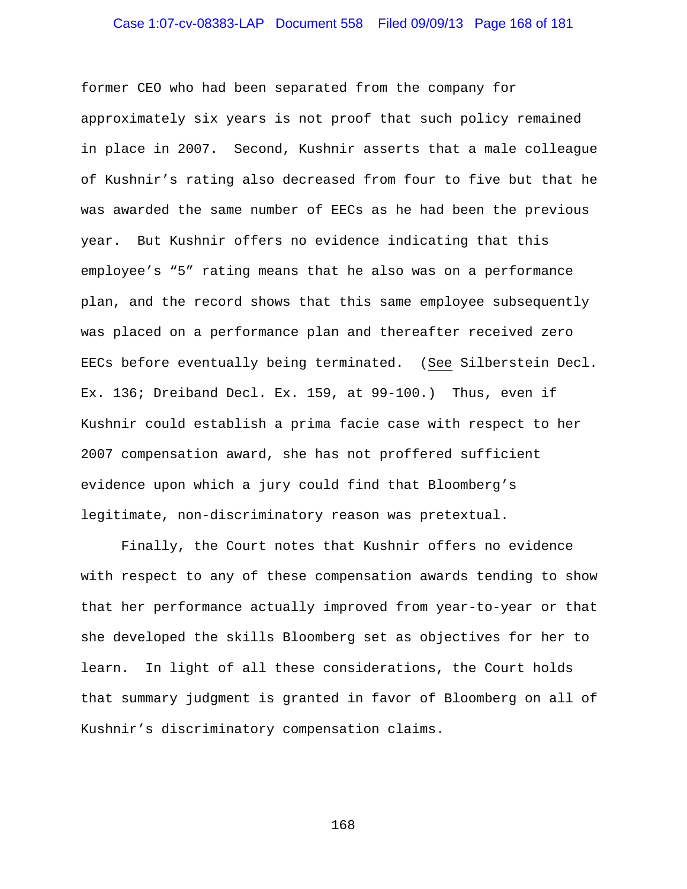former CEO who had been separated from the company for approximately six years is not proof that such policy remained in place in 2007. Second, Kushnir asserts that a male colleague of Kushnir's rating also decreased from four to five but that he was awarded the same number of EECs as he had been the previous year. But Kushnir offers no evidence indicating that this employee's "5" rating means that he also was on a performance plan, and the record shows that this same employee subsequently was placed on a performance plan and thereafter received zero EECs before eventually being terminated. (See Silberstein Decl. Ex. 136; Dreiband Decl. Ex. 159, at 99-100.) Thus, even if Kushnir could establish a prima facie case with respect to her 2007 compensation award, she has not proffered sufficient evidence upon which a jury could find that Bloomberg's legitimate, non-discriminatory reason was pretextual.

Finally, the Court notes that Kushnir offers no evidence with respect to any of these compensation awards tending to show that her performance actually improved from year-to-year or that she developed the skills Bloomberg set as objectives for her to learn. In light of all these considerations, the Court holds that summary judgment is granted in favor of Bloomberg on all of Kushnir's discriminatory compensation claims.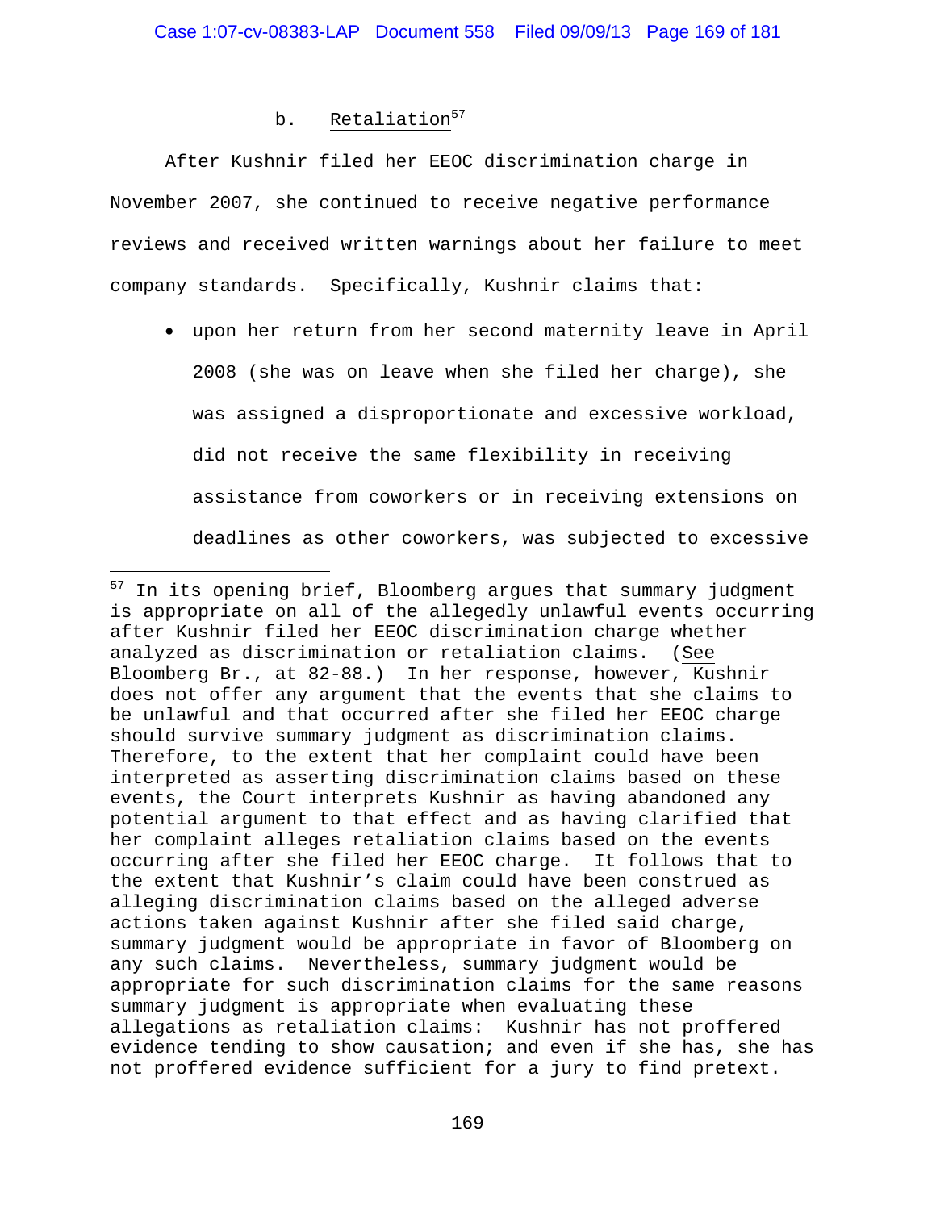#### b. Retaliation[57]

After Kushnir filed her EEOC discrimination charge in November 2007, she continued to receive negative performance reviews and received written warnings about her failure to meet company standards. Specifically, Kushnir claims that:

- upon her return from her second maternity leave in April 2008 (she was on leave when she filed her charge), she was assigned a disproportionate and excessive workload, did not receive the same flexibility in receiving assistance from coworkers or in receiving extensions on deadlines as other coworkers, was subjected to excessive

[57] In its opening brief, Bloomberg argues that summary judgment is appropriate on all of the allegedly unlawful events occurring after Kushnir filed her EEOC discrimination charge whether analyzed as discrimination or retaliation claims. (See Bloomberg Br., at 82-88.) In her response, however, Kushnir does not offer any argument that the events that she claims to be unlawful and that occurred after she filed her EEOC charge should survive summary judgment as discrimination claims. Therefore, to the extent that her complaint could have been interpreted as asserting discrimination claims based on these events, the Court interprets Kushnir as having abandoned any potential argument to that effect and as having clarified that her complaint alleges retaliation claims based on the events occurring after she filed her EEOC charge. It follows that to the extent that Kushnir's claim could have been construed as alleging discrimination claims based on the alleged adverse actions taken against Kushnir after she filed said charge, summary judgment would be appropriate in favor of Bloomberg on any such claims. Nevertheless, summary judgment would be appropriate for such discrimination claims for the same reasons summary judgment is appropriate when evaluating these allegations as retaliation claims: Kushnir has not proffered evidence tending to show causation; and even if she has, she has not proffered evidence sufficient for a jury to find pretext.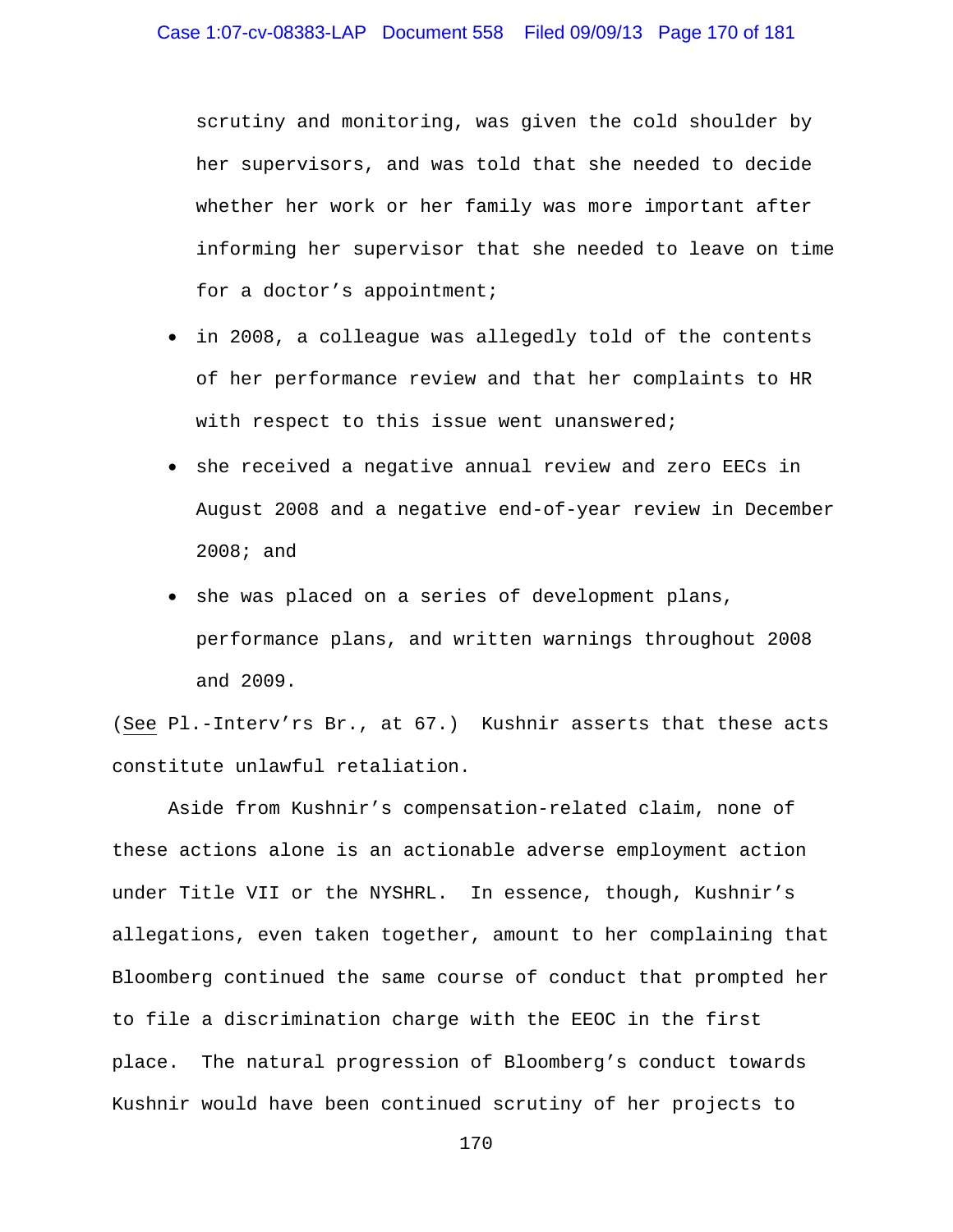scrutiny and monitoring, was given the cold shoulder by her supervisors, and was told that she needed to decide whether her work or her family was more important after informing her supervisor that she needed to leave on time for a doctor's appointment;

- in 2008, a colleague was allegedly told of the contents of her performance review and that her complaints to HR with respect to this issue went unanswered;
- she received a negative annual review and zero EECs in August 2008 and a negative end-of-year review in December 2008; and
- she was placed on a series of development plans, performance plans, and written warnings throughout 2008 and 2009.

(See Pl.-Interv'rs Br., at 67.) Kushnir asserts that these acts constitute unlawful retaliation.

Aside from Kushnir's compensation-related claim, none of these actions alone is an actionable adverse employment action under Title VII or the NYSHRL. In essence, though, Kushnir's allegations, even taken together, amount to her complaining that Bloomberg continued the same course of conduct that prompted her to file a discrimination charge with the EEOC in the first place. The natural progression of Bloomberg's conduct towards Kushnir would have been continued scrutiny of her projects to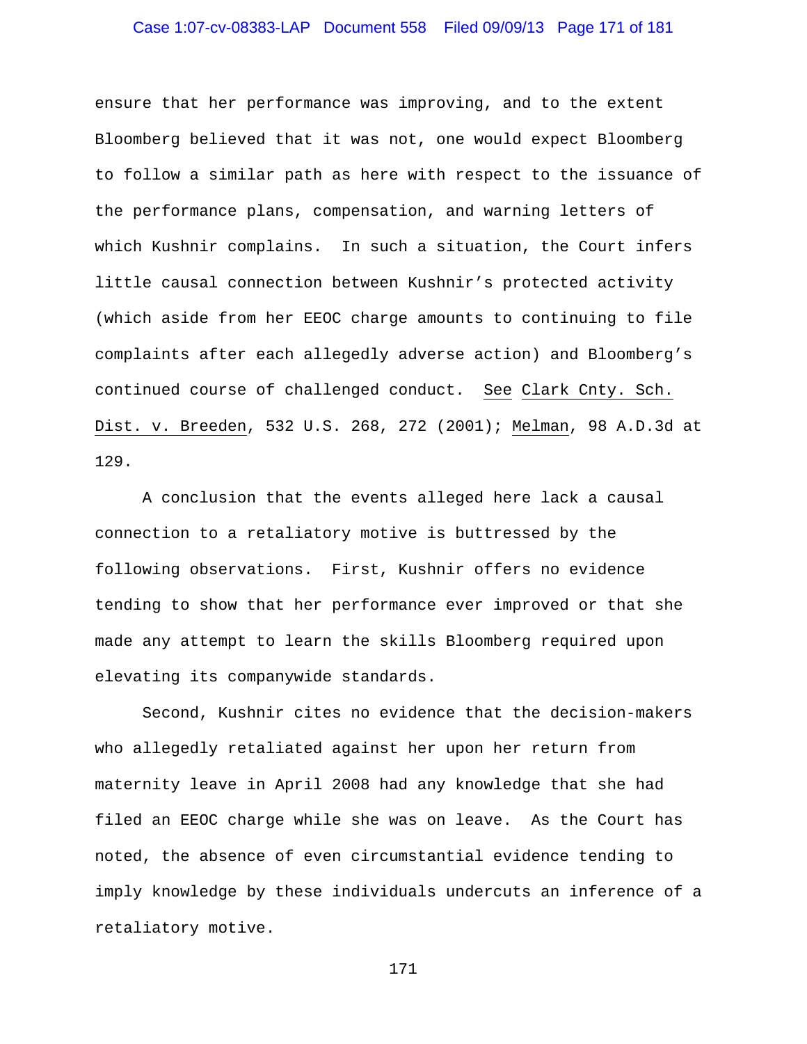ensure that her performance was improving, and to the extent Bloomberg believed that it was not, one would expect Bloomberg to follow a similar path as here with respect to the issuance of the performance plans, compensation, and warning letters of which Kushnir complains. In such a situation, the Court infers little causal connection between Kushnir's protected activity (which aside from her EEOC charge amounts to continuing to file complaints after each allegedly adverse action) and Bloomberg's continued course of challenged conduct. See Clark Cnty. Sch. Dist. v. Breeden, 532 U.S. 268, 272 (2001); Melman, 98 A.D.3d at 129.

A conclusion that the events alleged here lack a causal connection to a retaliatory motive is buttressed by the following observations. First, Kushnir offers no evidence tending to show that her performance ever improved or that she made any attempt to learn the skills Bloomberg required upon elevating its companywide standards.

Second, Kushnir cites no evidence that the decision-makers who allegedly retaliated against her upon her return from maternity leave in April 2008 had any knowledge that she had filed an EEOC charge while she was on leave. As the Court has noted, the absence of even circumstantial evidence tending to imply knowledge by these individuals undercuts an inference of a retaliatory motive.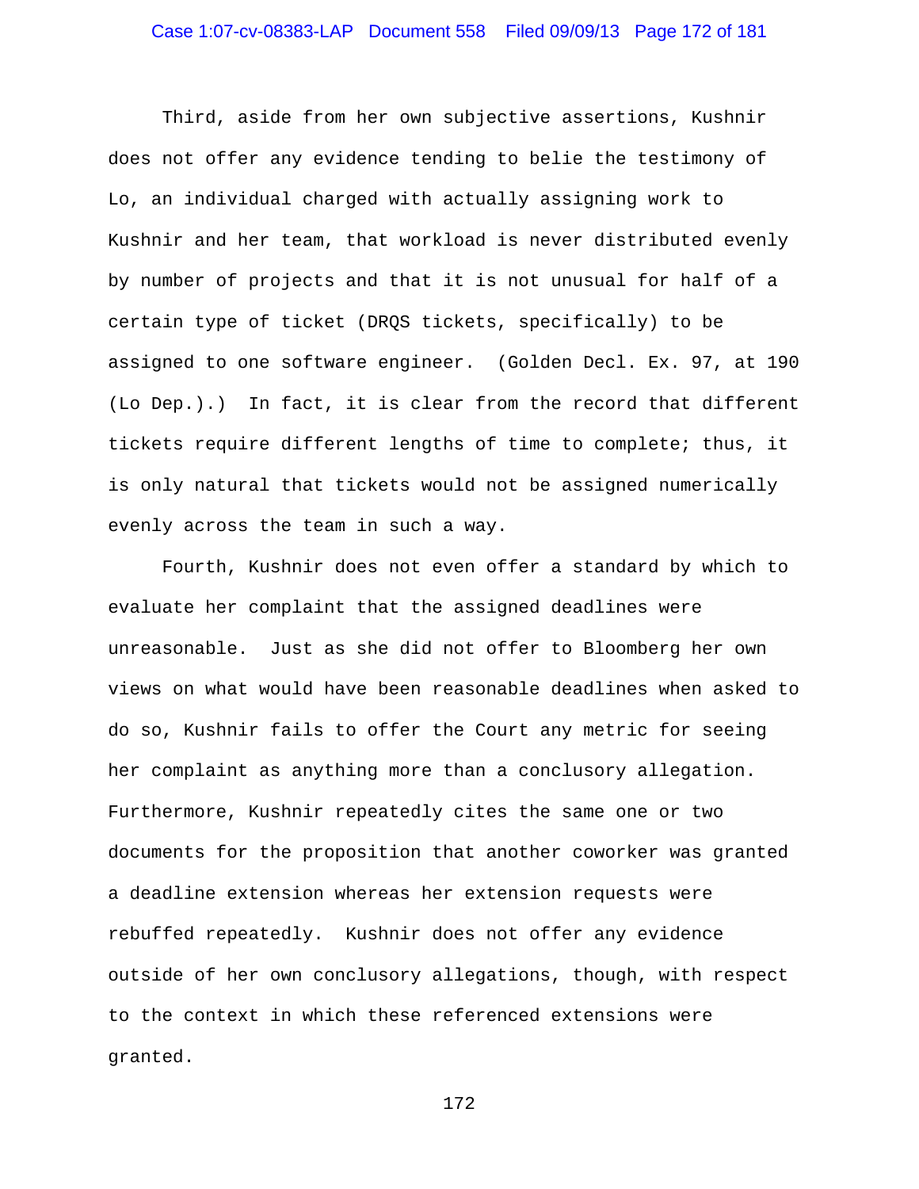Third, aside from her own subjective assertions, Kushnir does not offer any evidence tending to belie the testimony of Lo, an individual charged with actually assigning work to Kushnir and her team, that workload is never distributed evenly by number of projects and that it is not unusual for half of a certain type of ticket (DRQS tickets, specifically) to be assigned to one software engineer. (Golden Decl. Ex. 97, at 190 (Lo Dep.).) In fact, it is clear from the record that different tickets require different lengths of time to complete; thus, it is only natural that tickets would not be assigned numerically evenly across the team in such a way.

Fourth, Kushnir does not even offer a standard by which to evaluate her complaint that the assigned deadlines were unreasonable. Just as she did not offer to Bloomberg her own views on what would have been reasonable deadlines when asked to do so, Kushnir fails to offer the Court any metric for seeing her complaint as anything more than a conclusory allegation. Furthermore, Kushnir repeatedly cites the same one or two documents for the proposition that another coworker was granted a deadline extension whereas her extension requests were rebuffed repeatedly. Kushnir does not offer any evidence outside of her own conclusory allegations, though, with respect to the context in which these referenced extensions were granted.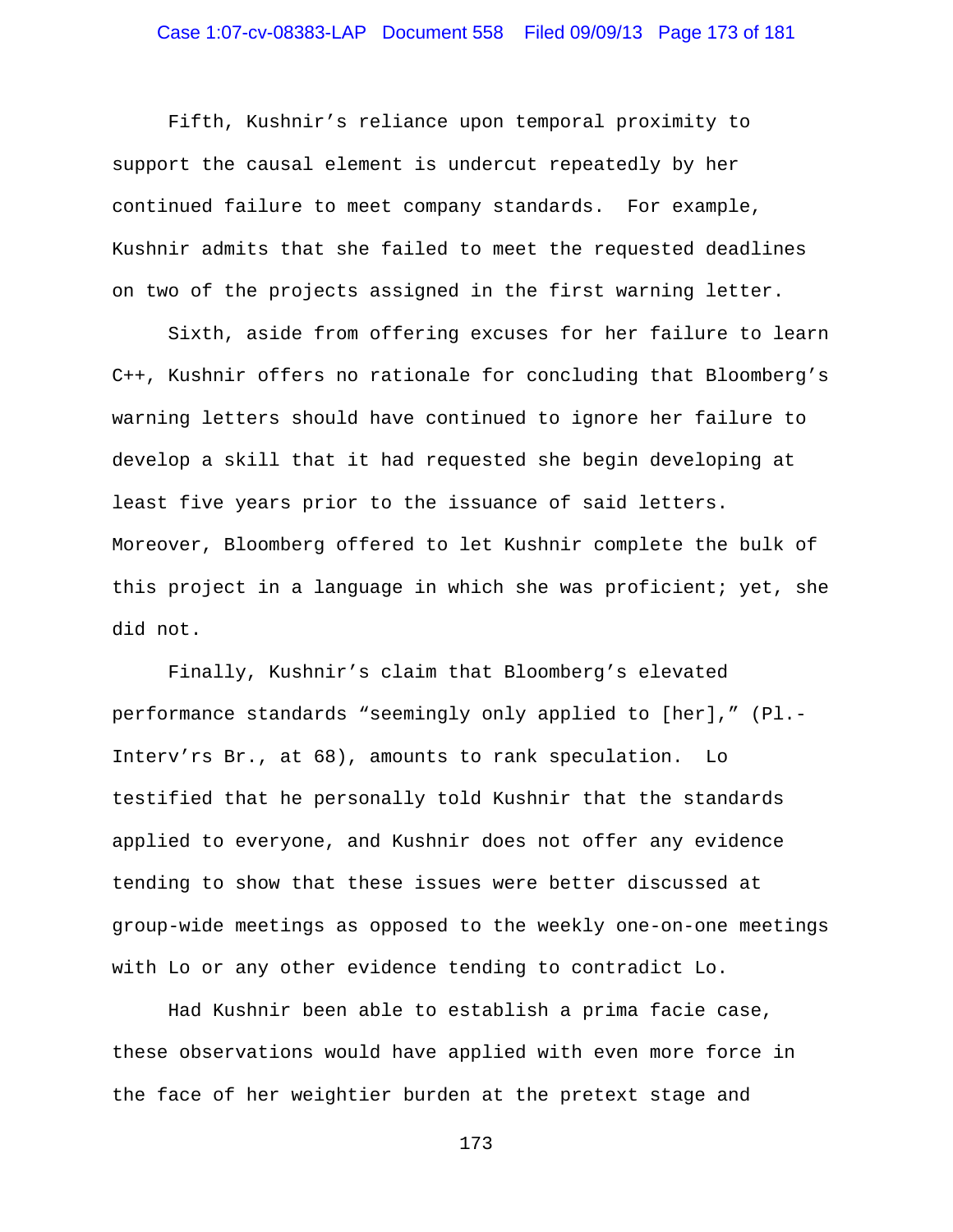Fifth, Kushnir's reliance upon temporal proximity to support the causal element is undercut repeatedly by her continued failure to meet company standards. For example, Kushnir admits that she failed to meet the requested deadlines on two of the projects assigned in the first warning letter.

Sixth, aside from offering excuses for her failure to learn C++, Kushnir offers no rationale for concluding that Bloomberg's warning letters should have continued to ignore her failure to develop a skill that it had requested she begin developing at least five years prior to the issuance of said letters. Moreover, Bloomberg offered to let Kushnir complete the bulk of this project in a language in which she was proficient; yet, she did not.

Finally, Kushnir's claim that Bloomberg's elevated performance standards "seemingly only applied to [her]," (Pl.-Interv'rs Br., at 68), amounts to rank speculation. Lo testified that he personally told Kushnir that the standards applied to everyone, and Kushnir does not offer any evidence tending to show that these issues were better discussed at group-wide meetings as opposed to the weekly one-on-one meetings with Lo or any other evidence tending to contradict Lo.

Had Kushnir been able to establish a prima facie case, these observations would have applied with even more force in the face of her weightier burden at the pretext stage and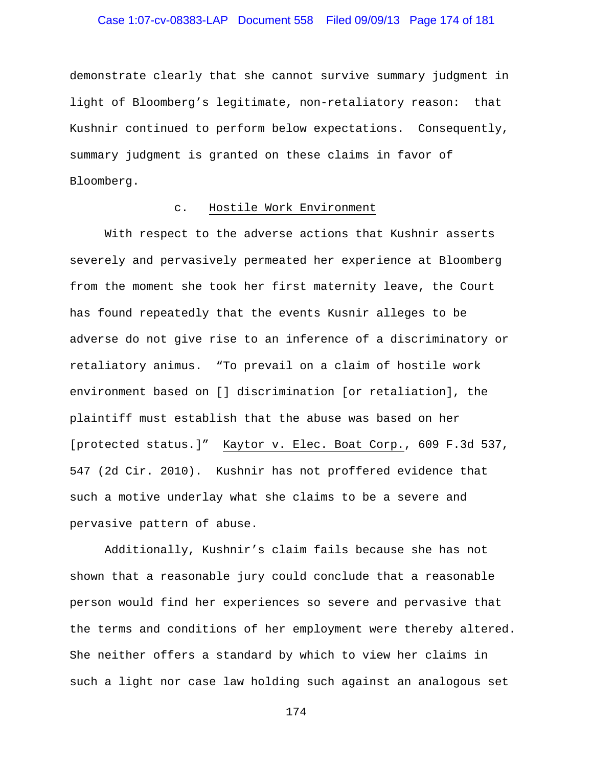demonstrate clearly that she cannot survive summary judgment in light of Bloomberg's legitimate, non-retaliatory reason: that Kushnir continued to perform below expectations. Consequently, summary judgment is granted on these claims in favor of Bloomberg.

#### c. Hostile Work Environment

With respect to the adverse actions that Kushnir asserts severely and pervasively permeated her experience at Bloomberg from the moment she took her first maternity leave, the Court has found repeatedly that the events Kusnir alleges to be adverse do not give rise to an inference of a discriminatory or retaliatory animus. "To prevail on a claim of hostile work environment based on [] discrimination [or retaliation], the plaintiff must establish that the abuse was based on her [protected status.]" Kaytor v. Elec. Boat Corp., 609 F.3d 537, 547 (2d Cir. 2010). Kushnir has not proffered evidence that such a motive underlay what she claims to be a severe and pervasive pattern of abuse.

Additionally, Kushnir's claim fails because she has not shown that a reasonable jury could conclude that a reasonable person would find her experiences so severe and pervasive that the terms and conditions of her employment were thereby altered. She neither offers a standard by which to view her claims in such a light nor case law holding such against an analogous set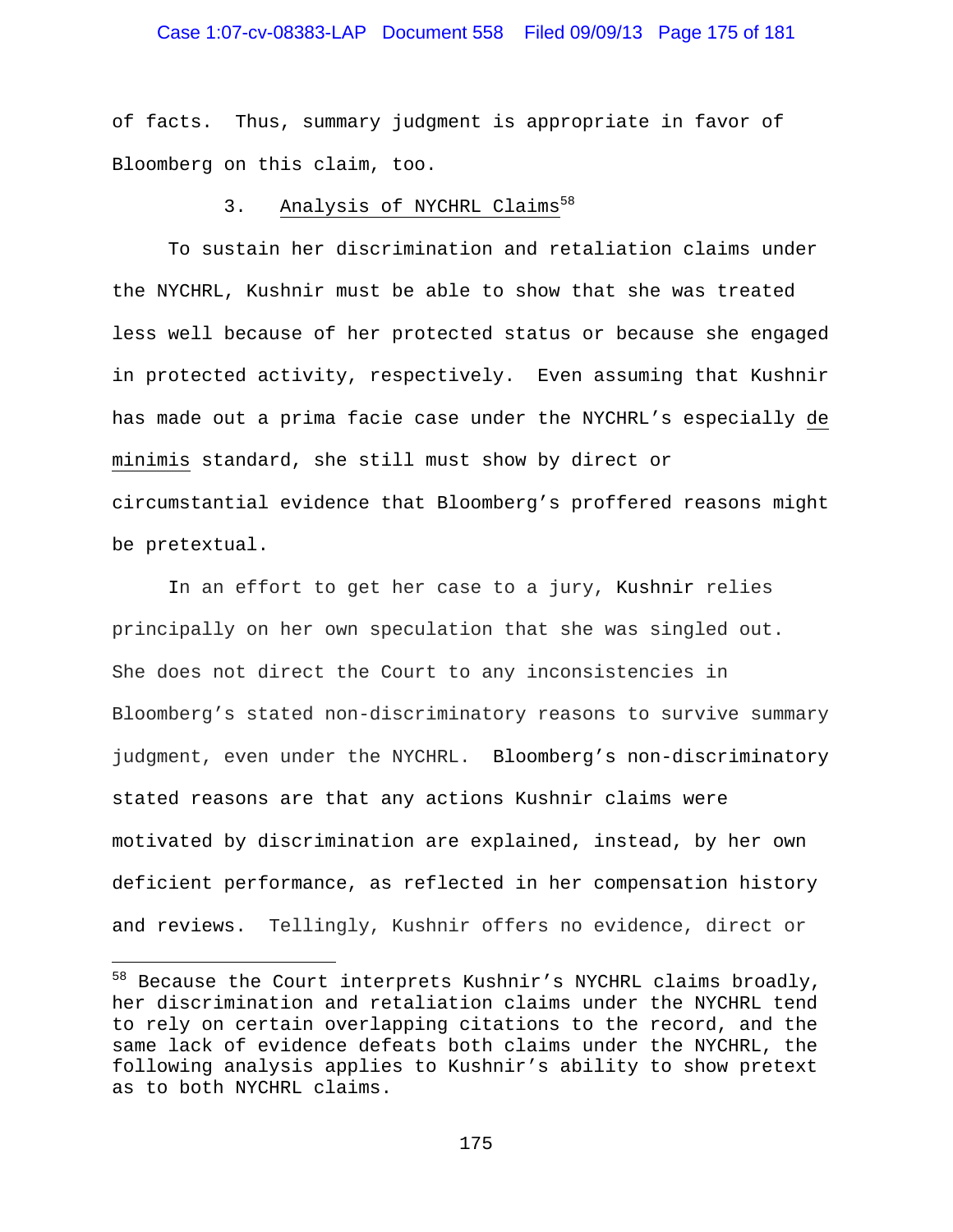of facts. Thus, summary judgment is appropriate in favor of Bloomberg on this claim, too.

### 3. Analysis of NYCHRL Claims[58]

To sustain her discrimination and retaliation claims under the NYCHRL, Kushnir must be able to show that she was treated less well because of her protected status or because she engaged in protected activity, respectively. Even assuming that Kushnir has made out a prima facie case under the NYCHRL's especially de minimis standard, she still must show by direct or circumstantial evidence that Bloomberg's proffered reasons might be pretextual.

In an effort to get her case to a jury, Kushnir relies principally on her own speculation that she was singled out. She does not direct the Court to any inconsistencies in Bloomberg's stated non-discriminatory reasons to survive summary judgment, even under the NYCHRL. Bloomberg's non-discriminatory stated reasons are that any actions Kushnir claims were motivated by discrimination are explained, instead, by her own deficient performance, as reflected in her compensation history and reviews. Tellingly, Kushnir offers no evidence, direct or

---

[58] Because the Court interprets Kushnir's NYCHRL claims broadly, her discrimination and retaliation claims under the NYCHRL tend to rely on certain overlapping citations to the record, and the same lack of evidence defeats both claims under the NYCHRL, the following analysis applies to Kushnir's ability to show pretext as to both NYCHRL claims.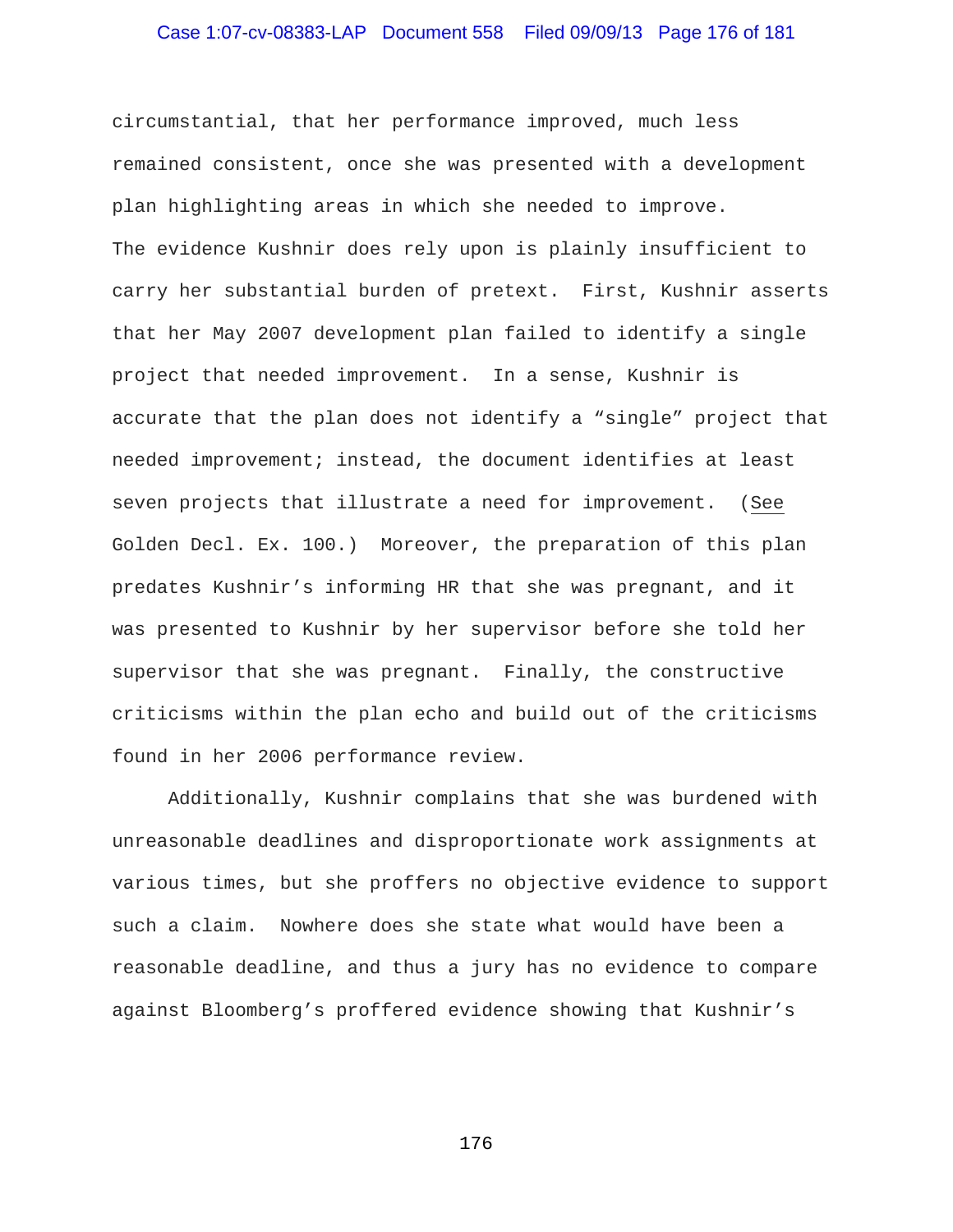circumstantial, that her performance improved, much less remained consistent, once she was presented with a development plan highlighting areas in which she needed to improve.

The evidence Kushnir does rely upon is plainly insufficient to carry her substantial burden of pretext. First, Kushnir asserts that her May 2007 development plan failed to identify a single project that needed improvement. In a sense, Kushnir is accurate that the plan does not identify a "single" project that needed improvement; instead, the document identifies at least seven projects that illustrate a need for improvement. (See Golden Decl. Ex. 100.) Moreover, the preparation of this plan predates Kushnir's informing HR that she was pregnant, and it was presented to Kushnir by her supervisor before she told her supervisor that she was pregnant. Finally, the constructive criticisms within the plan echo and build out of the criticisms found in her 2006 performance review.

Additionally, Kushnir complains that she was burdened with unreasonable deadlines and disproportionate work assignments at various times, but she proffers no objective evidence to support such a claim. Nowhere does she state what would have been a reasonable deadline, and thus a jury has no evidence to compare against Bloomberg's proffered evidence showing that Kushnir's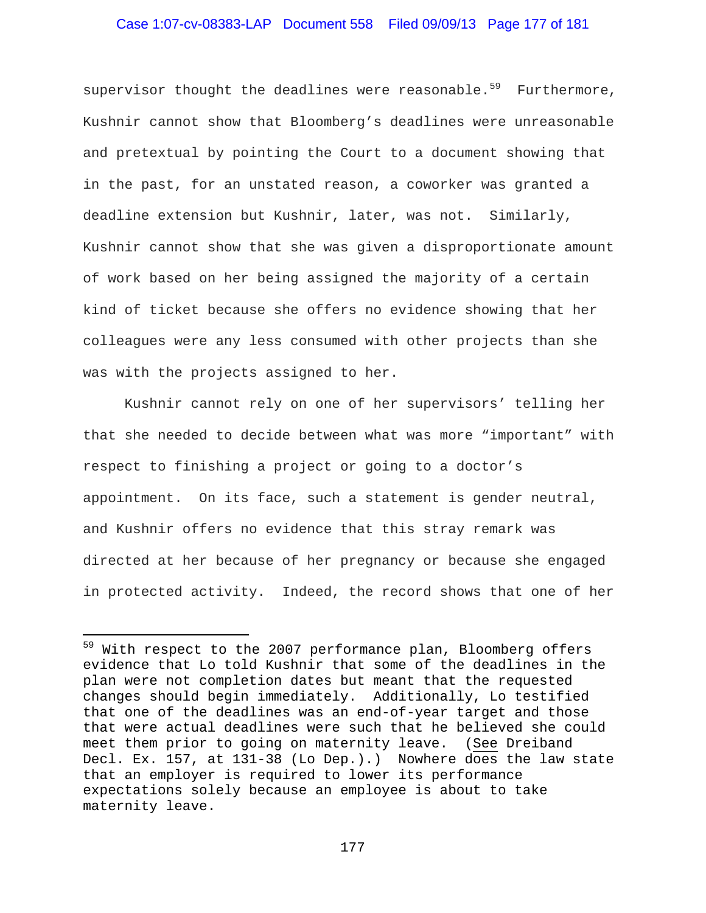supervisor thought the deadlines were reasonable.[59] Furthermore, Kushnir cannot show that Bloomberg's deadlines were unreasonable and pretextual by pointing the Court to a document showing that in the past, for an unstated reason, a coworker was granted a deadline extension but Kushnir, later, was not. Similarly, Kushnir cannot show that she was given a disproportionate amount of work based on her being assigned the majority of a certain kind of ticket because she offers no evidence showing that her colleagues were any less consumed with other projects than she was with the projects assigned to her.

Kushnir cannot rely on one of her supervisors' telling her that she needed to decide between what was more "important" with respect to finishing a project or going to a doctor's appointment. On its face, such a statement is gender neutral, and Kushnir offers no evidence that this stray remark was directed at her because of her pregnancy or because she engaged in protected activity. Indeed, the record shows that one of her

---

[59] With respect to the 2007 performance plan, Bloomberg offers evidence that Lo told Kushnir that some of the deadlines in the plan were not completion dates but meant that the requested changes should begin immediately. Additionally, Lo testified that one of the deadlines was an end-of-year target and those that were actual deadlines were such that he believed she could meet them prior to going on maternity leave. (See Dreiband Decl. Ex. 157, at 131-38 (Lo Dep.).) Nowhere does the law state that an employer is required to lower its performance expectations solely because an employee is about to take maternity leave.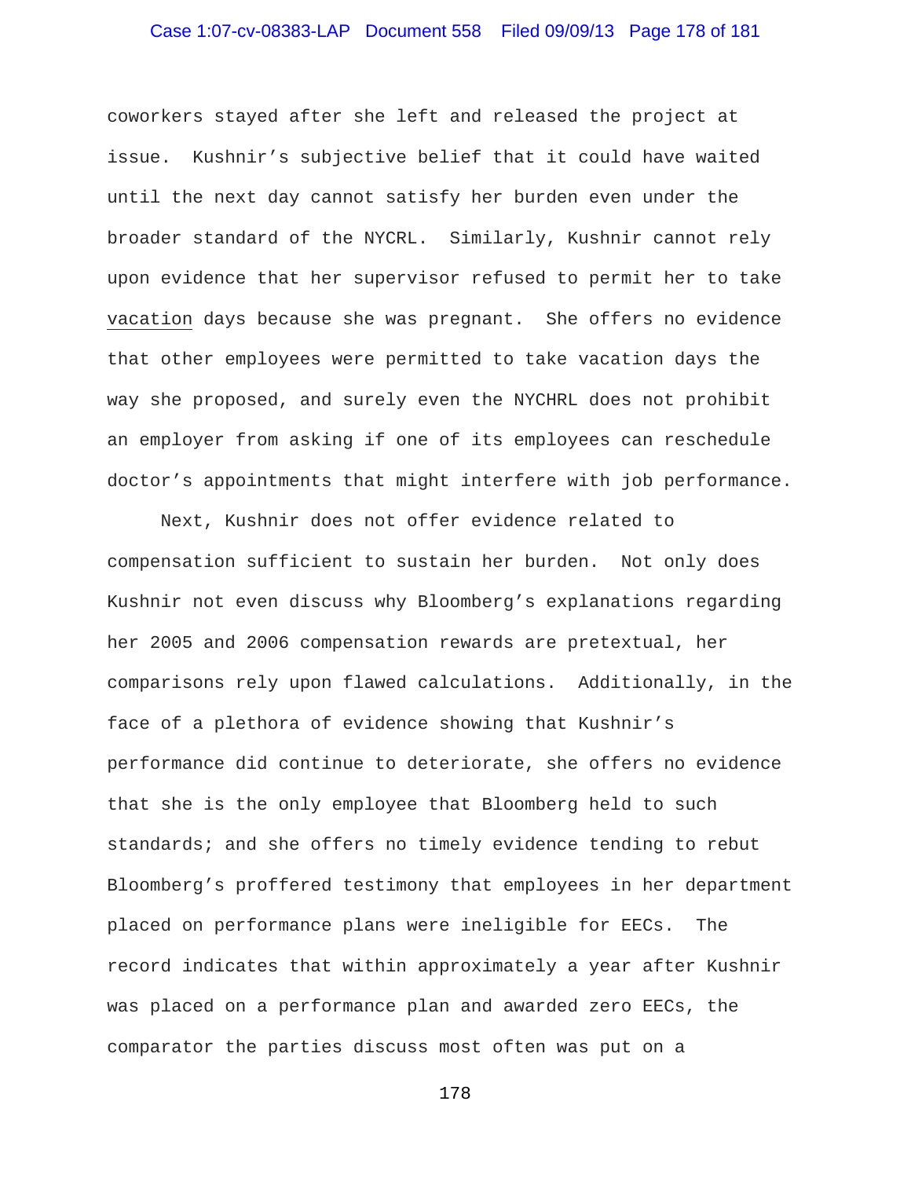coworkers stayed after she left and released the project at issue. Kushnir's subjective belief that it could have waited until the next day cannot satisfy her burden even under the broader standard of the NYCRL. Similarly, Kushnir cannot rely upon evidence that her supervisor refused to permit her to take vacation days because she was pregnant. She offers no evidence that other employees were permitted to take vacation days the way she proposed, and surely even the NYCHRL does not prohibit an employer from asking if one of its employees can reschedule doctor's appointments that might interfere with job performance.

Next, Kushnir does not offer evidence related to compensation sufficient to sustain her burden. Not only does Kushnir not even discuss why Bloomberg's explanations regarding her 2005 and 2006 compensation rewards are pretextual, her comparisons rely upon flawed calculations. Additionally, in the face of a plethora of evidence showing that Kushnir's performance did continue to deteriorate, she offers no evidence that she is the only employee that Bloomberg held to such standards; and she offers no timely evidence tending to rebut Bloomberg's proffered testimony that employees in her department placed on performance plans were ineligible for EECs. The record indicates that within approximately a year after Kushnir was placed on a performance plan and awarded zero EECs, the comparator the parties discuss most often was put on a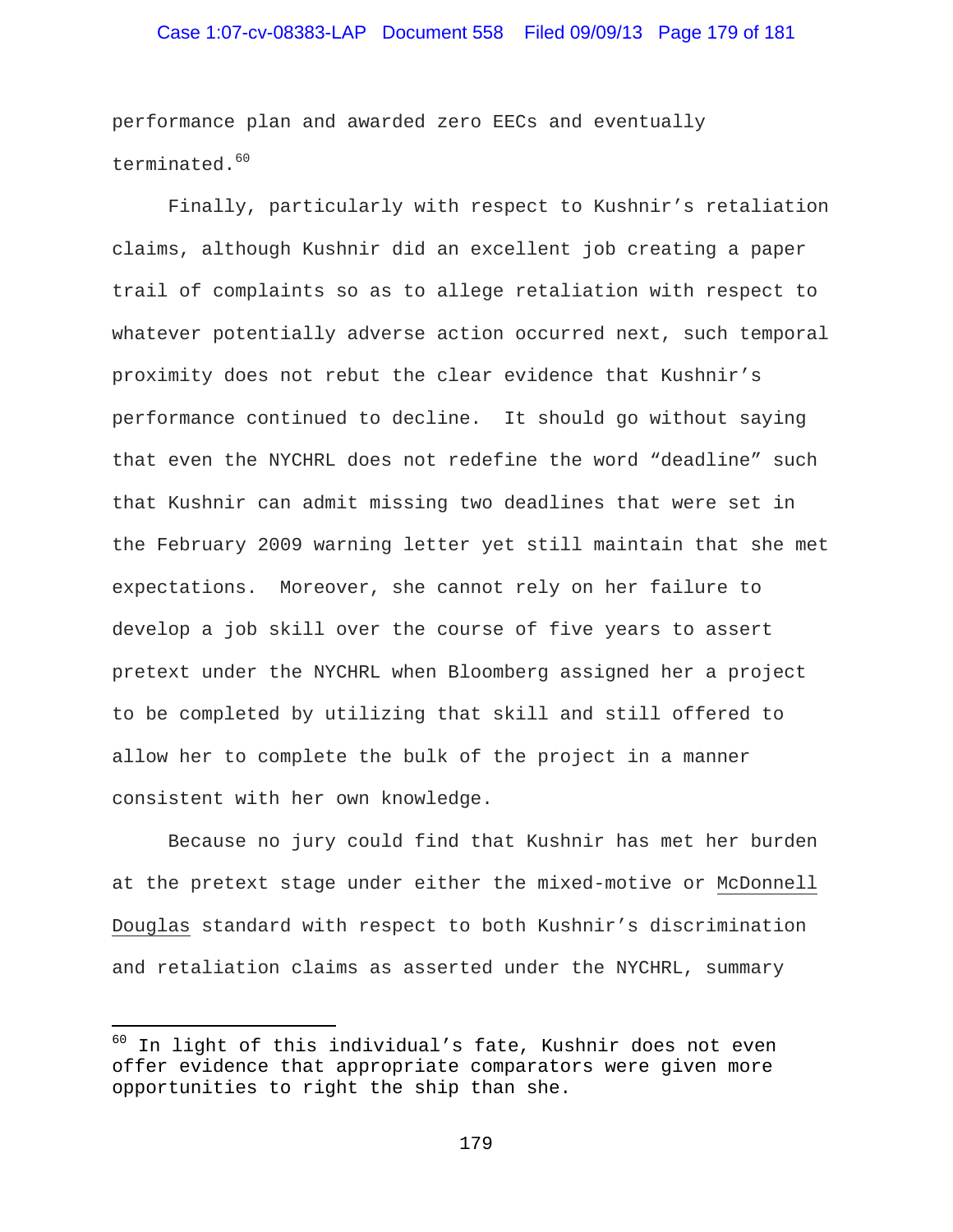performance plan and awarded zero EECs and eventually terminated.[60]

Finally, particularly with respect to Kushnir's retaliation claims, although Kushnir did an excellent job creating a paper trail of complaints so as to allege retaliation with respect to whatever potentially adverse action occurred next, such temporal proximity does not rebut the clear evidence that Kushnir's performance continued to decline. It should go without saying that even the NYCHRL does not redefine the word "deadline" such that Kushnir can admit missing two deadlines that were set in the February 2009 warning letter yet still maintain that she met expectations. Moreover, she cannot rely on her failure to develop a job skill over the course of five years to assert pretext under the NYCHRL when Bloomberg assigned her a project to be completed by utilizing that skill and still offered to allow her to complete the bulk of the project in a manner consistent with her own knowledge.

Because no jury could find that Kushnir has met her burden at the pretext stage under either the mixed-motive or McDonnell Douglas standard with respect to both Kushnir's discrimination and retaliation claims as asserted under the NYCHRL, summary

---

[60] In light of this individual's fate, Kushnir does not even offer evidence that appropriate comparators were given more opportunities to right the ship than she.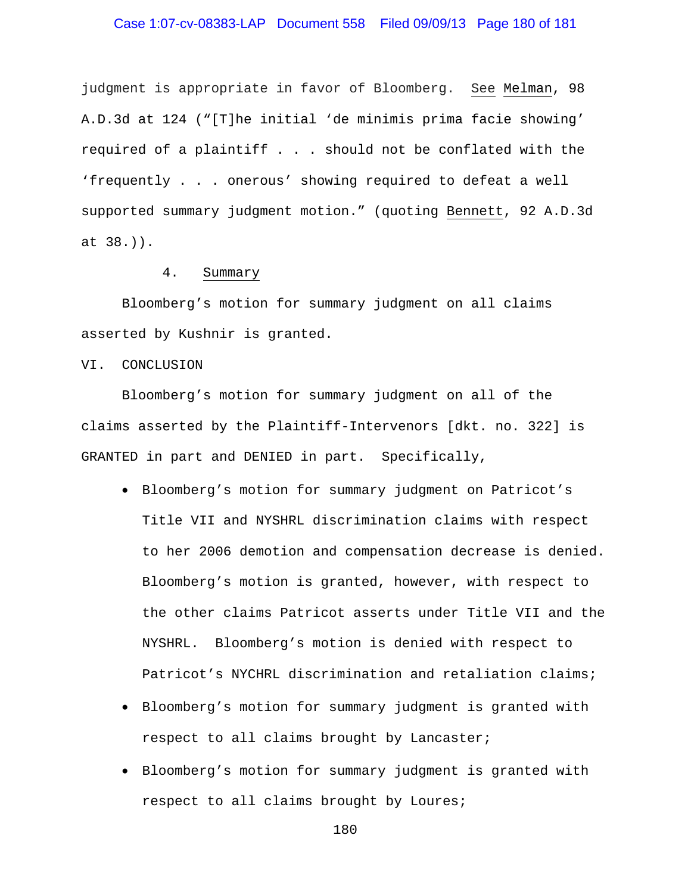judgment is appropriate in favor of Bloomberg. See Melman, 98 A.D.3d at 124 ("[T]he initial 'de minimis prima facie showing' required of a plaintiff . . . should not be conflated with the 'frequently . . . onerous' showing required to defeat a well supported summary judgment motion." (quoting Bennett, 92 A.D.3d at 38.)).

### 4. Summary

Bloomberg's motion for summary judgment on all claims asserted by Kushnir is granted.

## VI. CONCLUSION

Bloomberg's motion for summary judgment on all of the claims asserted by the Plaintiff-Intervenors [dkt. no. 322] is GRANTED in part and DENIED in part. Specifically,

- Bloomberg's motion for summary judgment on Patricot's Title VII and NYSHRL discrimination claims with respect to her 2006 demotion and compensation decrease is denied. Bloomberg's motion is granted, however, with respect to the other claims Patricot asserts under Title VII and the NYSHRL. Bloomberg's motion is denied with respect to Patricot's NYCHRL discrimination and retaliation claims;
- Bloomberg's motion for summary judgment is granted with respect to all claims brought by Lancaster;
- Bloomberg's motion for summary judgment is granted with respect to all claims brought by Loures;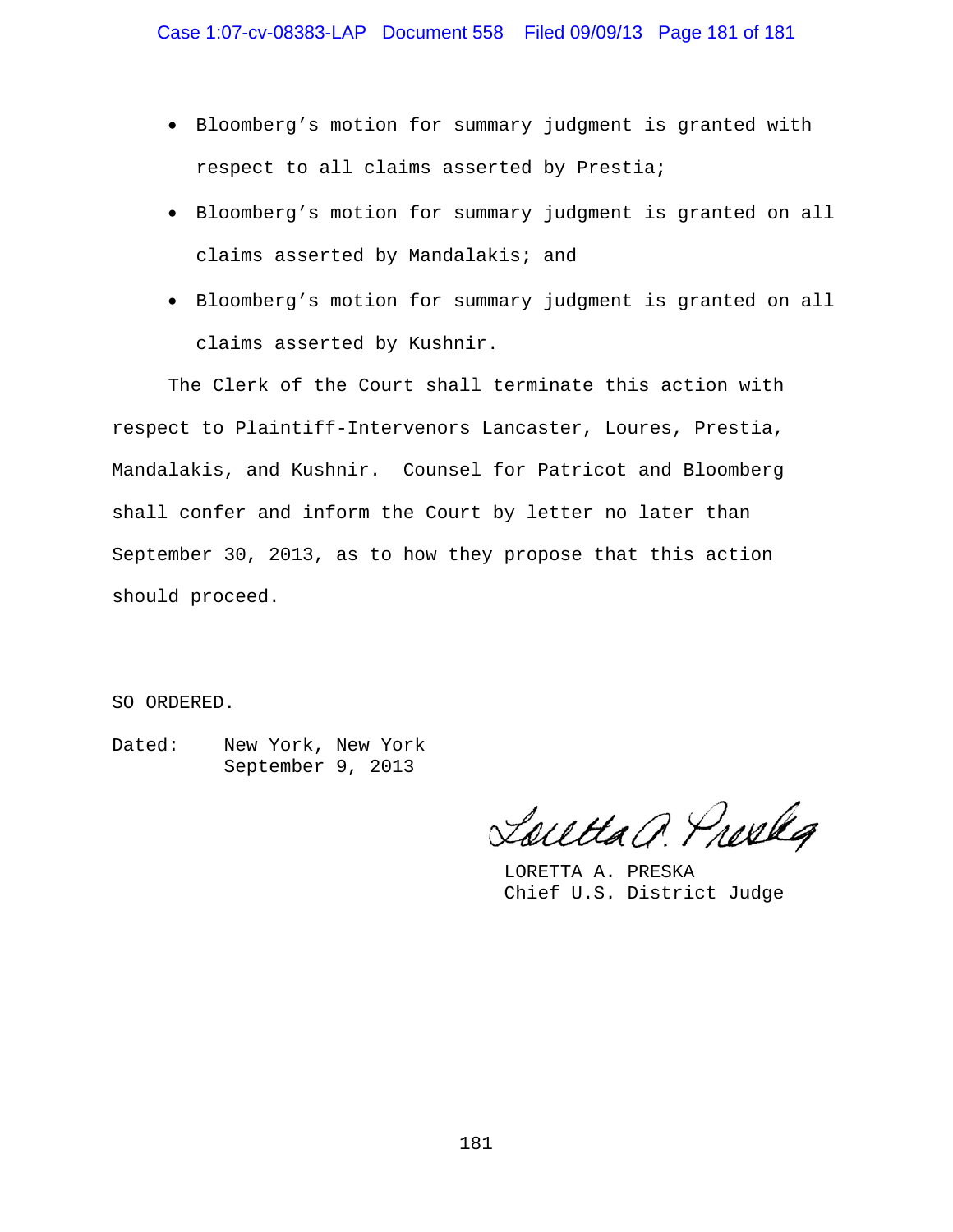- Bloomberg's motion for summary judgment is granted with respect to all claims asserted by Prestia;
- Bloomberg's motion for summary judgment is granted on all claims asserted by Mandalakis; and
- Bloomberg's motion for summary judgment is granted on all claims asserted by Kushnir.

The Clerk of the Court shall terminate this action with respect to Plaintiff-Intervenors Lancaster, Loures, Prestia, Mandalakis, and Kushnir. Counsel for Patricot and Bloomberg shall confer and inform the Court by letter no later than September 30, 2013, as to how they propose that this action should proceed.

SO ORDERED.

Dated: New York, New York
September 9, 2013

LORETTA A. PRESKA
Chief U.S. District Judge